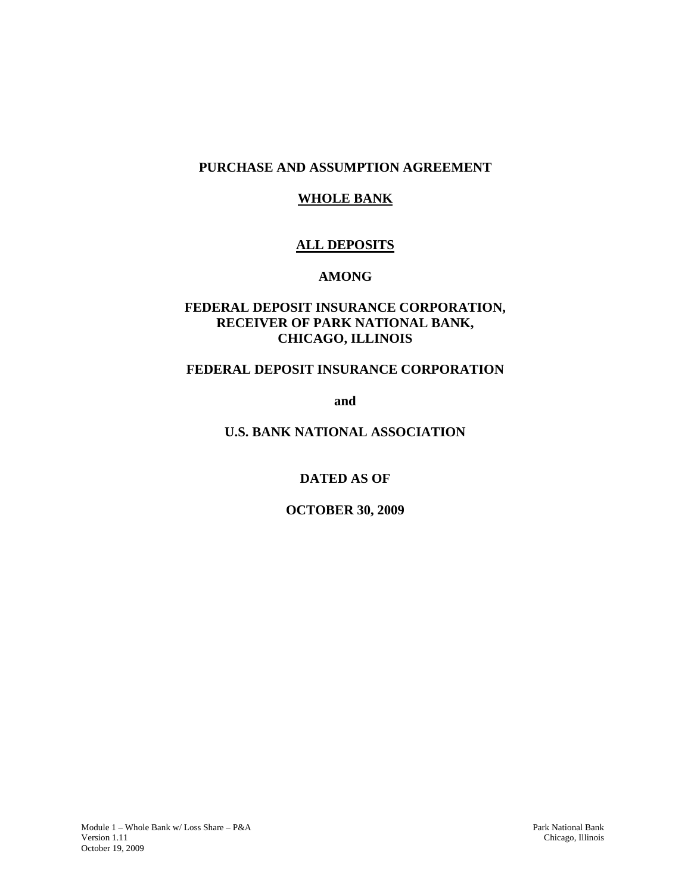**PURCHASE AND ASSUMPTION AGREEMENT**

**WHOLE BANK**

**ALL DEPOSITS**

**AMONG**

**FEDERAL DEPOSIT INSURANCE CORPORATION,**
**RECEIVER OF PARK NATIONAL BANK,**
**CHICAGO, ILLINOIS**

**FEDERAL DEPOSIT INSURANCE CORPORATION**

**and**

**U.S. BANK NATIONAL ASSOCIATION**

**DATED AS OF**

**OCTOBER 30, 2009**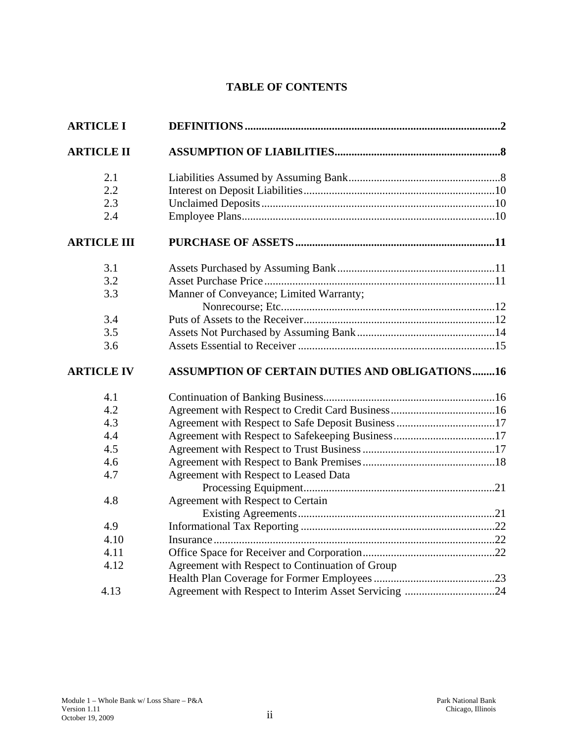# TABLE OF CONTENTS

| | | |
|---|---|---|
| **ARTICLE I** | **DEFINITIONS** | **2** |
| **ARTICLE II** | **ASSUMPTION OF LIABILITIES** | **8** |
| 2.1 | Liabilities Assumed by Assuming Bank | 8 |
| 2.2 | Interest on Deposit Liabilities | 10 |
| 2.3 | Unclaimed Deposits | 10 |
| 2.4 | Employee Plans | 10 |
| **ARTICLE III** | **PURCHASE OF ASSETS** | **11** |
| 3.1 | Assets Purchased by Assuming Bank | 11 |
| 3.2 | Asset Purchase Price | 11 |
| 3.3 | Manner of Conveyance; Limited Warranty; Nonrecourse; Etc. | 12 |
| 3.4 | Puts of Assets to the Receiver | 12 |
| 3.5 | Assets Not Purchased by Assuming Bank | 14 |
| 3.6 | Assets Essential to Receiver | 15 |
| **ARTICLE IV** | **ASSUMPTION OF CERTAIN DUTIES AND OBLIGATIONS** | **16** |
| 4.1 | Continuation of Banking Business | 16 |
| 4.2 | Agreement with Respect to Credit Card Business | 16 |
| 4.3 | Agreement with Respect to Safe Deposit Business | 17 |
| 4.4 | Agreement with Respect to Safekeeping Business | 17 |
| 4.5 | Agreement with Respect to Trust Business | 17 |
| 4.6 | Agreement with Respect to Bank Premises | 18 |
| 4.7 | Agreement with Respect to Leased Data Processing Equipment | 21 |
| 4.8 | Agreement with Respect to Certain Existing Agreements | 21 |
| 4.9 | Informational Tax Reporting | 22 |
| 4.10 | Insurance | 22 |
| 4.11 | Office Space for Receiver and Corporation | 22 |
| 4.12 | Agreement with Respect to Continuation of Group Health Plan Coverage for Former Employees | 23 |
| 4.13 | Agreement with Respect to Interim Asset Servicing | 24 |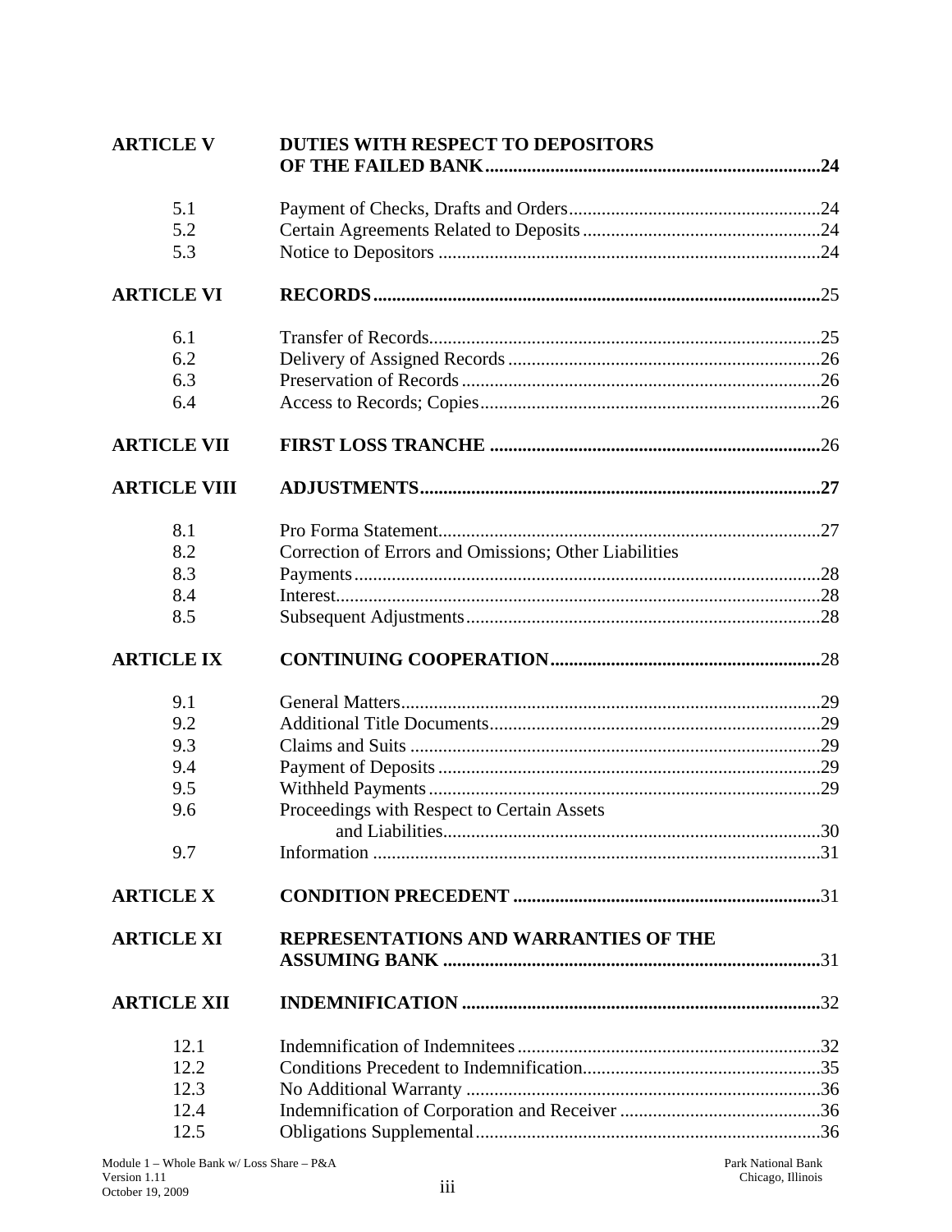| | | |
|---|---|---|
| **ARTICLE V** | **DUTIES WITH RESPECT TO DEPOSITORS OF THE FAILED BANK** | **24** |
| 5.1 | Payment of Checks, Drafts and Orders | 24 |
| 5.2 | Certain Agreements Related to Deposits | 24 |
| 5.3 | Notice to Depositors | 24 |
| **ARTICLE VI** | **RECORDS** | 25 |
| 6.1 | Transfer of Records | 25 |
| 6.2 | Delivery of Assigned Records | 26 |
| 6.3 | Preservation of Records | 26 |
| 6.4 | Access to Records; Copies | 26 |
| **ARTICLE VII** | **FIRST LOSS TRANCHE** | 26 |
| **ARTICLE VIII** | **ADJUSTMENTS** | **27** |
| 8.1 | Pro Forma Statement | 27 |
| 8.2 | Correction of Errors and Omissions; Other Liabilities | |
| 8.3 | Payments | 28 |
| 8.4 | Interest | 28 |
| 8.5 | Subsequent Adjustments | 28 |
| **ARTICLE IX** | **CONTINUING COOPERATION** | 28 |
| 9.1 | General Matters | 29 |
| 9.2 | Additional Title Documents | 29 |
| 9.3 | Claims and Suits | 29 |
| 9.4 | Payment of Deposits | 29 |
| 9.5 | Withheld Payments | 29 |
| 9.6 | Proceedings with Respect to Certain Assets and Liabilities | 30 |
| 9.7 | Information | 31 |
| **ARTICLE X** | **CONDITION PRECEDENT** | 31 |
| **ARTICLE XI** | **REPRESENTATIONS AND WARRANTIES OF THE ASSUMING BANK** | 31 |
| **ARTICLE XII** | **INDEMNIFICATION** | 32 |
| 12.1 | Indemnification of Indemnitees | 32 |
| 12.2 | Conditions Precedent to Indemnification | 35 |
| 12.3 | No Additional Warranty | 36 |
| 12.4 | Indemnification of Corporation and Receiver | 36 |
| 12.5 | Obligations Supplemental | 36 |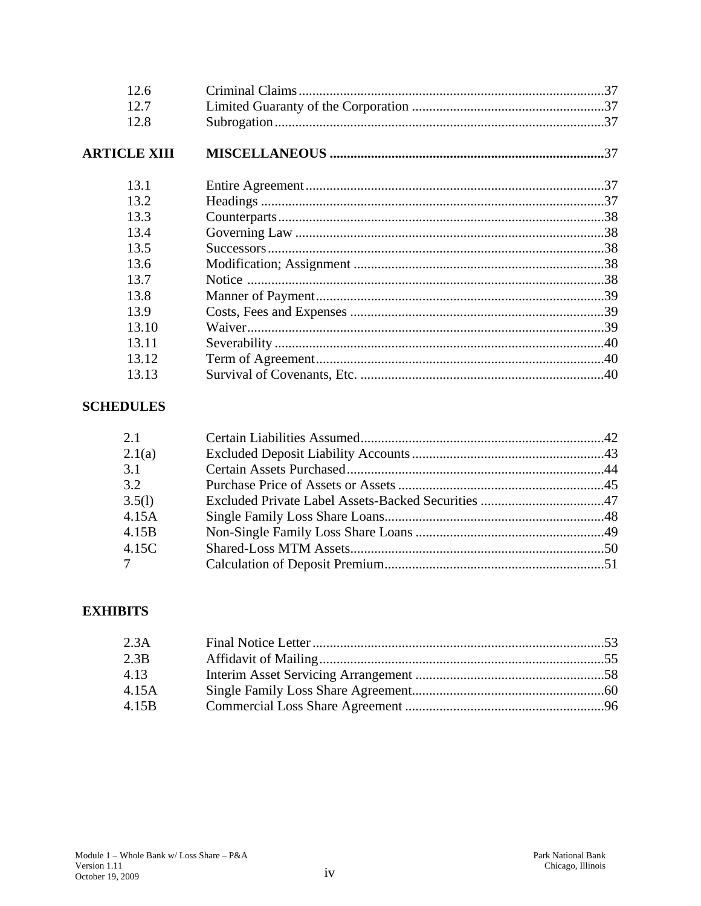| | | |
|---|---|---|
| 12.6 | Criminal Claims | 37 |
| 12.7 | Limited Guaranty of the Corporation | 37 |
| 12.8 | Subrogation | 37 |
| **ARTICLE XIII** | **MISCELLANEOUS** | **37** |
| 13.1 | Entire Agreement | 37 |
| 13.2 | Headings | 37 |
| 13.3 | Counterparts | 38 |
| 13.4 | Governing Law | 38 |
| 13.5 | Successors | 38 |
| 13.6 | Modification; Assignment | 38 |
| 13.7 | Notice | 38 |
| 13.8 | Manner of Payment | 39 |
| 13.9 | Costs, Fees and Expenses | 39 |
| 13.10 | Waiver | 39 |
| 13.11 | Severability | 40 |
| 13.12 | Term of Agreement | 40 |
| 13.13 | Survival of Covenants, Etc. | 40 |

**SCHEDULES**

| | | |
|---|---|---|
| 2.1 | Certain Liabilities Assumed | 42 |
| 2.1(a) | Excluded Deposit Liability Accounts | 43 |
| 3.1 | Certain Assets Purchased | 44 |
| 3.2 | Purchase Price of Assets or Assets | 45 |
| 3.5(l) | Excluded Private Label Assets-Backed Securities | 47 |
| 4.15A | Single Family Loss Share Loans | 48 |
| 4.15B | Non-Single Family Loss Share Loans | 49 |
| 4.15C | Shared-Loss MTM Assets | 50 |
| 7 | Calculation of Deposit Premium | 51 |

**EXHIBITS**

| | | |
|---|---|---|
| 2.3A | Final Notice Letter | 53 |
| 2.3B | Affidavit of Mailing | 55 |
| 4.13 | Interim Asset Servicing Arrangement | 58 |
| 4.15A | Single Family Loss Share Agreement | 60 |
| 4.15B | Commercial Loss Share Agreement | 96 |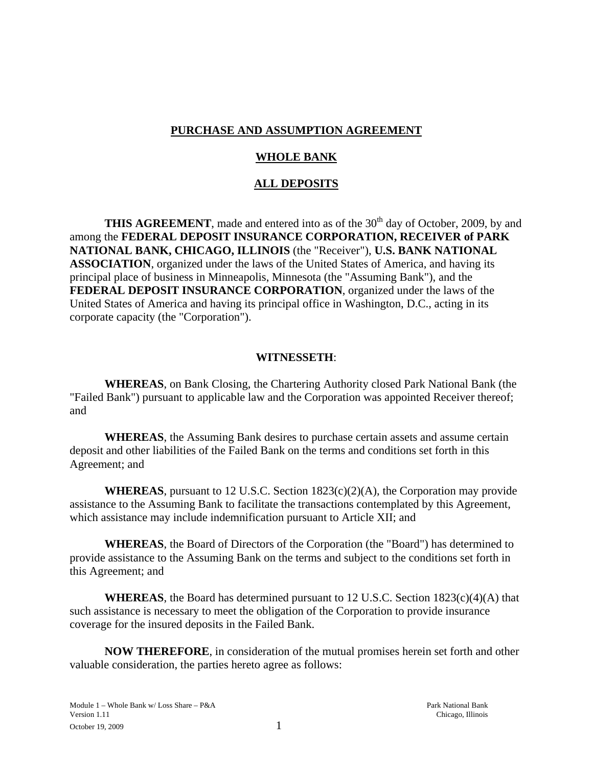# PURCHASE AND ASSUMPTION AGREEMENT

## WHOLE BANK

## ALL DEPOSITS

**THIS AGREEMENT**, made and entered into as of the 30th day of October, 2009, by and among the **FEDERAL DEPOSIT INSURANCE CORPORATION, RECEIVER of PARK NATIONAL BANK, CHICAGO, ILLINOIS** (the "Receiver"), **U.S. BANK NATIONAL ASSOCIATION**, organized under the laws of the United States of America, and having its principal place of business in Minneapolis, Minnesota (the "Assuming Bank"), and the **FEDERAL DEPOSIT INSURANCE CORPORATION**, organized under the laws of the United States of America and having its principal office in Washington, D.C., acting in its corporate capacity (the "Corporation").

**WITNESSETH**:

**WHEREAS**, on Bank Closing, the Chartering Authority closed Park National Bank (the "Failed Bank") pursuant to applicable law and the Corporation was appointed Receiver thereof; and

**WHEREAS**, the Assuming Bank desires to purchase certain assets and assume certain deposit and other liabilities of the Failed Bank on the terms and conditions set forth in this Agreement; and

**WHEREAS**, pursuant to 12 U.S.C. Section 1823(c)(2)(A), the Corporation may provide assistance to the Assuming Bank to facilitate the transactions contemplated by this Agreement, which assistance may include indemnification pursuant to Article XII; and

**WHEREAS**, the Board of Directors of the Corporation (the "Board") has determined to provide assistance to the Assuming Bank on the terms and subject to the conditions set forth in this Agreement; and

**WHEREAS**, the Board has determined pursuant to 12 U.S.C. Section 1823(c)(4)(A) that such assistance is necessary to meet the obligation of the Corporation to provide insurance coverage for the insured deposits in the Failed Bank.

**NOW THEREFORE**, in consideration of the mutual promises herein set forth and other valuable consideration, the parties hereto agree as follows: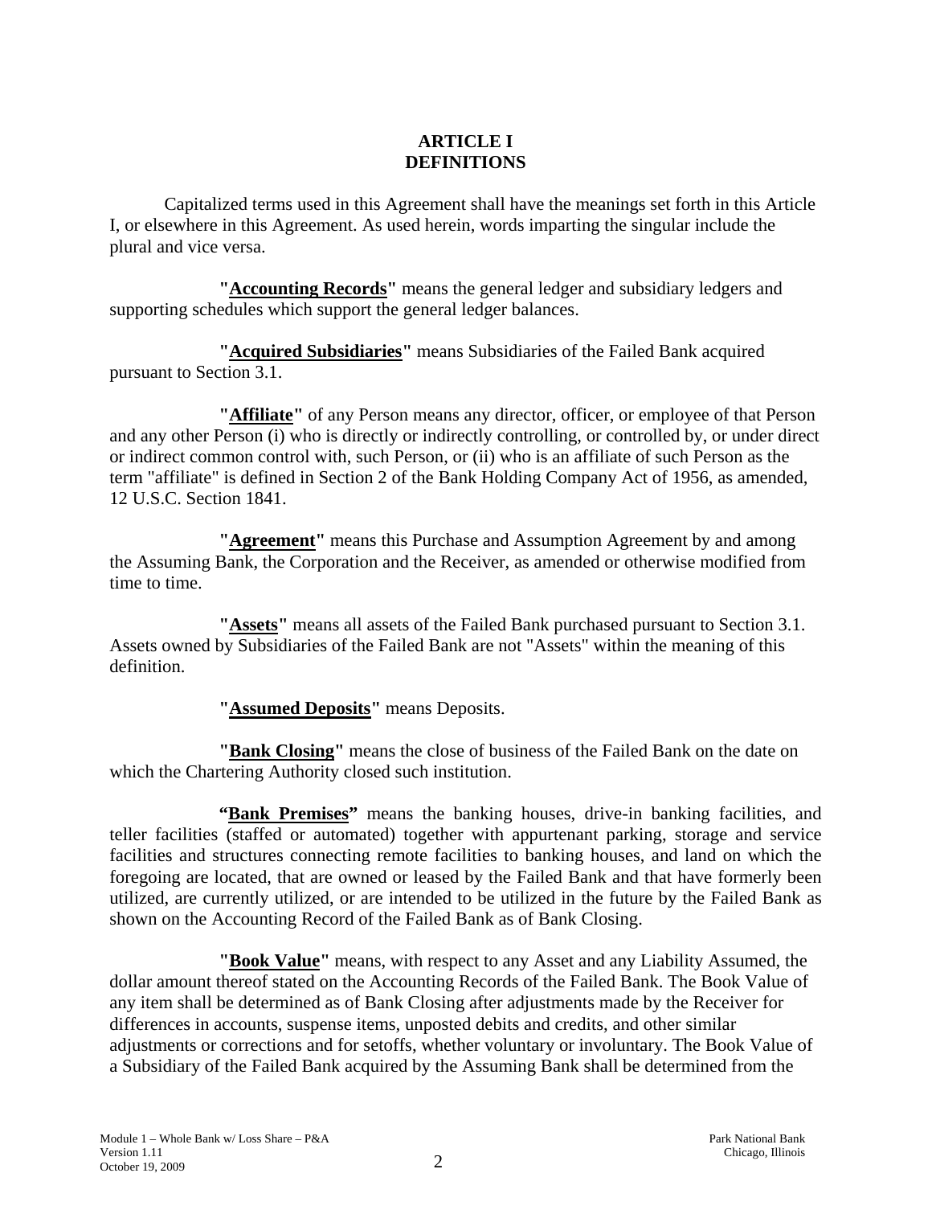# ARTICLE I
# DEFINITIONS

Capitalized terms used in this Agreement shall have the meanings set forth in this Article I, or elsewhere in this Agreement. As used herein, words imparting the singular include the plural and vice versa.

**"<u>Accounting Records</u>"** means the general ledger and subsidiary ledgers and supporting schedules which support the general ledger balances.

**"<u>Acquired Subsidiaries</u>"** means Subsidiaries of the Failed Bank acquired pursuant to Section 3.1.

**"<u>Affiliate</u>"** of any Person means any director, officer, or employee of that Person and any other Person (i) who is directly or indirectly controlling, or controlled by, or under direct or indirect common control with, such Person, or (ii) who is an affiliate of such Person as the term "affiliate" is defined in Section 2 of the Bank Holding Company Act of 1956, as amended, 12 U.S.C. Section 1841.

**"<u>Agreement</u>"** means this Purchase and Assumption Agreement by and among the Assuming Bank, the Corporation and the Receiver, as amended or otherwise modified from time to time.

**"<u>Assets</u>"** means all assets of the Failed Bank purchased pursuant to Section 3.1. Assets owned by Subsidiaries of the Failed Bank are not "Assets" within the meaning of this definition.

**"<u>Assumed Deposits</u>"** means Deposits.

**"<u>Bank Closing</u>"** means the close of business of the Failed Bank on the date on which the Chartering Authority closed such institution.

**"<u>Bank Premises</u>"** means the banking houses, drive-in banking facilities, and teller facilities (staffed or automated) together with appurtenant parking, storage and service facilities and structures connecting remote facilities to banking houses, and land on which the foregoing are located, that are owned or leased by the Failed Bank and that have formerly been utilized, are currently utilized, or are intended to be utilized in the future by the Failed Bank as shown on the Accounting Record of the Failed Bank as of Bank Closing.

**"<u>Book Value</u>"** means, with respect to any Asset and any Liability Assumed, the dollar amount thereof stated on the Accounting Records of the Failed Bank. The Book Value of any item shall be determined as of Bank Closing after adjustments made by the Receiver for differences in accounts, suspense items, unposted debits and credits, and other similar adjustments or corrections and for setoffs, whether voluntary or involuntary. The Book Value of a Subsidiary of the Failed Bank acquired by the Assuming Bank shall be determined from the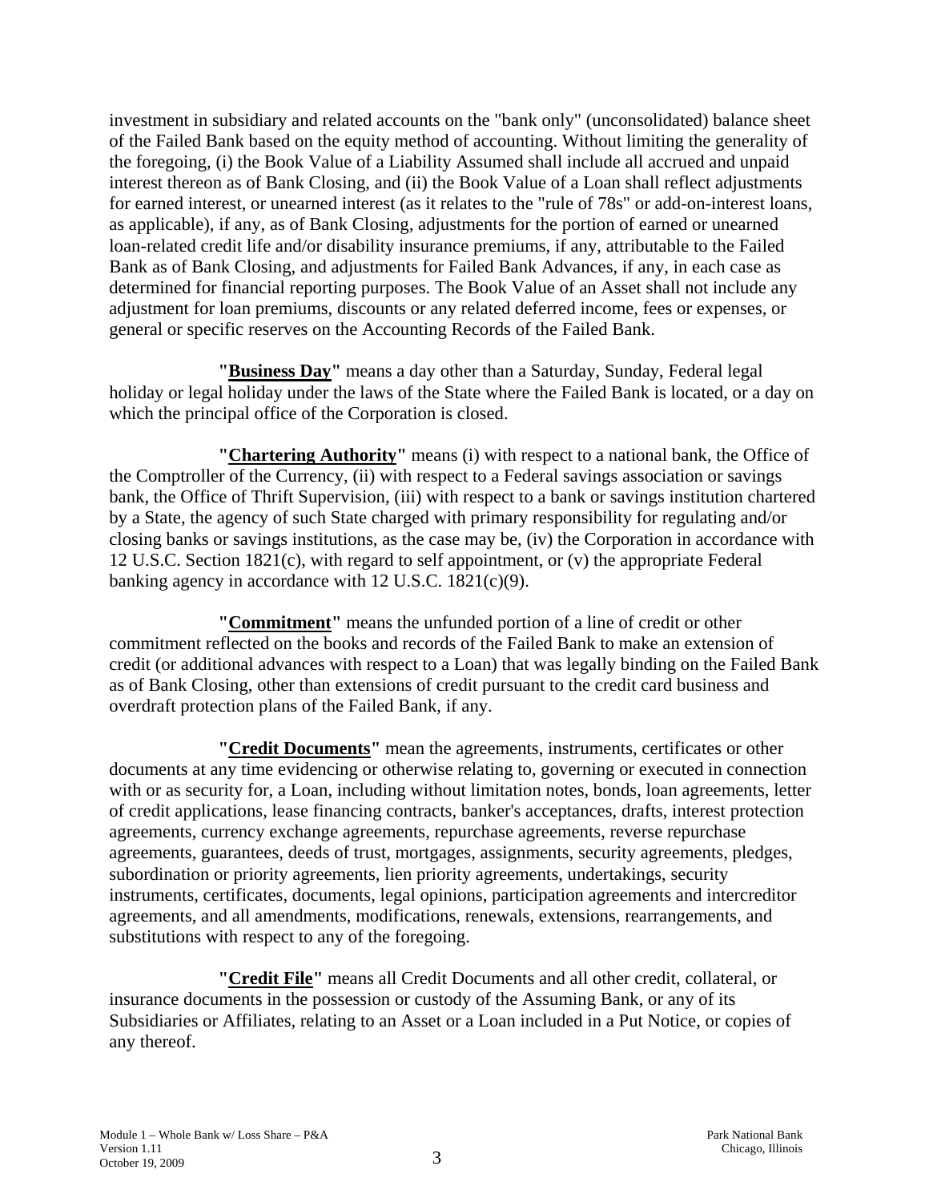investment in subsidiary and related accounts on the "bank only" (unconsolidated) balance sheet of the Failed Bank based on the equity method of accounting. Without limiting the generality of the foregoing, (i) the Book Value of a Liability Assumed shall include all accrued and unpaid interest thereon as of Bank Closing, and (ii) the Book Value of a Loan shall reflect adjustments for earned interest, or unearned interest (as it relates to the "rule of 78s" or add-on-interest loans, as applicable), if any, as of Bank Closing, adjustments for the portion of earned or unearned loan-related credit life and/or disability insurance premiums, if any, attributable to the Failed Bank as of Bank Closing, and adjustments for Failed Bank Advances, if any, in each case as determined for financial reporting purposes. The Book Value of an Asset shall not include any adjustment for loan premiums, discounts or any related deferred income, fees or expenses, or general or specific reserves on the Accounting Records of the Failed Bank.

**"Business Day"** means a day other than a Saturday, Sunday, Federal legal holiday or legal holiday under the laws of the State where the Failed Bank is located, or a day on which the principal office of the Corporation is closed.

**"Chartering Authority"** means (i) with respect to a national bank, the Office of the Comptroller of the Currency, (ii) with respect to a Federal savings association or savings bank, the Office of Thrift Supervision, (iii) with respect to a bank or savings institution chartered by a State, the agency of such State charged with primary responsibility for regulating and/or closing banks or savings institutions, as the case may be, (iv) the Corporation in accordance with 12 U.S.C. Section 1821(c), with regard to self appointment, or (v) the appropriate Federal banking agency in accordance with 12 U.S.C. 1821(c)(9).

**"Commitment"** means the unfunded portion of a line of credit or other commitment reflected on the books and records of the Failed Bank to make an extension of credit (or additional advances with respect to a Loan) that was legally binding on the Failed Bank as of Bank Closing, other than extensions of credit pursuant to the credit card business and overdraft protection plans of the Failed Bank, if any.

**"Credit Documents"** mean the agreements, instruments, certificates or other documents at any time evidencing or otherwise relating to, governing or executed in connection with or as security for, a Loan, including without limitation notes, bonds, loan agreements, letter of credit applications, lease financing contracts, banker's acceptances, drafts, interest protection agreements, currency exchange agreements, repurchase agreements, reverse repurchase agreements, guarantees, deeds of trust, mortgages, assignments, security agreements, pledges, subordination or priority agreements, lien priority agreements, undertakings, security instruments, certificates, documents, legal opinions, participation agreements and intercreditor agreements, and all amendments, modifications, renewals, extensions, rearrangements, and substitutions with respect to any of the foregoing.

**"Credit File"** means all Credit Documents and all other credit, collateral, or insurance documents in the possession or custody of the Assuming Bank, or any of its Subsidiaries or Affiliates, relating to an Asset or a Loan included in a Put Notice, or copies of any thereof.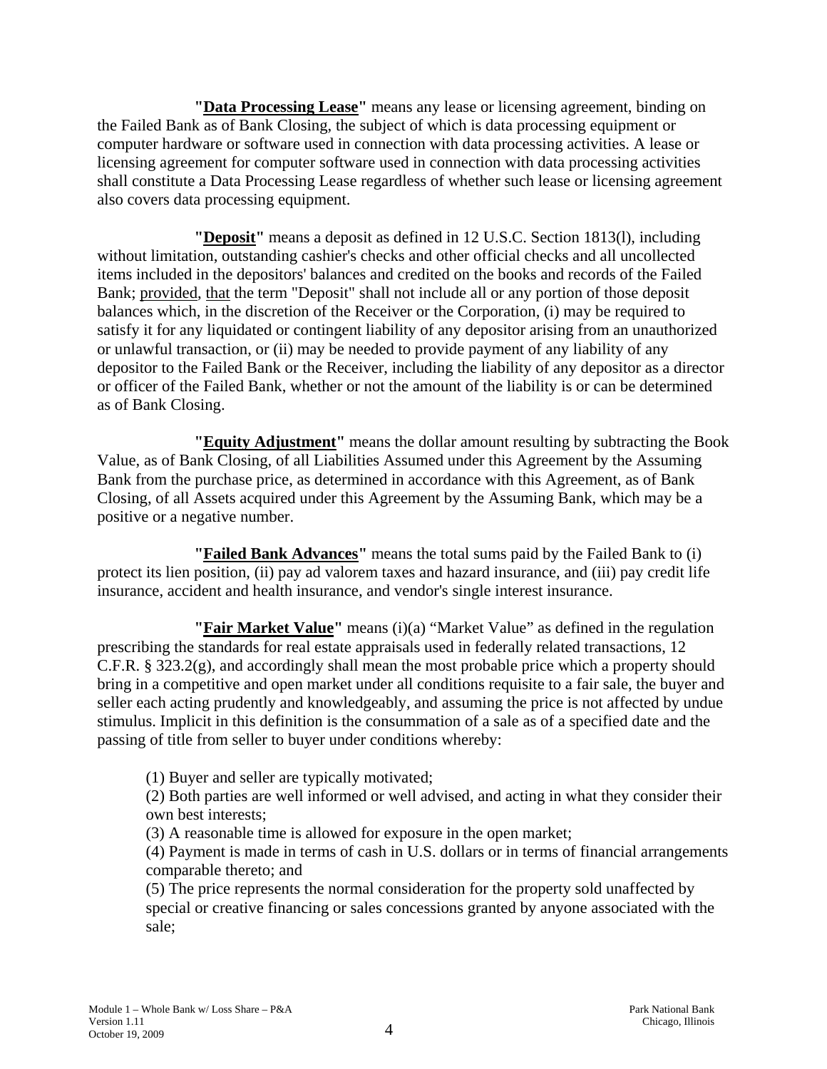**"Data Processing Lease"** means any lease or licensing agreement, binding on the Failed Bank as of Bank Closing, the subject of which is data processing equipment or computer hardware or software used in connection with data processing activities. A lease or licensing agreement for computer software used in connection with data processing activities shall constitute a Data Processing Lease regardless of whether such lease or licensing agreement also covers data processing equipment.

**"Deposit"** means a deposit as defined in 12 U.S.C. Section 1813(l), including without limitation, outstanding cashier's checks and other official checks and all uncollected items included in the depositors' balances and credited on the books and records of the Failed Bank; provided, that the term "Deposit" shall not include all or any portion of those deposit balances which, in the discretion of the Receiver or the Corporation, (i) may be required to satisfy it for any liquidated or contingent liability of any depositor arising from an unauthorized or unlawful transaction, or (ii) may be needed to provide payment of any liability of any depositor to the Failed Bank or the Receiver, including the liability of any depositor as a director or officer of the Failed Bank, whether or not the amount of the liability is or can be determined as of Bank Closing.

**"Equity Adjustment"** means the dollar amount resulting by subtracting the Book Value, as of Bank Closing, of all Liabilities Assumed under this Agreement by the Assuming Bank from the purchase price, as determined in accordance with this Agreement, as of Bank Closing, of all Assets acquired under this Agreement by the Assuming Bank, which may be a positive or a negative number.

**"Failed Bank Advances"** means the total sums paid by the Failed Bank to (i) protect its lien position, (ii) pay ad valorem taxes and hazard insurance, and (iii) pay credit life insurance, accident and health insurance, and vendor's single interest insurance.

**"Fair Market Value"** means (i)(a) "Market Value" as defined in the regulation prescribing the standards for real estate appraisals used in federally related transactions, 12 C.F.R. § 323.2(g), and accordingly shall mean the most probable price which a property should bring in a competitive and open market under all conditions requisite to a fair sale, the buyer and seller each acting prudently and knowledgeably, and assuming the price is not affected by undue stimulus. Implicit in this definition is the consummation of a sale as of a specified date and the passing of title from seller to buyer under conditions whereby:

(1) Buyer and seller are typically motivated;
(2) Both parties are well informed or well advised, and acting in what they consider their own best interests;
(3) A reasonable time is allowed for exposure in the open market;
(4) Payment is made in terms of cash in U.S. dollars or in terms of financial arrangements comparable thereto; and
(5) The price represents the normal consideration for the property sold unaffected by special or creative financing or sales concessions granted by anyone associated with the sale;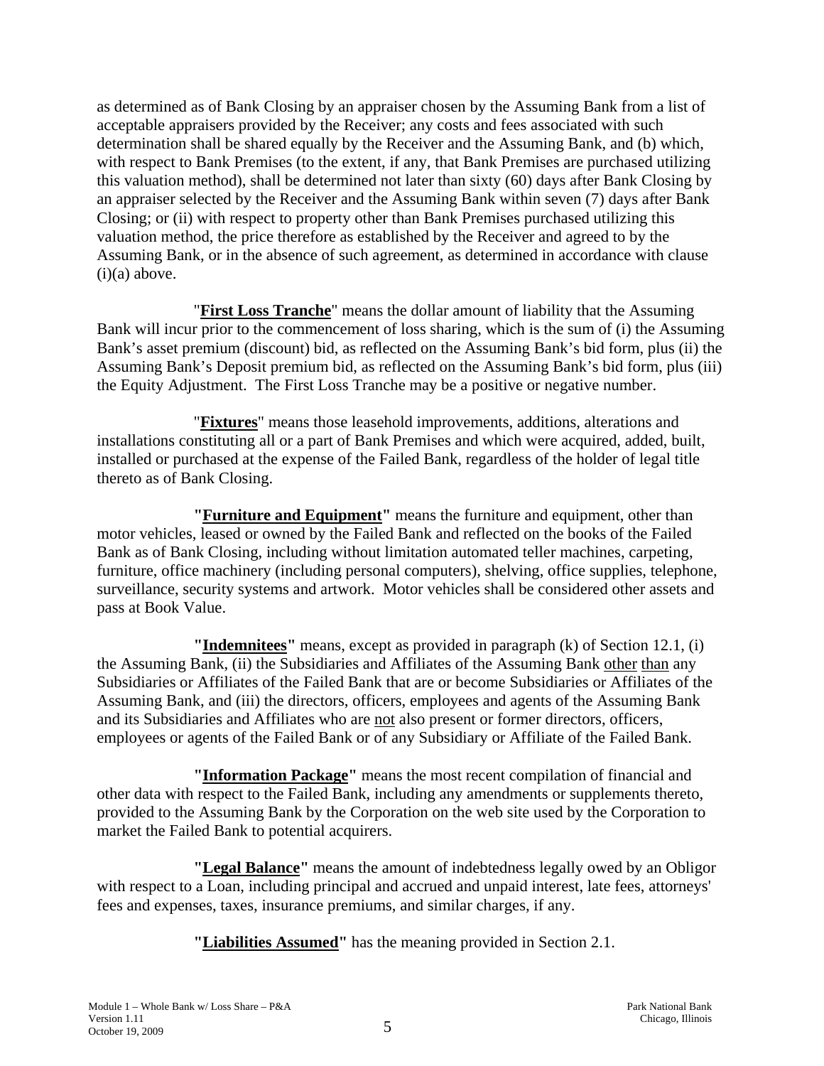as determined as of Bank Closing by an appraiser chosen by the Assuming Bank from a list of acceptable appraisers provided by the Receiver; any costs and fees associated with such determination shall be shared equally by the Receiver and the Assuming Bank, and (b) which, with respect to Bank Premises (to the extent, if any, that Bank Premises are purchased utilizing this valuation method), shall be determined not later than sixty (60) days after Bank Closing by an appraiser selected by the Receiver and the Assuming Bank within seven (7) days after Bank Closing; or (ii) with respect to property other than Bank Premises purchased utilizing this valuation method, the price therefore as established by the Receiver and agreed to by the Assuming Bank, or in the absence of such agreement, as determined in accordance with clause (i)(a) above.

"**First Loss Tranche**" means the dollar amount of liability that the Assuming Bank will incur prior to the commencement of loss sharing, which is the sum of (i) the Assuming Bank's asset premium (discount) bid, as reflected on the Assuming Bank's bid form, plus (ii) the Assuming Bank's Deposit premium bid, as reflected on the Assuming Bank's bid form, plus (iii) the Equity Adjustment. The First Loss Tranche may be a positive or negative number.

"**Fixtures**" means those leasehold improvements, additions, alterations and installations constituting all or a part of Bank Premises and which were acquired, added, built, installed or purchased at the expense of the Failed Bank, regardless of the holder of legal title thereto as of Bank Closing.

**"Furniture and Equipment"** means the furniture and equipment, other than motor vehicles, leased or owned by the Failed Bank and reflected on the books of the Failed Bank as of Bank Closing, including without limitation automated teller machines, carpeting, furniture, office machinery (including personal computers), shelving, office supplies, telephone, surveillance, security systems and artwork. Motor vehicles shall be considered other assets and pass at Book Value.

**"Indemnitees"** means, except as provided in paragraph (k) of Section 12.1, (i) the Assuming Bank, (ii) the Subsidiaries and Affiliates of the Assuming Bank other than any Subsidiaries or Affiliates of the Failed Bank that are or become Subsidiaries or Affiliates of the Assuming Bank, and (iii) the directors, officers, employees and agents of the Assuming Bank and its Subsidiaries and Affiliates who are not also present or former directors, officers, employees or agents of the Failed Bank or of any Subsidiary or Affiliate of the Failed Bank.

**"Information Package"** means the most recent compilation of financial and other data with respect to the Failed Bank, including any amendments or supplements thereto, provided to the Assuming Bank by the Corporation on the web site used by the Corporation to market the Failed Bank to potential acquirers.

**"Legal Balance"** means the amount of indebtedness legally owed by an Obligor with respect to a Loan, including principal and accrued and unpaid interest, late fees, attorneys' fees and expenses, taxes, insurance premiums, and similar charges, if any.

**"Liabilities Assumed"** has the meaning provided in Section 2.1.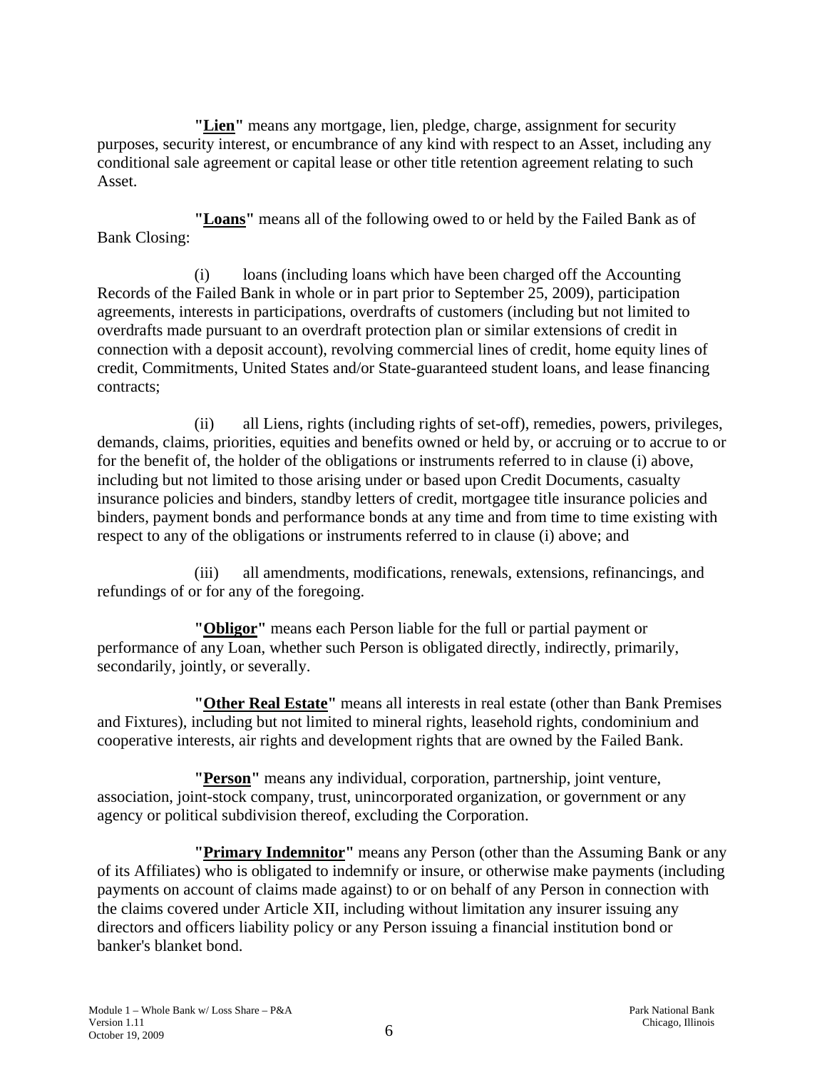**"<u>Lien</u>"** means any mortgage, lien, pledge, charge, assignment for security purposes, security interest, or encumbrance of any kind with respect to an Asset, including any conditional sale agreement or capital lease or other title retention agreement relating to such Asset.

**"<u>Loans</u>"** means all of the following owed to or held by the Failed Bank as of Bank Closing:

(i) loans (including loans which have been charged off the Accounting Records of the Failed Bank in whole or in part prior to September 25, 2009), participation agreements, interests in participations, overdrafts of customers (including but not limited to overdrafts made pursuant to an overdraft protection plan or similar extensions of credit in connection with a deposit account), revolving commercial lines of credit, home equity lines of credit, Commitments, United States and/or State-guaranteed student loans, and lease financing contracts;

(ii) all Liens, rights (including rights of set-off), remedies, powers, privileges, demands, claims, priorities, equities and benefits owned or held by, or accruing or to accrue to or for the benefit of, the holder of the obligations or instruments referred to in clause (i) above, including but not limited to those arising under or based upon Credit Documents, casualty insurance policies and binders, standby letters of credit, mortgagee title insurance policies and binders, payment bonds and performance bonds at any time and from time to time existing with respect to any of the obligations or instruments referred to in clause (i) above; and

(iii) all amendments, modifications, renewals, extensions, refinancings, and refundings of or for any of the foregoing.

**"<u>Obligor</u>"** means each Person liable for the full or partial payment or performance of any Loan, whether such Person is obligated directly, indirectly, primarily, secondarily, jointly, or severally.

**"<u>Other Real Estate</u>"** means all interests in real estate (other than Bank Premises and Fixtures), including but not limited to mineral rights, leasehold rights, condominium and cooperative interests, air rights and development rights that are owned by the Failed Bank.

**"<u>Person</u>"** means any individual, corporation, partnership, joint venture, association, joint-stock company, trust, unincorporated organization, or government or any agency or political subdivision thereof, excluding the Corporation.

**"<u>Primary Indemnitor</u>"** means any Person (other than the Assuming Bank or any of its Affiliates) who is obligated to indemnify or insure, or otherwise make payments (including payments on account of claims made against) to or on behalf of any Person in connection with the claims covered under Article XII, including without limitation any insurer issuing any directors and officers liability policy or any Person issuing a financial institution bond or banker's blanket bond.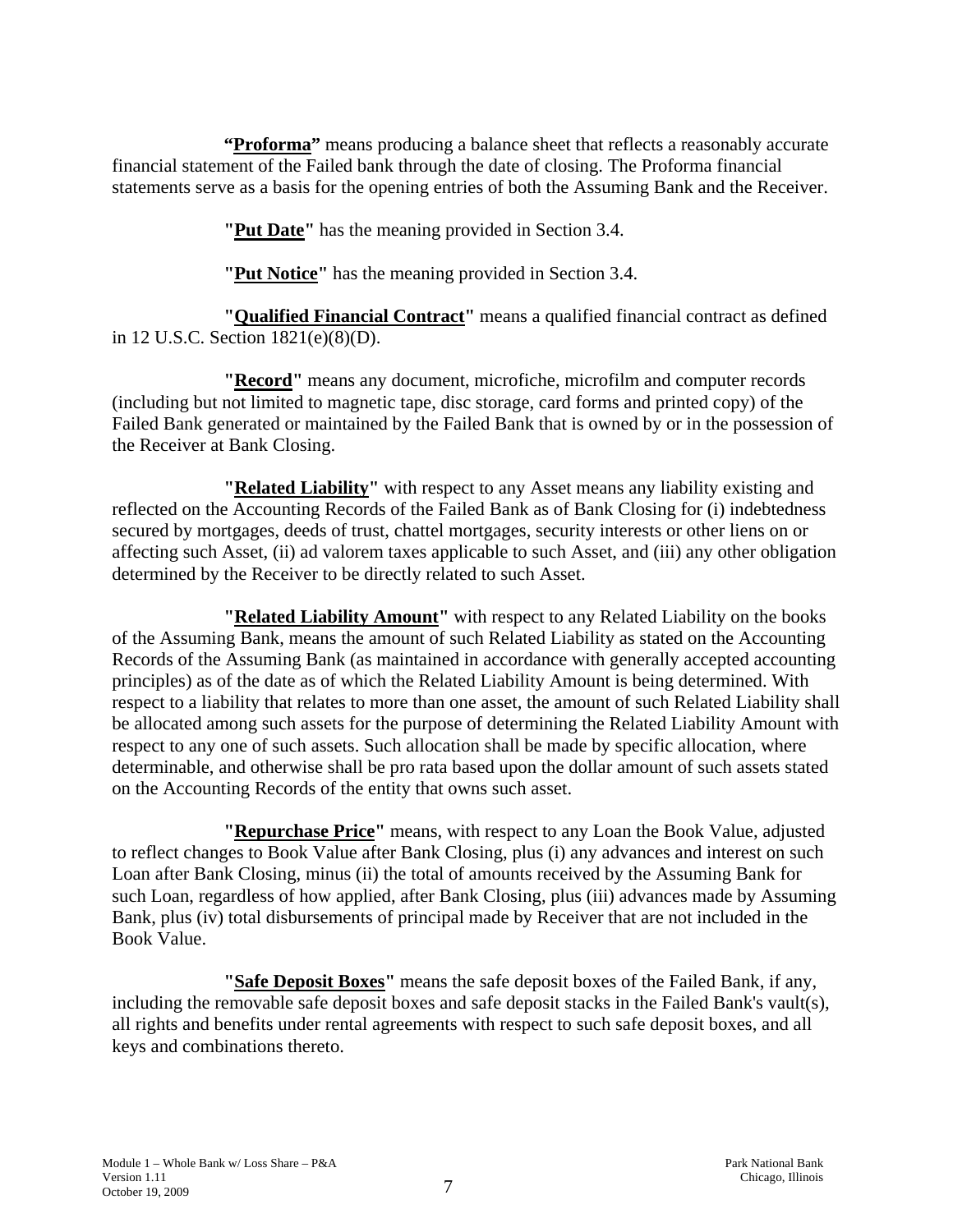**"Proforma"** means producing a balance sheet that reflects a reasonably accurate financial statement of the Failed bank through the date of closing. The Proforma financial statements serve as a basis for the opening entries of both the Assuming Bank and the Receiver.

**"Put Date"** has the meaning provided in Section 3.4.

**"Put Notice"** has the meaning provided in Section 3.4.

**"Qualified Financial Contract"** means a qualified financial contract as defined in 12 U.S.C. Section 1821(e)(8)(D).

**"Record"** means any document, microfiche, microfilm and computer records (including but not limited to magnetic tape, disc storage, card forms and printed copy) of the Failed Bank generated or maintained by the Failed Bank that is owned by or in the possession of the Receiver at Bank Closing.

**"Related Liability"** with respect to any Asset means any liability existing and reflected on the Accounting Records of the Failed Bank as of Bank Closing for (i) indebtedness secured by mortgages, deeds of trust, chattel mortgages, security interests or other liens on or affecting such Asset, (ii) ad valorem taxes applicable to such Asset, and (iii) any other obligation determined by the Receiver to be directly related to such Asset.

**"Related Liability Amount"** with respect to any Related Liability on the books of the Assuming Bank, means the amount of such Related Liability as stated on the Accounting Records of the Assuming Bank (as maintained in accordance with generally accepted accounting principles) as of the date as of which the Related Liability Amount is being determined. With respect to a liability that relates to more than one asset, the amount of such Related Liability shall be allocated among such assets for the purpose of determining the Related Liability Amount with respect to any one of such assets. Such allocation shall be made by specific allocation, where determinable, and otherwise shall be pro rata based upon the dollar amount of such assets stated on the Accounting Records of the entity that owns such asset.

**"Repurchase Price"** means, with respect to any Loan the Book Value, adjusted to reflect changes to Book Value after Bank Closing, plus (i) any advances and interest on such Loan after Bank Closing, minus (ii) the total of amounts received by the Assuming Bank for such Loan, regardless of how applied, after Bank Closing, plus (iii) advances made by Assuming Bank, plus (iv) total disbursements of principal made by Receiver that are not included in the Book Value.

**"Safe Deposit Boxes"** means the safe deposit boxes of the Failed Bank, if any, including the removable safe deposit boxes and safe deposit stacks in the Failed Bank's vault(s), all rights and benefits under rental agreements with respect to such safe deposit boxes, and all keys and combinations thereto.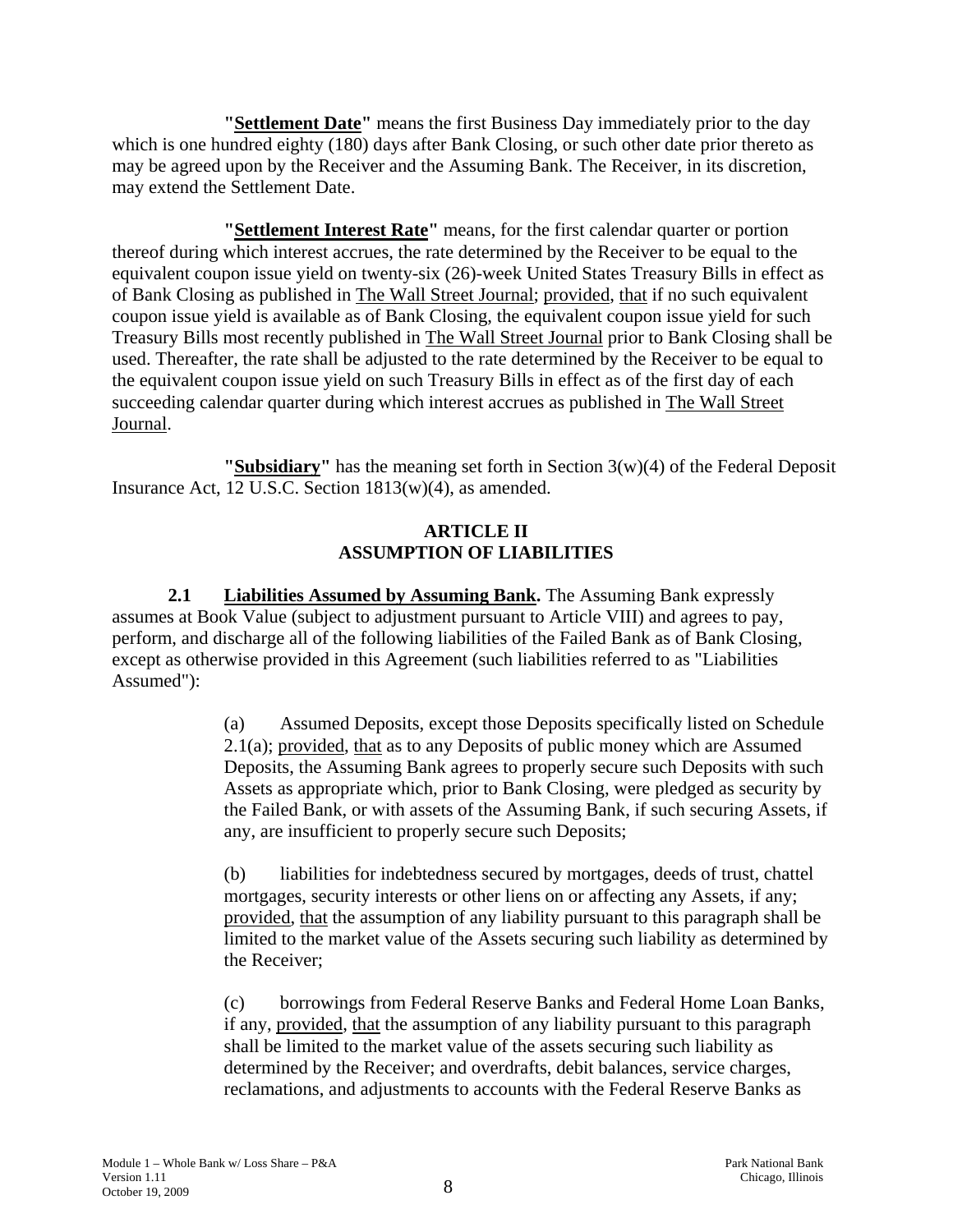**"Settlement Date"** means the first Business Day immediately prior to the day which is one hundred eighty (180) days after Bank Closing, or such other date prior thereto as may be agreed upon by the Receiver and the Assuming Bank. The Receiver, in its discretion, may extend the Settlement Date.

**"Settlement Interest Rate"** means, for the first calendar quarter or portion thereof during which interest accrues, the rate determined by the Receiver to be equal to the equivalent coupon issue yield on twenty-six (26)-week United States Treasury Bills in effect as of Bank Closing as published in The Wall Street Journal; provided, that if no such equivalent coupon issue yield is available as of Bank Closing, the equivalent coupon issue yield for such Treasury Bills most recently published in The Wall Street Journal prior to Bank Closing shall be used. Thereafter, the rate shall be adjusted to the rate determined by the Receiver to be equal to the equivalent coupon issue yield on such Treasury Bills in effect as of the first day of each succeeding calendar quarter during which interest accrues as published in The Wall Street Journal.

**"Subsidiary"** has the meaning set forth in Section 3(w)(4) of the Federal Deposit Insurance Act, 12 U.S.C. Section 1813(w)(4), as amended.

## ARTICLE II
## ASSUMPTION OF LIABILITIES

**2.1 Liabilities Assumed by Assuming Bank.** The Assuming Bank expressly assumes at Book Value (subject to adjustment pursuant to Article VIII) and agrees to pay, perform, and discharge all of the following liabilities of the Failed Bank as of Bank Closing, except as otherwise provided in this Agreement (such liabilities referred to as "Liabilities Assumed"):

(a) Assumed Deposits, except those Deposits specifically listed on Schedule 2.1(a); provided, that as to any Deposits of public money which are Assumed Deposits, the Assuming Bank agrees to properly secure such Deposits with such Assets as appropriate which, prior to Bank Closing, were pledged as security by the Failed Bank, or with assets of the Assuming Bank, if such securing Assets, if any, are insufficient to properly secure such Deposits;

(b) liabilities for indebtedness secured by mortgages, deeds of trust, chattel mortgages, security interests or other liens on or affecting any Assets, if any; provided, that the assumption of any liability pursuant to this paragraph shall be limited to the market value of the Assets securing such liability as determined by the Receiver;

(c) borrowings from Federal Reserve Banks and Federal Home Loan Banks, if any, provided, that the assumption of any liability pursuant to this paragraph shall be limited to the market value of the assets securing such liability as determined by the Receiver; and overdrafts, debit balances, service charges, reclamations, and adjustments to accounts with the Federal Reserve Banks as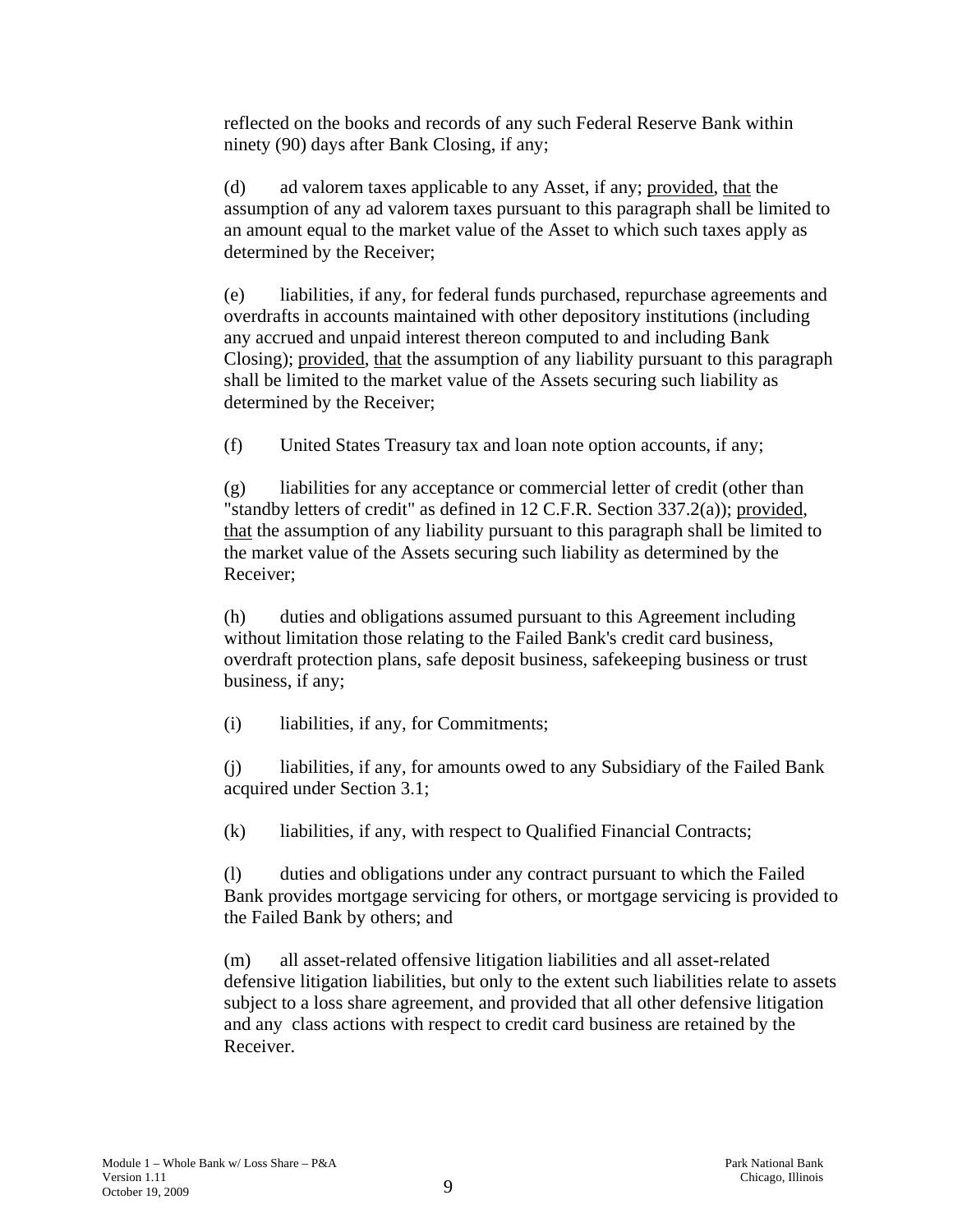reflected on the books and records of any such Federal Reserve Bank within ninety (90) days after Bank Closing, if any;

(d) ad valorem taxes applicable to any Asset, if any; provided, that the assumption of any ad valorem taxes pursuant to this paragraph shall be limited to an amount equal to the market value of the Asset to which such taxes apply as determined by the Receiver;

(e) liabilities, if any, for federal funds purchased, repurchase agreements and overdrafts in accounts maintained with other depository institutions (including any accrued and unpaid interest thereon computed to and including Bank Closing); provided, that the assumption of any liability pursuant to this paragraph shall be limited to the market value of the Assets securing such liability as determined by the Receiver;

(f) United States Treasury tax and loan note option accounts, if any;

(g) liabilities for any acceptance or commercial letter of credit (other than "standby letters of credit" as defined in 12 C.F.R. Section 337.2(a)); provided, that the assumption of any liability pursuant to this paragraph shall be limited to the market value of the Assets securing such liability as determined by the Receiver;

(h) duties and obligations assumed pursuant to this Agreement including without limitation those relating to the Failed Bank's credit card business, overdraft protection plans, safe deposit business, safekeeping business or trust business, if any;

(i) liabilities, if any, for Commitments;

(j) liabilities, if any, for amounts owed to any Subsidiary of the Failed Bank acquired under Section 3.1;

(k) liabilities, if any, with respect to Qualified Financial Contracts;

(l) duties and obligations under any contract pursuant to which the Failed Bank provides mortgage servicing for others, or mortgage servicing is provided to the Failed Bank by others; and

(m) all asset-related offensive litigation liabilities and all asset-related defensive litigation liabilities, but only to the extent such liabilities relate to assets subject to a loss share agreement, and provided that all other defensive litigation and any class actions with respect to credit card business are retained by the Receiver.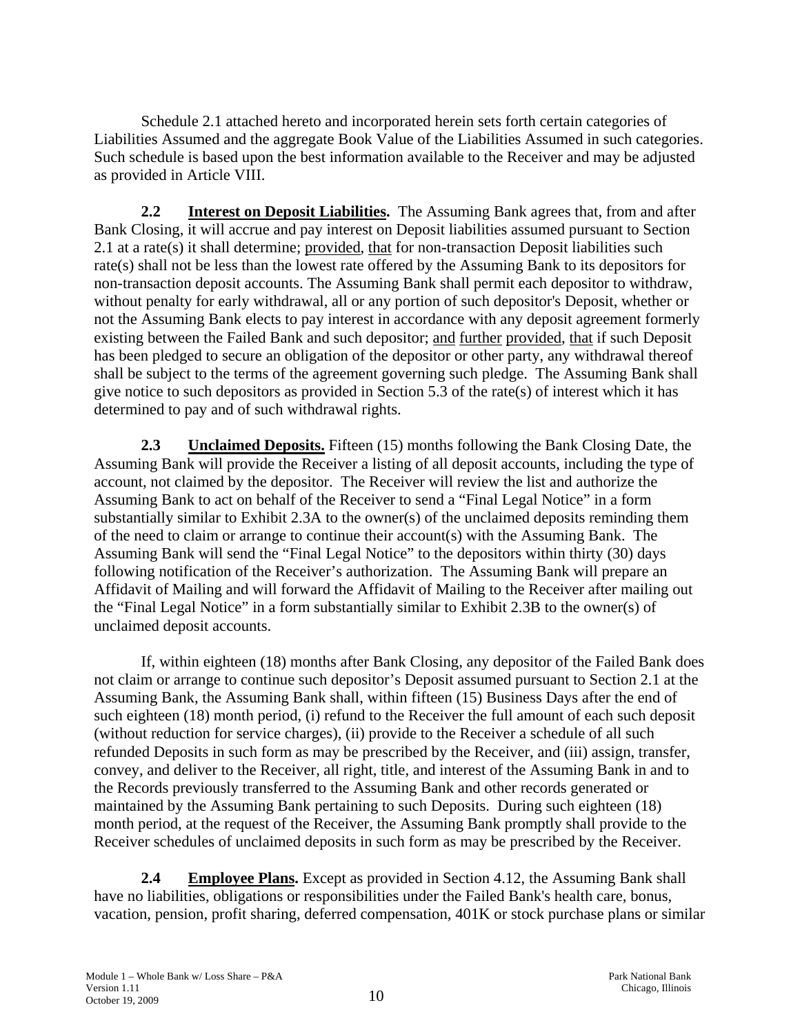Schedule 2.1 attached hereto and incorporated herein sets forth certain categories of Liabilities Assumed and the aggregate Book Value of the Liabilities Assumed in such categories. Such schedule is based upon the best information available to the Receiver and may be adjusted as provided in Article VIII.

**2.2 Interest on Deposit Liabilities.** The Assuming Bank agrees that, from and after Bank Closing, it will accrue and pay interest on Deposit liabilities assumed pursuant to Section 2.1 at a rate(s) it shall determine; provided, that for non-transaction Deposit liabilities such rate(s) shall not be less than the lowest rate offered by the Assuming Bank to its depositors for non-transaction deposit accounts. The Assuming Bank shall permit each depositor to withdraw, without penalty for early withdrawal, all or any portion of such depositor's Deposit, whether or not the Assuming Bank elects to pay interest in accordance with any deposit agreement formerly existing between the Failed Bank and such depositor; and further provided, that if such Deposit has been pledged to secure an obligation of the depositor or other party, any withdrawal thereof shall be subject to the terms of the agreement governing such pledge. The Assuming Bank shall give notice to such depositors as provided in Section 5.3 of the rate(s) of interest which it has determined to pay and of such withdrawal rights.

**2.3 Unclaimed Deposits.** Fifteen (15) months following the Bank Closing Date, the Assuming Bank will provide the Receiver a listing of all deposit accounts, including the type of account, not claimed by the depositor. The Receiver will review the list and authorize the Assuming Bank to act on behalf of the Receiver to send a "Final Legal Notice" in a form substantially similar to Exhibit 2.3A to the owner(s) of the unclaimed deposits reminding them of the need to claim or arrange to continue their account(s) with the Assuming Bank. The Assuming Bank will send the "Final Legal Notice" to the depositors within thirty (30) days following notification of the Receiver's authorization. The Assuming Bank will prepare an Affidavit of Mailing and will forward the Affidavit of Mailing to the Receiver after mailing out the "Final Legal Notice" in a form substantially similar to Exhibit 2.3B to the owner(s) of unclaimed deposit accounts.

If, within eighteen (18) months after Bank Closing, any depositor of the Failed Bank does not claim or arrange to continue such depositor's Deposit assumed pursuant to Section 2.1 at the Assuming Bank, the Assuming Bank shall, within fifteen (15) Business Days after the end of such eighteen (18) month period, (i) refund to the Receiver the full amount of each such deposit (without reduction for service charges), (ii) provide to the Receiver a schedule of all such refunded Deposits in such form as may be prescribed by the Receiver, and (iii) assign, transfer, convey, and deliver to the Receiver, all right, title, and interest of the Assuming Bank in and to the Records previously transferred to the Assuming Bank and other records generated or maintained by the Assuming Bank pertaining to such Deposits. During such eighteen (18) month period, at the request of the Receiver, the Assuming Bank promptly shall provide to the Receiver schedules of unclaimed deposits in such form as may be prescribed by the Receiver.

**2.4 Employee Plans.** Except as provided in Section 4.12, the Assuming Bank shall have no liabilities, obligations or responsibilities under the Failed Bank's health care, bonus, vacation, pension, profit sharing, deferred compensation, 401K or stock purchase plans or similar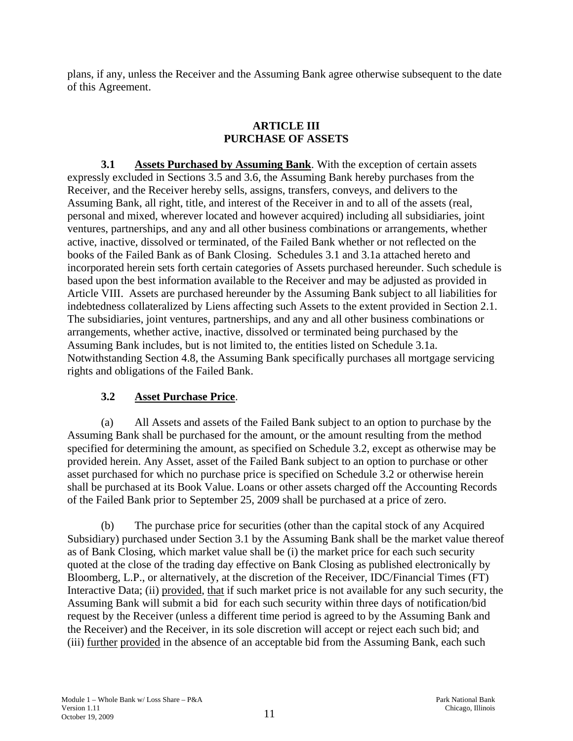plans, if any, unless the Receiver and the Assuming Bank agree otherwise subsequent to the date of this Agreement.

## ARTICLE III
## PURCHASE OF ASSETS

**3.1 Assets Purchased by Assuming Bank**. With the exception of certain assets expressly excluded in Sections 3.5 and 3.6, the Assuming Bank hereby purchases from the Receiver, and the Receiver hereby sells, assigns, transfers, conveys, and delivers to the Assuming Bank, all right, title, and interest of the Receiver in and to all of the assets (real, personal and mixed, wherever located and however acquired) including all subsidiaries, joint ventures, partnerships, and any and all other business combinations or arrangements, whether active, inactive, dissolved or terminated, of the Failed Bank whether or not reflected on the books of the Failed Bank as of Bank Closing. Schedules 3.1 and 3.1a attached hereto and incorporated herein sets forth certain categories of Assets purchased hereunder. Such schedule is based upon the best information available to the Receiver and may be adjusted as provided in Article VIII. Assets are purchased hereunder by the Assuming Bank subject to all liabilities for indebtedness collateralized by Liens affecting such Assets to the extent provided in Section 2.1. The subsidiaries, joint ventures, partnerships, and any and all other business combinations or arrangements, whether active, inactive, dissolved or terminated being purchased by the Assuming Bank includes, but is not limited to, the entities listed on Schedule 3.1a. Notwithstanding Section 4.8, the Assuming Bank specifically purchases all mortgage servicing rights and obligations of the Failed Bank.

**3.2 Asset Purchase Price**.

(a) All Assets and assets of the Failed Bank subject to an option to purchase by the Assuming Bank shall be purchased for the amount, or the amount resulting from the method specified for determining the amount, as specified on Schedule 3.2, except as otherwise may be provided herein. Any Asset, asset of the Failed Bank subject to an option to purchase or other asset purchased for which no purchase price is specified on Schedule 3.2 or otherwise herein shall be purchased at its Book Value. Loans or other assets charged off the Accounting Records of the Failed Bank prior to September 25, 2009 shall be purchased at a price of zero.

(b) The purchase price for securities (other than the capital stock of any Acquired Subsidiary) purchased under Section 3.1 by the Assuming Bank shall be the market value thereof as of Bank Closing, which market value shall be (i) the market price for each such security quoted at the close of the trading day effective on Bank Closing as published electronically by Bloomberg, L.P., or alternatively, at the discretion of the Receiver, IDC/Financial Times (FT) Interactive Data; (ii) provided, that if such market price is not available for any such security, the Assuming Bank will submit a bid for each such security within three days of notification/bid request by the Receiver (unless a different time period is agreed to by the Assuming Bank and the Receiver) and the Receiver, in its sole discretion will accept or reject each such bid; and (iii) further provided in the absence of an acceptable bid from the Assuming Bank, each such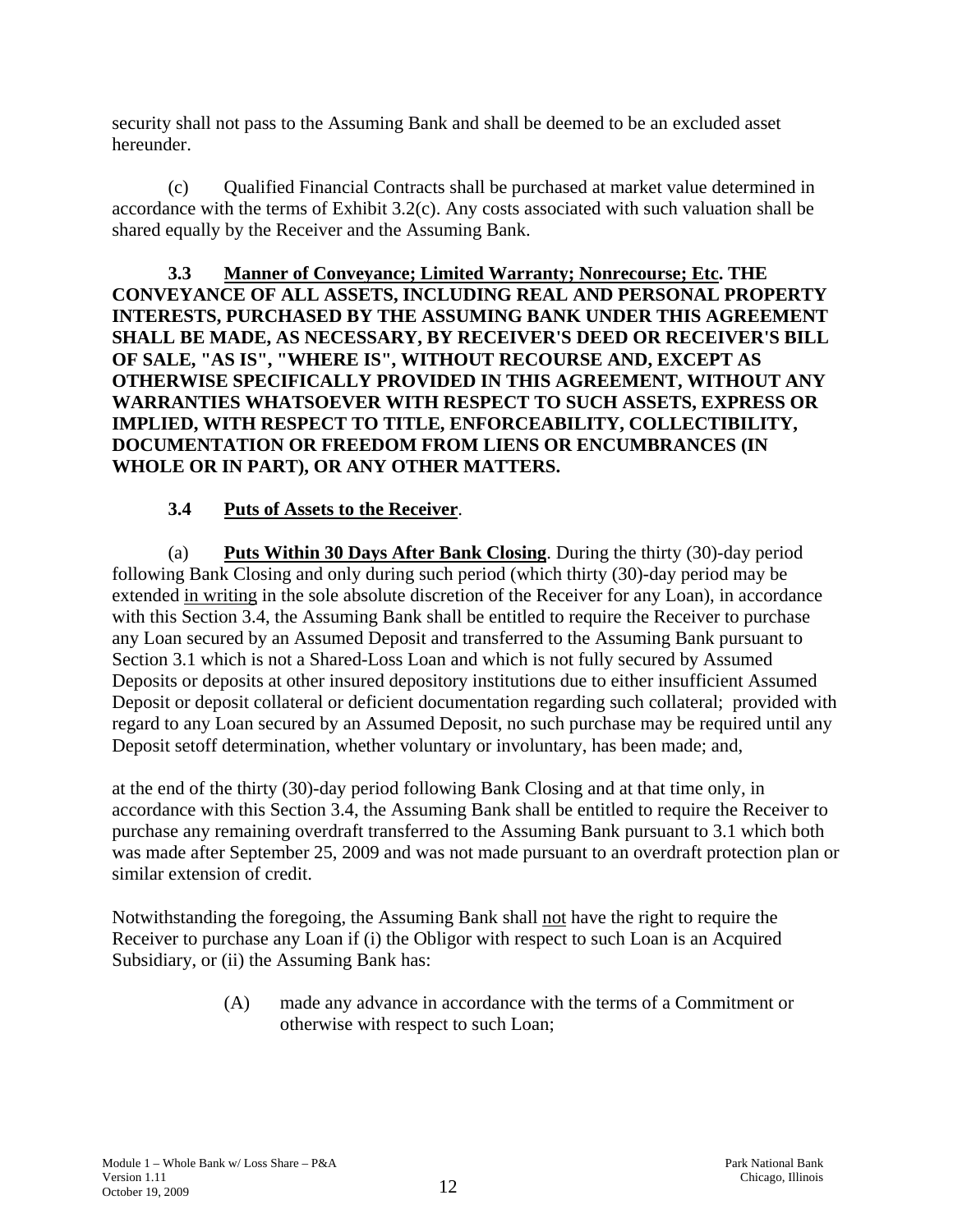security shall not pass to the Assuming Bank and shall be deemed to be an excluded asset hereunder.

(c) Qualified Financial Contracts shall be purchased at market value determined in accordance with the terms of Exhibit 3.2(c). Any costs associated with such valuation shall be shared equally by the Receiver and the Assuming Bank.

**3.3 Manner of Conveyance; Limited Warranty; Nonrecourse; Etc. THE CONVEYANCE OF ALL ASSETS, INCLUDING REAL AND PERSONAL PROPERTY INTERESTS, PURCHASED BY THE ASSUMING BANK UNDER THIS AGREEMENT SHALL BE MADE, AS NECESSARY, BY RECEIVER'S DEED OR RECEIVER'S BILL OF SALE, "AS IS", "WHERE IS", WITHOUT RECOURSE AND, EXCEPT AS OTHERWISE SPECIFICALLY PROVIDED IN THIS AGREEMENT, WITHOUT ANY WARRANTIES WHATSOEVER WITH RESPECT TO SUCH ASSETS, EXPRESS OR IMPLIED, WITH RESPECT TO TITLE, ENFORCEABILITY, COLLECTIBILITY, DOCUMENTATION OR FREEDOM FROM LIENS OR ENCUMBRANCES (IN WHOLE OR IN PART), OR ANY OTHER MATTERS.**

**3.4 Puts of Assets to the Receiver**.

(a) **Puts Within 30 Days After Bank Closing**. During the thirty (30)-day period following Bank Closing and only during such period (which thirty (30)-day period may be extended in writing in the sole absolute discretion of the Receiver for any Loan), in accordance with this Section 3.4, the Assuming Bank shall be entitled to require the Receiver to purchase any Loan secured by an Assumed Deposit and transferred to the Assuming Bank pursuant to Section 3.1 which is not a Shared-Loss Loan and which is not fully secured by Assumed Deposits or deposits at other insured depository institutions due to either insufficient Assumed Deposit or deposit collateral or deficient documentation regarding such collateral; provided with regard to any Loan secured by an Assumed Deposit, no such purchase may be required until any Deposit setoff determination, whether voluntary or involuntary, has been made; and,

at the end of the thirty (30)-day period following Bank Closing and at that time only, in accordance with this Section 3.4, the Assuming Bank shall be entitled to require the Receiver to purchase any remaining overdraft transferred to the Assuming Bank pursuant to 3.1 which both was made after September 25, 2009 and was not made pursuant to an overdraft protection plan or similar extension of credit.

Notwithstanding the foregoing, the Assuming Bank shall not have the right to require the Receiver to purchase any Loan if (i) the Obligor with respect to such Loan is an Acquired Subsidiary, or (ii) the Assuming Bank has:

(A) made any advance in accordance with the terms of a Commitment or otherwise with respect to such Loan;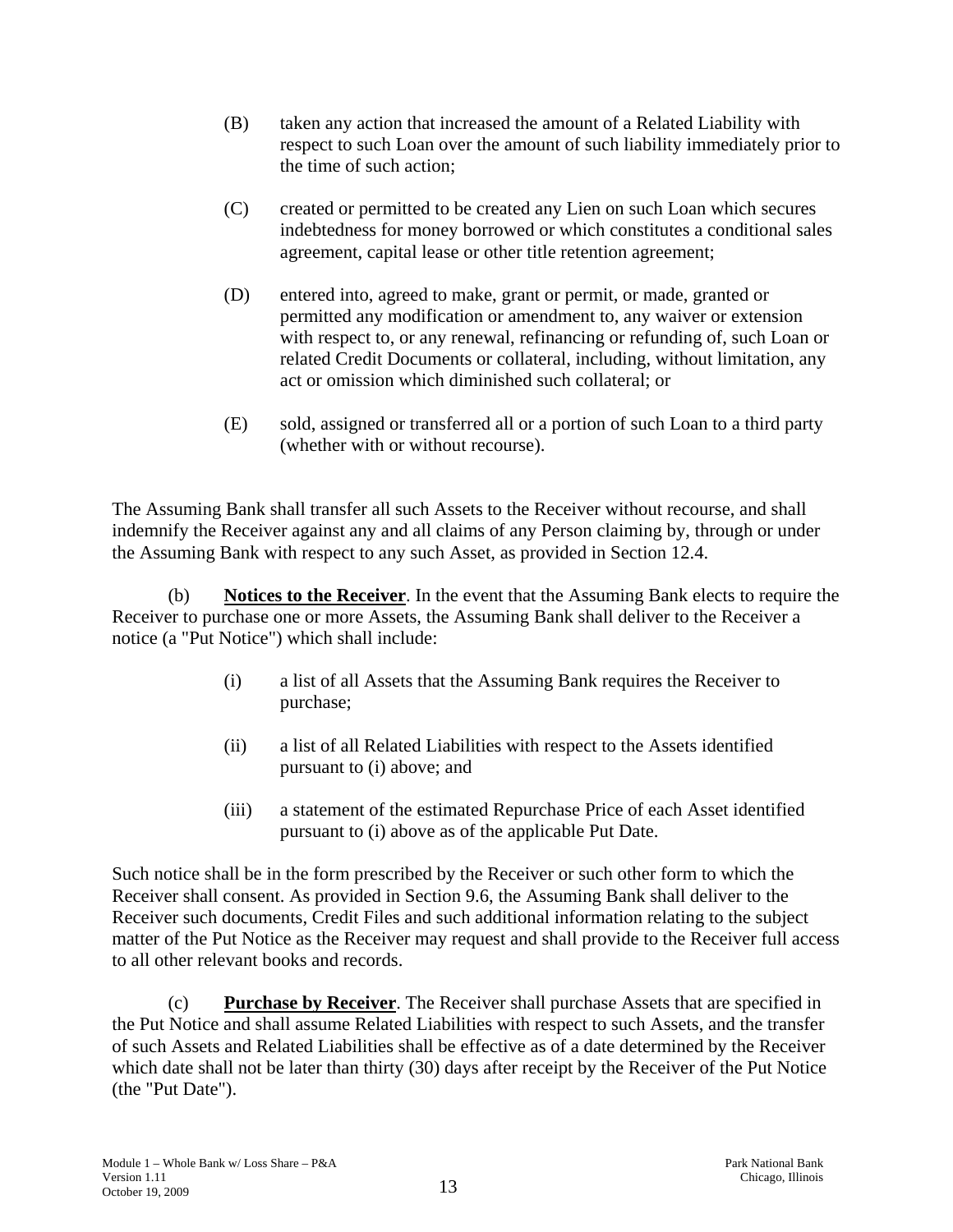(B) taken any action that increased the amount of a Related Liability with respect to such Loan over the amount of such liability immediately prior to the time of such action;

(C) created or permitted to be created any Lien on such Loan which secures indebtedness for money borrowed or which constitutes a conditional sales agreement, capital lease or other title retention agreement;

(D) entered into, agreed to make, grant or permit, or made, granted or permitted any modification or amendment to, any waiver or extension with respect to, or any renewal, refinancing or refunding of, such Loan or related Credit Documents or collateral, including, without limitation, any act or omission which diminished such collateral; or

(E) sold, assigned or transferred all or a portion of such Loan to a third party (whether with or without recourse).

The Assuming Bank shall transfer all such Assets to the Receiver without recourse, and shall indemnify the Receiver against any and all claims of any Person claiming by, through or under the Assuming Bank with respect to any such Asset, as provided in Section 12.4.

(b) **Notices to the Receiver**. In the event that the Assuming Bank elects to require the Receiver to purchase one or more Assets, the Assuming Bank shall deliver to the Receiver a notice (a "Put Notice") which shall include:

(i) a list of all Assets that the Assuming Bank requires the Receiver to purchase;

(ii) a list of all Related Liabilities with respect to the Assets identified pursuant to (i) above; and

(iii) a statement of the estimated Repurchase Price of each Asset identified pursuant to (i) above as of the applicable Put Date.

Such notice shall be in the form prescribed by the Receiver or such other form to which the Receiver shall consent. As provided in Section 9.6, the Assuming Bank shall deliver to the Receiver such documents, Credit Files and such additional information relating to the subject matter of the Put Notice as the Receiver may request and shall provide to the Receiver full access to all other relevant books and records.

(c) **Purchase by Receiver**. The Receiver shall purchase Assets that are specified in the Put Notice and shall assume Related Liabilities with respect to such Assets, and the transfer of such Assets and Related Liabilities shall be effective as of a date determined by the Receiver which date shall not be later than thirty (30) days after receipt by the Receiver of the Put Notice (the "Put Date").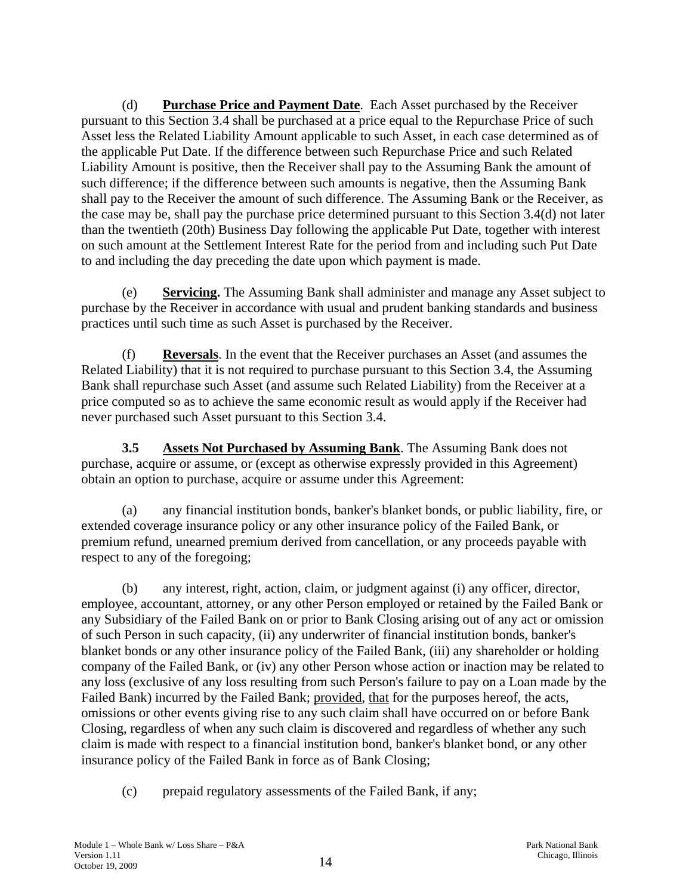(d) **Purchase Price and Payment Date**. Each Asset purchased by the Receiver pursuant to this Section 3.4 shall be purchased at a price equal to the Repurchase Price of such Asset less the Related Liability Amount applicable to such Asset, in each case determined as of the applicable Put Date. If the difference between such Repurchase Price and such Related Liability Amount is positive, then the Receiver shall pay to the Assuming Bank the amount of such difference; if the difference between such amounts is negative, then the Assuming Bank shall pay to the Receiver the amount of such difference. The Assuming Bank or the Receiver, as the case may be, shall pay the purchase price determined pursuant to this Section 3.4(d) not later than the twentieth (20th) Business Day following the applicable Put Date, together with interest on such amount at the Settlement Interest Rate for the period from and including such Put Date to and including the day preceding the date upon which payment is made.

(e) **Servicing.** The Assuming Bank shall administer and manage any Asset subject to purchase by the Receiver in accordance with usual and prudent banking standards and business practices until such time as such Asset is purchased by the Receiver.

(f) **Reversals**. In the event that the Receiver purchases an Asset (and assumes the Related Liability) that it is not required to purchase pursuant to this Section 3.4, the Assuming Bank shall repurchase such Asset (and assume such Related Liability) from the Receiver at a price computed so as to achieve the same economic result as would apply if the Receiver had never purchased such Asset pursuant to this Section 3.4.

**3.5 Assets Not Purchased by Assuming Bank**. The Assuming Bank does not purchase, acquire or assume, or (except as otherwise expressly provided in this Agreement) obtain an option to purchase, acquire or assume under this Agreement:

(a) any financial institution bonds, banker's blanket bonds, or public liability, fire, or extended coverage insurance policy or any other insurance policy of the Failed Bank, or premium refund, unearned premium derived from cancellation, or any proceeds payable with respect to any of the foregoing;

(b) any interest, right, action, claim, or judgment against (i) any officer, director, employee, accountant, attorney, or any other Person employed or retained by the Failed Bank or any Subsidiary of the Failed Bank on or prior to Bank Closing arising out of any act or omission of such Person in such capacity, (ii) any underwriter of financial institution bonds, banker's blanket bonds or any other insurance policy of the Failed Bank, (iii) any shareholder or holding company of the Failed Bank, or (iv) any other Person whose action or inaction may be related to any loss (exclusive of any loss resulting from such Person's failure to pay on a Loan made by the Failed Bank) incurred by the Failed Bank; provided, that for the purposes hereof, the acts, omissions or other events giving rise to any such claim shall have occurred on or before Bank Closing, regardless of when any such claim is discovered and regardless of whether any such claim is made with respect to a financial institution bond, banker's blanket bond, or any other insurance policy of the Failed Bank in force as of Bank Closing;

(c) prepaid regulatory assessments of the Failed Bank, if any;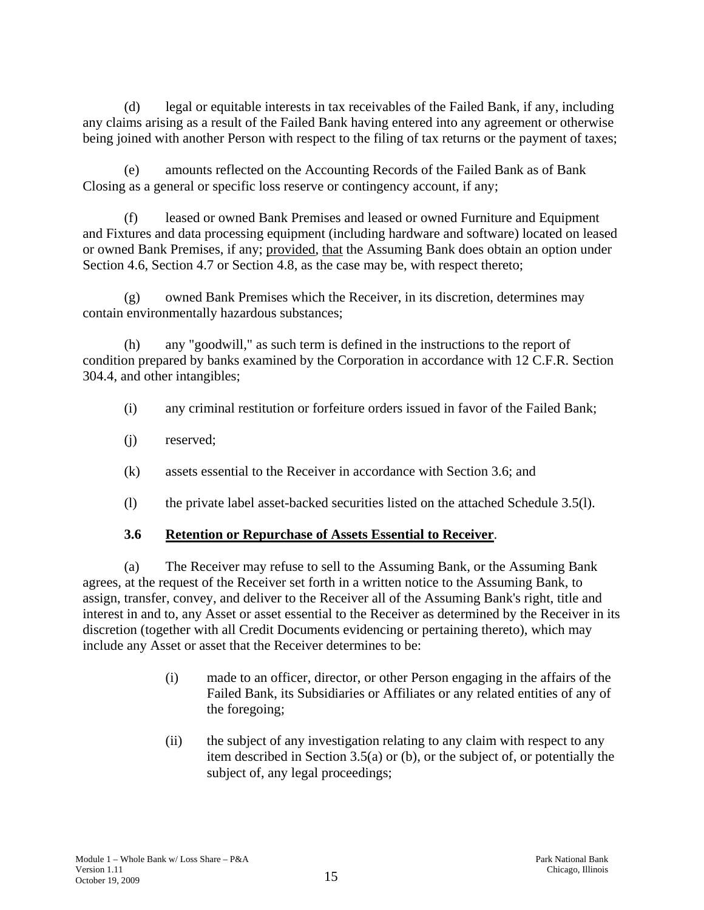(d) legal or equitable interests in tax receivables of the Failed Bank, if any, including any claims arising as a result of the Failed Bank having entered into any agreement or otherwise being joined with another Person with respect to the filing of tax returns or the payment of taxes;

(e) amounts reflected on the Accounting Records of the Failed Bank as of Bank Closing as a general or specific loss reserve or contingency account, if any;

(f) leased or owned Bank Premises and leased or owned Furniture and Equipment and Fixtures and data processing equipment (including hardware and software) located on leased or owned Bank Premises, if any; provided, that the Assuming Bank does obtain an option under Section 4.6, Section 4.7 or Section 4.8, as the case may be, with respect thereto;

(g) owned Bank Premises which the Receiver, in its discretion, determines may contain environmentally hazardous substances;

(h) any "goodwill," as such term is defined in the instructions to the report of condition prepared by banks examined by the Corporation in accordance with 12 C.F.R. Section 304.4, and other intangibles;

(i) any criminal restitution or forfeiture orders issued in favor of the Failed Bank;

(j) reserved;

(k) assets essential to the Receiver in accordance with Section 3.6; and

(l) the private label asset-backed securities listed on the attached Schedule 3.5(l).

### 3.6 Retention or Repurchase of Assets Essential to Receiver.

(a) The Receiver may refuse to sell to the Assuming Bank, or the Assuming Bank agrees, at the request of the Receiver set forth in a written notice to the Assuming Bank, to assign, transfer, convey, and deliver to the Receiver all of the Assuming Bank's right, title and interest in and to, any Asset or asset essential to the Receiver as determined by the Receiver in its discretion (together with all Credit Documents evidencing or pertaining thereto), which may include any Asset or asset that the Receiver determines to be:

(i) made to an officer, director, or other Person engaging in the affairs of the Failed Bank, its Subsidiaries or Affiliates or any related entities of any of the foregoing;

(ii) the subject of any investigation relating to any claim with respect to any item described in Section 3.5(a) or (b), or the subject of, or potentially the subject of, any legal proceedings;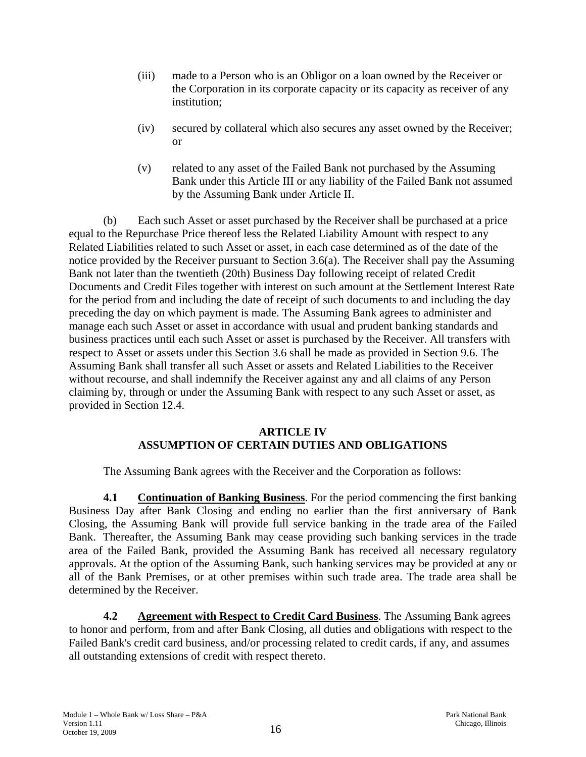(iii) made to a Person who is an Obligor on a loan owned by the Receiver or the Corporation in its corporate capacity or its capacity as receiver of any institution;

(iv) secured by collateral which also secures any asset owned by the Receiver; or

(v) related to any asset of the Failed Bank not purchased by the Assuming Bank under this Article III or any liability of the Failed Bank not assumed by the Assuming Bank under Article II.

(b) Each such Asset or asset purchased by the Receiver shall be purchased at a price equal to the Repurchase Price thereof less the Related Liability Amount with respect to any Related Liabilities related to such Asset or asset, in each case determined as of the date of the notice provided by the Receiver pursuant to Section 3.6(a). The Receiver shall pay the Assuming Bank not later than the twentieth (20th) Business Day following receipt of related Credit Documents and Credit Files together with interest on such amount at the Settlement Interest Rate for the period from and including the date of receipt of such documents to and including the day preceding the day on which payment is made. The Assuming Bank agrees to administer and manage each such Asset or asset in accordance with usual and prudent banking standards and business practices until each such Asset or asset is purchased by the Receiver. All transfers with respect to Asset or assets under this Section 3.6 shall be made as provided in Section 9.6. The Assuming Bank shall transfer all such Asset or assets and Related Liabilities to the Receiver without recourse, and shall indemnify the Receiver against any and all claims of any Person claiming by, through or under the Assuming Bank with respect to any such Asset or asset, as provided in Section 12.4.

## ARTICLE IV
## ASSUMPTION OF CERTAIN DUTIES AND OBLIGATIONS

The Assuming Bank agrees with the Receiver and the Corporation as follows:

**4.1 Continuation of Banking Business**. For the period commencing the first banking Business Day after Bank Closing and ending no earlier than the first anniversary of Bank Closing, the Assuming Bank will provide full service banking in the trade area of the Failed Bank. Thereafter, the Assuming Bank may cease providing such banking services in the trade area of the Failed Bank, provided the Assuming Bank has received all necessary regulatory approvals. At the option of the Assuming Bank, such banking services may be provided at any or all of the Bank Premises, or at other premises within such trade area. The trade area shall be determined by the Receiver.

**4.2 Agreement with Respect to Credit Card Business**. The Assuming Bank agrees to honor and perform, from and after Bank Closing, all duties and obligations with respect to the Failed Bank's credit card business, and/or processing related to credit cards, if any, and assumes all outstanding extensions of credit with respect thereto.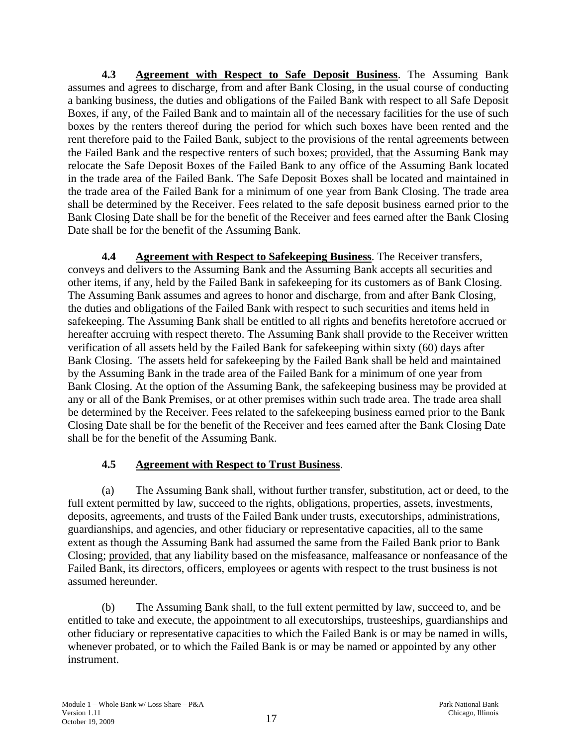**4.3 Agreement with Respect to Safe Deposit Business**. The Assuming Bank assumes and agrees to discharge, from and after Bank Closing, in the usual course of conducting a banking business, the duties and obligations of the Failed Bank with respect to all Safe Deposit Boxes, if any, of the Failed Bank and to maintain all of the necessary facilities for the use of such boxes by the renters thereof during the period for which such boxes have been rented and the rent therefore paid to the Failed Bank, subject to the provisions of the rental agreements between the Failed Bank and the respective renters of such boxes; provided, that the Assuming Bank may relocate the Safe Deposit Boxes of the Failed Bank to any office of the Assuming Bank located in the trade area of the Failed Bank. The Safe Deposit Boxes shall be located and maintained in the trade area of the Failed Bank for a minimum of one year from Bank Closing. The trade area shall be determined by the Receiver. Fees related to the safe deposit business earned prior to the Bank Closing Date shall be for the benefit of the Receiver and fees earned after the Bank Closing Date shall be for the benefit of the Assuming Bank.

**4.4 Agreement with Respect to Safekeeping Business**. The Receiver transfers, conveys and delivers to the Assuming Bank and the Assuming Bank accepts all securities and other items, if any, held by the Failed Bank in safekeeping for its customers as of Bank Closing. The Assuming Bank assumes and agrees to honor and discharge, from and after Bank Closing, the duties and obligations of the Failed Bank with respect to such securities and items held in safekeeping. The Assuming Bank shall be entitled to all rights and benefits heretofore accrued or hereafter accruing with respect thereto. The Assuming Bank shall provide to the Receiver written verification of all assets held by the Failed Bank for safekeeping within sixty (60) days after Bank Closing. The assets held for safekeeping by the Failed Bank shall be held and maintained by the Assuming Bank in the trade area of the Failed Bank for a minimum of one year from Bank Closing. At the option of the Assuming Bank, the safekeeping business may be provided at any or all of the Bank Premises, or at other premises within such trade area. The trade area shall be determined by the Receiver. Fees related to the safekeeping business earned prior to the Bank Closing Date shall be for the benefit of the Receiver and fees earned after the Bank Closing Date shall be for the benefit of the Assuming Bank.

**4.5 Agreement with Respect to Trust Business**.

(a) The Assuming Bank shall, without further transfer, substitution, act or deed, to the full extent permitted by law, succeed to the rights, obligations, properties, assets, investments, deposits, agreements, and trusts of the Failed Bank under trusts, executorships, administrations, guardianships, and agencies, and other fiduciary or representative capacities, all to the same extent as though the Assuming Bank had assumed the same from the Failed Bank prior to Bank Closing; provided, that any liability based on the misfeasance, malfeasance or nonfeasance of the Failed Bank, its directors, officers, employees or agents with respect to the trust business is not assumed hereunder.

(b) The Assuming Bank shall, to the full extent permitted by law, succeed to, and be entitled to take and execute, the appointment to all executorships, trusteeships, guardianships and other fiduciary or representative capacities to which the Failed Bank is or may be named in wills, whenever probated, or to which the Failed Bank is or may be named or appointed by any other instrument.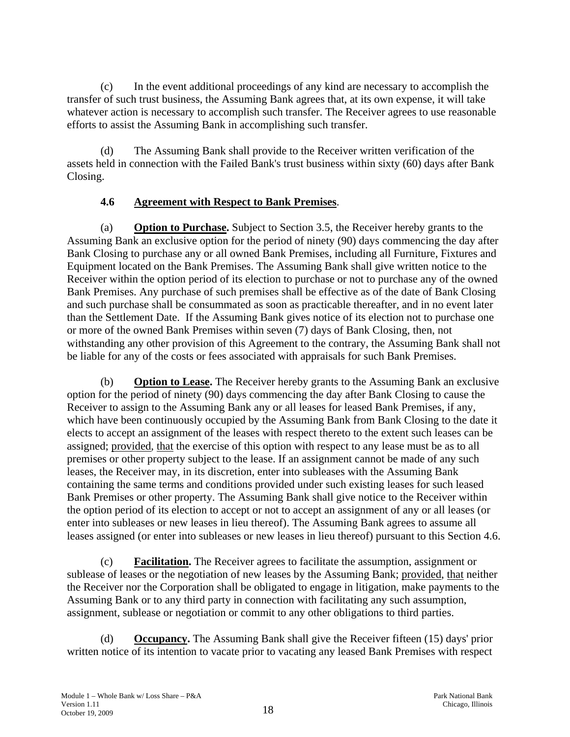(c) In the event additional proceedings of any kind are necessary to accomplish the transfer of such trust business, the Assuming Bank agrees that, at its own expense, it will take whatever action is necessary to accomplish such transfer. The Receiver agrees to use reasonable efforts to assist the Assuming Bank in accomplishing such transfer.

(d) The Assuming Bank shall provide to the Receiver written verification of the assets held in connection with the Failed Bank's trust business within sixty (60) days after Bank Closing.

### 4.6 Agreement with Respect to Bank Premises.

(a) **Option to Purchase.** Subject to Section 3.5, the Receiver hereby grants to the Assuming Bank an exclusive option for the period of ninety (90) days commencing the day after Bank Closing to purchase any or all owned Bank Premises, including all Furniture, Fixtures and Equipment located on the Bank Premises. The Assuming Bank shall give written notice to the Receiver within the option period of its election to purchase or not to purchase any of the owned Bank Premises. Any purchase of such premises shall be effective as of the date of Bank Closing and such purchase shall be consummated as soon as practicable thereafter, and in no event later than the Settlement Date. If the Assuming Bank gives notice of its election not to purchase one or more of the owned Bank Premises within seven (7) days of Bank Closing, then, not withstanding any other provision of this Agreement to the contrary, the Assuming Bank shall not be liable for any of the costs or fees associated with appraisals for such Bank Premises.

(b) **Option to Lease.** The Receiver hereby grants to the Assuming Bank an exclusive option for the period of ninety (90) days commencing the day after Bank Closing to cause the Receiver to assign to the Assuming Bank any or all leases for leased Bank Premises, if any, which have been continuously occupied by the Assuming Bank from Bank Closing to the date it elects to accept an assignment of the leases with respect thereto to the extent such leases can be assigned; provided, that the exercise of this option with respect to any lease must be as to all premises or other property subject to the lease. If an assignment cannot be made of any such leases, the Receiver may, in its discretion, enter into subleases with the Assuming Bank containing the same terms and conditions provided under such existing leases for such leased Bank Premises or other property. The Assuming Bank shall give notice to the Receiver within the option period of its election to accept or not to accept an assignment of any or all leases (or enter into subleases or new leases in lieu thereof). The Assuming Bank agrees to assume all leases assigned (or enter into subleases or new leases in lieu thereof) pursuant to this Section 4.6.

(c) **Facilitation.** The Receiver agrees to facilitate the assumption, assignment or sublease of leases or the negotiation of new leases by the Assuming Bank; provided, that neither the Receiver nor the Corporation shall be obligated to engage in litigation, make payments to the Assuming Bank or to any third party in connection with facilitating any such assumption, assignment, sublease or negotiation or commit to any other obligations to third parties.

(d) **Occupancy.** The Assuming Bank shall give the Receiver fifteen (15) days' prior written notice of its intention to vacate prior to vacating any leased Bank Premises with respect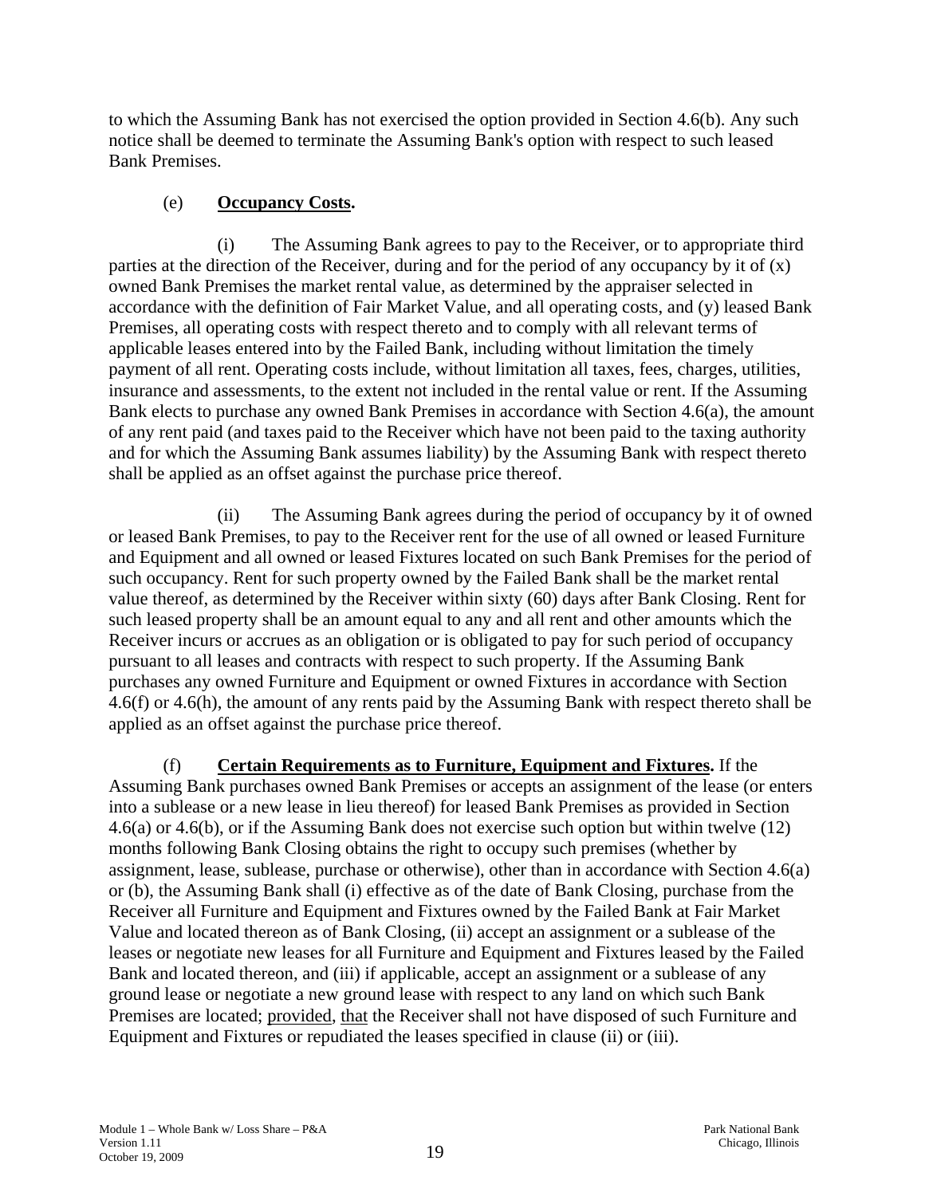to which the Assuming Bank has not exercised the option provided in Section 4.6(b). Any such notice shall be deemed to terminate the Assuming Bank's option with respect to such leased Bank Premises.

(e) **Occupancy Costs.**

(i) The Assuming Bank agrees to pay to the Receiver, or to appropriate third parties at the direction of the Receiver, during and for the period of any occupancy by it of (x) owned Bank Premises the market rental value, as determined by the appraiser selected in accordance with the definition of Fair Market Value, and all operating costs, and (y) leased Bank Premises, all operating costs with respect thereto and to comply with all relevant terms of applicable leases entered into by the Failed Bank, including without limitation the timely payment of all rent. Operating costs include, without limitation all taxes, fees, charges, utilities, insurance and assessments, to the extent not included in the rental value or rent. If the Assuming Bank elects to purchase any owned Bank Premises in accordance with Section 4.6(a), the amount of any rent paid (and taxes paid to the Receiver which have not been paid to the taxing authority and for which the Assuming Bank assumes liability) by the Assuming Bank with respect thereto shall be applied as an offset against the purchase price thereof.

(ii) The Assuming Bank agrees during the period of occupancy by it of owned or leased Bank Premises, to pay to the Receiver rent for the use of all owned or leased Furniture and Equipment and all owned or leased Fixtures located on such Bank Premises for the period of such occupancy. Rent for such property owned by the Failed Bank shall be the market rental value thereof, as determined by the Receiver within sixty (60) days after Bank Closing. Rent for such leased property shall be an amount equal to any and all rent and other amounts which the Receiver incurs or accrues as an obligation or is obligated to pay for such period of occupancy pursuant to all leases and contracts with respect to such property. If the Assuming Bank purchases any owned Furniture and Equipment or owned Fixtures in accordance with Section 4.6(f) or 4.6(h), the amount of any rents paid by the Assuming Bank with respect thereto shall be applied as an offset against the purchase price thereof.

(f) **Certain Requirements as to Furniture, Equipment and Fixtures.** If the Assuming Bank purchases owned Bank Premises or accepts an assignment of the lease (or enters into a sublease or a new lease in lieu thereof) for leased Bank Premises as provided in Section 4.6(a) or 4.6(b), or if the Assuming Bank does not exercise such option but within twelve (12) months following Bank Closing obtains the right to occupy such premises (whether by assignment, lease, sublease, purchase or otherwise), other than in accordance with Section 4.6(a) or (b), the Assuming Bank shall (i) effective as of the date of Bank Closing, purchase from the Receiver all Furniture and Equipment and Fixtures owned by the Failed Bank at Fair Market Value and located thereon as of Bank Closing, (ii) accept an assignment or a sublease of the leases or negotiate new leases for all Furniture and Equipment and Fixtures leased by the Failed Bank and located thereon, and (iii) if applicable, accept an assignment or a sublease of any ground lease or negotiate a new ground lease with respect to any land on which such Bank Premises are located; provided, that the Receiver shall not have disposed of such Furniture and Equipment and Fixtures or repudiated the leases specified in clause (ii) or (iii).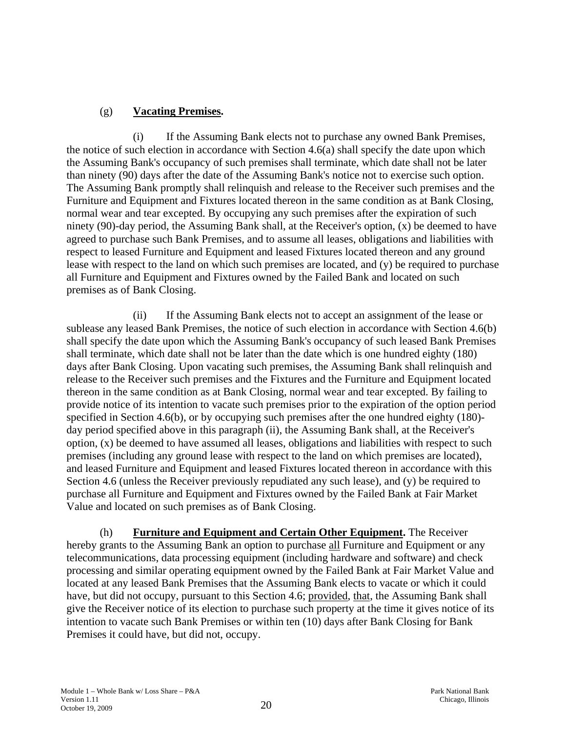(g) **<u>Vacating Premises</u>.**

(i) If the Assuming Bank elects not to purchase any owned Bank Premises, the notice of such election in accordance with Section 4.6(a) shall specify the date upon which the Assuming Bank's occupancy of such premises shall terminate, which date shall not be later than ninety (90) days after the date of the Assuming Bank's notice not to exercise such option. The Assuming Bank promptly shall relinquish and release to the Receiver such premises and the Furniture and Equipment and Fixtures located thereon in the same condition as at Bank Closing, normal wear and tear excepted. By occupying any such premises after the expiration of such ninety (90)-day period, the Assuming Bank shall, at the Receiver's option, (x) be deemed to have agreed to purchase such Bank Premises, and to assume all leases, obligations and liabilities with respect to leased Furniture and Equipment and leased Fixtures located thereon and any ground lease with respect to the land on which such premises are located, and (y) be required to purchase all Furniture and Equipment and Fixtures owned by the Failed Bank and located on such premises as of Bank Closing.

(ii) If the Assuming Bank elects not to accept an assignment of the lease or sublease any leased Bank Premises, the notice of such election in accordance with Section 4.6(b) shall specify the date upon which the Assuming Bank's occupancy of such leased Bank Premises shall terminate, which date shall not be later than the date which is one hundred eighty (180) days after Bank Closing. Upon vacating such premises, the Assuming Bank shall relinquish and release to the Receiver such premises and the Fixtures and the Furniture and Equipment located thereon in the same condition as at Bank Closing, normal wear and tear excepted. By failing to provide notice of its intention to vacate such premises prior to the expiration of the option period specified in Section 4.6(b), or by occupying such premises after the one hundred eighty (180)-day period specified above in this paragraph (ii), the Assuming Bank shall, at the Receiver's option, (x) be deemed to have assumed all leases, obligations and liabilities with respect to such premises (including any ground lease with respect to the land on which premises are located), and leased Furniture and Equipment and leased Fixtures located thereon in accordance with this Section 4.6 (unless the Receiver previously repudiated any such lease), and (y) be required to purchase all Furniture and Equipment and Fixtures owned by the Failed Bank at Fair Market Value and located on such premises as of Bank Closing.

(h) **<u>Furniture and Equipment and Certain Other Equipment</u>.** The Receiver hereby grants to the Assuming Bank an option to purchase <u>all</u> Furniture and Equipment or any telecommunications, data processing equipment (including hardware and software) and check processing and similar operating equipment owned by the Failed Bank at Fair Market Value and located at any leased Bank Premises that the Assuming Bank elects to vacate or which it could have, but did not occupy, pursuant to this Section 4.6; <u>provided</u>, <u>that</u>, the Assuming Bank shall give the Receiver notice of its election to purchase such property at the time it gives notice of its intention to vacate such Bank Premises or within ten (10) days after Bank Closing for Bank Premises it could have, but did not, occupy.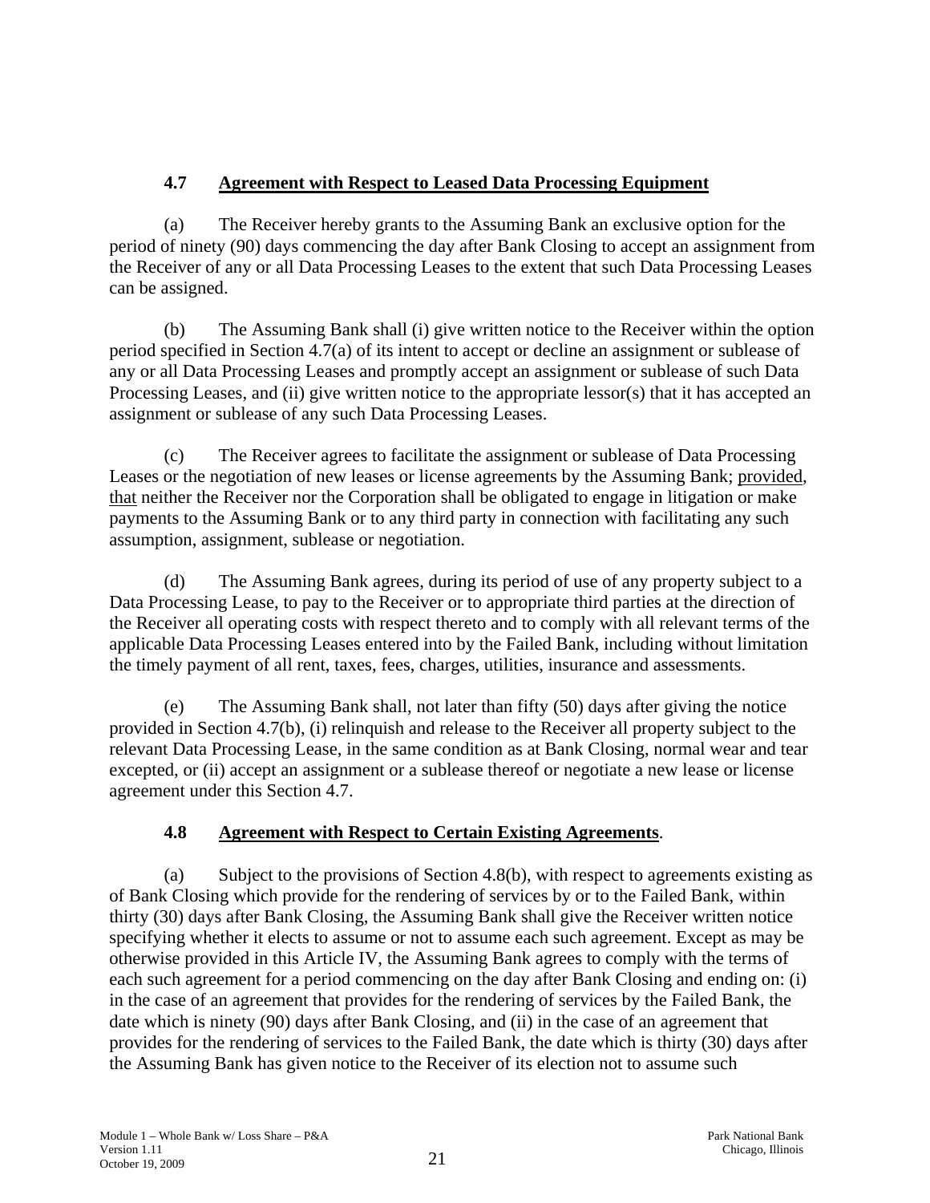### 4.7 Agreement with Respect to Leased Data Processing Equipment

(a) The Receiver hereby grants to the Assuming Bank an exclusive option for the period of ninety (90) days commencing the day after Bank Closing to accept an assignment from the Receiver of any or all Data Processing Leases to the extent that such Data Processing Leases can be assigned.

(b) The Assuming Bank shall (i) give written notice to the Receiver within the option period specified in Section 4.7(a) of its intent to accept or decline an assignment or sublease of any or all Data Processing Leases and promptly accept an assignment or sublease of such Data Processing Leases, and (ii) give written notice to the appropriate lessor(s) that it has accepted an assignment or sublease of any such Data Processing Leases.

(c) The Receiver agrees to facilitate the assignment or sublease of Data Processing Leases or the negotiation of new leases or license agreements by the Assuming Bank; provided, that neither the Receiver nor the Corporation shall be obligated to engage in litigation or make payments to the Assuming Bank or to any third party in connection with facilitating any such assumption, assignment, sublease or negotiation.

(d) The Assuming Bank agrees, during its period of use of any property subject to a Data Processing Lease, to pay to the Receiver or to appropriate third parties at the direction of the Receiver all operating costs with respect thereto and to comply with all relevant terms of the applicable Data Processing Leases entered into by the Failed Bank, including without limitation the timely payment of all rent, taxes, fees, charges, utilities, insurance and assessments.

(e) The Assuming Bank shall, not later than fifty (50) days after giving the notice provided in Section 4.7(b), (i) relinquish and release to the Receiver all property subject to the relevant Data Processing Lease, in the same condition as at Bank Closing, normal wear and tear excepted, or (ii) accept an assignment or a sublease thereof or negotiate a new lease or license agreement under this Section 4.7.

### 4.8 Agreement with Respect to Certain Existing Agreements.

(a) Subject to the provisions of Section 4.8(b), with respect to agreements existing as of Bank Closing which provide for the rendering of services by or to the Failed Bank, within thirty (30) days after Bank Closing, the Assuming Bank shall give the Receiver written notice specifying whether it elects to assume or not to assume each such agreement. Except as may be otherwise provided in this Article IV, the Assuming Bank agrees to comply with the terms of each such agreement for a period commencing on the day after Bank Closing and ending on: (i) in the case of an agreement that provides for the rendering of services by the Failed Bank, the date which is ninety (90) days after Bank Closing, and (ii) in the case of an agreement that provides for the rendering of services to the Failed Bank, the date which is thirty (30) days after the Assuming Bank has given notice to the Receiver of its election not to assume such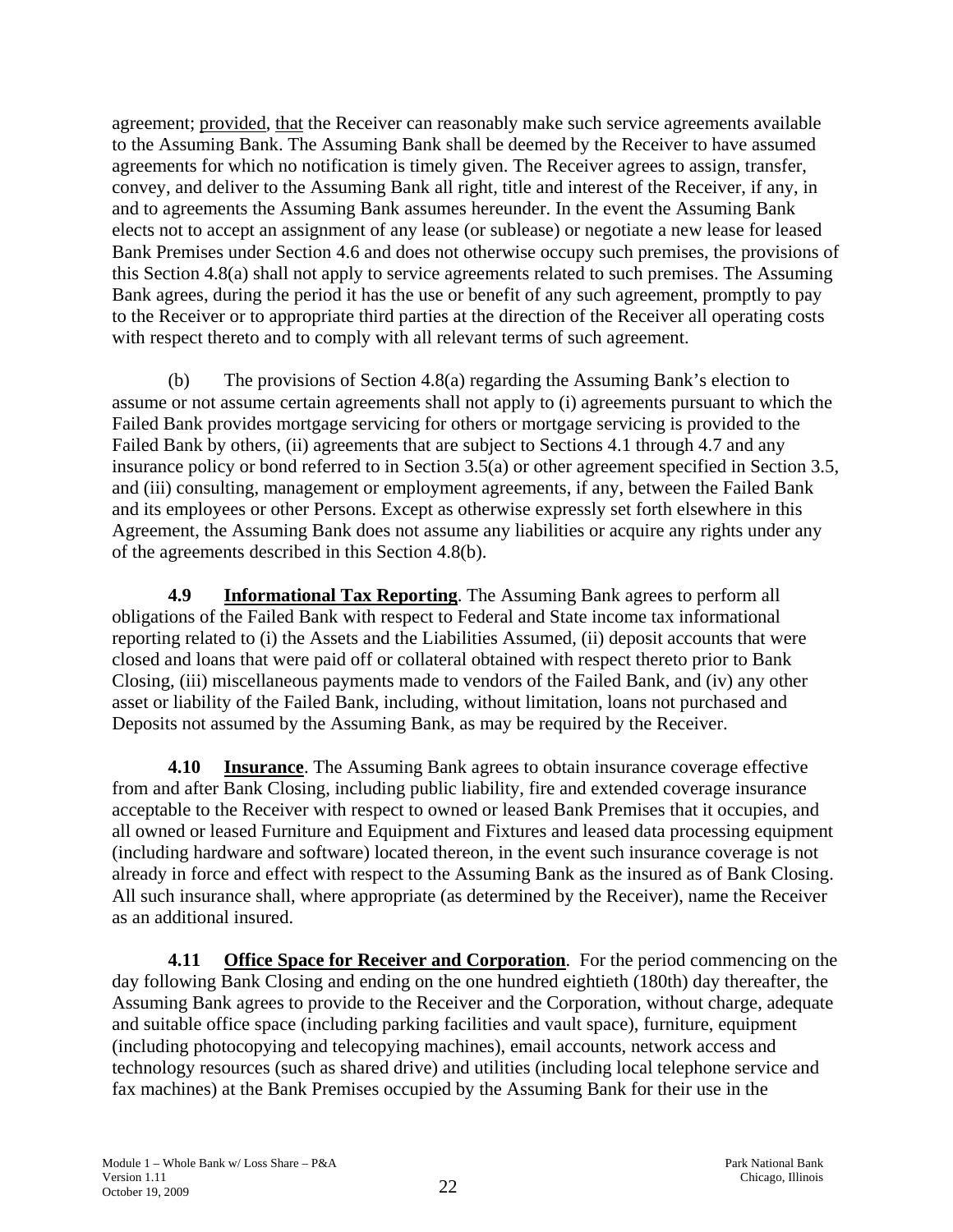agreement; provided, that the Receiver can reasonably make such service agreements available to the Assuming Bank. The Assuming Bank shall be deemed by the Receiver to have assumed agreements for which no notification is timely given. The Receiver agrees to assign, transfer, convey, and deliver to the Assuming Bank all right, title and interest of the Receiver, if any, in and to agreements the Assuming Bank assumes hereunder. In the event the Assuming Bank elects not to accept an assignment of any lease (or sublease) or negotiate a new lease for leased Bank Premises under Section 4.6 and does not otherwise occupy such premises, the provisions of this Section 4.8(a) shall not apply to service agreements related to such premises. The Assuming Bank agrees, during the period it has the use or benefit of any such agreement, promptly to pay to the Receiver or to appropriate third parties at the direction of the Receiver all operating costs with respect thereto and to comply with all relevant terms of such agreement.

(b) The provisions of Section 4.8(a) regarding the Assuming Bank's election to assume or not assume certain agreements shall not apply to (i) agreements pursuant to which the Failed Bank provides mortgage servicing for others or mortgage servicing is provided to the Failed Bank by others, (ii) agreements that are subject to Sections 4.1 through 4.7 and any insurance policy or bond referred to in Section 3.5(a) or other agreement specified in Section 3.5, and (iii) consulting, management or employment agreements, if any, between the Failed Bank and its employees or other Persons. Except as otherwise expressly set forth elsewhere in this Agreement, the Assuming Bank does not assume any liabilities or acquire any rights under any of the agreements described in this Section 4.8(b).

**4.9 Informational Tax Reporting**. The Assuming Bank agrees to perform all obligations of the Failed Bank with respect to Federal and State income tax informational reporting related to (i) the Assets and the Liabilities Assumed, (ii) deposit accounts that were closed and loans that were paid off or collateral obtained with respect thereto prior to Bank Closing, (iii) miscellaneous payments made to vendors of the Failed Bank, and (iv) any other asset or liability of the Failed Bank, including, without limitation, loans not purchased and Deposits not assumed by the Assuming Bank, as may be required by the Receiver.

**4.10 Insurance**. The Assuming Bank agrees to obtain insurance coverage effective from and after Bank Closing, including public liability, fire and extended coverage insurance acceptable to the Receiver with respect to owned or leased Bank Premises that it occupies, and all owned or leased Furniture and Equipment and Fixtures and leased data processing equipment (including hardware and software) located thereon, in the event such insurance coverage is not already in force and effect with respect to the Assuming Bank as the insured as of Bank Closing. All such insurance shall, where appropriate (as determined by the Receiver), name the Receiver as an additional insured.

**4.11 Office Space for Receiver and Corporation**. For the period commencing on the day following Bank Closing and ending on the one hundred eightieth (180th) day thereafter, the Assuming Bank agrees to provide to the Receiver and the Corporation, without charge, adequate and suitable office space (including parking facilities and vault space), furniture, equipment (including photocopying and telecopying machines), email accounts, network access and technology resources (such as shared drive) and utilities (including local telephone service and fax machines) at the Bank Premises occupied by the Assuming Bank for their use in the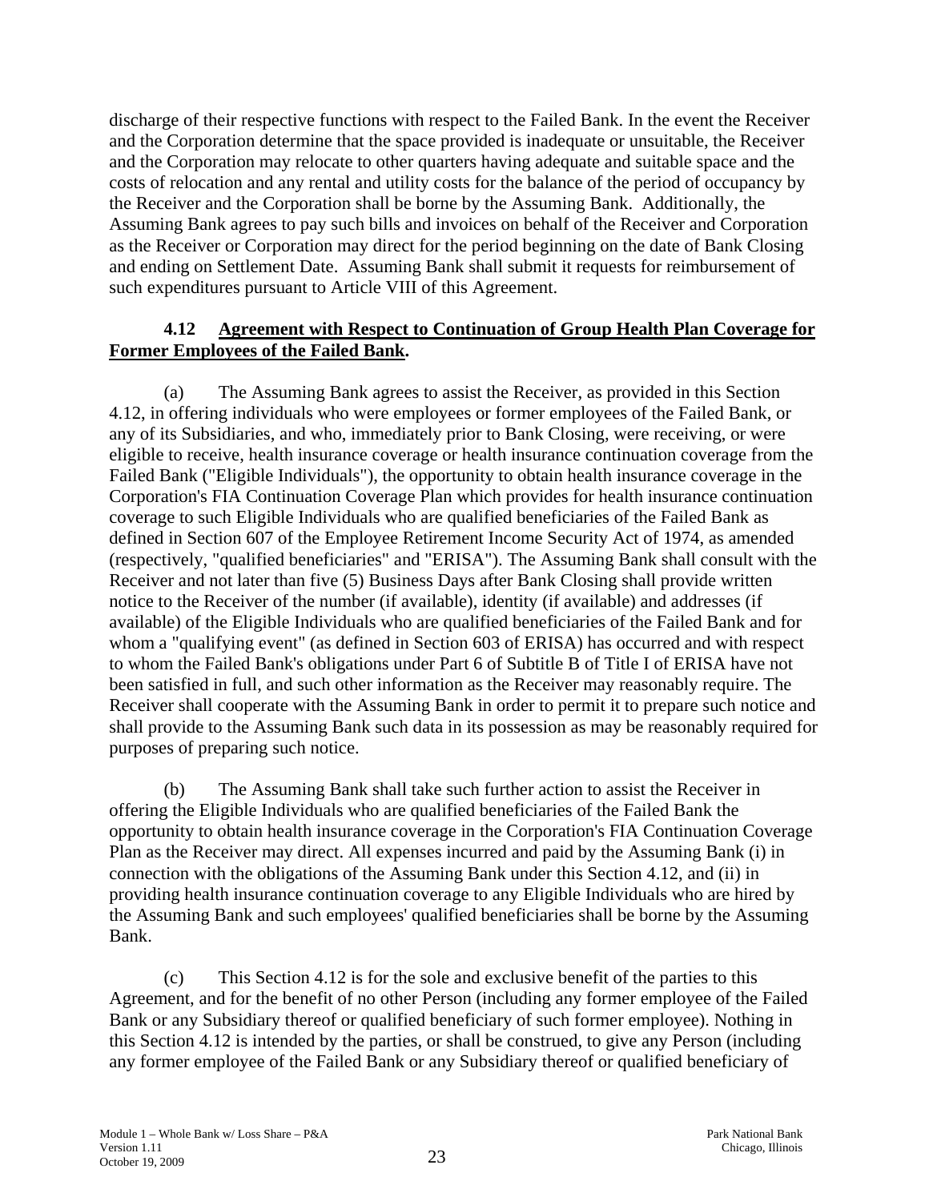discharge of their respective functions with respect to the Failed Bank. In the event the Receiver and the Corporation determine that the space provided is inadequate or unsuitable, the Receiver and the Corporation may relocate to other quarters having adequate and suitable space and the costs of relocation and any rental and utility costs for the balance of the period of occupancy by the Receiver and the Corporation shall be borne by the Assuming Bank. Additionally, the Assuming Bank agrees to pay such bills and invoices on behalf of the Receiver and Corporation as the Receiver or Corporation may direct for the period beginning on the date of Bank Closing and ending on Settlement Date. Assuming Bank shall submit it requests for reimbursement of such expenditures pursuant to Article VIII of this Agreement.

**4.12 Agreement with Respect to Continuation of Group Health Plan Coverage for Former Employees of the Failed Bank.**

(a) The Assuming Bank agrees to assist the Receiver, as provided in this Section 4.12, in offering individuals who were employees or former employees of the Failed Bank, or any of its Subsidiaries, and who, immediately prior to Bank Closing, were receiving, or were eligible to receive, health insurance coverage or health insurance continuation coverage from the Failed Bank ("Eligible Individuals"), the opportunity to obtain health insurance coverage in the Corporation's FIA Continuation Coverage Plan which provides for health insurance continuation coverage to such Eligible Individuals who are qualified beneficiaries of the Failed Bank as defined in Section 607 of the Employee Retirement Income Security Act of 1974, as amended (respectively, "qualified beneficiaries" and "ERISA"). The Assuming Bank shall consult with the Receiver and not later than five (5) Business Days after Bank Closing shall provide written notice to the Receiver of the number (if available), identity (if available) and addresses (if available) of the Eligible Individuals who are qualified beneficiaries of the Failed Bank and for whom a "qualifying event" (as defined in Section 603 of ERISA) has occurred and with respect to whom the Failed Bank's obligations under Part 6 of Subtitle B of Title I of ERISA have not been satisfied in full, and such other information as the Receiver may reasonably require. The Receiver shall cooperate with the Assuming Bank in order to permit it to prepare such notice and shall provide to the Assuming Bank such data in its possession as may be reasonably required for purposes of preparing such notice.

(b) The Assuming Bank shall take such further action to assist the Receiver in offering the Eligible Individuals who are qualified beneficiaries of the Failed Bank the opportunity to obtain health insurance coverage in the Corporation's FIA Continuation Coverage Plan as the Receiver may direct. All expenses incurred and paid by the Assuming Bank (i) in connection with the obligations of the Assuming Bank under this Section 4.12, and (ii) in providing health insurance continuation coverage to any Eligible Individuals who are hired by the Assuming Bank and such employees' qualified beneficiaries shall be borne by the Assuming Bank.

(c) This Section 4.12 is for the sole and exclusive benefit of the parties to this Agreement, and for the benefit of no other Person (including any former employee of the Failed Bank or any Subsidiary thereof or qualified beneficiary of such former employee). Nothing in this Section 4.12 is intended by the parties, or shall be construed, to give any Person (including any former employee of the Failed Bank or any Subsidiary thereof or qualified beneficiary of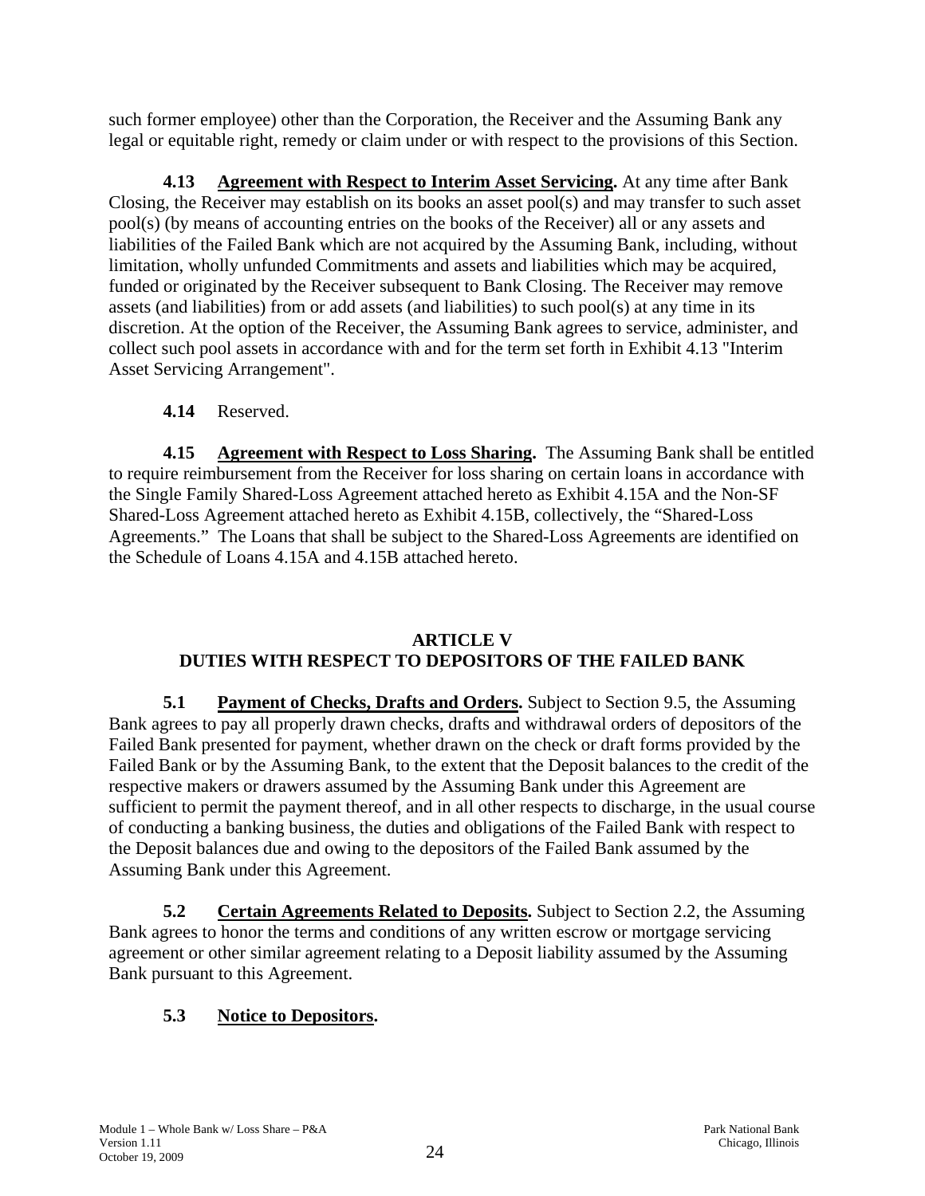such former employee) other than the Corporation, the Receiver and the Assuming Bank any legal or equitable right, remedy or claim under or with respect to the provisions of this Section.

**4.13 Agreement with Respect to Interim Asset Servicing.** At any time after Bank Closing, the Receiver may establish on its books an asset pool(s) and may transfer to such asset pool(s) (by means of accounting entries on the books of the Receiver) all or any assets and liabilities of the Failed Bank which are not acquired by the Assuming Bank, including, without limitation, wholly unfunded Commitments and assets and liabilities which may be acquired, funded or originated by the Receiver subsequent to Bank Closing. The Receiver may remove assets (and liabilities) from or add assets (and liabilities) to such pool(s) at any time in its discretion. At the option of the Receiver, the Assuming Bank agrees to service, administer, and collect such pool assets in accordance with and for the term set forth in Exhibit 4.13 "Interim Asset Servicing Arrangement".

**4.14** Reserved.

**4.15 Agreement with Respect to Loss Sharing.** The Assuming Bank shall be entitled to require reimbursement from the Receiver for loss sharing on certain loans in accordance with the Single Family Shared-Loss Agreement attached hereto as Exhibit 4.15A and the Non-SF Shared-Loss Agreement attached hereto as Exhibit 4.15B, collectively, the "Shared-Loss Agreements." The Loans that shall be subject to the Shared-Loss Agreements are identified on the Schedule of Loans 4.15A and 4.15B attached hereto.

## ARTICLE V
## DUTIES WITH RESPECT TO DEPOSITORS OF THE FAILED BANK

**5.1 Payment of Checks, Drafts and Orders.** Subject to Section 9.5, the Assuming Bank agrees to pay all properly drawn checks, drafts and withdrawal orders of depositors of the Failed Bank presented for payment, whether drawn on the check or draft forms provided by the Failed Bank or by the Assuming Bank, to the extent that the Deposit balances to the credit of the respective makers or drawers assumed by the Assuming Bank under this Agreement are sufficient to permit the payment thereof, and in all other respects to discharge, in the usual course of conducting a banking business, the duties and obligations of the Failed Bank with respect to the Deposit balances due and owing to the depositors of the Failed Bank assumed by the Assuming Bank under this Agreement.

**5.2 Certain Agreements Related to Deposits.** Subject to Section 2.2, the Assuming Bank agrees to honor the terms and conditions of any written escrow or mortgage servicing agreement or other similar agreement relating to a Deposit liability assumed by the Assuming Bank pursuant to this Agreement.

**5.3 Notice to Depositors.**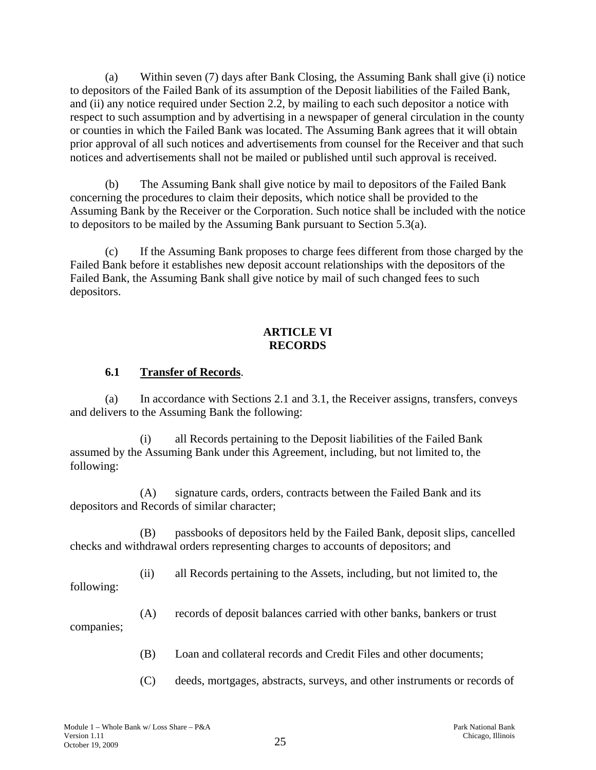(a) Within seven (7) days after Bank Closing, the Assuming Bank shall give (i) notice to depositors of the Failed Bank of its assumption of the Deposit liabilities of the Failed Bank, and (ii) any notice required under Section 2.2, by mailing to each such depositor a notice with respect to such assumption and by advertising in a newspaper of general circulation in the county or counties in which the Failed Bank was located. The Assuming Bank agrees that it will obtain prior approval of all such notices and advertisements from counsel for the Receiver and that such notices and advertisements shall not be mailed or published until such approval is received.

(b) The Assuming Bank shall give notice by mail to depositors of the Failed Bank concerning the procedures to claim their deposits, which notice shall be provided to the Assuming Bank by the Receiver or the Corporation. Such notice shall be included with the notice to depositors to be mailed by the Assuming Bank pursuant to Section 5.3(a).

(c) If the Assuming Bank proposes to charge fees different from those charged by the Failed Bank before it establishes new deposit account relationships with the depositors of the Failed Bank, the Assuming Bank shall give notice by mail of such changed fees to such depositors.

## ARTICLE VI
## RECORDS

### 6.1 Transfer of Records.

(a) In accordance with Sections 2.1 and 3.1, the Receiver assigns, transfers, conveys and delivers to the Assuming Bank the following:

(i) all Records pertaining to the Deposit liabilities of the Failed Bank assumed by the Assuming Bank under this Agreement, including, but not limited to, the following:

(A) signature cards, orders, contracts between the Failed Bank and its depositors and Records of similar character;

(B) passbooks of depositors held by the Failed Bank, deposit slips, cancelled checks and withdrawal orders representing charges to accounts of depositors; and

(ii) all Records pertaining to the Assets, including, but not limited to, the following:

(A) records of deposit balances carried with other banks, bankers or trust companies;

(B) Loan and collateral records and Credit Files and other documents;

(C) deeds, mortgages, abstracts, surveys, and other instruments or records of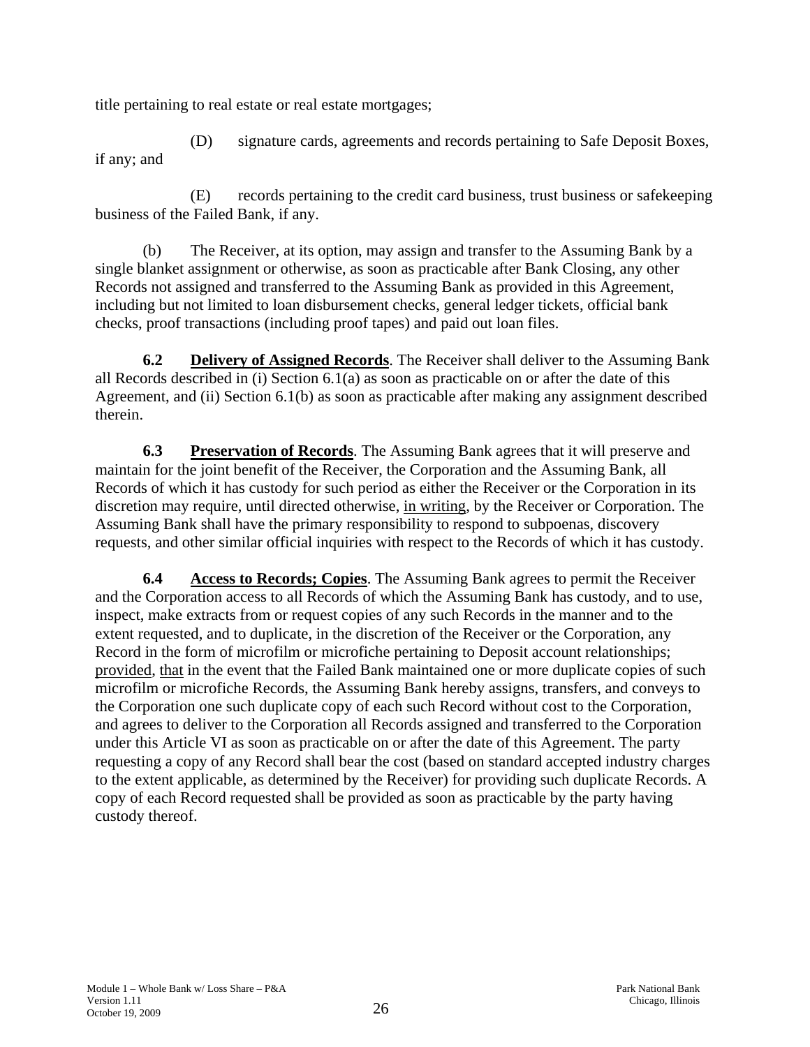title pertaining to real estate or real estate mortgages;

(D) signature cards, agreements and records pertaining to Safe Deposit Boxes, if any; and

(E) records pertaining to the credit card business, trust business or safekeeping business of the Failed Bank, if any.

(b) The Receiver, at its option, may assign and transfer to the Assuming Bank by a single blanket assignment or otherwise, as soon as practicable after Bank Closing, any other Records not assigned and transferred to the Assuming Bank as provided in this Agreement, including but not limited to loan disbursement checks, general ledger tickets, official bank checks, proof transactions (including proof tapes) and paid out loan files.

**6.2 Delivery of Assigned Records**. The Receiver shall deliver to the Assuming Bank all Records described in (i) Section 6.1(a) as soon as practicable on or after the date of this Agreement, and (ii) Section 6.1(b) as soon as practicable after making any assignment described therein.

**6.3 Preservation of Records**. The Assuming Bank agrees that it will preserve and maintain for the joint benefit of the Receiver, the Corporation and the Assuming Bank, all Records of which it has custody for such period as either the Receiver or the Corporation in its discretion may require, until directed otherwise, in writing, by the Receiver or Corporation. The Assuming Bank shall have the primary responsibility to respond to subpoenas, discovery requests, and other similar official inquiries with respect to the Records of which it has custody.

**6.4 Access to Records; Copies**. The Assuming Bank agrees to permit the Receiver and the Corporation access to all Records of which the Assuming Bank has custody, and to use, inspect, make extracts from or request copies of any such Records in the manner and to the extent requested, and to duplicate, in the discretion of the Receiver or the Corporation, any Record in the form of microfilm or microfiche pertaining to Deposit account relationships; provided, that in the event that the Failed Bank maintained one or more duplicate copies of such microfilm or microfiche Records, the Assuming Bank hereby assigns, transfers, and conveys to the Corporation one such duplicate copy of each such Record without cost to the Corporation, and agrees to deliver to the Corporation all Records assigned and transferred to the Corporation under this Article VI as soon as practicable on or after the date of this Agreement. The party requesting a copy of any Record shall bear the cost (based on standard accepted industry charges to the extent applicable, as determined by the Receiver) for providing such duplicate Records. A copy of each Record requested shall be provided as soon as practicable by the party having custody thereof.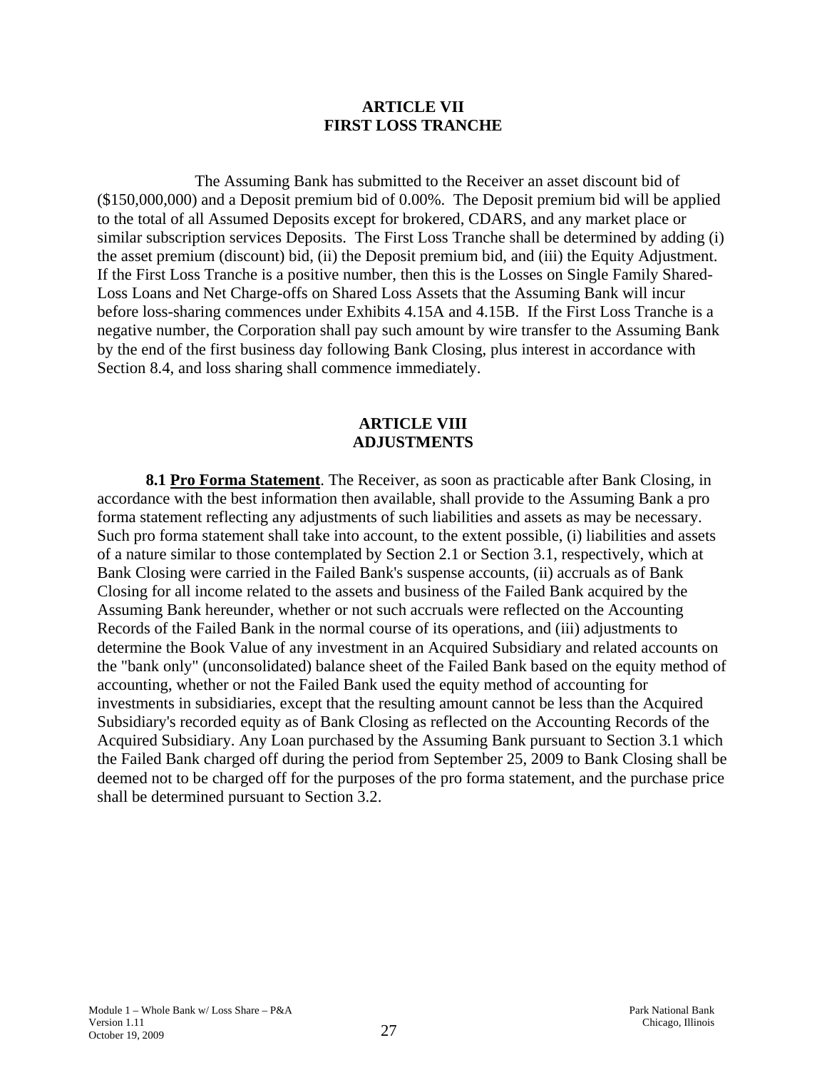## ARTICLE VII
## FIRST LOSS TRANCHE

The Assuming Bank has submitted to the Receiver an asset discount bid of ($150,000,000) and a Deposit premium bid of 0.00%. The Deposit premium bid will be applied to the total of all Assumed Deposits except for brokered, CDARS, and any market place or similar subscription services Deposits. The First Loss Tranche shall be determined by adding (i) the asset premium (discount) bid, (ii) the Deposit premium bid, and (iii) the Equity Adjustment. If the First Loss Tranche is a positive number, then this is the Losses on Single Family Shared-Loss Loans and Net Charge-offs on Shared Loss Assets that the Assuming Bank will incur before loss-sharing commences under Exhibits 4.15A and 4.15B. If the First Loss Tranche is a negative number, the Corporation shall pay such amount by wire transfer to the Assuming Bank by the end of the first business day following Bank Closing, plus interest in accordance with Section 8.4, and loss sharing shall commence immediately.

## ARTICLE VIII
## ADJUSTMENTS

**8.1 Pro Forma Statement**. The Receiver, as soon as practicable after Bank Closing, in accordance with the best information then available, shall provide to the Assuming Bank a pro forma statement reflecting any adjustments of such liabilities and assets as may be necessary. Such pro forma statement shall take into account, to the extent possible, (i) liabilities and assets of a nature similar to those contemplated by Section 2.1 or Section 3.1, respectively, which at Bank Closing were carried in the Failed Bank's suspense accounts, (ii) accruals as of Bank Closing for all income related to the assets and business of the Failed Bank acquired by the Assuming Bank hereunder, whether or not such accruals were reflected on the Accounting Records of the Failed Bank in the normal course of its operations, and (iii) adjustments to determine the Book Value of any investment in an Acquired Subsidiary and related accounts on the "bank only" (unconsolidated) balance sheet of the Failed Bank based on the equity method of accounting, whether or not the Failed Bank used the equity method of accounting for investments in subsidiaries, except that the resulting amount cannot be less than the Acquired Subsidiary's recorded equity as of Bank Closing as reflected on the Accounting Records of the Acquired Subsidiary. Any Loan purchased by the Assuming Bank pursuant to Section 3.1 which the Failed Bank charged off during the period from September 25, 2009 to Bank Closing shall be deemed not to be charged off for the purposes of the pro forma statement, and the purchase price shall be determined pursuant to Section 3.2.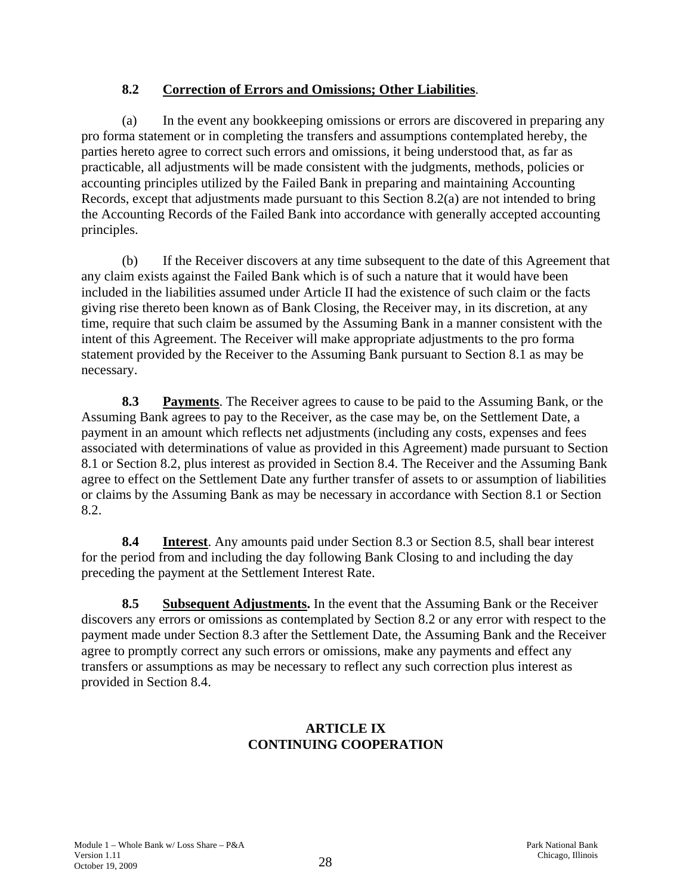**8.2 Correction of Errors and Omissions; Other Liabilities**.

(a) In the event any bookkeeping omissions or errors are discovered in preparing any pro forma statement or in completing the transfers and assumptions contemplated hereby, the parties hereto agree to correct such errors and omissions, it being understood that, as far as practicable, all adjustments will be made consistent with the judgments, methods, policies or accounting principles utilized by the Failed Bank in preparing and maintaining Accounting Records, except that adjustments made pursuant to this Section 8.2(a) are not intended to bring the Accounting Records of the Failed Bank into accordance with generally accepted accounting principles.

(b) If the Receiver discovers at any time subsequent to the date of this Agreement that any claim exists against the Failed Bank which is of such a nature that it would have been included in the liabilities assumed under Article II had the existence of such claim or the facts giving rise thereto been known as of Bank Closing, the Receiver may, in its discretion, at any time, require that such claim be assumed by the Assuming Bank in a manner consistent with the intent of this Agreement. The Receiver will make appropriate adjustments to the pro forma statement provided by the Receiver to the Assuming Bank pursuant to Section 8.1 as may be necessary.

**8.3 Payments**. The Receiver agrees to cause to be paid to the Assuming Bank, or the Assuming Bank agrees to pay to the Receiver, as the case may be, on the Settlement Date, a payment in an amount which reflects net adjustments (including any costs, expenses and fees associated with determinations of value as provided in this Agreement) made pursuant to Section 8.1 or Section 8.2, plus interest as provided in Section 8.4. The Receiver and the Assuming Bank agree to effect on the Settlement Date any further transfer of assets to or assumption of liabilities or claims by the Assuming Bank as may be necessary in accordance with Section 8.1 or Section 8.2.

**8.4 Interest**. Any amounts paid under Section 8.3 or Section 8.5, shall bear interest for the period from and including the day following Bank Closing to and including the day preceding the payment at the Settlement Interest Rate.

**8.5 Subsequent Adjustments.** In the event that the Assuming Bank or the Receiver discovers any errors or omissions as contemplated by Section 8.2 or any error with respect to the payment made under Section 8.3 after the Settlement Date, the Assuming Bank and the Receiver agree to promptly correct any such errors or omissions, make any payments and effect any transfers or assumptions as may be necessary to reflect any such correction plus interest as provided in Section 8.4.

## ARTICLE IX
## CONTINUING COOPERATION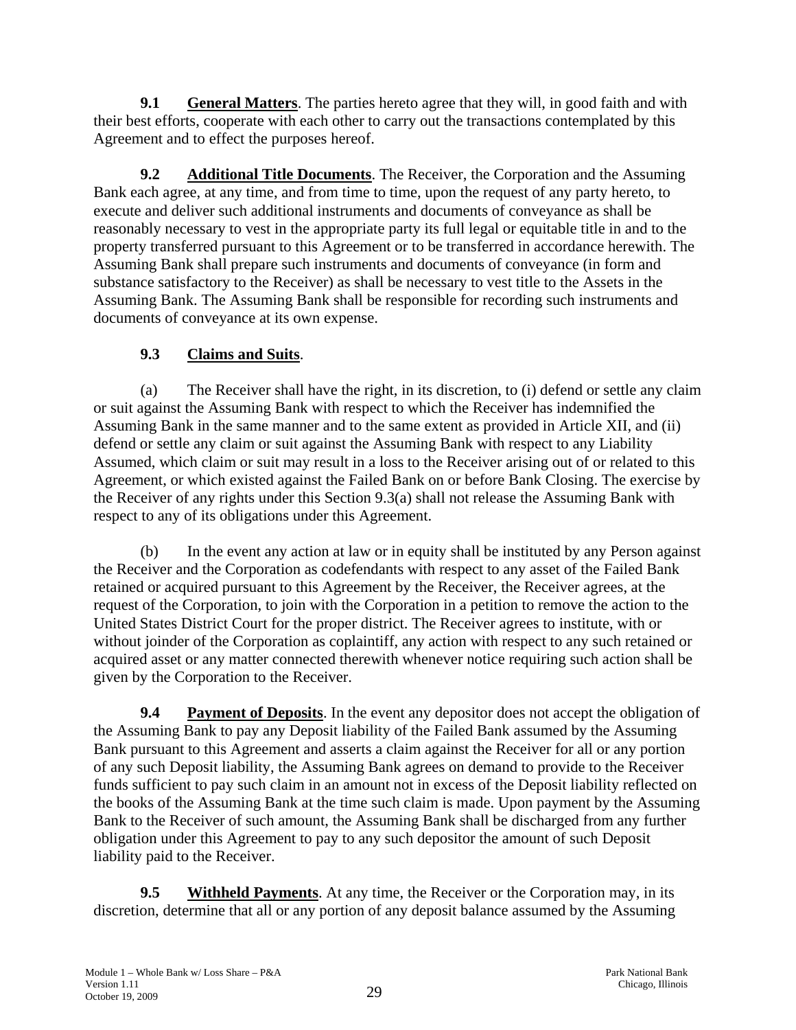**9.1 General Matters**. The parties hereto agree that they will, in good faith and with their best efforts, cooperate with each other to carry out the transactions contemplated by this Agreement and to effect the purposes hereof.

**9.2 Additional Title Documents**. The Receiver, the Corporation and the Assuming Bank each agree, at any time, and from time to time, upon the request of any party hereto, to execute and deliver such additional instruments and documents of conveyance as shall be reasonably necessary to vest in the appropriate party its full legal or equitable title in and to the property transferred pursuant to this Agreement or to be transferred in accordance herewith. The Assuming Bank shall prepare such instruments and documents of conveyance (in form and substance satisfactory to the Receiver) as shall be necessary to vest title to the Assets in the Assuming Bank. The Assuming Bank shall be responsible for recording such instruments and documents of conveyance at its own expense.

**9.3 Claims and Suits**.

(a) The Receiver shall have the right, in its discretion, to (i) defend or settle any claim or suit against the Assuming Bank with respect to which the Receiver has indemnified the Assuming Bank in the same manner and to the same extent as provided in Article XII, and (ii) defend or settle any claim or suit against the Assuming Bank with respect to any Liability Assumed, which claim or suit may result in a loss to the Receiver arising out of or related to this Agreement, or which existed against the Failed Bank on or before Bank Closing. The exercise by the Receiver of any rights under this Section 9.3(a) shall not release the Assuming Bank with respect to any of its obligations under this Agreement.

(b) In the event any action at law or in equity shall be instituted by any Person against the Receiver and the Corporation as codefendants with respect to any asset of the Failed Bank retained or acquired pursuant to this Agreement by the Receiver, the Receiver agrees, at the request of the Corporation, to join with the Corporation in a petition to remove the action to the United States District Court for the proper district. The Receiver agrees to institute, with or without joinder of the Corporation as coplaintiff, any action with respect to any such retained or acquired asset or any matter connected therewith whenever notice requiring such action shall be given by the Corporation to the Receiver.

**9.4 Payment of Deposits**. In the event any depositor does not accept the obligation of the Assuming Bank to pay any Deposit liability of the Failed Bank assumed by the Assuming Bank pursuant to this Agreement and asserts a claim against the Receiver for all or any portion of any such Deposit liability, the Assuming Bank agrees on demand to provide to the Receiver funds sufficient to pay such claim in an amount not in excess of the Deposit liability reflected on the books of the Assuming Bank at the time such claim is made. Upon payment by the Assuming Bank to the Receiver of such amount, the Assuming Bank shall be discharged from any further obligation under this Agreement to pay to any such depositor the amount of such Deposit liability paid to the Receiver.

**9.5 Withheld Payments**. At any time, the Receiver or the Corporation may, in its discretion, determine that all or any portion of any deposit balance assumed by the Assuming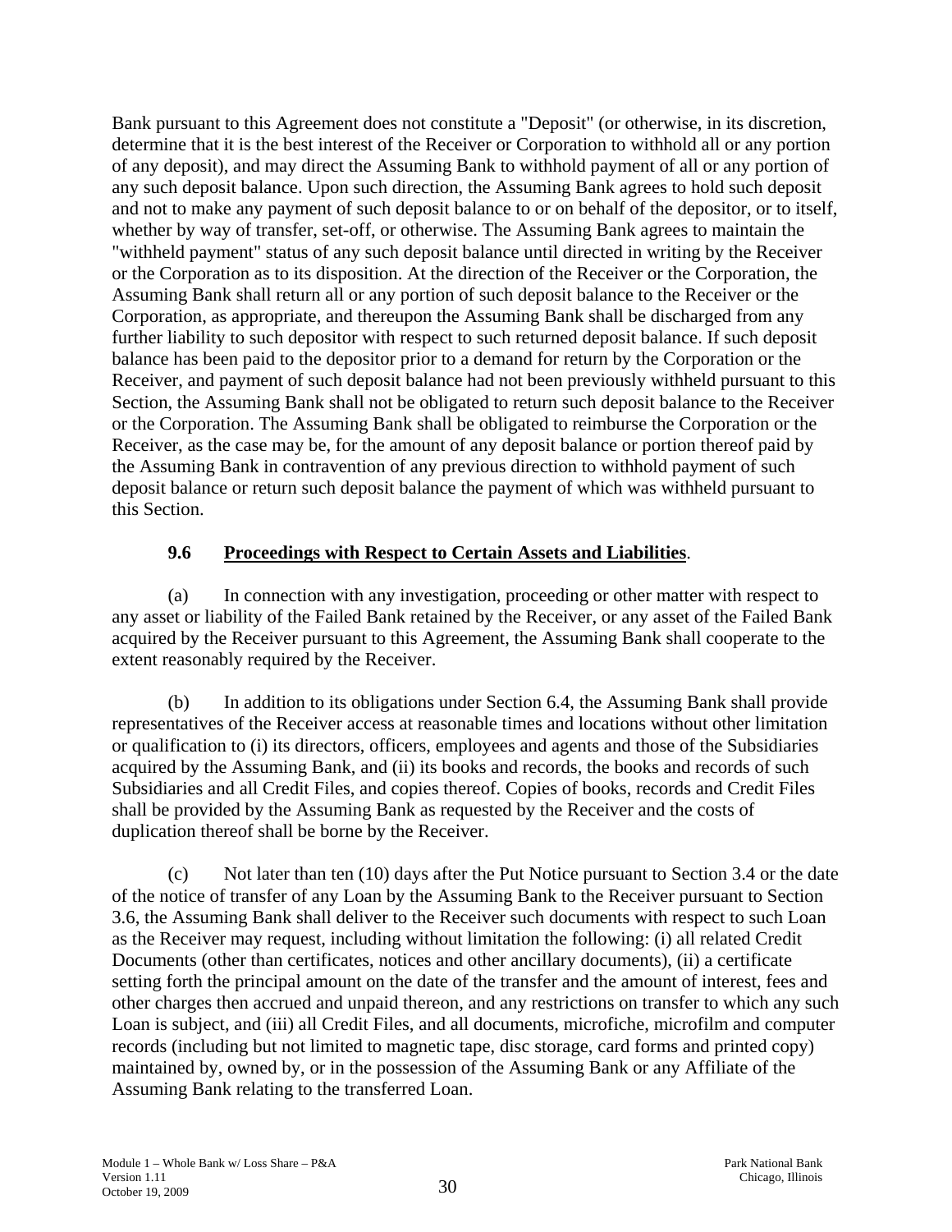Bank pursuant to this Agreement does not constitute a "Deposit" (or otherwise, in its discretion, determine that it is the best interest of the Receiver or Corporation to withhold all or any portion of any deposit), and may direct the Assuming Bank to withhold payment of all or any portion of any such deposit balance. Upon such direction, the Assuming Bank agrees to hold such deposit and not to make any payment of such deposit balance to or on behalf of the depositor, or to itself, whether by way of transfer, set-off, or otherwise. The Assuming Bank agrees to maintain the "withheld payment" status of any such deposit balance until directed in writing by the Receiver or the Corporation as to its disposition. At the direction of the Receiver or the Corporation, the Assuming Bank shall return all or any portion of such deposit balance to the Receiver or the Corporation, as appropriate, and thereupon the Assuming Bank shall be discharged from any further liability to such depositor with respect to such returned deposit balance. If such deposit balance has been paid to the depositor prior to a demand for return by the Corporation or the Receiver, and payment of such deposit balance had not been previously withheld pursuant to this Section, the Assuming Bank shall not be obligated to return such deposit balance to the Receiver or the Corporation. The Assuming Bank shall be obligated to reimburse the Corporation or the Receiver, as the case may be, for the amount of any deposit balance or portion thereof paid by the Assuming Bank in contravention of any previous direction to withhold payment of such deposit balance or return such deposit balance the payment of which was withheld pursuant to this Section.

### 9.6 Proceedings with Respect to Certain Assets and Liabilities.

(a) In connection with any investigation, proceeding or other matter with respect to any asset or liability of the Failed Bank retained by the Receiver, or any asset of the Failed Bank acquired by the Receiver pursuant to this Agreement, the Assuming Bank shall cooperate to the extent reasonably required by the Receiver.

(b) In addition to its obligations under Section 6.4, the Assuming Bank shall provide representatives of the Receiver access at reasonable times and locations without other limitation or qualification to (i) its directors, officers, employees and agents and those of the Subsidiaries acquired by the Assuming Bank, and (ii) its books and records, the books and records of such Subsidiaries and all Credit Files, and copies thereof. Copies of books, records and Credit Files shall be provided by the Assuming Bank as requested by the Receiver and the costs of duplication thereof shall be borne by the Receiver.

(c) Not later than ten (10) days after the Put Notice pursuant to Section 3.4 or the date of the notice of transfer of any Loan by the Assuming Bank to the Receiver pursuant to Section 3.6, the Assuming Bank shall deliver to the Receiver such documents with respect to such Loan as the Receiver may request, including without limitation the following: (i) all related Credit Documents (other than certificates, notices and other ancillary documents), (ii) a certificate setting forth the principal amount on the date of the transfer and the amount of interest, fees and other charges then accrued and unpaid thereon, and any restrictions on transfer to which any such Loan is subject, and (iii) all Credit Files, and all documents, microfiche, microfilm and computer records (including but not limited to magnetic tape, disc storage, card forms and printed copy) maintained by, owned by, or in the possession of the Assuming Bank or any Affiliate of the Assuming Bank relating to the transferred Loan.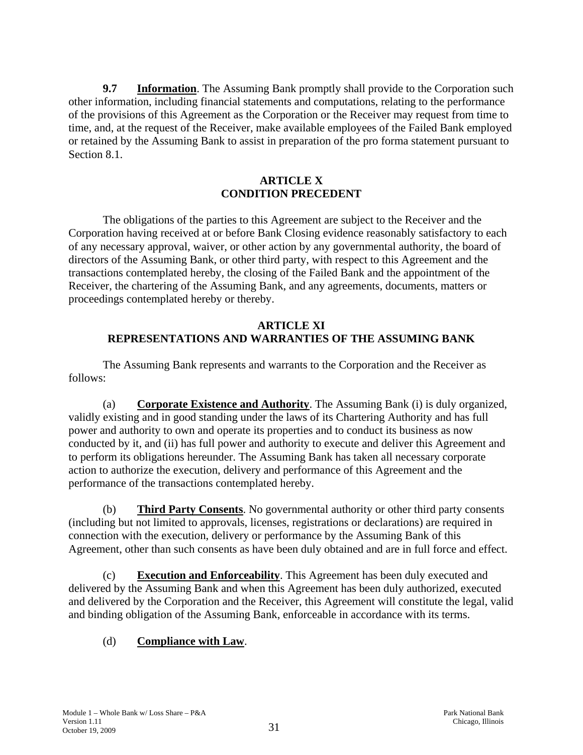**9.7 <u>Information</u>**. The Assuming Bank promptly shall provide to the Corporation such other information, including financial statements and computations, relating to the performance of the provisions of this Agreement as the Corporation or the Receiver may request from time to time, and, at the request of the Receiver, make available employees of the Failed Bank employed or retained by the Assuming Bank to assist in preparation of the pro forma statement pursuant to Section 8.1.

## ARTICLE X
## CONDITION PRECEDENT

The obligations of the parties to this Agreement are subject to the Receiver and the Corporation having received at or before Bank Closing evidence reasonably satisfactory to each of any necessary approval, waiver, or other action by any governmental authority, the board of directors of the Assuming Bank, or other third party, with respect to this Agreement and the transactions contemplated hereby, the closing of the Failed Bank and the appointment of the Receiver, the chartering of the Assuming Bank, and any agreements, documents, matters or proceedings contemplated hereby or thereby.

## ARTICLE XI
## REPRESENTATIONS AND WARRANTIES OF THE ASSUMING BANK

The Assuming Bank represents and warrants to the Corporation and the Receiver as follows:

(a) **<u>Corporate Existence and Authority</u>**. The Assuming Bank (i) is duly organized, validly existing and in good standing under the laws of its Chartering Authority and has full power and authority to own and operate its properties and to conduct its business as now conducted by it, and (ii) has full power and authority to execute and deliver this Agreement and to perform its obligations hereunder. The Assuming Bank has taken all necessary corporate action to authorize the execution, delivery and performance of this Agreement and the performance of the transactions contemplated hereby.

(b) **<u>Third Party Consents</u>**. No governmental authority or other third party consents (including but not limited to approvals, licenses, registrations or declarations) are required in connection with the execution, delivery or performance by the Assuming Bank of this Agreement, other than such consents as have been duly obtained and are in full force and effect.

(c) **<u>Execution and Enforceability</u>**. This Agreement has been duly executed and delivered by the Assuming Bank and when this Agreement has been duly authorized, executed and delivered by the Corporation and the Receiver, this Agreement will constitute the legal, valid and binding obligation of the Assuming Bank, enforceable in accordance with its terms.

(d) **<u>Compliance with Law</u>**.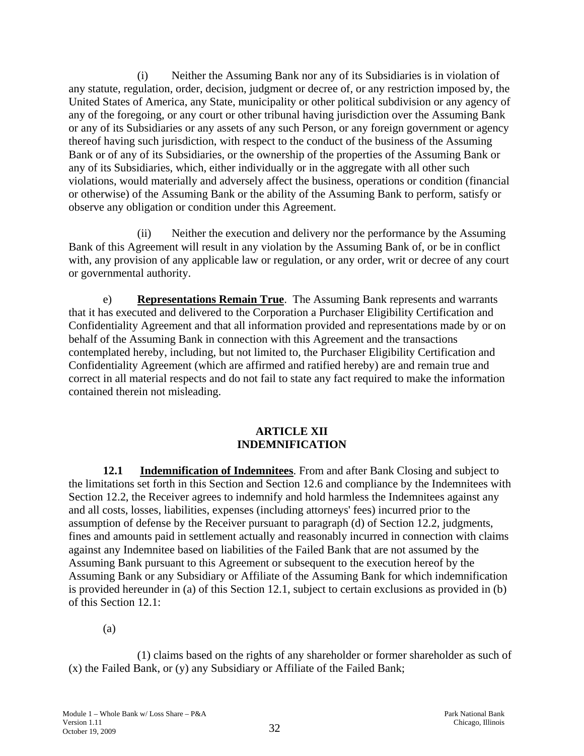(i) Neither the Assuming Bank nor any of its Subsidiaries is in violation of any statute, regulation, order, decision, judgment or decree of, or any restriction imposed by, the United States of America, any State, municipality or other political subdivision or any agency of any of the foregoing, or any court or other tribunal having jurisdiction over the Assuming Bank or any of its Subsidiaries or any assets of any such Person, or any foreign government or agency thereof having such jurisdiction, with respect to the conduct of the business of the Assuming Bank or of any of its Subsidiaries, or the ownership of the properties of the Assuming Bank or any of its Subsidiaries, which, either individually or in the aggregate with all other such violations, would materially and adversely affect the business, operations or condition (financial or otherwise) of the Assuming Bank or the ability of the Assuming Bank to perform, satisfy or observe any obligation or condition under this Agreement.

(ii) Neither the execution and delivery nor the performance by the Assuming Bank of this Agreement will result in any violation by the Assuming Bank of, or be in conflict with, any provision of any applicable law or regulation, or any order, writ or decree of any court or governmental authority.

e) **Representations Remain True**. The Assuming Bank represents and warrants that it has executed and delivered to the Corporation a Purchaser Eligibility Certification and Confidentiality Agreement and that all information provided and representations made by or on behalf of the Assuming Bank in connection with this Agreement and the transactions contemplated hereby, including, but not limited to, the Purchaser Eligibility Certification and Confidentiality Agreement (which are affirmed and ratified hereby) are and remain true and correct in all material respects and do not fail to state any fact required to make the information contained therein not misleading.

## ARTICLE XII
## INDEMNIFICATION

**12.1 Indemnification of Indemnitees**. From and after Bank Closing and subject to the limitations set forth in this Section and Section 12.6 and compliance by the Indemnitees with Section 12.2, the Receiver agrees to indemnify and hold harmless the Indemnitees against any and all costs, losses, liabilities, expenses (including attorneys' fees) incurred prior to the assumption of defense by the Receiver pursuant to paragraph (d) of Section 12.2, judgments, fines and amounts paid in settlement actually and reasonably incurred in connection with claims against any Indemnitee based on liabilities of the Failed Bank that are not assumed by the Assuming Bank pursuant to this Agreement or subsequent to the execution hereof by the Assuming Bank or any Subsidiary or Affiliate of the Assuming Bank for which indemnification is provided hereunder in (a) of this Section 12.1, subject to certain exclusions as provided in (b) of this Section 12.1:

(a)

(1) claims based on the rights of any shareholder or former shareholder as such of (x) the Failed Bank, or (y) any Subsidiary or Affiliate of the Failed Bank;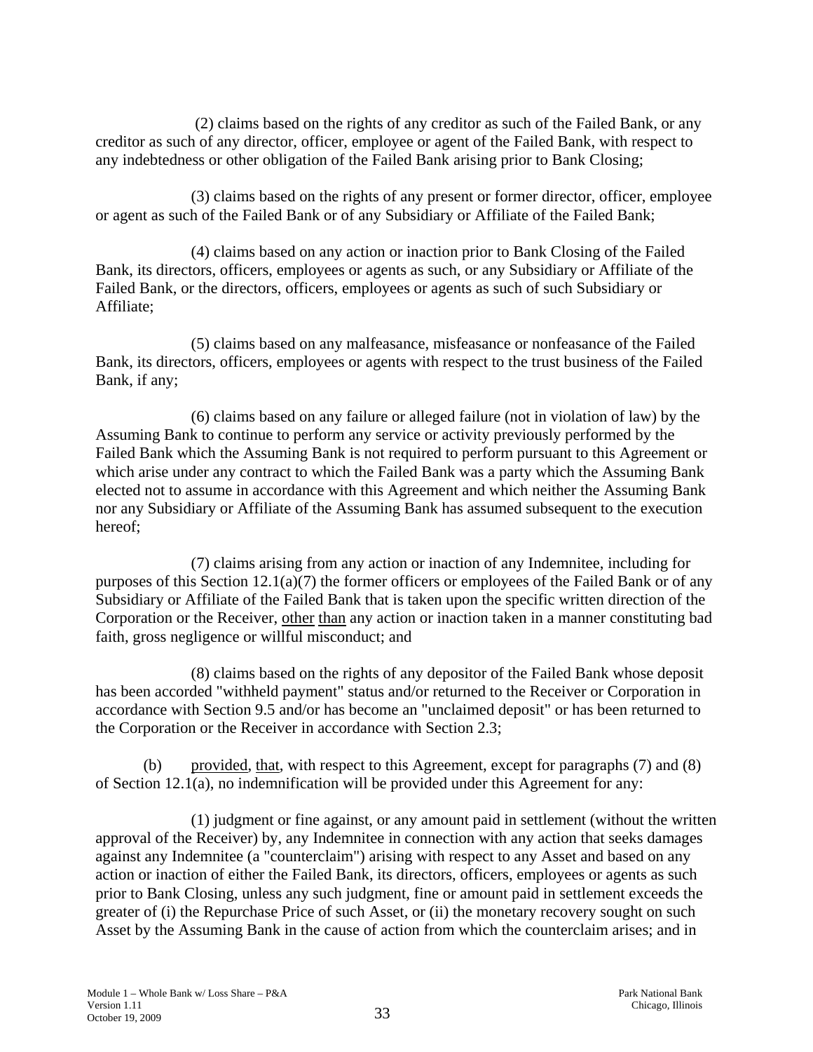(2) claims based on the rights of any creditor as such of the Failed Bank, or any creditor as such of any director, officer, employee or agent of the Failed Bank, with respect to any indebtedness or other obligation of the Failed Bank arising prior to Bank Closing;

(3) claims based on the rights of any present or former director, officer, employee or agent as such of the Failed Bank or of any Subsidiary or Affiliate of the Failed Bank;

(4) claims based on any action or inaction prior to Bank Closing of the Failed Bank, its directors, officers, employees or agents as such, or any Subsidiary or Affiliate of the Failed Bank, or the directors, officers, employees or agents as such of such Subsidiary or Affiliate;

(5) claims based on any malfeasance, misfeasance or nonfeasance of the Failed Bank, its directors, officers, employees or agents with respect to the trust business of the Failed Bank, if any;

(6) claims based on any failure or alleged failure (not in violation of law) by the Assuming Bank to continue to perform any service or activity previously performed by the Failed Bank which the Assuming Bank is not required to perform pursuant to this Agreement or which arise under any contract to which the Failed Bank was a party which the Assuming Bank elected not to assume in accordance with this Agreement and which neither the Assuming Bank nor any Subsidiary or Affiliate of the Assuming Bank has assumed subsequent to the execution hereof;

(7) claims arising from any action or inaction of any Indemnitee, including for purposes of this Section 12.1(a)(7) the former officers or employees of the Failed Bank or of any Subsidiary or Affiliate of the Failed Bank that is taken upon the specific written direction of the Corporation or the Receiver, other than any action or inaction taken in a manner constituting bad faith, gross negligence or willful misconduct; and

(8) claims based on the rights of any depositor of the Failed Bank whose deposit has been accorded "withheld payment" status and/or returned to the Receiver or Corporation in accordance with Section 9.5 and/or has become an "unclaimed deposit" or has been returned to the Corporation or the Receiver in accordance with Section 2.3;

(b) provided, that, with respect to this Agreement, except for paragraphs (7) and (8) of Section 12.1(a), no indemnification will be provided under this Agreement for any:

(1) judgment or fine against, or any amount paid in settlement (without the written approval of the Receiver) by, any Indemnitee in connection with any action that seeks damages against any Indemnitee (a "counterclaim") arising with respect to any Asset and based on any action or inaction of either the Failed Bank, its directors, officers, employees or agents as such prior to Bank Closing, unless any such judgment, fine or amount paid in settlement exceeds the greater of (i) the Repurchase Price of such Asset, or (ii) the monetary recovery sought on such Asset by the Assuming Bank in the cause of action from which the counterclaim arises; and in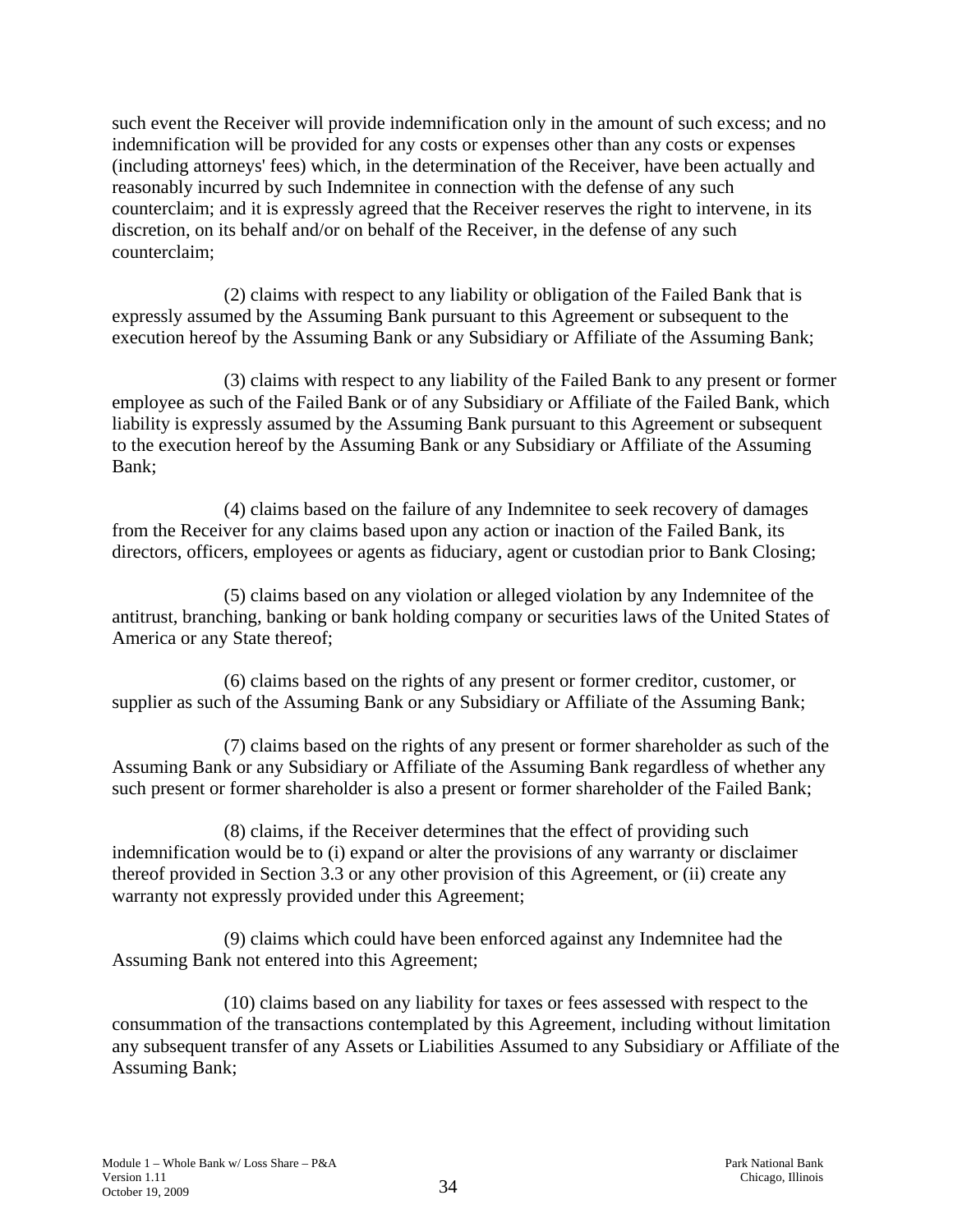such event the Receiver will provide indemnification only in the amount of such excess; and no indemnification will be provided for any costs or expenses other than any costs or expenses (including attorneys' fees) which, in the determination of the Receiver, have been actually and reasonably incurred by such Indemnitee in connection with the defense of any such counterclaim; and it is expressly agreed that the Receiver reserves the right to intervene, in its discretion, on its behalf and/or on behalf of the Receiver, in the defense of any such counterclaim;

(2) claims with respect to any liability or obligation of the Failed Bank that is expressly assumed by the Assuming Bank pursuant to this Agreement or subsequent to the execution hereof by the Assuming Bank or any Subsidiary or Affiliate of the Assuming Bank;

(3) claims with respect to any liability of the Failed Bank to any present or former employee as such of the Failed Bank or of any Subsidiary or Affiliate of the Failed Bank, which liability is expressly assumed by the Assuming Bank pursuant to this Agreement or subsequent to the execution hereof by the Assuming Bank or any Subsidiary or Affiliate of the Assuming Bank;

(4) claims based on the failure of any Indemnitee to seek recovery of damages from the Receiver for any claims based upon any action or inaction of the Failed Bank, its directors, officers, employees or agents as fiduciary, agent or custodian prior to Bank Closing;

(5) claims based on any violation or alleged violation by any Indemnitee of the antitrust, branching, banking or bank holding company or securities laws of the United States of America or any State thereof;

(6) claims based on the rights of any present or former creditor, customer, or supplier as such of the Assuming Bank or any Subsidiary or Affiliate of the Assuming Bank;

(7) claims based on the rights of any present or former shareholder as such of the Assuming Bank or any Subsidiary or Affiliate of the Assuming Bank regardless of whether any such present or former shareholder is also a present or former shareholder of the Failed Bank;

(8) claims, if the Receiver determines that the effect of providing such indemnification would be to (i) expand or alter the provisions of any warranty or disclaimer thereof provided in Section 3.3 or any other provision of this Agreement, or (ii) create any warranty not expressly provided under this Agreement;

(9) claims which could have been enforced against any Indemnitee had the Assuming Bank not entered into this Agreement;

(10) claims based on any liability for taxes or fees assessed with respect to the consummation of the transactions contemplated by this Agreement, including without limitation any subsequent transfer of any Assets or Liabilities Assumed to any Subsidiary or Affiliate of the Assuming Bank;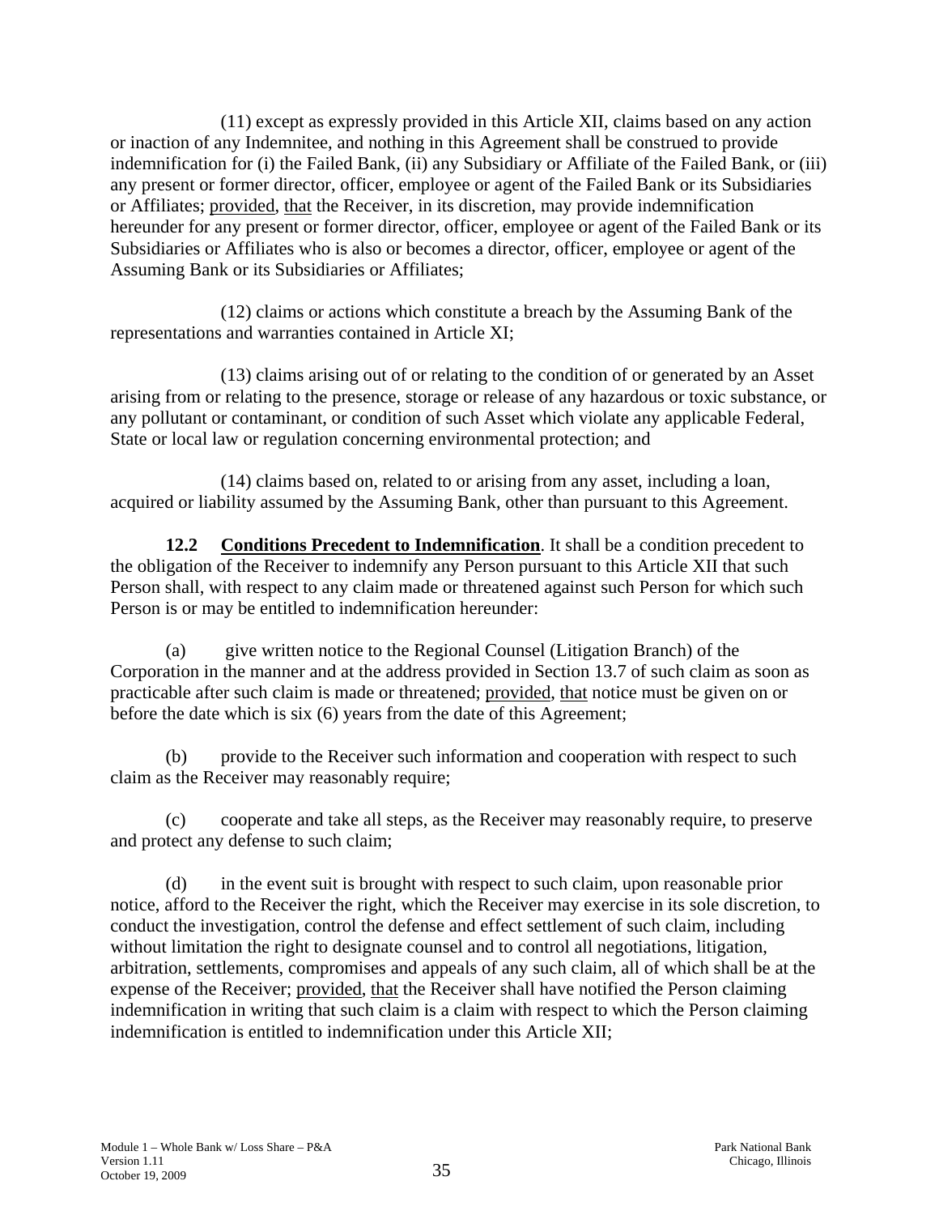(11) except as expressly provided in this Article XII, claims based on any action or inaction of any Indemnitee, and nothing in this Agreement shall be construed to provide indemnification for (i) the Failed Bank, (ii) any Subsidiary or Affiliate of the Failed Bank, or (iii) any present or former director, officer, employee or agent of the Failed Bank or its Subsidiaries or Affiliates; provided, that the Receiver, in its discretion, may provide indemnification hereunder for any present or former director, officer, employee or agent of the Failed Bank or its Subsidiaries or Affiliates who is also or becomes a director, officer, employee or agent of the Assuming Bank or its Subsidiaries or Affiliates;

(12) claims or actions which constitute a breach by the Assuming Bank of the representations and warranties contained in Article XI;

(13) claims arising out of or relating to the condition of or generated by an Asset arising from or relating to the presence, storage or release of any hazardous or toxic substance, or any pollutant or contaminant, or condition of such Asset which violate any applicable Federal, State or local law or regulation concerning environmental protection; and

(14) claims based on, related to or arising from any asset, including a loan, acquired or liability assumed by the Assuming Bank, other than pursuant to this Agreement.

**12.2 Conditions Precedent to Indemnification**. It shall be a condition precedent to the obligation of the Receiver to indemnify any Person pursuant to this Article XII that such Person shall, with respect to any claim made or threatened against such Person for which such Person is or may be entitled to indemnification hereunder:

(a) give written notice to the Regional Counsel (Litigation Branch) of the Corporation in the manner and at the address provided in Section 13.7 of such claim as soon as practicable after such claim is made or threatened; provided, that notice must be given on or before the date which is six (6) years from the date of this Agreement;

(b) provide to the Receiver such information and cooperation with respect to such claim as the Receiver may reasonably require;

(c) cooperate and take all steps, as the Receiver may reasonably require, to preserve and protect any defense to such claim;

(d) in the event suit is brought with respect to such claim, upon reasonable prior notice, afford to the Receiver the right, which the Receiver may exercise in its sole discretion, to conduct the investigation, control the defense and effect settlement of such claim, including without limitation the right to designate counsel and to control all negotiations, litigation, arbitration, settlements, compromises and appeals of any such claim, all of which shall be at the expense of the Receiver; provided, that the Receiver shall have notified the Person claiming indemnification in writing that such claim is a claim with respect to which the Person claiming indemnification is entitled to indemnification under this Article XII;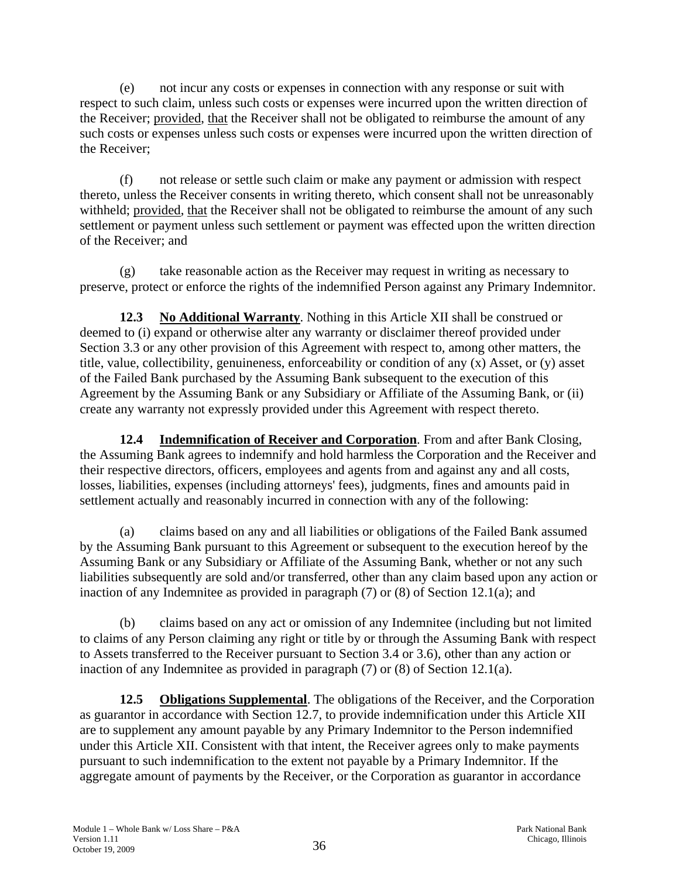(e) not incur any costs or expenses in connection with any response or suit with respect to such claim, unless such costs or expenses were incurred upon the written direction of the Receiver; provided, that the Receiver shall not be obligated to reimburse the amount of any such costs or expenses unless such costs or expenses were incurred upon the written direction of the Receiver;

(f) not release or settle such claim or make any payment or admission with respect thereto, unless the Receiver consents in writing thereto, which consent shall not be unreasonably withheld; provided, that the Receiver shall not be obligated to reimburse the amount of any such settlement or payment unless such settlement or payment was effected upon the written direction of the Receiver; and

(g) take reasonable action as the Receiver may request in writing as necessary to preserve, protect or enforce the rights of the indemnified Person against any Primary Indemnitor.

**12.3 No Additional Warranty**. Nothing in this Article XII shall be construed or deemed to (i) expand or otherwise alter any warranty or disclaimer thereof provided under Section 3.3 or any other provision of this Agreement with respect to, among other matters, the title, value, collectibility, genuineness, enforceability or condition of any (x) Asset, or (y) asset of the Failed Bank purchased by the Assuming Bank subsequent to the execution of this Agreement by the Assuming Bank or any Subsidiary or Affiliate of the Assuming Bank, or (ii) create any warranty not expressly provided under this Agreement with respect thereto.

**12.4 Indemnification of Receiver and Corporation**. From and after Bank Closing, the Assuming Bank agrees to indemnify and hold harmless the Corporation and the Receiver and their respective directors, officers, employees and agents from and against any and all costs, losses, liabilities, expenses (including attorneys' fees), judgments, fines and amounts paid in settlement actually and reasonably incurred in connection with any of the following:

(a) claims based on any and all liabilities or obligations of the Failed Bank assumed by the Assuming Bank pursuant to this Agreement or subsequent to the execution hereof by the Assuming Bank or any Subsidiary or Affiliate of the Assuming Bank, whether or not any such liabilities subsequently are sold and/or transferred, other than any claim based upon any action or inaction of any Indemnitee as provided in paragraph (7) or (8) of Section 12.1(a); and

(b) claims based on any act or omission of any Indemnitee (including but not limited to claims of any Person claiming any right or title by or through the Assuming Bank with respect to Assets transferred to the Receiver pursuant to Section 3.4 or 3.6), other than any action or inaction of any Indemnitee as provided in paragraph (7) or (8) of Section 12.1(a).

**12.5 Obligations Supplemental**. The obligations of the Receiver, and the Corporation as guarantor in accordance with Section 12.7, to provide indemnification under this Article XII are to supplement any amount payable by any Primary Indemnitor to the Person indemnified under this Article XII. Consistent with that intent, the Receiver agrees only to make payments pursuant to such indemnification to the extent not payable by a Primary Indemnitor. If the aggregate amount of payments by the Receiver, or the Corporation as guarantor in accordance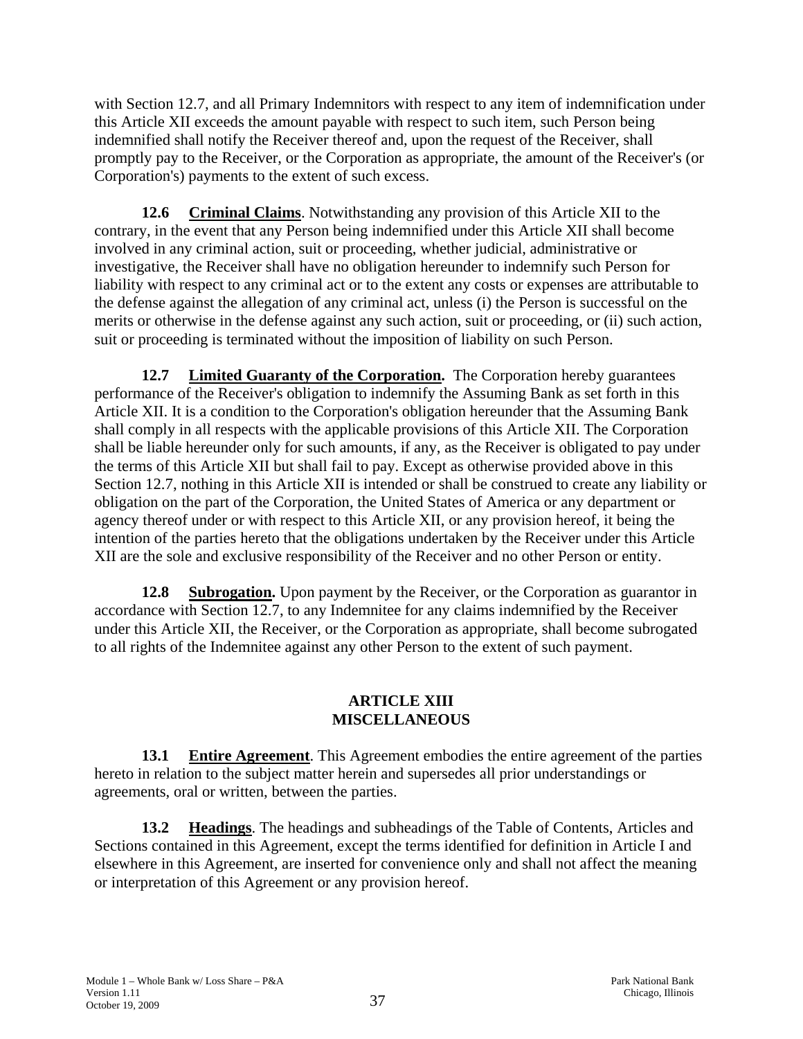with Section 12.7, and all Primary Indemnitors with respect to any item of indemnification under this Article XII exceeds the amount payable with respect to such item, such Person being indemnified shall notify the Receiver thereof and, upon the request of the Receiver, shall promptly pay to the Receiver, or the Corporation as appropriate, the amount of the Receiver's (or Corporation's) payments to the extent of such excess.

**12.6 Criminal Claims**. Notwithstanding any provision of this Article XII to the contrary, in the event that any Person being indemnified under this Article XII shall become involved in any criminal action, suit or proceeding, whether judicial, administrative or investigative, the Receiver shall have no obligation hereunder to indemnify such Person for liability with respect to any criminal act or to the extent any costs or expenses are attributable to the defense against the allegation of any criminal act, unless (i) the Person is successful on the merits or otherwise in the defense against any such action, suit or proceeding, or (ii) such action, suit or proceeding is terminated without the imposition of liability on such Person.

**12.7 Limited Guaranty of the Corporation.** The Corporation hereby guarantees performance of the Receiver's obligation to indemnify the Assuming Bank as set forth in this Article XII. It is a condition to the Corporation's obligation hereunder that the Assuming Bank shall comply in all respects with the applicable provisions of this Article XII. The Corporation shall be liable hereunder only for such amounts, if any, as the Receiver is obligated to pay under the terms of this Article XII but shall fail to pay. Except as otherwise provided above in this Section 12.7, nothing in this Article XII is intended or shall be construed to create any liability or obligation on the part of the Corporation, the United States of America or any department or agency thereof under or with respect to this Article XII, or any provision hereof, it being the intention of the parties hereto that the obligations undertaken by the Receiver under this Article XII are the sole and exclusive responsibility of the Receiver and no other Person or entity.

**12.8 Subrogation.** Upon payment by the Receiver, or the Corporation as guarantor in accordance with Section 12.7, to any Indemnitee for any claims indemnified by the Receiver under this Article XII, the Receiver, or the Corporation as appropriate, shall become subrogated to all rights of the Indemnitee against any other Person to the extent of such payment.

## ARTICLE XIII
## MISCELLANEOUS

**13.1 Entire Agreement**. This Agreement embodies the entire agreement of the parties hereto in relation to the subject matter herein and supersedes all prior understandings or agreements, oral or written, between the parties.

**13.2 Headings**. The headings and subheadings of the Table of Contents, Articles and Sections contained in this Agreement, except the terms identified for definition in Article I and elsewhere in this Agreement, are inserted for convenience only and shall not affect the meaning or interpretation of this Agreement or any provision hereof.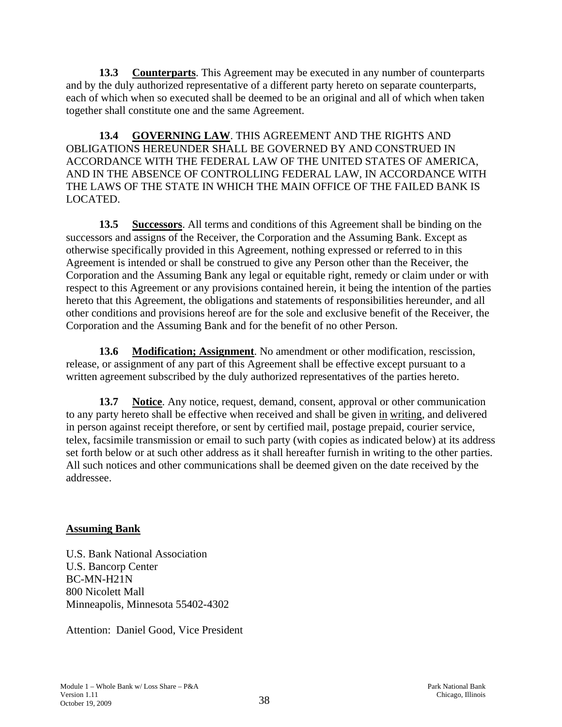**13.3 Counterparts**. This Agreement may be executed in any number of counterparts and by the duly authorized representative of a different party hereto on separate counterparts, each of which when so executed shall be deemed to be an original and all of which when taken together shall constitute one and the same Agreement.

**13.4 GOVERNING LAW**. THIS AGREEMENT AND THE RIGHTS AND OBLIGATIONS HEREUNDER SHALL BE GOVERNED BY AND CONSTRUED IN ACCORDANCE WITH THE FEDERAL LAW OF THE UNITED STATES OF AMERICA, AND IN THE ABSENCE OF CONTROLLING FEDERAL LAW, IN ACCORDANCE WITH THE LAWS OF THE STATE IN WHICH THE MAIN OFFICE OF THE FAILED BANK IS LOCATED.

**13.5 Successors**. All terms and conditions of this Agreement shall be binding on the successors and assigns of the Receiver, the Corporation and the Assuming Bank. Except as otherwise specifically provided in this Agreement, nothing expressed or referred to in this Agreement is intended or shall be construed to give any Person other than the Receiver, the Corporation and the Assuming Bank any legal or equitable right, remedy or claim under or with respect to this Agreement or any provisions contained herein, it being the intention of the parties hereto that this Agreement, the obligations and statements of responsibilities hereunder, and all other conditions and provisions hereof are for the sole and exclusive benefit of the Receiver, the Corporation and the Assuming Bank and for the benefit of no other Person.

**13.6 Modification; Assignment**. No amendment or other modification, rescission, release, or assignment of any part of this Agreement shall be effective except pursuant to a written agreement subscribed by the duly authorized representatives of the parties hereto.

**13.7 Notice**. Any notice, request, demand, consent, approval or other communication to any party hereto shall be effective when received and shall be given in writing, and delivered in person against receipt therefore, or sent by certified mail, postage prepaid, courier service, telex, facsimile transmission or email to such party (with copies as indicated below) at its address set forth below or at such other address as it shall hereafter furnish in writing to the other parties. All such notices and other communications shall be deemed given on the date received by the addressee.

**Assuming Bank**

U.S. Bank National Association
U.S. Bancorp Center
BC-MN-H21N
800 Nicolett Mall
Minneapolis, Minnesota 55402-4302

Attention: Daniel Good, Vice President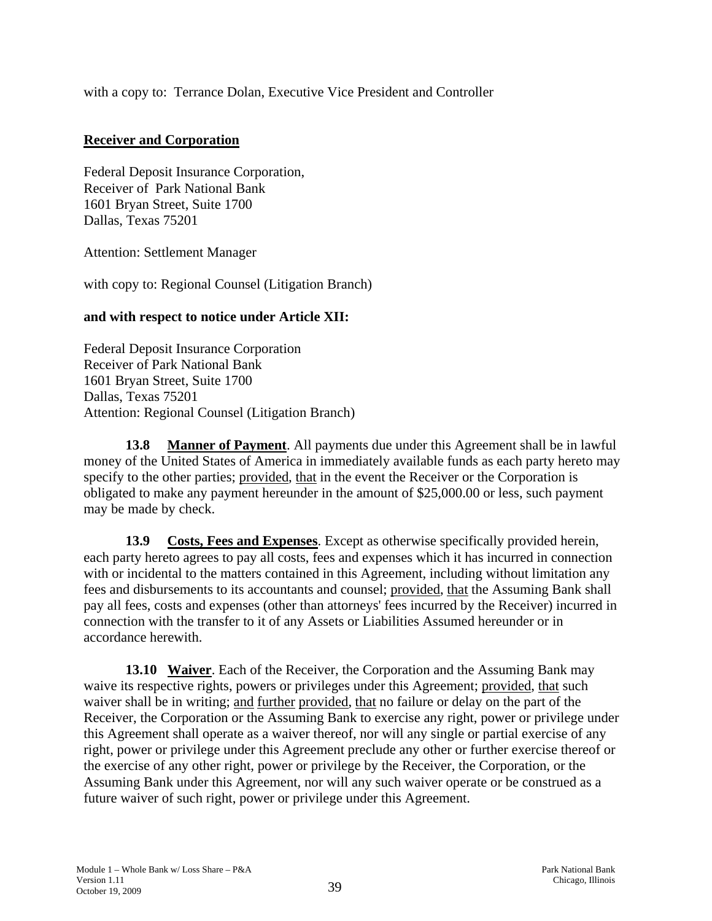with a copy to: Terrance Dolan, Executive Vice President and Controller

**Receiver and Corporation**

Federal Deposit Insurance Corporation,
Receiver of Park National Bank
1601 Bryan Street, Suite 1700
Dallas, Texas 75201

Attention: Settlement Manager

with copy to: Regional Counsel (Litigation Branch)

**and with respect to notice under Article XII:**

Federal Deposit Insurance Corporation
Receiver of Park National Bank
1601 Bryan Street, Suite 1700
Dallas, Texas 75201
Attention: Regional Counsel (Litigation Branch)

**13.8 Manner of Payment**. All payments due under this Agreement shall be in lawful money of the United States of America in immediately available funds as each party hereto may specify to the other parties; provided, that in the event the Receiver or the Corporation is obligated to make any payment hereunder in the amount of $25,000.00 or less, such payment may be made by check.

**13.9 Costs, Fees and Expenses**. Except as otherwise specifically provided herein, each party hereto agrees to pay all costs, fees and expenses which it has incurred in connection with or incidental to the matters contained in this Agreement, including without limitation any fees and disbursements to its accountants and counsel; provided, that the Assuming Bank shall pay all fees, costs and expenses (other than attorneys' fees incurred by the Receiver) incurred in connection with the transfer to it of any Assets or Liabilities Assumed hereunder or in accordance herewith.

**13.10 Waiver**. Each of the Receiver, the Corporation and the Assuming Bank may waive its respective rights, powers or privileges under this Agreement; provided, that such waiver shall be in writing; and further provided, that no failure or delay on the part of the Receiver, the Corporation or the Assuming Bank to exercise any right, power or privilege under this Agreement shall operate as a waiver thereof, nor will any single or partial exercise of any right, power or privilege under this Agreement preclude any other or further exercise thereof or the exercise of any other right, power or privilege by the Receiver, the Corporation, or the Assuming Bank under this Agreement, nor will any such waiver operate or be construed as a future waiver of such right, power or privilege under this Agreement.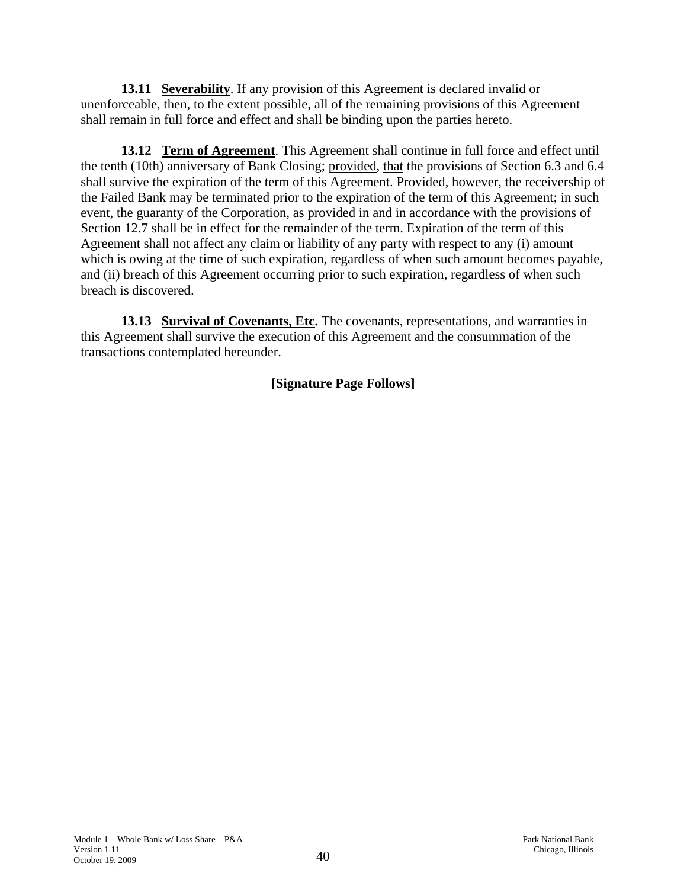**13.11 Severability**. If any provision of this Agreement is declared invalid or unenforceable, then, to the extent possible, all of the remaining provisions of this Agreement shall remain in full force and effect and shall be binding upon the parties hereto.

**13.12 Term of Agreement**. This Agreement shall continue in full force and effect until the tenth (10th) anniversary of Bank Closing; provided, that the provisions of Section 6.3 and 6.4 shall survive the expiration of the term of this Agreement. Provided, however, the receivership of the Failed Bank may be terminated prior to the expiration of the term of this Agreement; in such event, the guaranty of the Corporation, as provided in and in accordance with the provisions of Section 12.7 shall be in effect for the remainder of the term. Expiration of the term of this Agreement shall not affect any claim or liability of any party with respect to any (i) amount which is owing at the time of such expiration, regardless of when such amount becomes payable, and (ii) breach of this Agreement occurring prior to such expiration, regardless of when such breach is discovered.

**13.13 Survival of Covenants, Etc.** The covenants, representations, and warranties in this Agreement shall survive the execution of this Agreement and the consummation of the transactions contemplated hereunder.

**[Signature Page Follows]**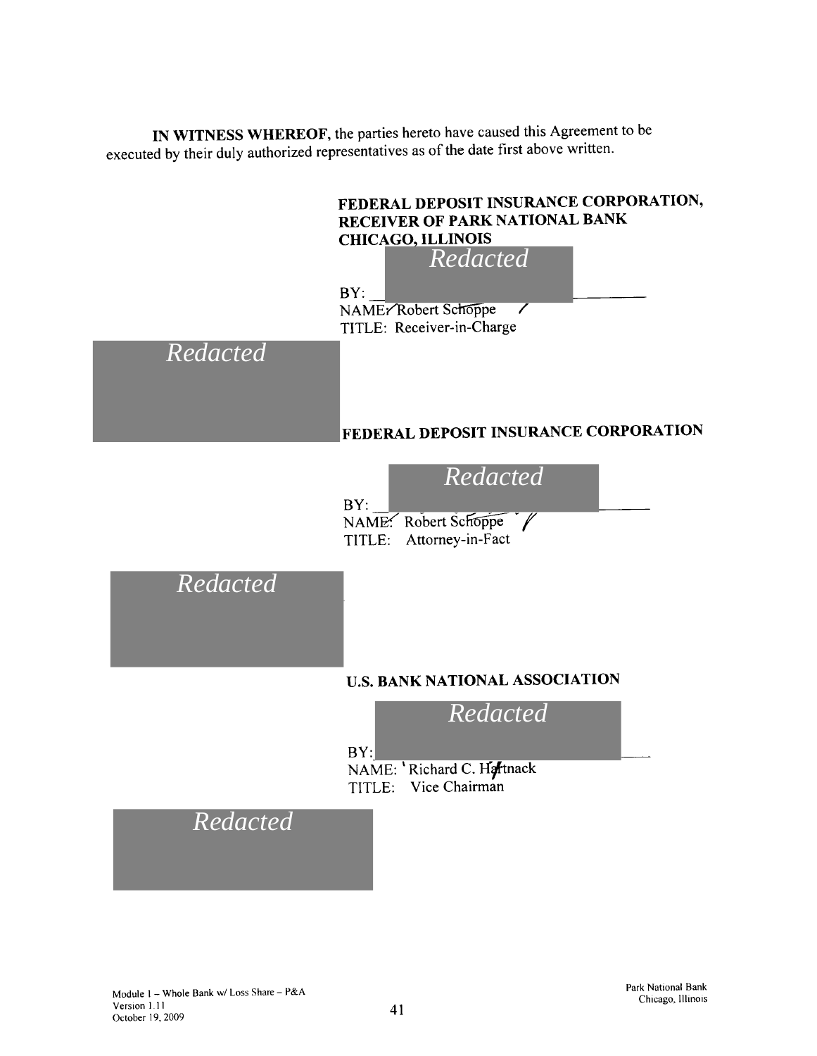**IN WITNESS WHEREOF**, the parties hereto have caused this Agreement to be executed by their duly authorized representatives as of the date first above written.

**FEDERAL DEPOSIT INSURANCE CORPORATION, RECEIVER OF PARK NATIONAL BANK CHICAGO, ILLINOIS**

*Redacted*

BY: \_\_\_\_\_\_\_\_\_\_\_\_\_\_\_\_\_\_\_\_\_\_\_\_\_\_\_\_\_\_
NAME: Robert Schoppe
TITLE: Receiver-in-Charge

*Redacted*

**FEDERAL DEPOSIT INSURANCE CORPORATION**

*Redacted*

BY: \_\_\_\_\_\_\_\_\_\_\_\_\_\_\_\_\_\_\_\_\_\_\_\_\_\_\_\_\_\_
NAME: Robert Schoppe
TITLE: Attorney-in-Fact

*Redacted*

**U.S. BANK NATIONAL ASSOCIATION**

*Redacted*

BY: \_\_\_\_\_\_\_\_\_\_\_\_\_\_\_\_\_\_\_\_\_\_\_\_\_\_\_\_\_\_
NAME: Richard C. Hartnack
TITLE: Vice Chairman

*Redacted*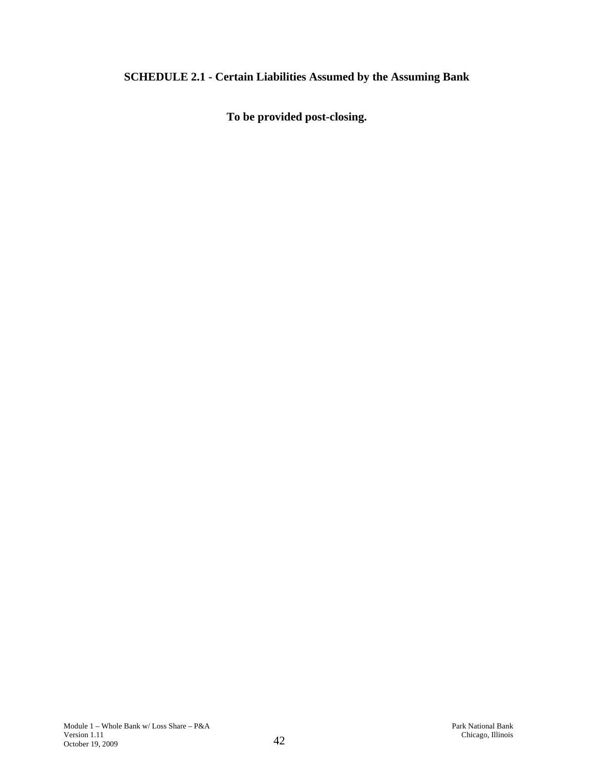**SCHEDULE 2.1 - Certain Liabilities Assumed by the Assuming Bank**

**To be provided post-closing.**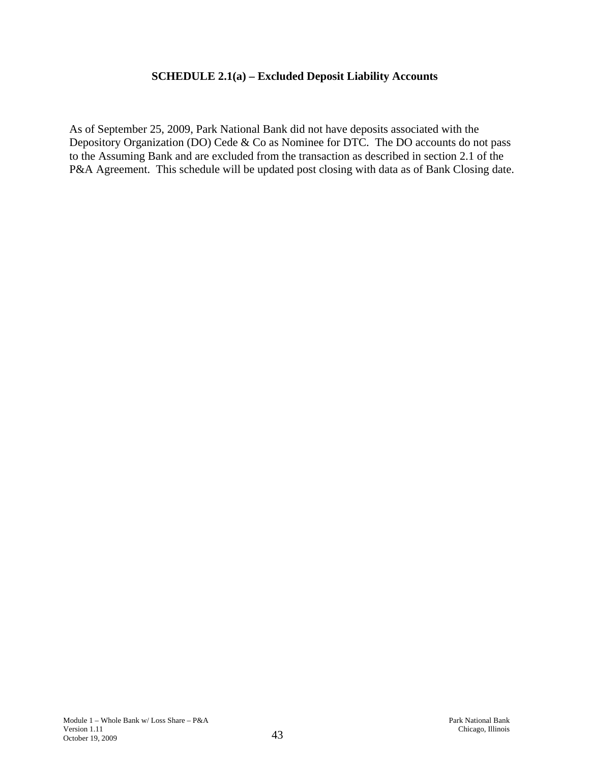## SCHEDULE 2.1(a) – Excluded Deposit Liability Accounts

As of September 25, 2009, Park National Bank did not have deposits associated with the Depository Organization (DO) Cede & Co as Nominee for DTC. The DO accounts do not pass to the Assuming Bank and are excluded from the transaction as described in section 2.1 of the P&A Agreement. This schedule will be updated post closing with data as of Bank Closing date.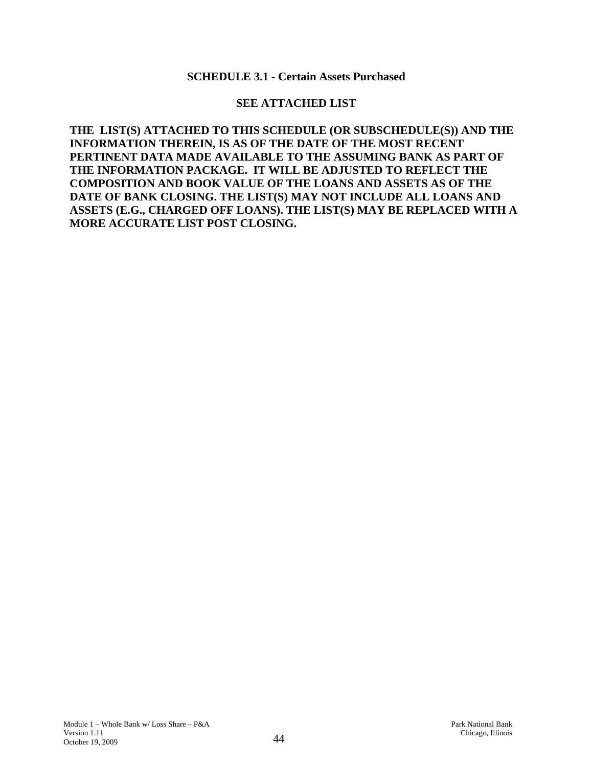## SCHEDULE 3.1 - Certain Assets Purchased

**SEE ATTACHED LIST**

**THE LIST(S) ATTACHED TO THIS SCHEDULE (OR SUBSCHEDULE(S)) AND THE INFORMATION THEREIN, IS AS OF THE DATE OF THE MOST RECENT PERTINENT DATA MADE AVAILABLE TO THE ASSUMING BANK AS PART OF THE INFORMATION PACKAGE. IT WILL BE ADJUSTED TO REFLECT THE COMPOSITION AND BOOK VALUE OF THE LOANS AND ASSETS AS OF THE DATE OF BANK CLOSING. THE LIST(S) MAY NOT INCLUDE ALL LOANS AND ASSETS (E.G., CHARGED OFF LOANS). THE LIST(S) MAY BE REPLACED WITH A MORE ACCURATE LIST POST CLOSING.**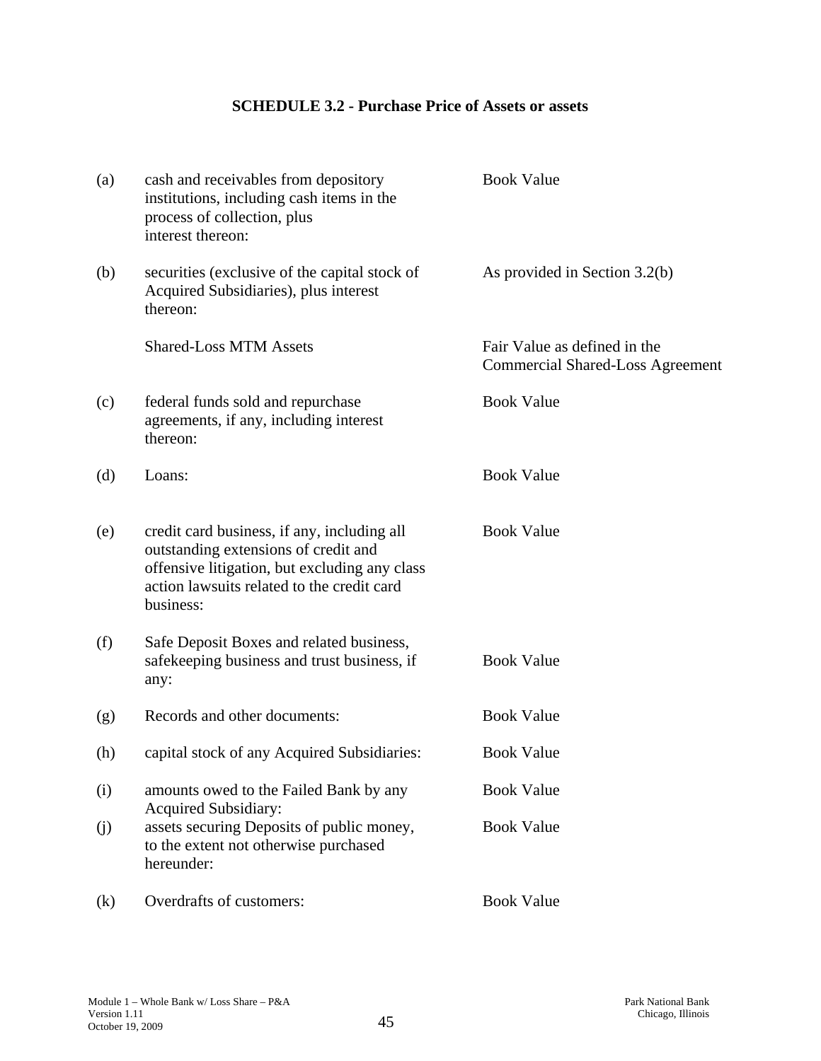## SCHEDULE 3.2 - Purchase Price of Assets or assets

| | | |
|---|---|---|
| (a) | cash and receivables from depository institutions, including cash items in the process of collection, plus interest thereon: | Book Value |
| (b) | securities (exclusive of the capital stock of Acquired Subsidiaries), plus interest thereon: | As provided in Section 3.2(b) |
| | Shared-Loss MTM Assets | Fair Value as defined in the Commercial Shared-Loss Agreement |
| (c) | federal funds sold and repurchase agreements, if any, including interest thereon: | Book Value |
| (d) | Loans: | Book Value |
| (e) | credit card business, if any, including all outstanding extensions of credit and offensive litigation, but excluding any class action lawsuits related to the credit card business: | Book Value |
| (f) | Safe Deposit Boxes and related business, safekeeping business and trust business, if any: | Book Value |
| (g) | Records and other documents: | Book Value |
| (h) | capital stock of any Acquired Subsidiaries: | Book Value |
| (i) | amounts owed to the Failed Bank by any Acquired Subsidiary: | Book Value |
| (j) | assets securing Deposits of public money, to the extent not otherwise purchased hereunder: | Book Value |
| (k) | Overdrafts of customers: | Book Value |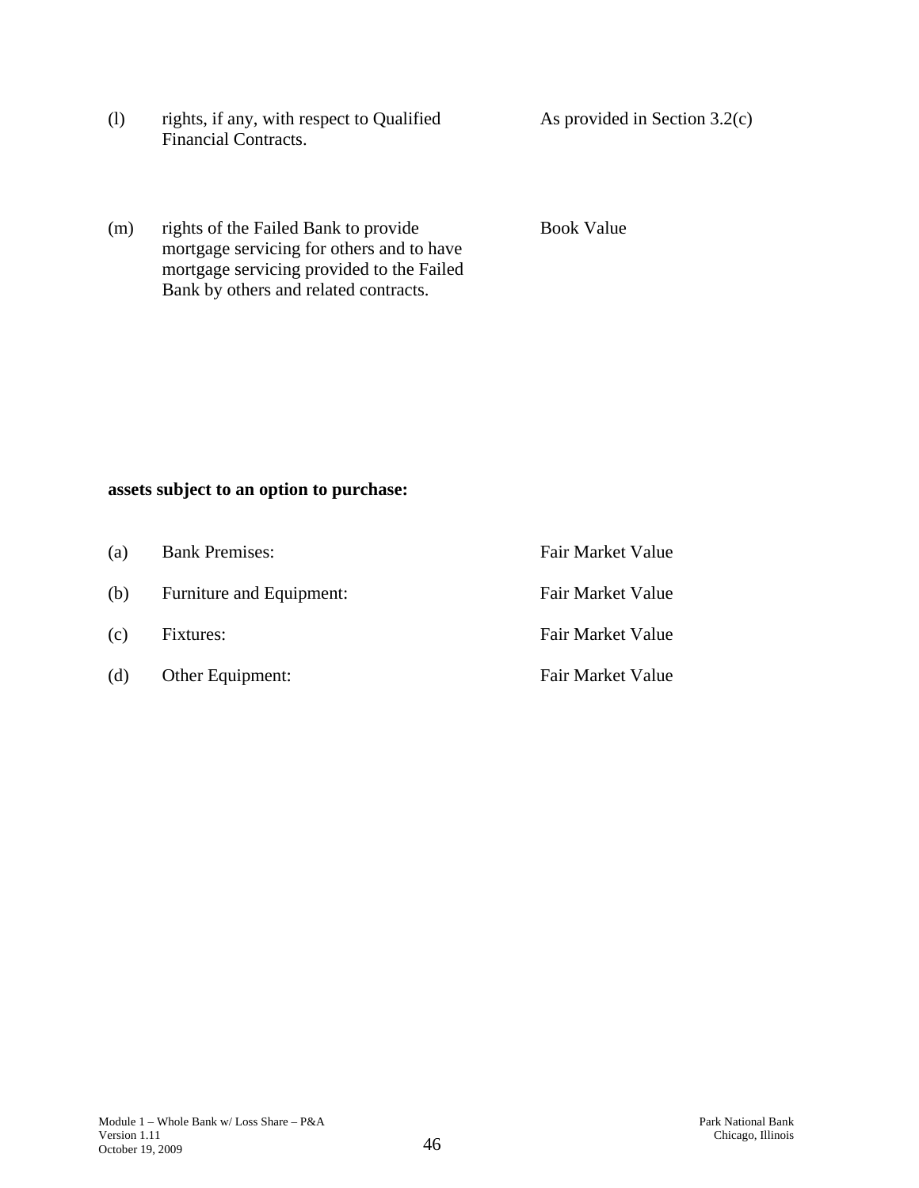| | | |
|---|---|---|
| (l) | rights, if any, with respect to Qualified Financial Contracts. | As provided in Section 3.2(c) |
| (m) | rights of the Failed Bank to provide mortgage servicing for others and to have mortgage servicing provided to the Failed Bank by others and related contracts. | Book Value |

**assets subject to an option to purchase:**

| | | |
|---|---|---|
| (a) | Bank Premises: | Fair Market Value |
| (b) | Furniture and Equipment: | Fair Market Value |
| (c) | Fixtures: | Fair Market Value |
| (d) | Other Equipment: | Fair Market Value |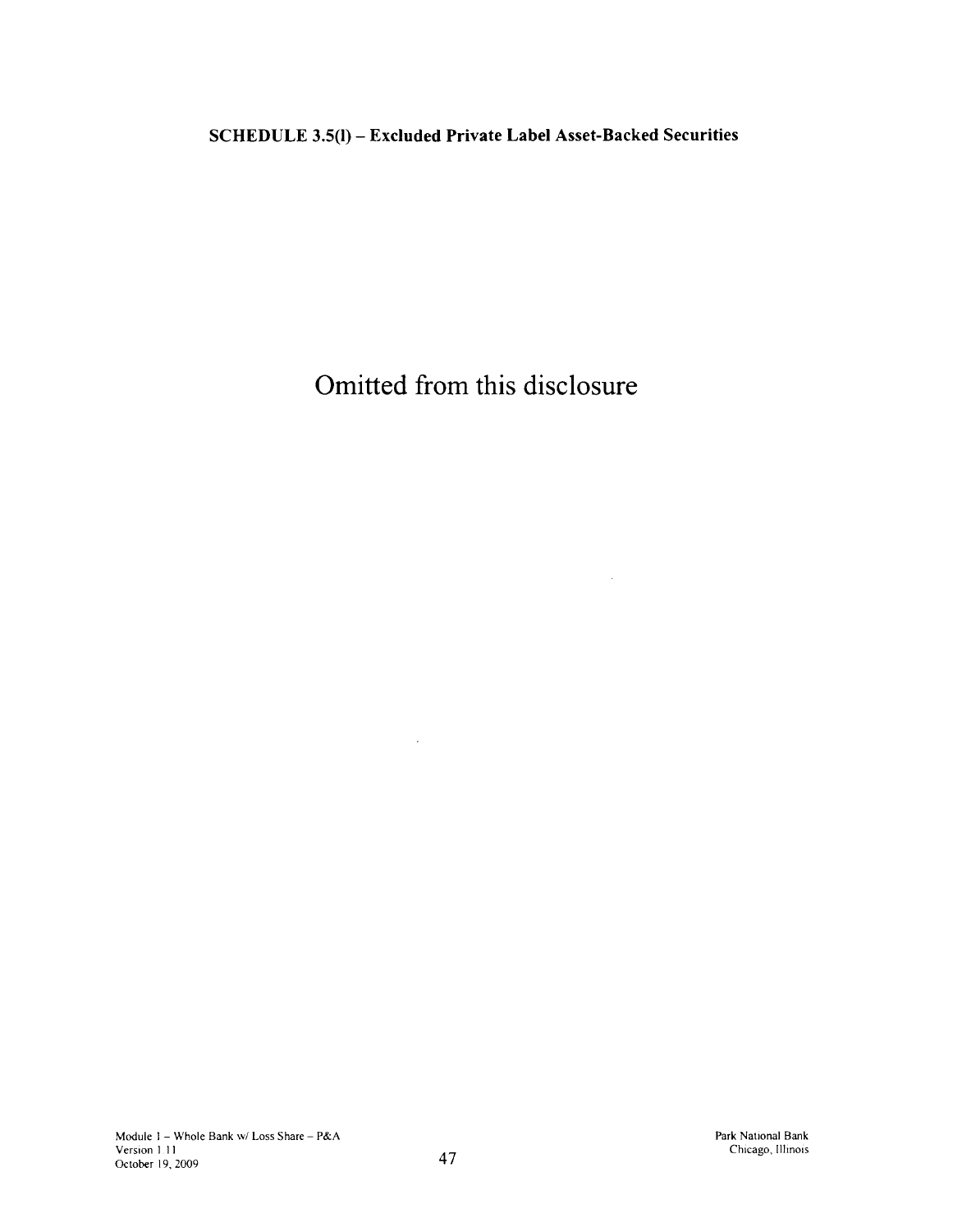**SCHEDULE 3.5(l) – Excluded Private Label Asset-Backed Securities**

Omitted from this disclosure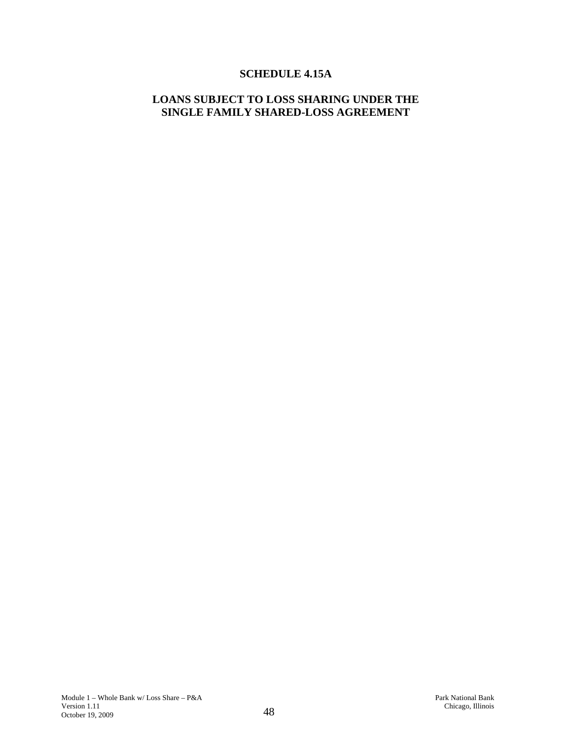# SCHEDULE 4.15A

## LOANS SUBJECT TO LOSS SHARING UNDER THE SINGLE FAMILY SHARED-LOSS AGREEMENT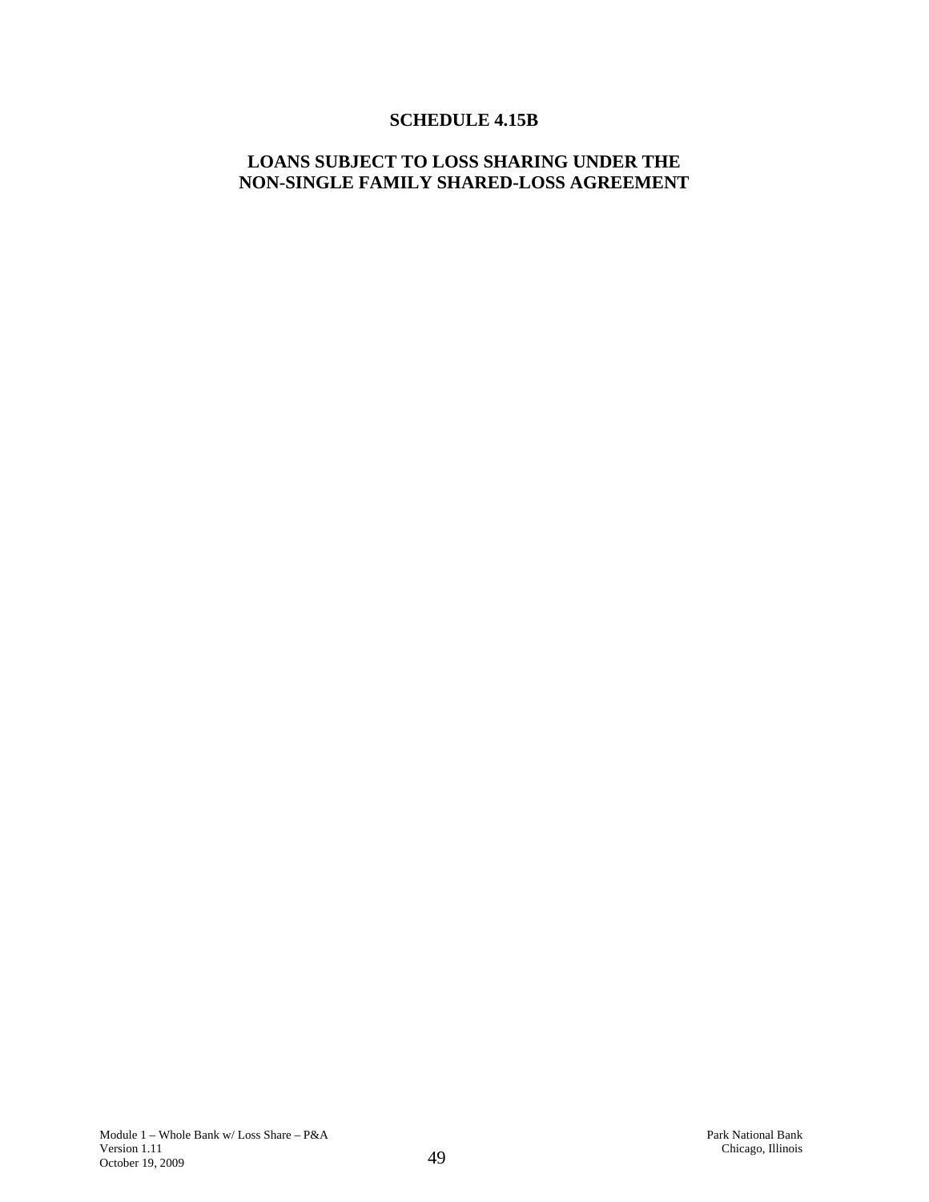# SCHEDULE 4.15B

## LOANS SUBJECT TO LOSS SHARING UNDER THE NON-SINGLE FAMILY SHARED-LOSS AGREEMENT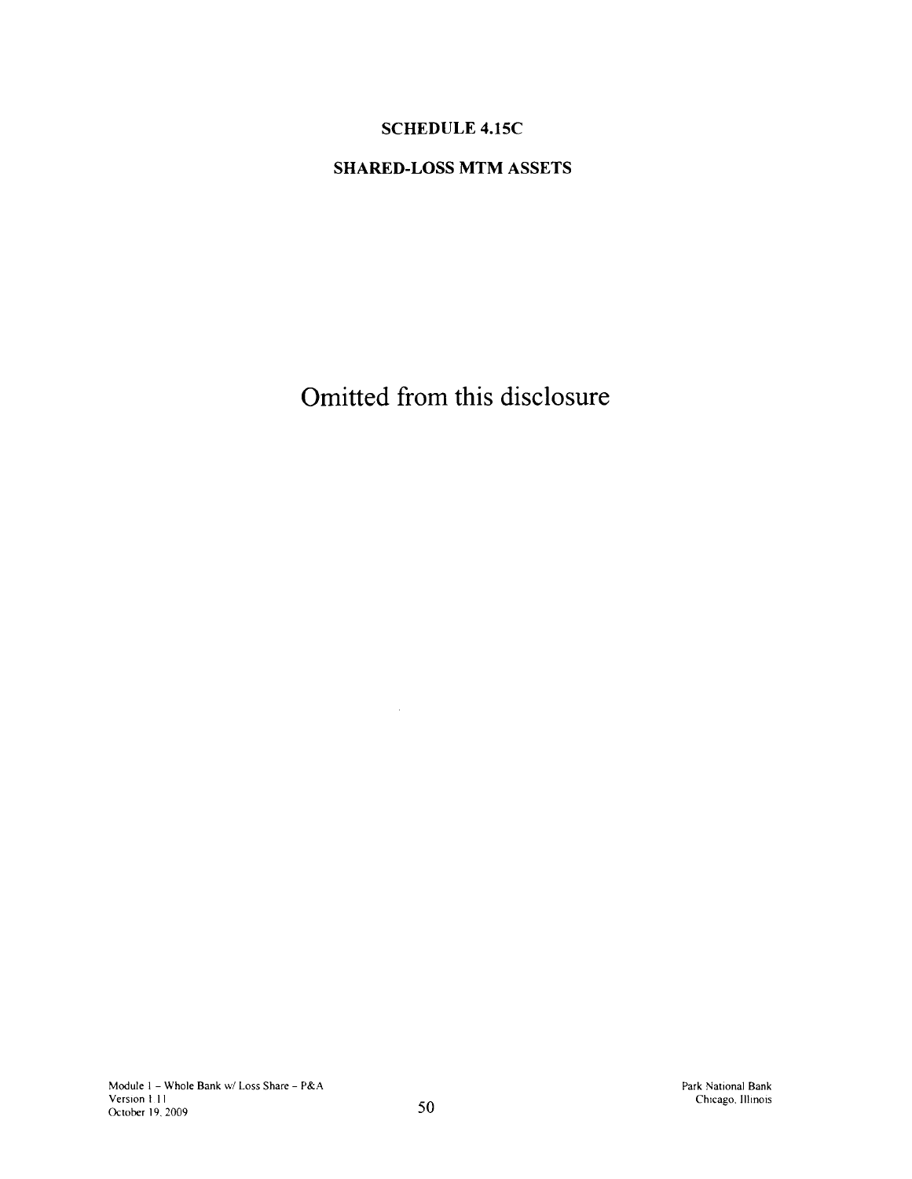## SCHEDULE 4.15C

## SHARED-LOSS MTM ASSETS

Omitted from this disclosure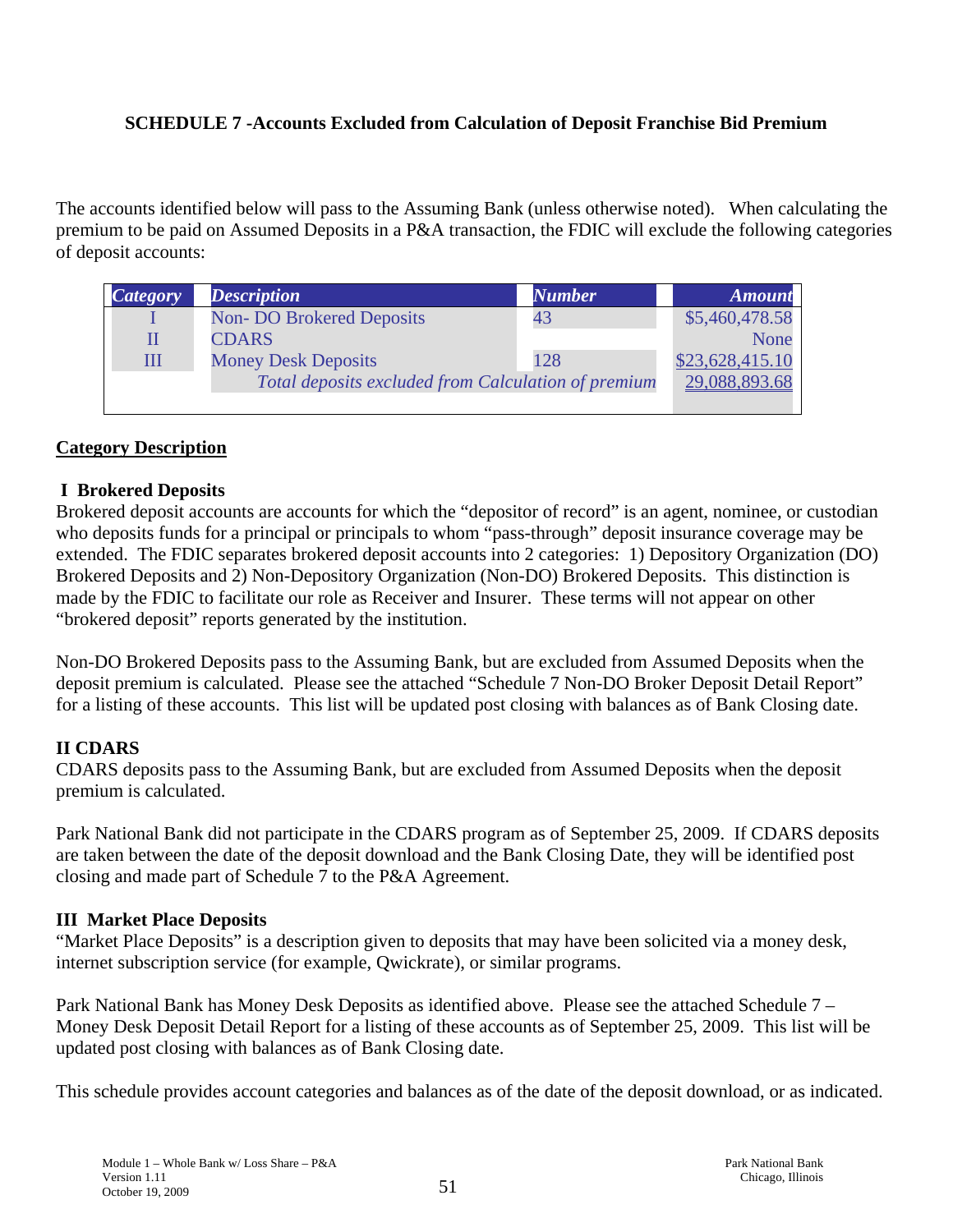**SCHEDULE 7 -Accounts Excluded from Calculation of Deposit Franchise Bid Premium**

The accounts identified below will pass to the Assuming Bank (unless otherwise noted). When calculating the premium to be paid on Assumed Deposits in a P&A transaction, the FDIC will exclude the following categories of deposit accounts:

| *Category* | *Description* | *Number* | *Amount* |
|---|---|---|---|
| I | Non- DO Brokered Deposits | 43 | $5,460,478.58 |
| II | CDARS | | None |
| III | Money Desk Deposits | 128 | $23,628,415.10 |
| | *Total deposits excluded from Calculation of premium* | | 29,088,893.68 |

**Category Description**

**I Brokered Deposits**

Brokered deposit accounts are accounts for which the "depositor of record" is an agent, nominee, or custodian who deposits funds for a principal or principals to whom "pass-through" deposit insurance coverage may be extended. The FDIC separates brokered deposit accounts into 2 categories: 1) Depository Organization (DO) Brokered Deposits and 2) Non-Depository Organization (Non-DO) Brokered Deposits. This distinction is made by the FDIC to facilitate our role as Receiver and Insurer. These terms will not appear on other "brokered deposit" reports generated by the institution.

Non-DO Brokered Deposits pass to the Assuming Bank, but are excluded from Assumed Deposits when the deposit premium is calculated. Please see the attached "Schedule 7 Non-DO Broker Deposit Detail Report" for a listing of these accounts. This list will be updated post closing with balances as of Bank Closing date.

**II CDARS**

CDARS deposits pass to the Assuming Bank, but are excluded from Assumed Deposits when the deposit premium is calculated.

Park National Bank did not participate in the CDARS program as of September 25, 2009. If CDARS deposits are taken between the date of the deposit download and the Bank Closing Date, they will be identified post closing and made part of Schedule 7 to the P&A Agreement.

**III Market Place Deposits**

"Market Place Deposits" is a description given to deposits that may have been solicited via a money desk, internet subscription service (for example, Qwickrate), or similar programs.

Park National Bank has Money Desk Deposits as identified above. Please see the attached Schedule 7 – Money Desk Deposit Detail Report for a listing of these accounts as of September 25, 2009. This list will be updated post closing with balances as of Bank Closing date.

This schedule provides account categories and balances as of the date of the deposit download, or as indicated.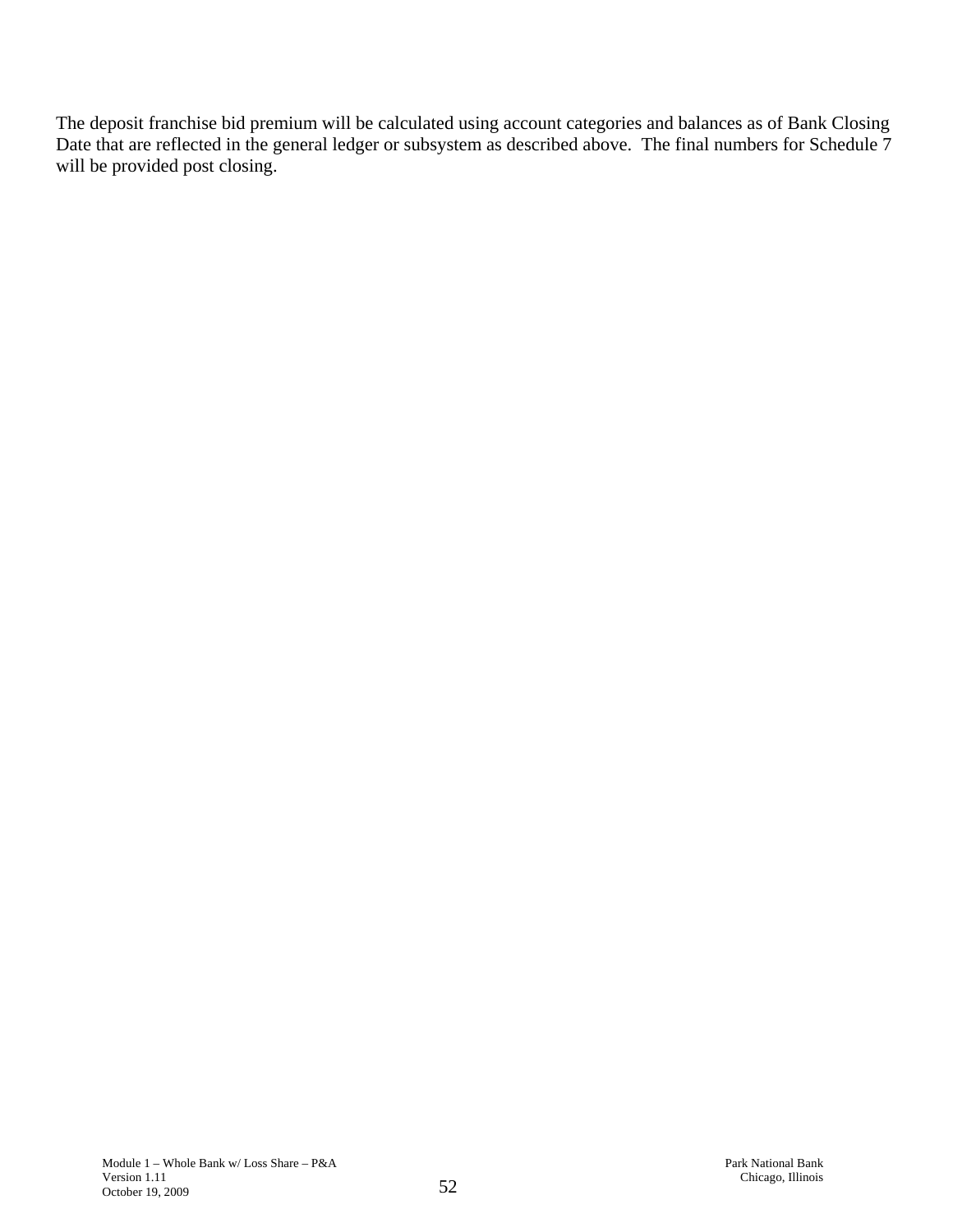The deposit franchise bid premium will be calculated using account categories and balances as of Bank Closing Date that are reflected in the general ledger or subsystem as described above. The final numbers for Schedule 7 will be provided post closing.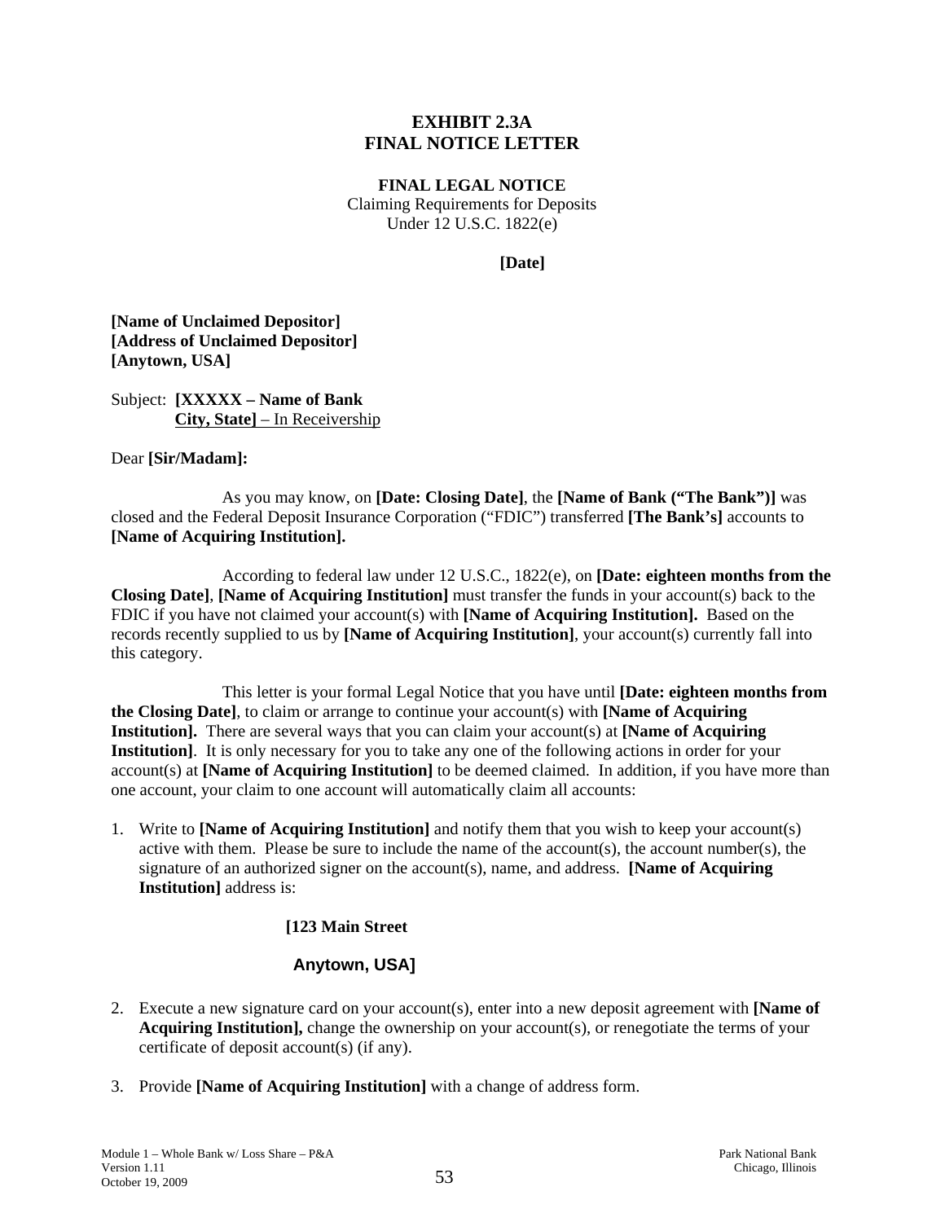# EXHIBIT 2.3A
# FINAL NOTICE LETTER

**FINAL LEGAL NOTICE**
Claiming Requirements for Deposits
Under 12 U.S.C. 1822(e)

**[Date]**

**[Name of Unclaimed Depositor]**
**[Address of Unclaimed Depositor]**
**[Anytown, USA]**

Subject: **[XXXXX – Name of Bank**
**City, State]** – In Receivership

Dear **[Sir/Madam]:**

As you may know, on **[Date: Closing Date]**, the **[Name of Bank ("The Bank")]** was closed and the Federal Deposit Insurance Corporation ("FDIC") transferred **[The Bank's]** accounts to **[Name of Acquiring Institution].**

According to federal law under 12 U.S.C., 1822(e), on **[Date: eighteen months from the Closing Date]**, **[Name of Acquiring Institution]** must transfer the funds in your account(s) back to the FDIC if you have not claimed your account(s) with **[Name of Acquiring Institution].** Based on the records recently supplied to us by **[Name of Acquiring Institution]**, your account(s) currently fall into this category.

This letter is your formal Legal Notice that you have until **[Date: eighteen months from the Closing Date]**, to claim or arrange to continue your account(s) with **[Name of Acquiring Institution].** There are several ways that you can claim your account(s) at **[Name of Acquiring Institution]**. It is only necessary for you to take any one of the following actions in order for your account(s) at **[Name of Acquiring Institution]** to be deemed claimed. In addition, if you have more than one account, your claim to one account will automatically claim all accounts:

1. Write to **[Name of Acquiring Institution]** and notify them that you wish to keep your account(s) active with them. Please be sure to include the name of the account(s), the account number(s), the signature of an authorized signer on the account(s), name, and address. **[Name of Acquiring Institution]** address is:

   **[123 Main Street**

   **Anytown, USA]**

2. Execute a new signature card on your account(s), enter into a new deposit agreement with **[Name of Acquiring Institution],** change the ownership on your account(s), or renegotiate the terms of your certificate of deposit account(s) (if any).

3. Provide **[Name of Acquiring Institution]** with a change of address form.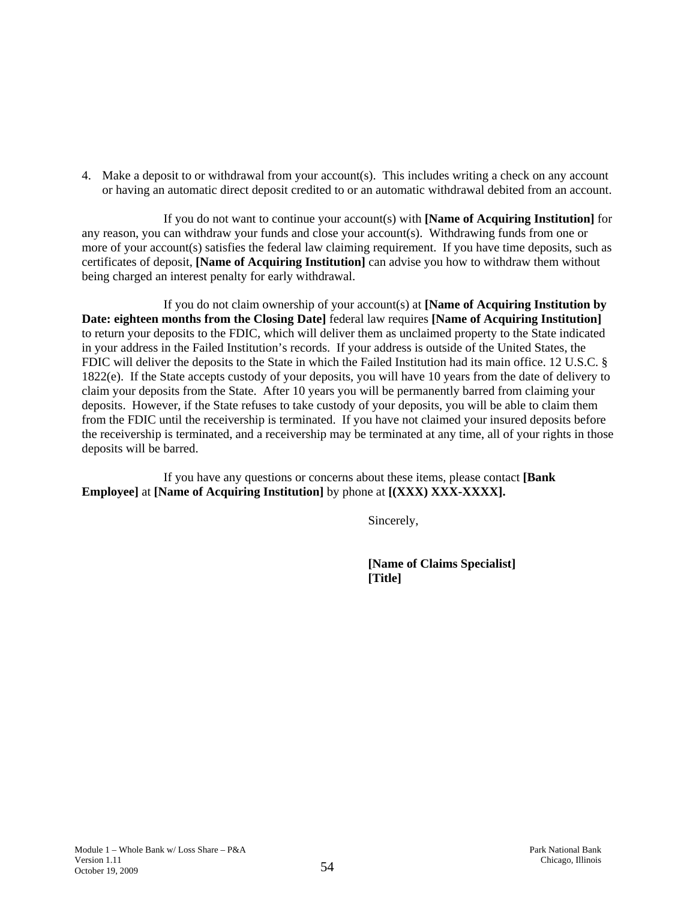4. Make a deposit to or withdrawal from your account(s). This includes writing a check on any account or having an automatic direct deposit credited to or an automatic withdrawal debited from an account.

If you do not want to continue your account(s) with **[Name of Acquiring Institution]** for any reason, you can withdraw your funds and close your account(s). Withdrawing funds from one or more of your account(s) satisfies the federal law claiming requirement. If you have time deposits, such as certificates of deposit, **[Name of Acquiring Institution]** can advise you how to withdraw them without being charged an interest penalty for early withdrawal.

If you do not claim ownership of your account(s) at **[Name of Acquiring Institution by Date: eighteen months from the Closing Date]** federal law requires **[Name of Acquiring Institution]** to return your deposits to the FDIC, which will deliver them as unclaimed property to the State indicated in your address in the Failed Institution's records. If your address is outside of the United States, the FDIC will deliver the deposits to the State in which the Failed Institution had its main office. 12 U.S.C. § 1822(e). If the State accepts custody of your deposits, you will have 10 years from the date of delivery to claim your deposits from the State. After 10 years you will be permanently barred from claiming your deposits. However, if the State refuses to take custody of your deposits, you will be able to claim them from the FDIC until the receivership is terminated. If you have not claimed your insured deposits before the receivership is terminated, and a receivership may be terminated at any time, all of your rights in those deposits will be barred.

If you have any questions or concerns about these items, please contact **[Bank Employee]** at **[Name of Acquiring Institution]** by phone at **[(XXX) XXX-XXXX].**

Sincerely,

**[Name of Claims Specialist]**
**[Title]**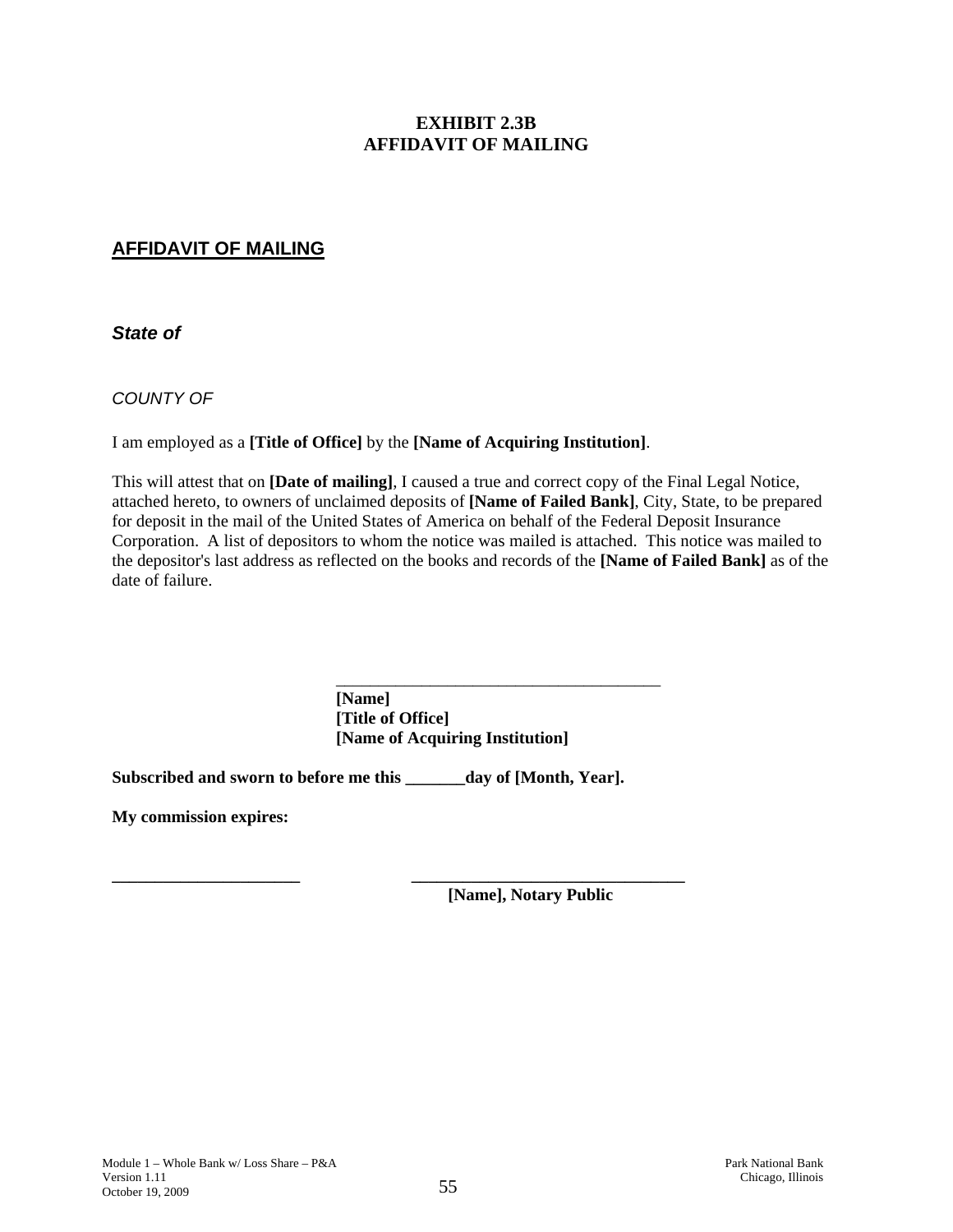**EXHIBIT 2.3B**
**AFFIDAVIT OF MAILING**

## AFFIDAVIT OF MAILING

***State of***

*COUNTY OF*

I am employed as a **[Title of Office]** by the **[Name of Acquiring Institution]**.

This will attest that on **[Date of mailing]**, I caused a true and correct copy of the Final Legal Notice, attached hereto, to owners of unclaimed deposits of **[Name of Failed Bank]**, City, State, to be prepared for deposit in the mail of the United States of America on behalf of the Federal Deposit Insurance Corporation. A list of depositors to whom the notice was mailed is attached. This notice was mailed to the depositor's last address as reflected on the books and records of the **[Name of Failed Bank]** as of the date of failure.

\_\_\_\_\_\_\_\_\_\_\_\_\_\_\_\_\_\_\_\_\_\_\_\_\_\_\_\_\_\_\_\_\_\_\_\_\_\_\_\_
**[Name]**
**[Title of Office]**
**[Name of Acquiring Institution]**

**Subscribed and sworn to before me this \_\_\_\_\_\_\_day of [Month, Year].**

**My commission expires:**

\_\_\_\_\_\_\_\_\_\_\_\_\_\_\_\_\_\_\_\_\_\_\_ \_\_\_\_\_\_\_\_\_\_\_\_\_\_\_\_\_\_\_\_\_\_\_\_\_\_\_\_\_\_\_\_\_\_
**[Name], Notary Public**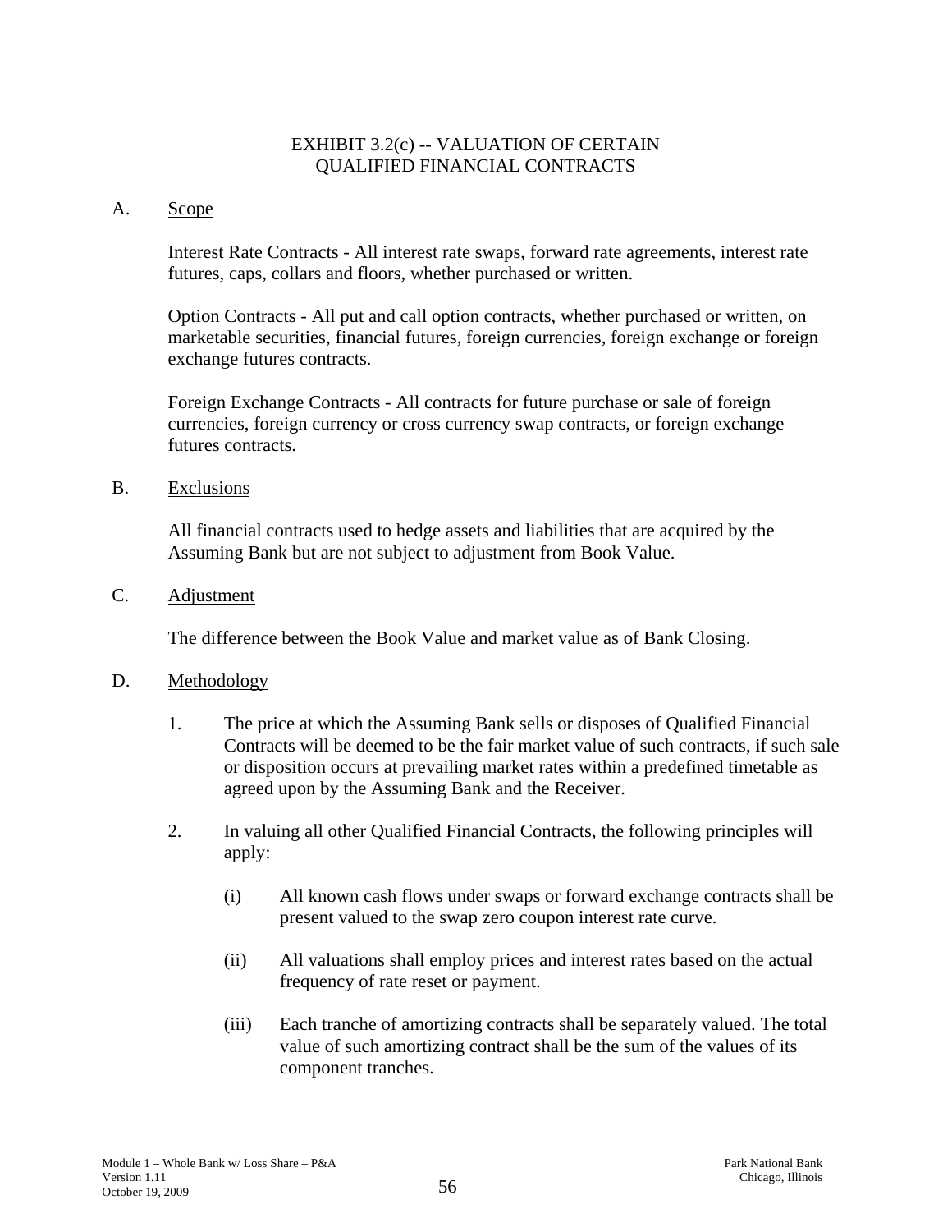# EXHIBIT 3.2(c) -- VALUATION OF CERTAIN QUALIFIED FINANCIAL CONTRACTS

A. Scope

Interest Rate Contracts - All interest rate swaps, forward rate agreements, interest rate futures, caps, collars and floors, whether purchased or written.

Option Contracts - All put and call option contracts, whether purchased or written, on marketable securities, financial futures, foreign currencies, foreign exchange or foreign exchange futures contracts.

Foreign Exchange Contracts - All contracts for future purchase or sale of foreign currencies, foreign currency or cross currency swap contracts, or foreign exchange futures contracts.

B. Exclusions

All financial contracts used to hedge assets and liabilities that are acquired by the Assuming Bank but are not subject to adjustment from Book Value.

C. Adjustment

The difference between the Book Value and market value as of Bank Closing.

D. Methodology

1. The price at which the Assuming Bank sells or disposes of Qualified Financial Contracts will be deemed to be the fair market value of such contracts, if such sale or disposition occurs at prevailing market rates within a predefined timetable as agreed upon by the Assuming Bank and the Receiver.

2. In valuing all other Qualified Financial Contracts, the following principles will apply:

   (i) All known cash flows under swaps or forward exchange contracts shall be present valued to the swap zero coupon interest rate curve.

   (ii) All valuations shall employ prices and interest rates based on the actual frequency of rate reset or payment.

   (iii) Each tranche of amortizing contracts shall be separately valued. The total value of such amortizing contract shall be the sum of the values of its component tranches.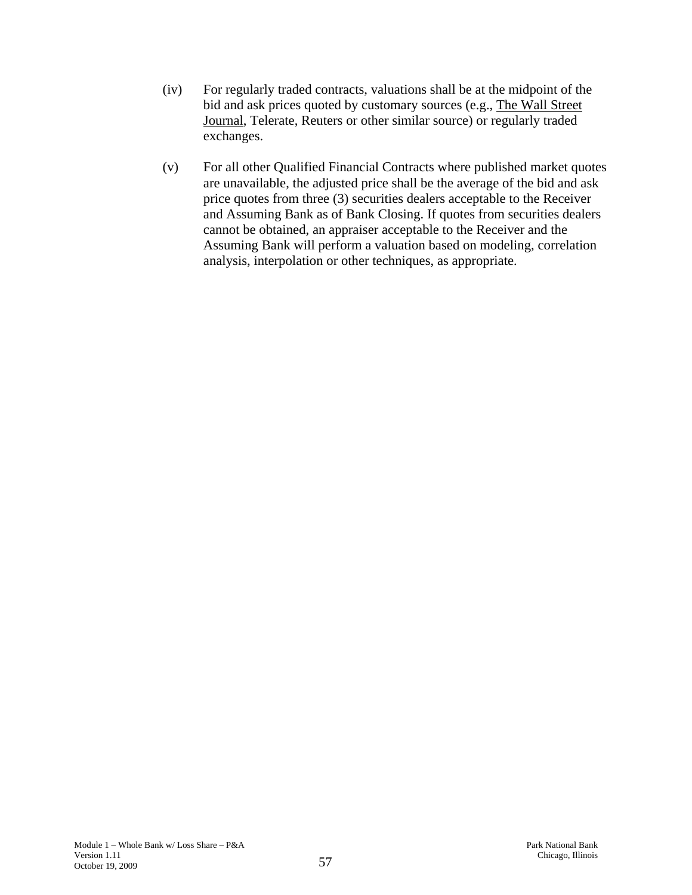(iv) For regularly traded contracts, valuations shall be at the midpoint of the bid and ask prices quoted by customary sources (e.g., The Wall Street Journal, Telerate, Reuters or other similar source) or regularly traded exchanges.

(v) For all other Qualified Financial Contracts where published market quotes are unavailable, the adjusted price shall be the average of the bid and ask price quotes from three (3) securities dealers acceptable to the Receiver and Assuming Bank as of Bank Closing. If quotes from securities dealers cannot be obtained, an appraiser acceptable to the Receiver and the Assuming Bank will perform a valuation based on modeling, correlation analysis, interpolation or other techniques, as appropriate.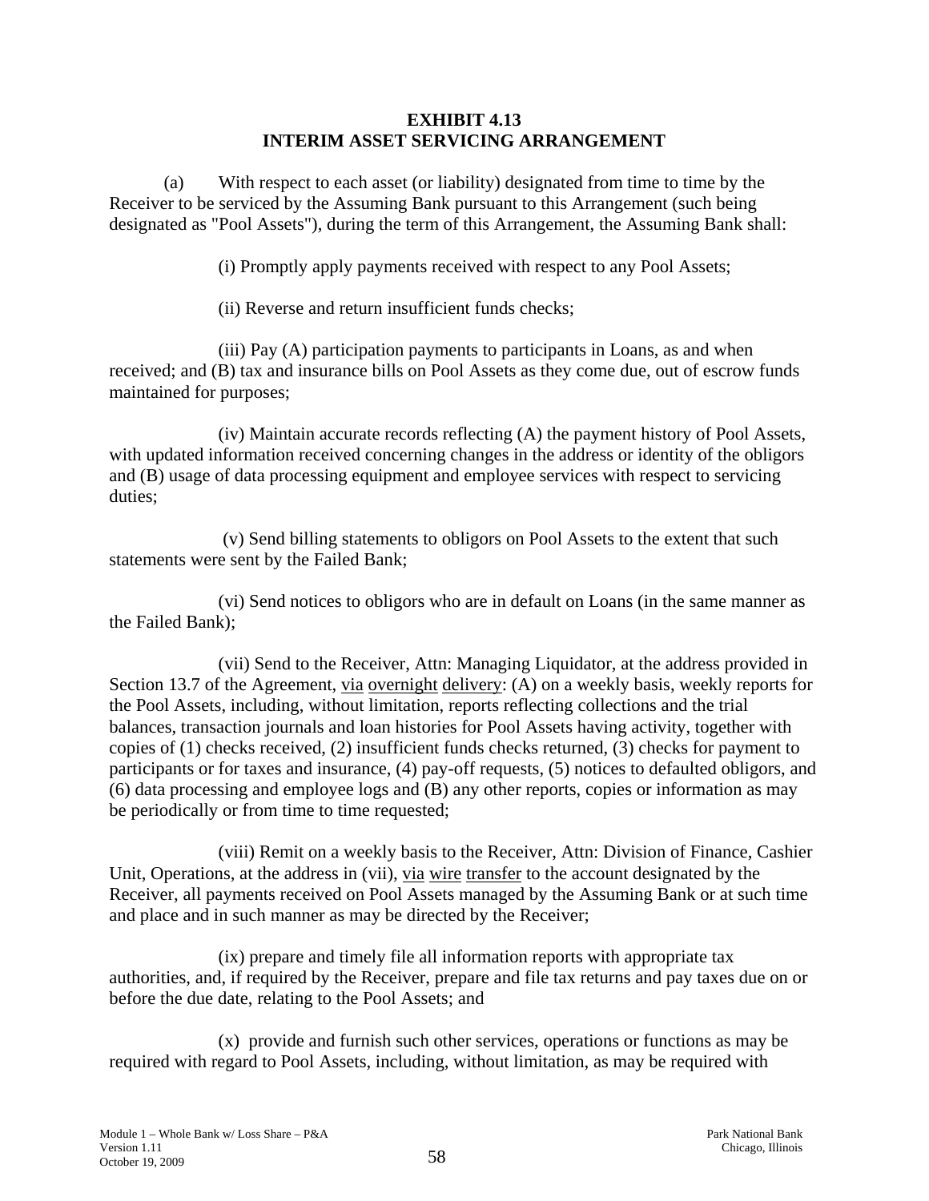**EXHIBIT 4.13**
**INTERIM ASSET SERVICING ARRANGEMENT**

(a) With respect to each asset (or liability) designated from time to time by the Receiver to be serviced by the Assuming Bank pursuant to this Arrangement (such being designated as "Pool Assets"), during the term of this Arrangement, the Assuming Bank shall:

(i) Promptly apply payments received with respect to any Pool Assets;

(ii) Reverse and return insufficient funds checks;

(iii) Pay (A) participation payments to participants in Loans, as and when received; and (B) tax and insurance bills on Pool Assets as they come due, out of escrow funds maintained for purposes;

(iv) Maintain accurate records reflecting (A) the payment history of Pool Assets, with updated information received concerning changes in the address or identity of the obligors and (B) usage of data processing equipment and employee services with respect to servicing duties;

(v) Send billing statements to obligors on Pool Assets to the extent that such statements were sent by the Failed Bank;

(vi) Send notices to obligors who are in default on Loans (in the same manner as the Failed Bank);

(vii) Send to the Receiver, Attn: Managing Liquidator, at the address provided in Section 13.7 of the Agreement, via overnight delivery: (A) on a weekly basis, weekly reports for the Pool Assets, including, without limitation, reports reflecting collections and the trial balances, transaction journals and loan histories for Pool Assets having activity, together with copies of (1) checks received, (2) insufficient funds checks returned, (3) checks for payment to participants or for taxes and insurance, (4) pay-off requests, (5) notices to defaulted obligors, and (6) data processing and employee logs and (B) any other reports, copies or information as may be periodically or from time to time requested;

(viii) Remit on a weekly basis to the Receiver, Attn: Division of Finance, Cashier Unit, Operations, at the address in (vii), via wire transfer to the account designated by the Receiver, all payments received on Pool Assets managed by the Assuming Bank or at such time and place and in such manner as may be directed by the Receiver;

(ix) prepare and timely file all information reports with appropriate tax authorities, and, if required by the Receiver, prepare and file tax returns and pay taxes due on or before the due date, relating to the Pool Assets; and

(x) provide and furnish such other services, operations or functions as may be required with regard to Pool Assets, including, without limitation, as may be required with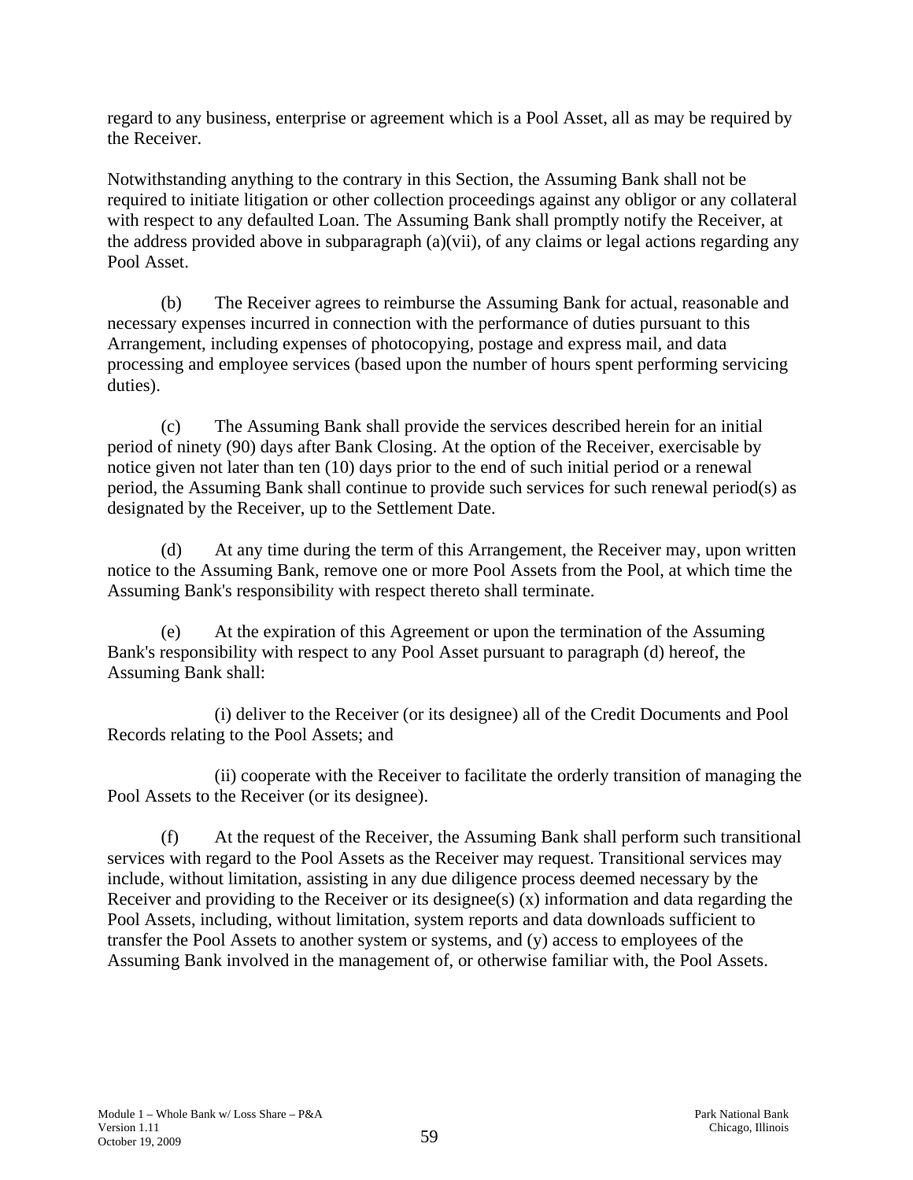regard to any business, enterprise or agreement which is a Pool Asset, all as may be required by the Receiver.

Notwithstanding anything to the contrary in this Section, the Assuming Bank shall not be required to initiate litigation or other collection proceedings against any obligor or any collateral with respect to any defaulted Loan. The Assuming Bank shall promptly notify the Receiver, at the address provided above in subparagraph (a)(vii), of any claims or legal actions regarding any Pool Asset.

(b) The Receiver agrees to reimburse the Assuming Bank for actual, reasonable and necessary expenses incurred in connection with the performance of duties pursuant to this Arrangement, including expenses of photocopying, postage and express mail, and data processing and employee services (based upon the number of hours spent performing servicing duties).

(c) The Assuming Bank shall provide the services described herein for an initial period of ninety (90) days after Bank Closing. At the option of the Receiver, exercisable by notice given not later than ten (10) days prior to the end of such initial period or a renewal period, the Assuming Bank shall continue to provide such services for such renewal period(s) as designated by the Receiver, up to the Settlement Date.

(d) At any time during the term of this Arrangement, the Receiver may, upon written notice to the Assuming Bank, remove one or more Pool Assets from the Pool, at which time the Assuming Bank's responsibility with respect thereto shall terminate.

(e) At the expiration of this Agreement or upon the termination of the Assuming Bank's responsibility with respect to any Pool Asset pursuant to paragraph (d) hereof, the Assuming Bank shall:

(i) deliver to the Receiver (or its designee) all of the Credit Documents and Pool Records relating to the Pool Assets; and

(ii) cooperate with the Receiver to facilitate the orderly transition of managing the Pool Assets to the Receiver (or its designee).

(f) At the request of the Receiver, the Assuming Bank shall perform such transitional services with regard to the Pool Assets as the Receiver may request. Transitional services may include, without limitation, assisting in any due diligence process deemed necessary by the Receiver and providing to the Receiver or its designee(s) (x) information and data regarding the Pool Assets, including, without limitation, system reports and data downloads sufficient to transfer the Pool Assets to another system or systems, and (y) access to employees of the Assuming Bank involved in the management of, or otherwise familiar with, the Pool Assets.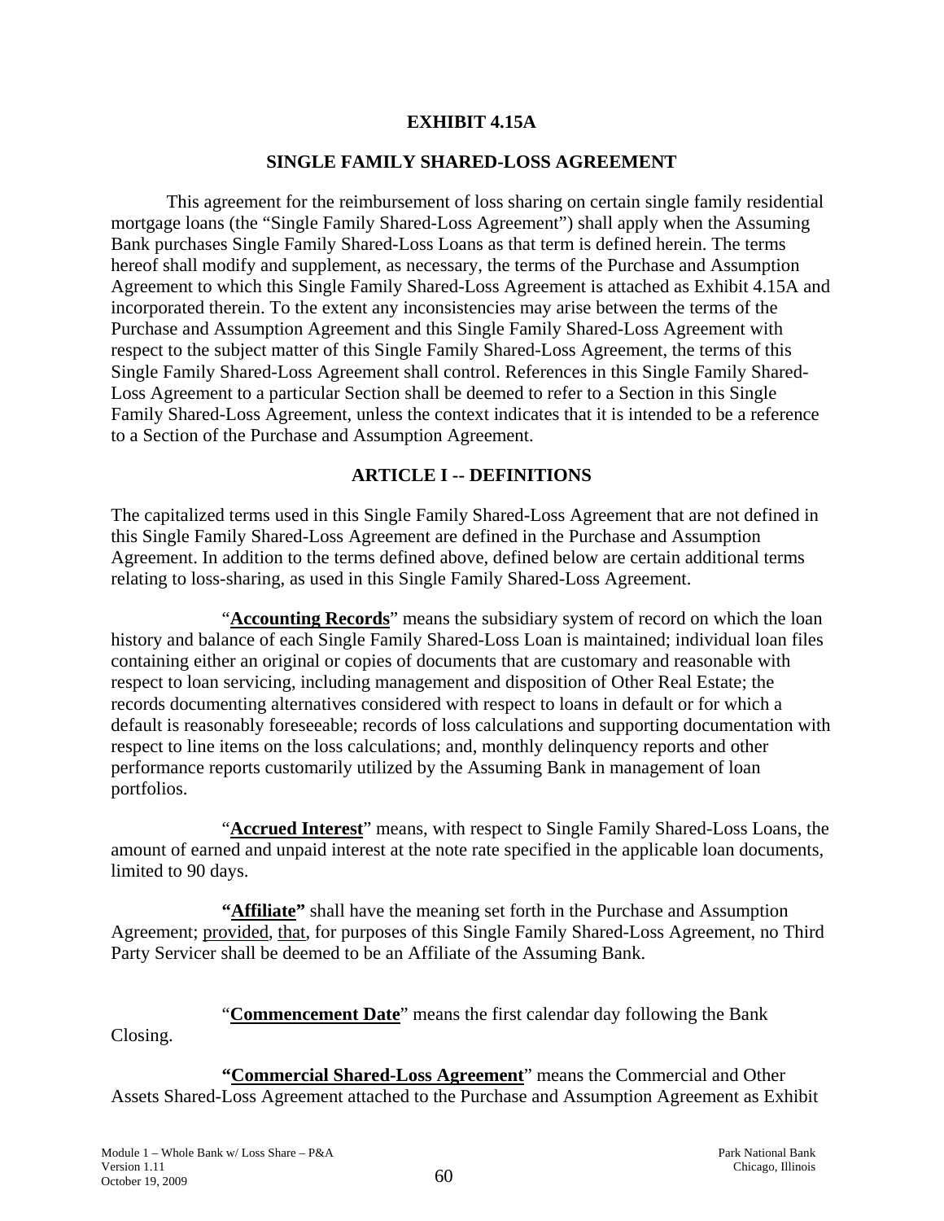# EXHIBIT 4.15A

## SINGLE FAMILY SHARED-LOSS AGREEMENT

This agreement for the reimbursement of loss sharing on certain single family residential mortgage loans (the "Single Family Shared-Loss Agreement") shall apply when the Assuming Bank purchases Single Family Shared-Loss Loans as that term is defined herein. The terms hereof shall modify and supplement, as necessary, the terms of the Purchase and Assumption Agreement to which this Single Family Shared-Loss Agreement is attached as Exhibit 4.15A and incorporated therein. To the extent any inconsistencies may arise between the terms of the Purchase and Assumption Agreement and this Single Family Shared-Loss Agreement with respect to the subject matter of this Single Family Shared-Loss Agreement, the terms of this Single Family Shared-Loss Agreement shall control. References in this Single Family Shared-Loss Agreement to a particular Section shall be deemed to refer to a Section in this Single Family Shared-Loss Agreement, unless the context indicates that it is intended to be a reference to a Section of the Purchase and Assumption Agreement.

## ARTICLE I -- DEFINITIONS

The capitalized terms used in this Single Family Shared-Loss Agreement that are not defined in this Single Family Shared-Loss Agreement are defined in the Purchase and Assumption Agreement. In addition to the terms defined above, defined below are certain additional terms relating to loss-sharing, as used in this Single Family Shared-Loss Agreement.

"**Accounting Records**" means the subsidiary system of record on which the loan history and balance of each Single Family Shared-Loss Loan is maintained; individual loan files containing either an original or copies of documents that are customary and reasonable with respect to loan servicing, including management and disposition of Other Real Estate; the records documenting alternatives considered with respect to loans in default or for which a default is reasonably foreseeable; records of loss calculations and supporting documentation with respect to line items on the loss calculations; and, monthly delinquency reports and other performance reports customarily utilized by the Assuming Bank in management of loan portfolios.

"**Accrued Interest**" means, with respect to Single Family Shared-Loss Loans, the amount of earned and unpaid interest at the note rate specified in the applicable loan documents, limited to 90 days.

**"Affiliate"** shall have the meaning set forth in the Purchase and Assumption Agreement; provided, that, for purposes of this Single Family Shared-Loss Agreement, no Third Party Servicer shall be deemed to be an Affiliate of the Assuming Bank.

"**Commencement Date**" means the first calendar day following the Bank Closing.

**"Commercial Shared-Loss Agreement"** means the Commercial and Other Assets Shared-Loss Agreement attached to the Purchase and Assumption Agreement as Exhibit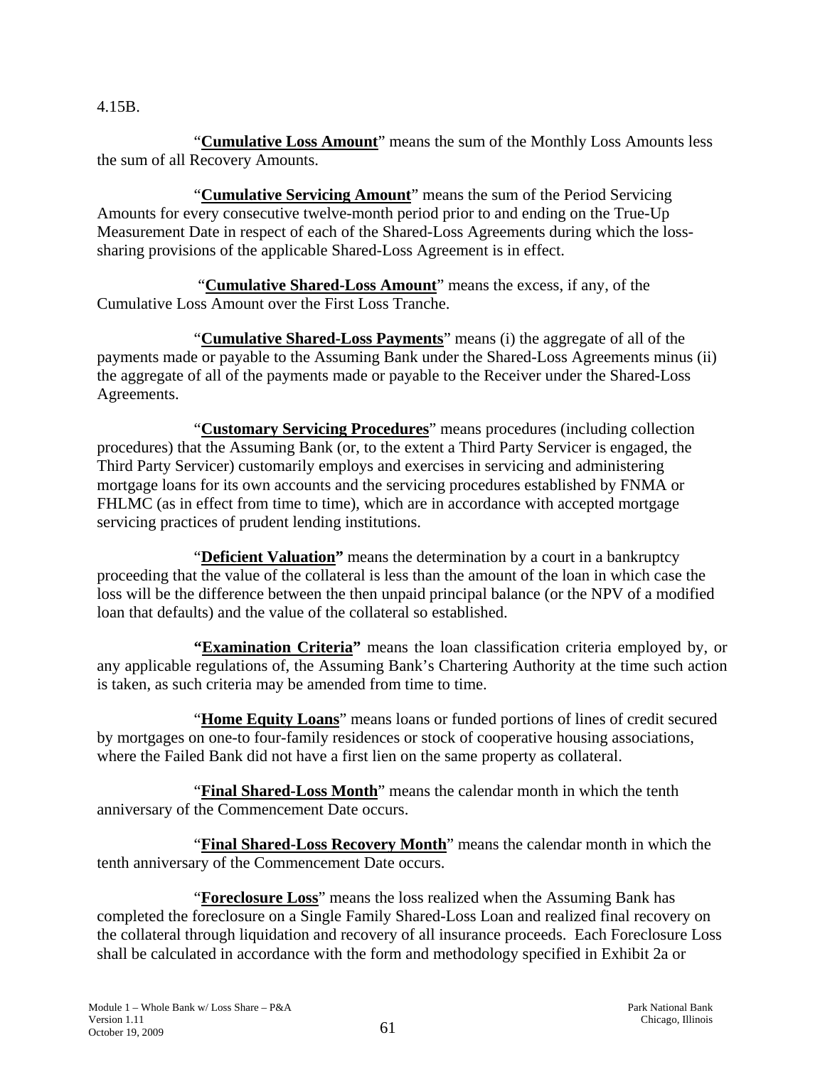4.15B.

"**Cumulative Loss Amount**" means the sum of the Monthly Loss Amounts less the sum of all Recovery Amounts.

"**Cumulative Servicing Amount**" means the sum of the Period Servicing Amounts for every consecutive twelve-month period prior to and ending on the True-Up Measurement Date in respect of each of the Shared-Loss Agreements during which the loss-sharing provisions of the applicable Shared-Loss Agreement is in effect.

"**Cumulative Shared-Loss Amount**" means the excess, if any, of the Cumulative Loss Amount over the First Loss Tranche.

"**Cumulative Shared-Loss Payments**" means (i) the aggregate of all of the payments made or payable to the Assuming Bank under the Shared-Loss Agreements minus (ii) the aggregate of all of the payments made or payable to the Receiver under the Shared-Loss Agreements.

"**Customary Servicing Procedures**" means procedures (including collection procedures) that the Assuming Bank (or, to the extent a Third Party Servicer is engaged, the Third Party Servicer) customarily employs and exercises in servicing and administering mortgage loans for its own accounts and the servicing procedures established by FNMA or FHLMC (as in effect from time to time), which are in accordance with accepted mortgage servicing practices of prudent lending institutions.

"**Deficient Valuation**" means the determination by a court in a bankruptcy proceeding that the value of the collateral is less than the amount of the loan in which case the loss will be the difference between the then unpaid principal balance (or the NPV of a modified loan that defaults) and the value of the collateral so established.

"**Examination Criteria**" means the loan classification criteria employed by, or any applicable regulations of, the Assuming Bank's Chartering Authority at the time such action is taken, as such criteria may be amended from time to time.

"**Home Equity Loans**" means loans or funded portions of lines of credit secured by mortgages on one-to four-family residences or stock of cooperative housing associations, where the Failed Bank did not have a first lien on the same property as collateral.

"**Final Shared-Loss Month**" means the calendar month in which the tenth anniversary of the Commencement Date occurs.

"**Final Shared-Loss Recovery Month**" means the calendar month in which the tenth anniversary of the Commencement Date occurs.

"**Foreclosure Loss**" means the loss realized when the Assuming Bank has completed the foreclosure on a Single Family Shared-Loss Loan and realized final recovery on the collateral through liquidation and recovery of all insurance proceeds. Each Foreclosure Loss shall be calculated in accordance with the form and methodology specified in Exhibit 2a or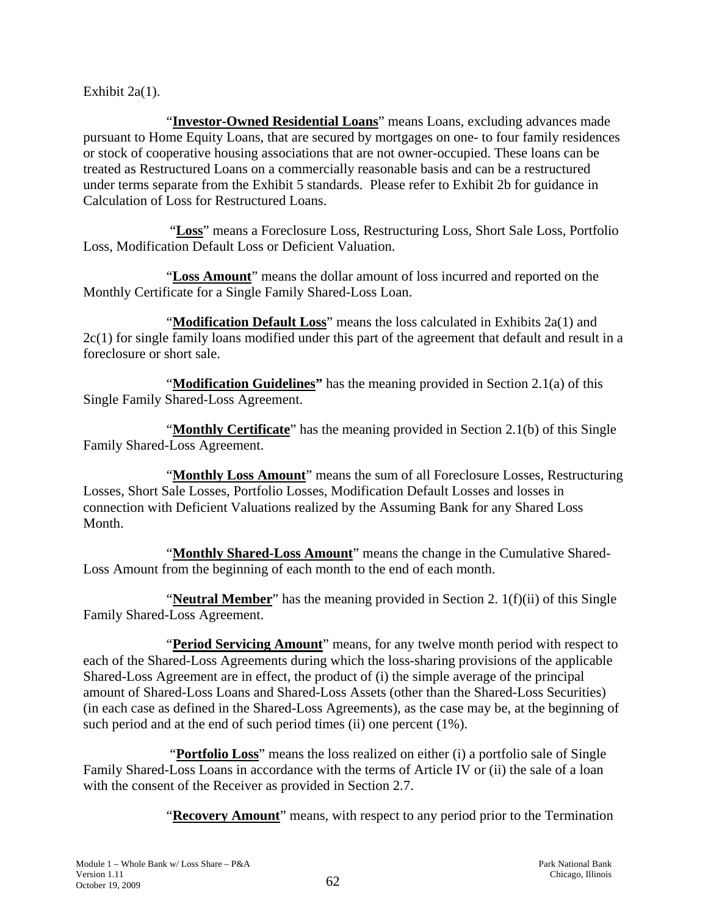Exhibit 2a(1).

"**Investor-Owned Residential Loans**" means Loans, excluding advances made pursuant to Home Equity Loans, that are secured by mortgages on one- to four family residences or stock of cooperative housing associations that are not owner-occupied. These loans can be treated as Restructured Loans on a commercially reasonable basis and can be a restructured under terms separate from the Exhibit 5 standards. Please refer to Exhibit 2b for guidance in Calculation of Loss for Restructured Loans.

"**Loss**" means a Foreclosure Loss, Restructuring Loss, Short Sale Loss, Portfolio Loss, Modification Default Loss or Deficient Valuation.

"**Loss Amount**" means the dollar amount of loss incurred and reported on the Monthly Certificate for a Single Family Shared-Loss Loan.

"**Modification Default Loss**" means the loss calculated in Exhibits 2a(1) and 2c(1) for single family loans modified under this part of the agreement that default and result in a foreclosure or short sale.

"**Modification Guidelines**" has the meaning provided in Section 2.1(a) of this Single Family Shared-Loss Agreement.

"**Monthly Certificate**" has the meaning provided in Section 2.1(b) of this Single Family Shared-Loss Agreement.

"**Monthly Loss Amount**" means the sum of all Foreclosure Losses, Restructuring Losses, Short Sale Losses, Portfolio Losses, Modification Default Losses and losses in connection with Deficient Valuations realized by the Assuming Bank for any Shared Loss Month.

"**Monthly Shared-Loss Amount**" means the change in the Cumulative Shared-Loss Amount from the beginning of each month to the end of each month.

"**Neutral Member**" has the meaning provided in Section 2. 1(f)(ii) of this Single Family Shared-Loss Agreement.

"**Period Servicing Amount**" means, for any twelve month period with respect to each of the Shared-Loss Agreements during which the loss-sharing provisions of the applicable Shared-Loss Agreement are in effect, the product of (i) the simple average of the principal amount of Shared-Loss Loans and Shared-Loss Assets (other than the Shared-Loss Securities) (in each case as defined in the Shared-Loss Agreements), as the case may be, at the beginning of such period and at the end of such period times (ii) one percent (1%).

"**Portfolio Loss**" means the loss realized on either (i) a portfolio sale of Single Family Shared-Loss Loans in accordance with the terms of Article IV or (ii) the sale of a loan with the consent of the Receiver as provided in Section 2.7.

"**Recovery Amount**" means, with respect to any period prior to the Termination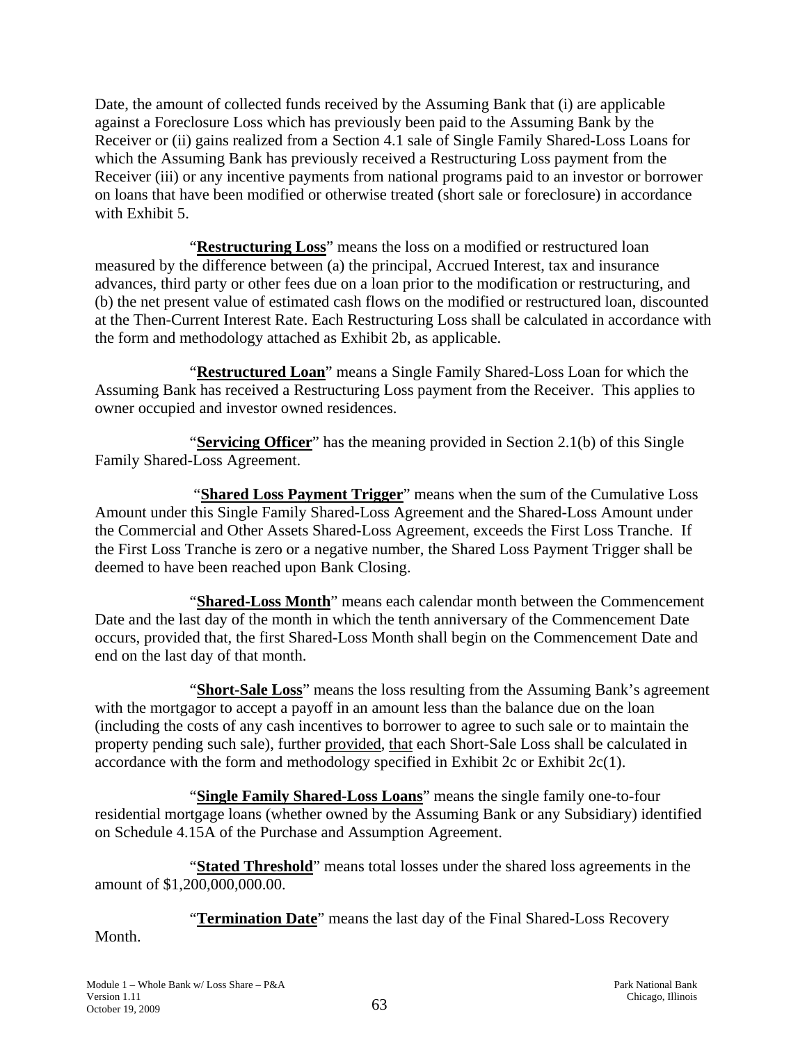Date, the amount of collected funds received by the Assuming Bank that (i) are applicable against a Foreclosure Loss which has previously been paid to the Assuming Bank by the Receiver or (ii) gains realized from a Section 4.1 sale of Single Family Shared-Loss Loans for which the Assuming Bank has previously received a Restructuring Loss payment from the Receiver (iii) or any incentive payments from national programs paid to an investor or borrower on loans that have been modified or otherwise treated (short sale or foreclosure) in accordance with Exhibit 5.

"**Restructuring Loss**" means the loss on a modified or restructured loan measured by the difference between (a) the principal, Accrued Interest, tax and insurance advances, third party or other fees due on a loan prior to the modification or restructuring, and (b) the net present value of estimated cash flows on the modified or restructured loan, discounted at the Then-Current Interest Rate. Each Restructuring Loss shall be calculated in accordance with the form and methodology attached as Exhibit 2b, as applicable.

"**Restructured Loan**" means a Single Family Shared-Loss Loan for which the Assuming Bank has received a Restructuring Loss payment from the Receiver. This applies to owner occupied and investor owned residences.

"**Servicing Officer**" has the meaning provided in Section 2.1(b) of this Single Family Shared-Loss Agreement.

"**Shared Loss Payment Trigger**" means when the sum of the Cumulative Loss Amount under this Single Family Shared-Loss Agreement and the Shared-Loss Amount under the Commercial and Other Assets Shared-Loss Agreement, exceeds the First Loss Tranche. If the First Loss Tranche is zero or a negative number, the Shared Loss Payment Trigger shall be deemed to have been reached upon Bank Closing.

"**Shared-Loss Month**" means each calendar month between the Commencement Date and the last day of the month in which the tenth anniversary of the Commencement Date occurs, provided that, the first Shared-Loss Month shall begin on the Commencement Date and end on the last day of that month.

"**Short-Sale Loss**" means the loss resulting from the Assuming Bank's agreement with the mortgagor to accept a payoff in an amount less than the balance due on the loan (including the costs of any cash incentives to borrower to agree to such sale or to maintain the property pending such sale), further provided, that each Short-Sale Loss shall be calculated in accordance with the form and methodology specified in Exhibit 2c or Exhibit 2c(1).

"**Single Family Shared-Loss Loans**" means the single family one-to-four residential mortgage loans (whether owned by the Assuming Bank or any Subsidiary) identified on Schedule 4.15A of the Purchase and Assumption Agreement.

"**Stated Threshold**" means total losses under the shared loss agreements in the amount of $1,200,000,000.00.

"**Termination Date**" means the last day of the Final Shared-Loss Recovery Month.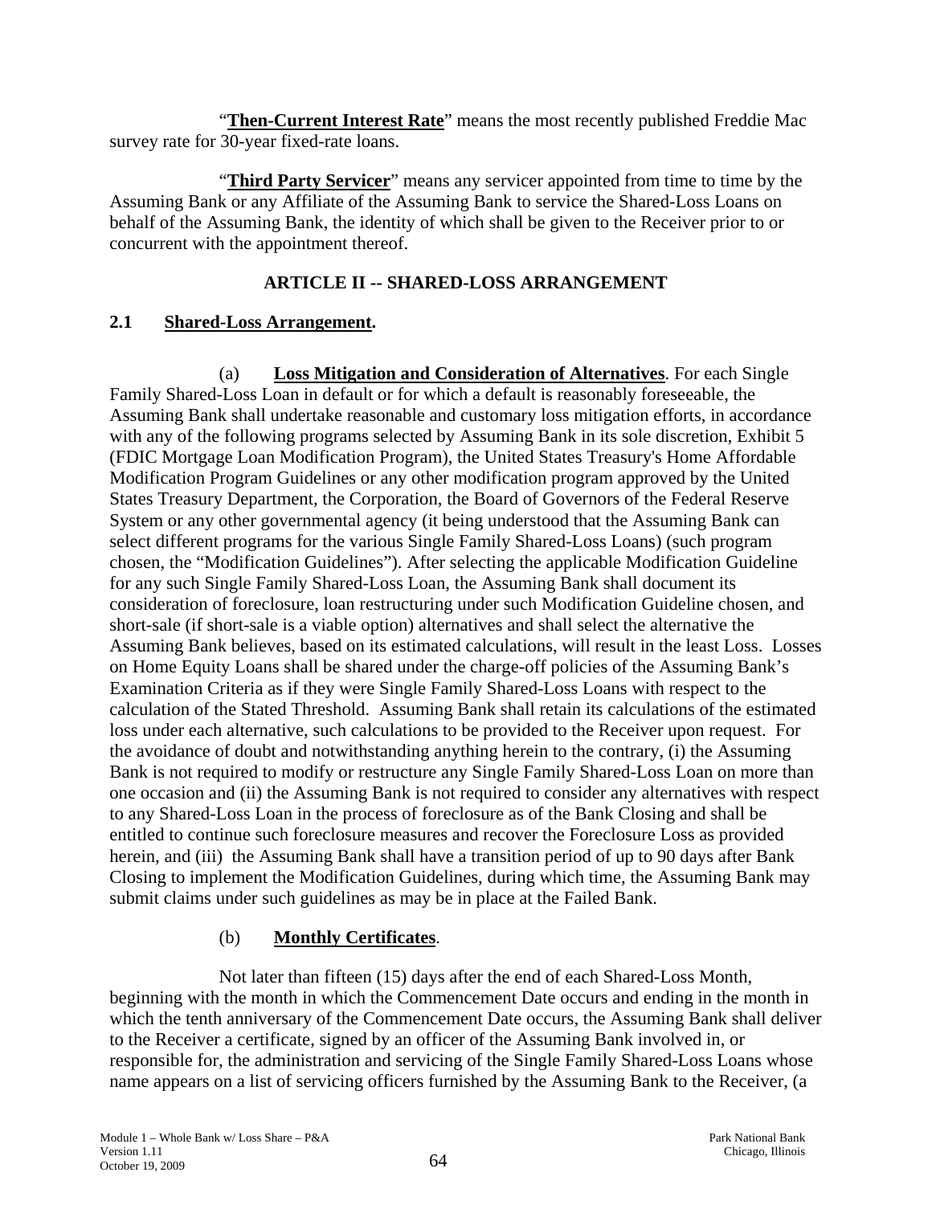"**Then-Current Interest Rate**" means the most recently published Freddie Mac survey rate for 30-year fixed-rate loans.

"**Third Party Servicer**" means any servicer appointed from time to time by the Assuming Bank or any Affiliate of the Assuming Bank to service the Shared-Loss Loans on behalf of the Assuming Bank, the identity of which shall be given to the Receiver prior to or concurrent with the appointment thereof.

## ARTICLE II -- SHARED-LOSS ARRANGEMENT

### 2.1 Shared-Loss Arrangement.

(a) **Loss Mitigation and Consideration of Alternatives**. For each Single Family Shared-Loss Loan in default or for which a default is reasonably foreseeable, the Assuming Bank shall undertake reasonable and customary loss mitigation efforts, in accordance with any of the following programs selected by Assuming Bank in its sole discretion, Exhibit 5 (FDIC Mortgage Loan Modification Program), the United States Treasury's Home Affordable Modification Program Guidelines or any other modification program approved by the United States Treasury Department, the Corporation, the Board of Governors of the Federal Reserve System or any other governmental agency (it being understood that the Assuming Bank can select different programs for the various Single Family Shared-Loss Loans) (such program chosen, the "Modification Guidelines"). After selecting the applicable Modification Guideline for any such Single Family Shared-Loss Loan, the Assuming Bank shall document its consideration of foreclosure, loan restructuring under such Modification Guideline chosen, and short-sale (if short-sale is a viable option) alternatives and shall select the alternative the Assuming Bank believes, based on its estimated calculations, will result in the least Loss. Losses on Home Equity Loans shall be shared under the charge-off policies of the Assuming Bank's Examination Criteria as if they were Single Family Shared-Loss Loans with respect to the calculation of the Stated Threshold. Assuming Bank shall retain its calculations of the estimated loss under each alternative, such calculations to be provided to the Receiver upon request. For the avoidance of doubt and notwithstanding anything herein to the contrary, (i) the Assuming Bank is not required to modify or restructure any Single Family Shared-Loss Loan on more than one occasion and (ii) the Assuming Bank is not required to consider any alternatives with respect to any Shared-Loss Loan in the process of foreclosure as of the Bank Closing and shall be entitled to continue such foreclosure measures and recover the Foreclosure Loss as provided herein, and (iii) the Assuming Bank shall have a transition period of up to 90 days after Bank Closing to implement the Modification Guidelines, during which time, the Assuming Bank may submit claims under such guidelines as may be in place at the Failed Bank.

(b) **Monthly Certificates**.

Not later than fifteen (15) days after the end of each Shared-Loss Month, beginning with the month in which the Commencement Date occurs and ending in the month in which the tenth anniversary of the Commencement Date occurs, the Assuming Bank shall deliver to the Receiver a certificate, signed by an officer of the Assuming Bank involved in, or responsible for, the administration and servicing of the Single Family Shared-Loss Loans whose name appears on a list of servicing officers furnished by the Assuming Bank to the Receiver, (a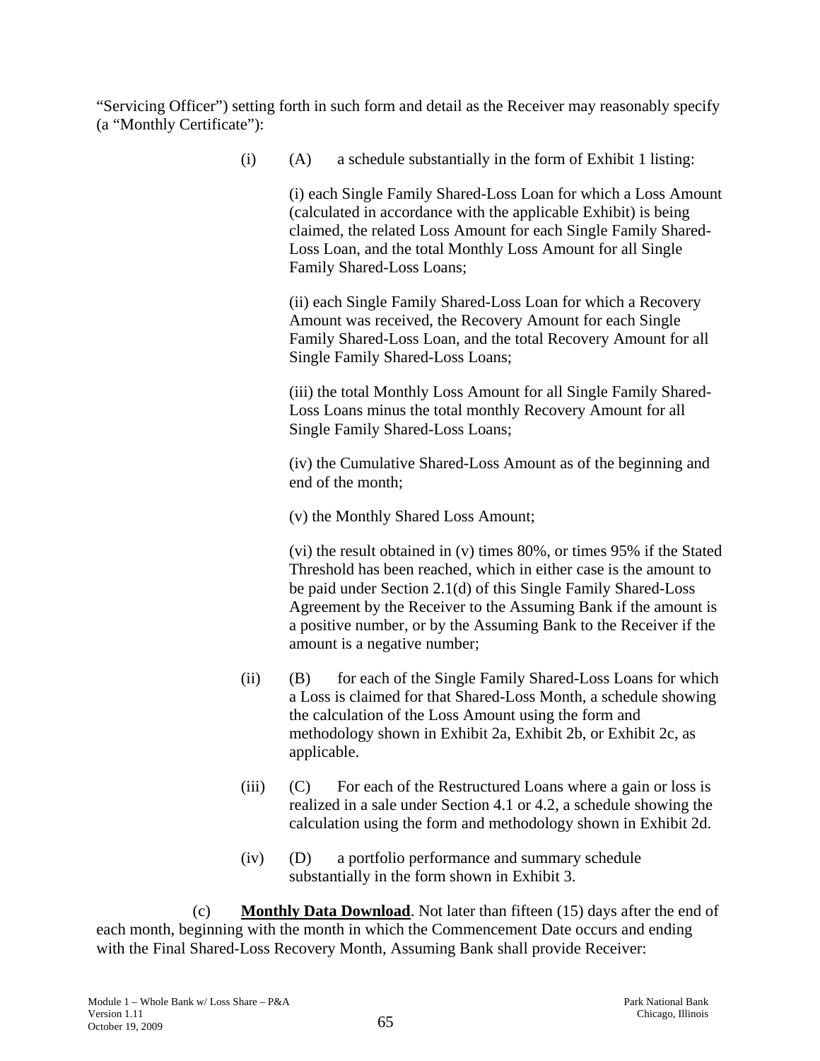"Servicing Officer") setting forth in such form and detail as the Receiver may reasonably specify (a "Monthly Certificate"):

(i) (A) a schedule substantially in the form of Exhibit 1 listing:

(i) each Single Family Shared-Loss Loan for which a Loss Amount (calculated in accordance with the applicable Exhibit) is being claimed, the related Loss Amount for each Single Family Shared-Loss Loan, and the total Monthly Loss Amount for all Single Family Shared-Loss Loans;

(ii) each Single Family Shared-Loss Loan for which a Recovery Amount was received, the Recovery Amount for each Single Family Shared-Loss Loan, and the total Recovery Amount for all Single Family Shared-Loss Loans;

(iii) the total Monthly Loss Amount for all Single Family Shared-Loss Loans minus the total monthly Recovery Amount for all Single Family Shared-Loss Loans;

(iv) the Cumulative Shared-Loss Amount as of the beginning and end of the month;

(v) the Monthly Shared Loss Amount;

(vi) the result obtained in (v) times 80%, or times 95% if the Stated Threshold has been reached, which in either case is the amount to be paid under Section 2.1(d) of this Single Family Shared-Loss Agreement by the Receiver to the Assuming Bank if the amount is a positive number, or by the Assuming Bank to the Receiver if the amount is a negative number;

(ii) (B) for each of the Single Family Shared-Loss Loans for which a Loss is claimed for that Shared-Loss Month, a schedule showing the calculation of the Loss Amount using the form and methodology shown in Exhibit 2a, Exhibit 2b, or Exhibit 2c, as applicable.

(iii) (C) For each of the Restructured Loans where a gain or loss is realized in a sale under Section 4.1 or 4.2, a schedule showing the calculation using the form and methodology shown in Exhibit 2d.

(iv) (D) a portfolio performance and summary schedule substantially in the form shown in Exhibit 3.

(c) **Monthly Data Download**. Not later than fifteen (15) days after the end of each month, beginning with the month in which the Commencement Date occurs and ending with the Final Shared-Loss Recovery Month, Assuming Bank shall provide Receiver: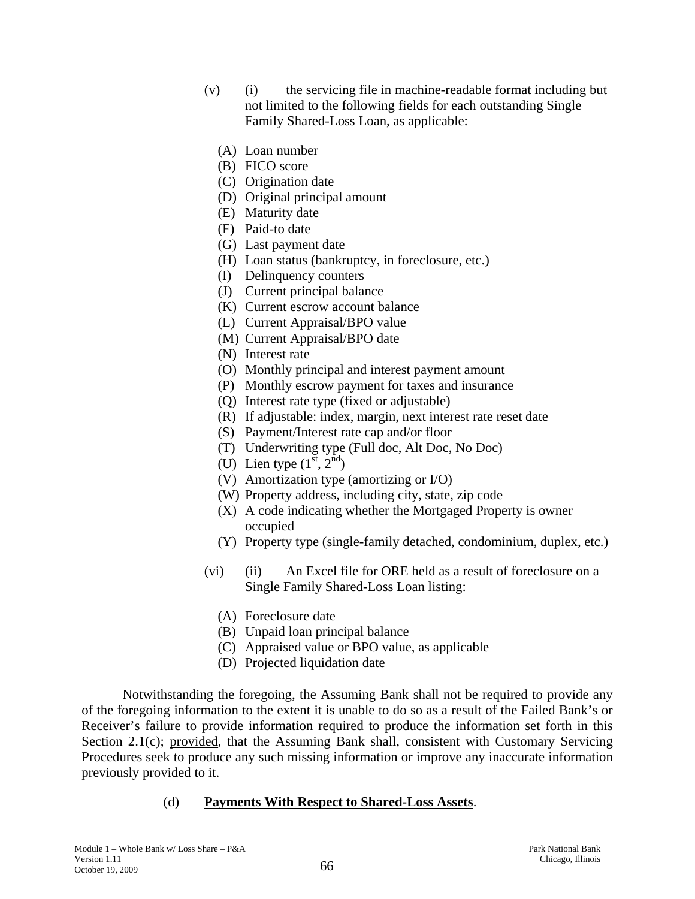(v) (i) the servicing file in machine-readable format including but not limited to the following fields for each outstanding Single Family Shared-Loss Loan, as applicable:

(A) Loan number
(B) FICO score
(C) Origination date
(D) Original principal amount
(E) Maturity date
(F) Paid-to date
(G) Last payment date
(H) Loan status (bankruptcy, in foreclosure, etc.)
(I) Delinquency counters
(J) Current principal balance
(K) Current escrow account balance
(L) Current Appraisal/BPO value
(M) Current Appraisal/BPO date
(N) Interest rate
(O) Monthly principal and interest payment amount
(P) Monthly escrow payment for taxes and insurance
(Q) Interest rate type (fixed or adjustable)
(R) If adjustable: index, margin, next interest rate reset date
(S) Payment/Interest rate cap and/or floor
(T) Underwriting type (Full doc, Alt Doc, No Doc)
(U) Lien type ($1^{st}$, $2^{nd}$)
(V) Amortization type (amortizing or I/O)
(W) Property address, including city, state, zip code
(X) A code indicating whether the Mortgaged Property is owner occupied
(Y) Property type (single-family detached, condominium, duplex, etc.)

(vi) (ii) An Excel file for ORE held as a result of foreclosure on a Single Family Shared-Loss Loan listing:

(A) Foreclosure date
(B) Unpaid loan principal balance
(C) Appraised value or BPO value, as applicable
(D) Projected liquidation date

Notwithstanding the foregoing, the Assuming Bank shall not be required to provide any of the foregoing information to the extent it is unable to do so as a result of the Failed Bank's or Receiver's failure to provide information required to produce the information set forth in this Section 2.1(c); provided, that the Assuming Bank shall, consistent with Customary Servicing Procedures seek to produce any such missing information or improve any inaccurate information previously provided to it.

(d) **Payments With Respect to Shared-Loss Assets**.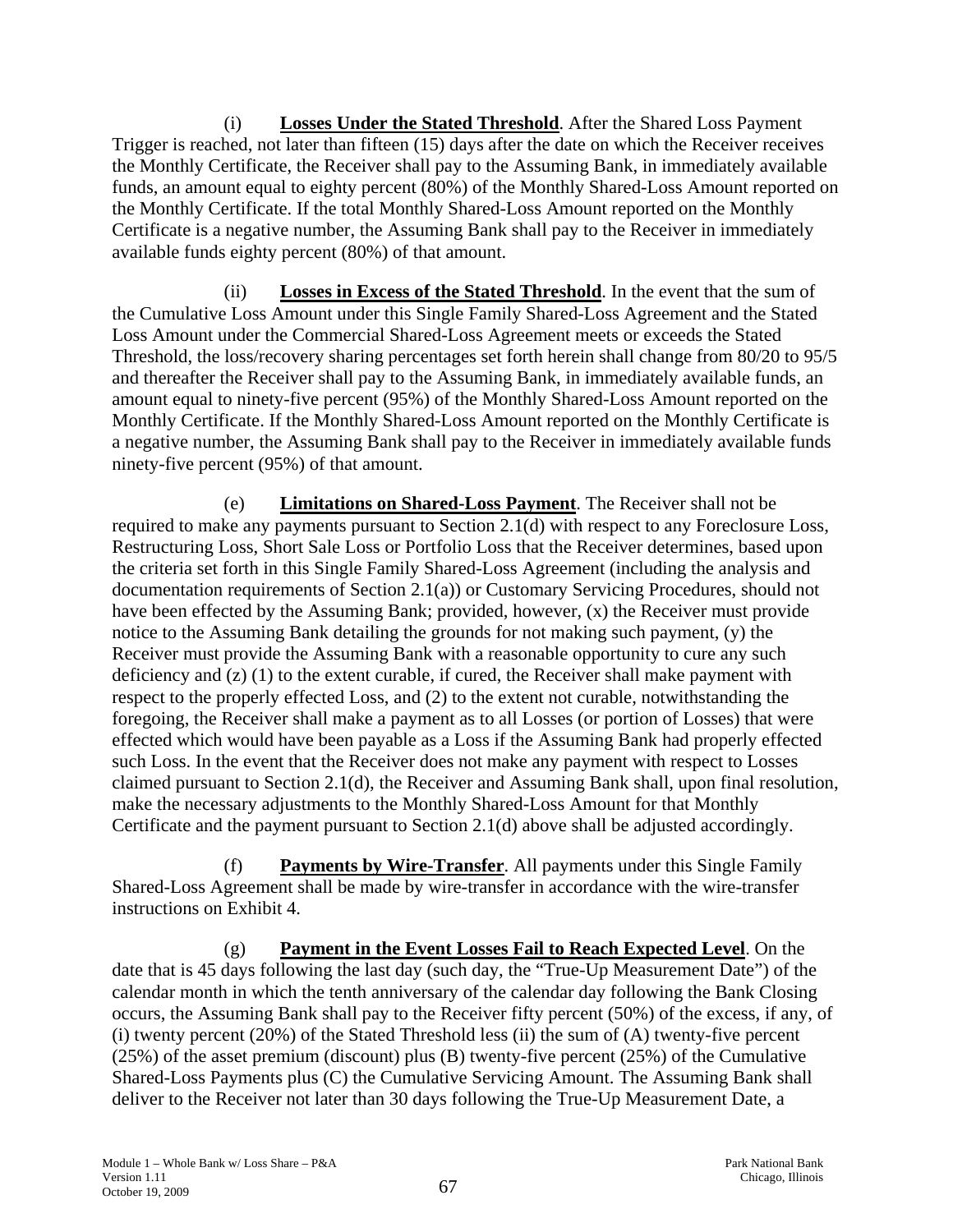(i) **Losses Under the Stated Threshold**. After the Shared Loss Payment Trigger is reached, not later than fifteen (15) days after the date on which the Receiver receives the Monthly Certificate, the Receiver shall pay to the Assuming Bank, in immediately available funds, an amount equal to eighty percent (80%) of the Monthly Shared-Loss Amount reported on the Monthly Certificate. If the total Monthly Shared-Loss Amount reported on the Monthly Certificate is a negative number, the Assuming Bank shall pay to the Receiver in immediately available funds eighty percent (80%) of that amount.

(ii) **Losses in Excess of the Stated Threshold**. In the event that the sum of the Cumulative Loss Amount under this Single Family Shared-Loss Agreement and the Stated Loss Amount under the Commercial Shared-Loss Agreement meets or exceeds the Stated Threshold, the loss/recovery sharing percentages set forth herein shall change from 80/20 to 95/5 and thereafter the Receiver shall pay to the Assuming Bank, in immediately available funds, an amount equal to ninety-five percent (95%) of the Monthly Shared-Loss Amount reported on the Monthly Certificate. If the Monthly Shared-Loss Amount reported on the Monthly Certificate is a negative number, the Assuming Bank shall pay to the Receiver in immediately available funds ninety-five percent (95%) of that amount.

(e) **Limitations on Shared-Loss Payment**. The Receiver shall not be required to make any payments pursuant to Section 2.1(d) with respect to any Foreclosure Loss, Restructuring Loss, Short Sale Loss or Portfolio Loss that the Receiver determines, based upon the criteria set forth in this Single Family Shared-Loss Agreement (including the analysis and documentation requirements of Section 2.1(a)) or Customary Servicing Procedures, should not have been effected by the Assuming Bank; provided, however, (x) the Receiver must provide notice to the Assuming Bank detailing the grounds for not making such payment, (y) the Receiver must provide the Assuming Bank with a reasonable opportunity to cure any such deficiency and (z) (1) to the extent curable, if cured, the Receiver shall make payment with respect to the properly effected Loss, and (2) to the extent not curable, notwithstanding the foregoing, the Receiver shall make a payment as to all Losses (or portion of Losses) that were effected which would have been payable as a Loss if the Assuming Bank had properly effected such Loss. In the event that the Receiver does not make any payment with respect to Losses claimed pursuant to Section 2.1(d), the Receiver and Assuming Bank shall, upon final resolution, make the necessary adjustments to the Monthly Shared-Loss Amount for that Monthly Certificate and the payment pursuant to Section 2.1(d) above shall be adjusted accordingly.

(f) **Payments by Wire-Transfer**. All payments under this Single Family Shared-Loss Agreement shall be made by wire-transfer in accordance with the wire-transfer instructions on Exhibit 4.

(g) **Payment in the Event Losses Fail to Reach Expected Level**. On the date that is 45 days following the last day (such day, the "True-Up Measurement Date") of the calendar month in which the tenth anniversary of the calendar day following the Bank Closing occurs, the Assuming Bank shall pay to the Receiver fifty percent (50%) of the excess, if any, of (i) twenty percent (20%) of the Stated Threshold less (ii) the sum of (A) twenty-five percent (25%) of the asset premium (discount) plus (B) twenty-five percent (25%) of the Cumulative Shared-Loss Payments plus (C) the Cumulative Servicing Amount. The Assuming Bank shall deliver to the Receiver not later than 30 days following the True-Up Measurement Date, a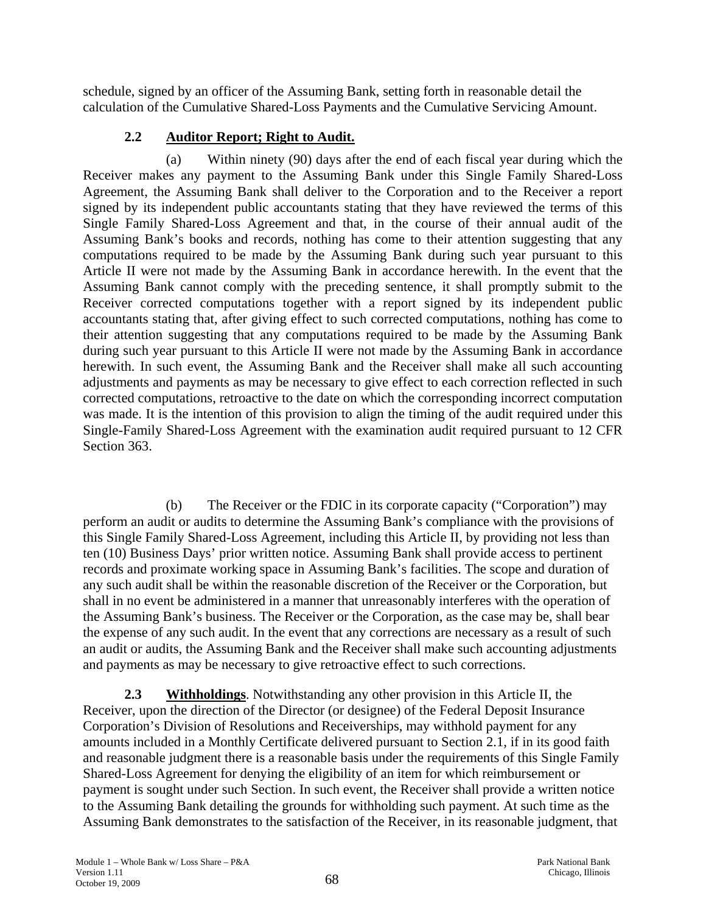schedule, signed by an officer of the Assuming Bank, setting forth in reasonable detail the calculation of the Cumulative Shared-Loss Payments and the Cumulative Servicing Amount.

**2.2 Auditor Report; Right to Audit.**

(a) Within ninety (90) days after the end of each fiscal year during which the Receiver makes any payment to the Assuming Bank under this Single Family Shared-Loss Agreement, the Assuming Bank shall deliver to the Corporation and to the Receiver a report signed by its independent public accountants stating that they have reviewed the terms of this Single Family Shared-Loss Agreement and that, in the course of their annual audit of the Assuming Bank's books and records, nothing has come to their attention suggesting that any computations required to be made by the Assuming Bank during such year pursuant to this Article II were not made by the Assuming Bank in accordance herewith. In the event that the Assuming Bank cannot comply with the preceding sentence, it shall promptly submit to the Receiver corrected computations together with a report signed by its independent public accountants stating that, after giving effect to such corrected computations, nothing has come to their attention suggesting that any computations required to be made by the Assuming Bank during such year pursuant to this Article II were not made by the Assuming Bank in accordance herewith. In such event, the Assuming Bank and the Receiver shall make all such accounting adjustments and payments as may be necessary to give effect to each correction reflected in such corrected computations, retroactive to the date on which the corresponding incorrect computation was made. It is the intention of this provision to align the timing of the audit required under this Single-Family Shared-Loss Agreement with the examination audit required pursuant to 12 CFR Section 363.

(b) The Receiver or the FDIC in its corporate capacity ("Corporation") may perform an audit or audits to determine the Assuming Bank's compliance with the provisions of this Single Family Shared-Loss Agreement, including this Article II, by providing not less than ten (10) Business Days' prior written notice. Assuming Bank shall provide access to pertinent records and proximate working space in Assuming Bank's facilities. The scope and duration of any such audit shall be within the reasonable discretion of the Receiver or the Corporation, but shall in no event be administered in a manner that unreasonably interferes with the operation of the Assuming Bank's business. The Receiver or the Corporation, as the case may be, shall bear the expense of any such audit. In the event that any corrections are necessary as a result of such an audit or audits, the Assuming Bank and the Receiver shall make such accounting adjustments and payments as may be necessary to give retroactive effect to such corrections.

**2.3 Withholdings**. Notwithstanding any other provision in this Article II, the Receiver, upon the direction of the Director (or designee) of the Federal Deposit Insurance Corporation's Division of Resolutions and Receiverships, may withhold payment for any amounts included in a Monthly Certificate delivered pursuant to Section 2.1, if in its good faith and reasonable judgment there is a reasonable basis under the requirements of this Single Family Shared-Loss Agreement for denying the eligibility of an item for which reimbursement or payment is sought under such Section. In such event, the Receiver shall provide a written notice to the Assuming Bank detailing the grounds for withholding such payment. At such time as the Assuming Bank demonstrates to the satisfaction of the Receiver, in its reasonable judgment, that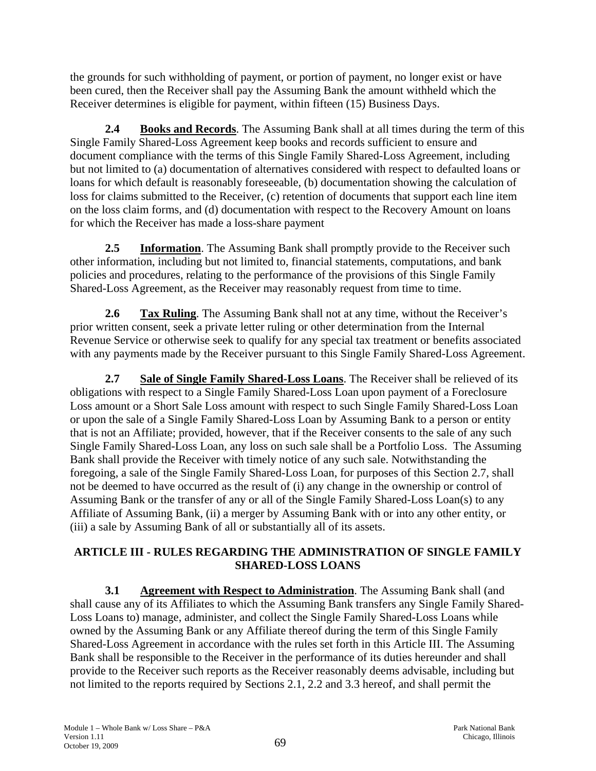the grounds for such withholding of payment, or portion of payment, no longer exist or have been cured, then the Receiver shall pay the Assuming Bank the amount withheld which the Receiver determines is eligible for payment, within fifteen (15) Business Days.

**2.4 Books and Records**. The Assuming Bank shall at all times during the term of this Single Family Shared-Loss Agreement keep books and records sufficient to ensure and document compliance with the terms of this Single Family Shared-Loss Agreement, including but not limited to (a) documentation of alternatives considered with respect to defaulted loans or loans for which default is reasonably foreseeable, (b) documentation showing the calculation of loss for claims submitted to the Receiver, (c) retention of documents that support each line item on the loss claim forms, and (d) documentation with respect to the Recovery Amount on loans for which the Receiver has made a loss-share payment

**2.5 Information**. The Assuming Bank shall promptly provide to the Receiver such other information, including but not limited to, financial statements, computations, and bank policies and procedures, relating to the performance of the provisions of this Single Family Shared-Loss Agreement, as the Receiver may reasonably request from time to time.

**2.6 Tax Ruling**. The Assuming Bank shall not at any time, without the Receiver's prior written consent, seek a private letter ruling or other determination from the Internal Revenue Service or otherwise seek to qualify for any special tax treatment or benefits associated with any payments made by the Receiver pursuant to this Single Family Shared-Loss Agreement.

**2.7 Sale of Single Family Shared-Loss Loans**. The Receiver shall be relieved of its obligations with respect to a Single Family Shared-Loss Loan upon payment of a Foreclosure Loss amount or a Short Sale Loss amount with respect to such Single Family Shared-Loss Loan or upon the sale of a Single Family Shared-Loss Loan by Assuming Bank to a person or entity that is not an Affiliate; provided, however, that if the Receiver consents to the sale of any such Single Family Shared-Loss Loan, any loss on such sale shall be a Portfolio Loss. The Assuming Bank shall provide the Receiver with timely notice of any such sale. Notwithstanding the foregoing, a sale of the Single Family Shared-Loss Loan, for purposes of this Section 2.7, shall not be deemed to have occurred as the result of (i) any change in the ownership or control of Assuming Bank or the transfer of any or all of the Single Family Shared-Loss Loan(s) to any Affiliate of Assuming Bank, (ii) a merger by Assuming Bank with or into any other entity, or (iii) a sale by Assuming Bank of all or substantially all of its assets.

## ARTICLE III - RULES REGARDING THE ADMINISTRATION OF SINGLE FAMILY SHARED-LOSS LOANS

**3.1 Agreement with Respect to Administration**. The Assuming Bank shall (and shall cause any of its Affiliates to which the Assuming Bank transfers any Single Family Shared-Loss Loans to) manage, administer, and collect the Single Family Shared-Loss Loans while owned by the Assuming Bank or any Affiliate thereof during the term of this Single Family Shared-Loss Agreement in accordance with the rules set forth in this Article III. The Assuming Bank shall be responsible to the Receiver in the performance of its duties hereunder and shall provide to the Receiver such reports as the Receiver reasonably deems advisable, including but not limited to the reports required by Sections 2.1, 2.2 and 3.3 hereof, and shall permit the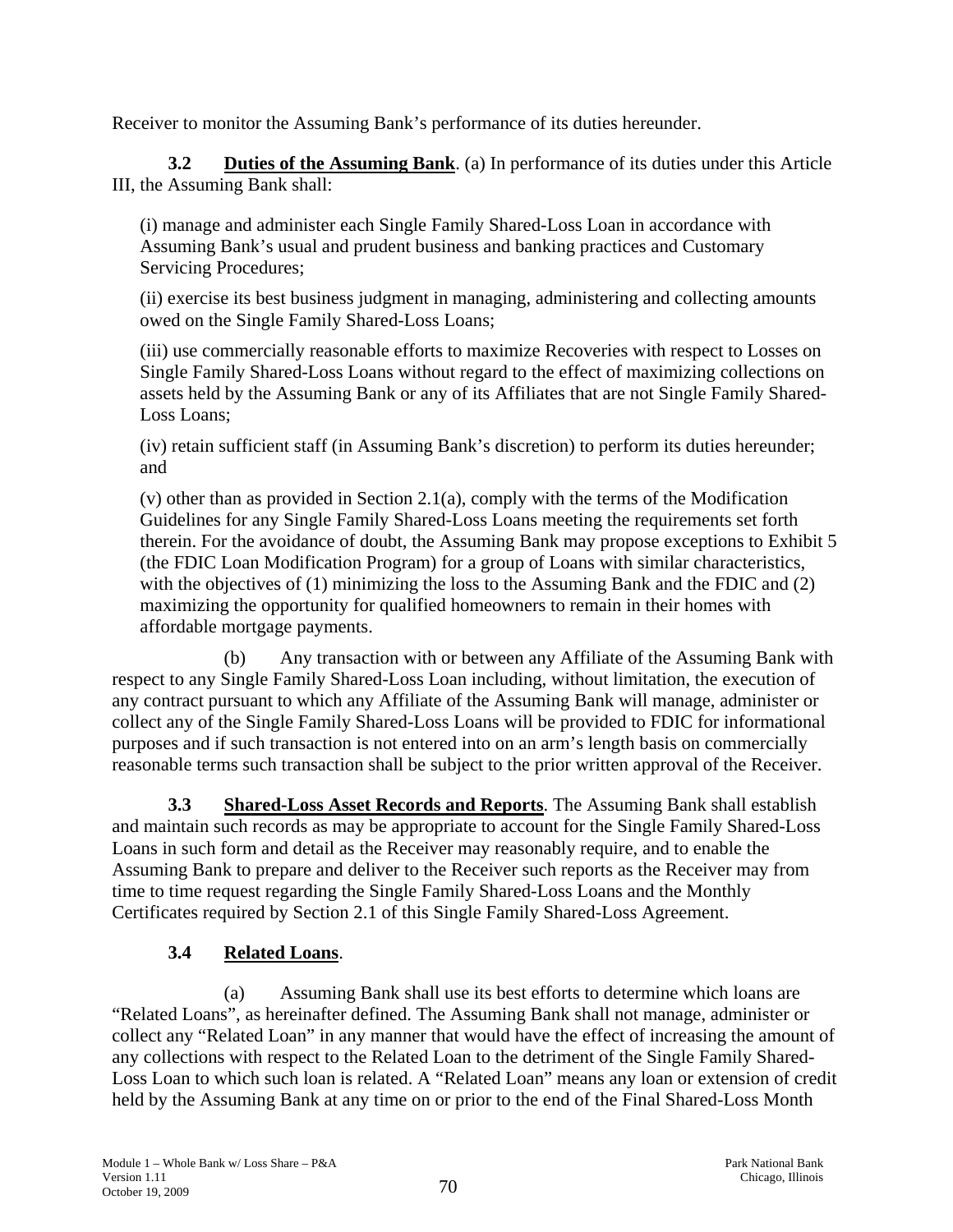Receiver to monitor the Assuming Bank's performance of its duties hereunder.

**3.2 Duties of the Assuming Bank**. (a) In performance of its duties under this Article III, the Assuming Bank shall:

(i) manage and administer each Single Family Shared-Loss Loan in accordance with Assuming Bank's usual and prudent business and banking practices and Customary Servicing Procedures;

(ii) exercise its best business judgment in managing, administering and collecting amounts owed on the Single Family Shared-Loss Loans;

(iii) use commercially reasonable efforts to maximize Recoveries with respect to Losses on Single Family Shared-Loss Loans without regard to the effect of maximizing collections on assets held by the Assuming Bank or any of its Affiliates that are not Single Family Shared-Loss Loans;

(iv) retain sufficient staff (in Assuming Bank's discretion) to perform its duties hereunder; and

(v) other than as provided in Section 2.1(a), comply with the terms of the Modification Guidelines for any Single Family Shared-Loss Loans meeting the requirements set forth therein. For the avoidance of doubt, the Assuming Bank may propose exceptions to Exhibit 5 (the FDIC Loan Modification Program) for a group of Loans with similar characteristics, with the objectives of (1) minimizing the loss to the Assuming Bank and the FDIC and (2) maximizing the opportunity for qualified homeowners to remain in their homes with affordable mortgage payments.

(b) Any transaction with or between any Affiliate of the Assuming Bank with respect to any Single Family Shared-Loss Loan including, without limitation, the execution of any contract pursuant to which any Affiliate of the Assuming Bank will manage, administer or collect any of the Single Family Shared-Loss Loans will be provided to FDIC for informational purposes and if such transaction is not entered into on an arm's length basis on commercially reasonable terms such transaction shall be subject to the prior written approval of the Receiver.

**3.3 Shared-Loss Asset Records and Reports**. The Assuming Bank shall establish and maintain such records as may be appropriate to account for the Single Family Shared-Loss Loans in such form and detail as the Receiver may reasonably require, and to enable the Assuming Bank to prepare and deliver to the Receiver such reports as the Receiver may from time to time request regarding the Single Family Shared-Loss Loans and the Monthly Certificates required by Section 2.1 of this Single Family Shared-Loss Agreement.

**3.4 Related Loans**.

(a) Assuming Bank shall use its best efforts to determine which loans are "Related Loans", as hereinafter defined. The Assuming Bank shall not manage, administer or collect any "Related Loan" in any manner that would have the effect of increasing the amount of any collections with respect to the Related Loan to the detriment of the Single Family Shared-Loss Loan to which such loan is related. A "Related Loan" means any loan or extension of credit held by the Assuming Bank at any time on or prior to the end of the Final Shared-Loss Month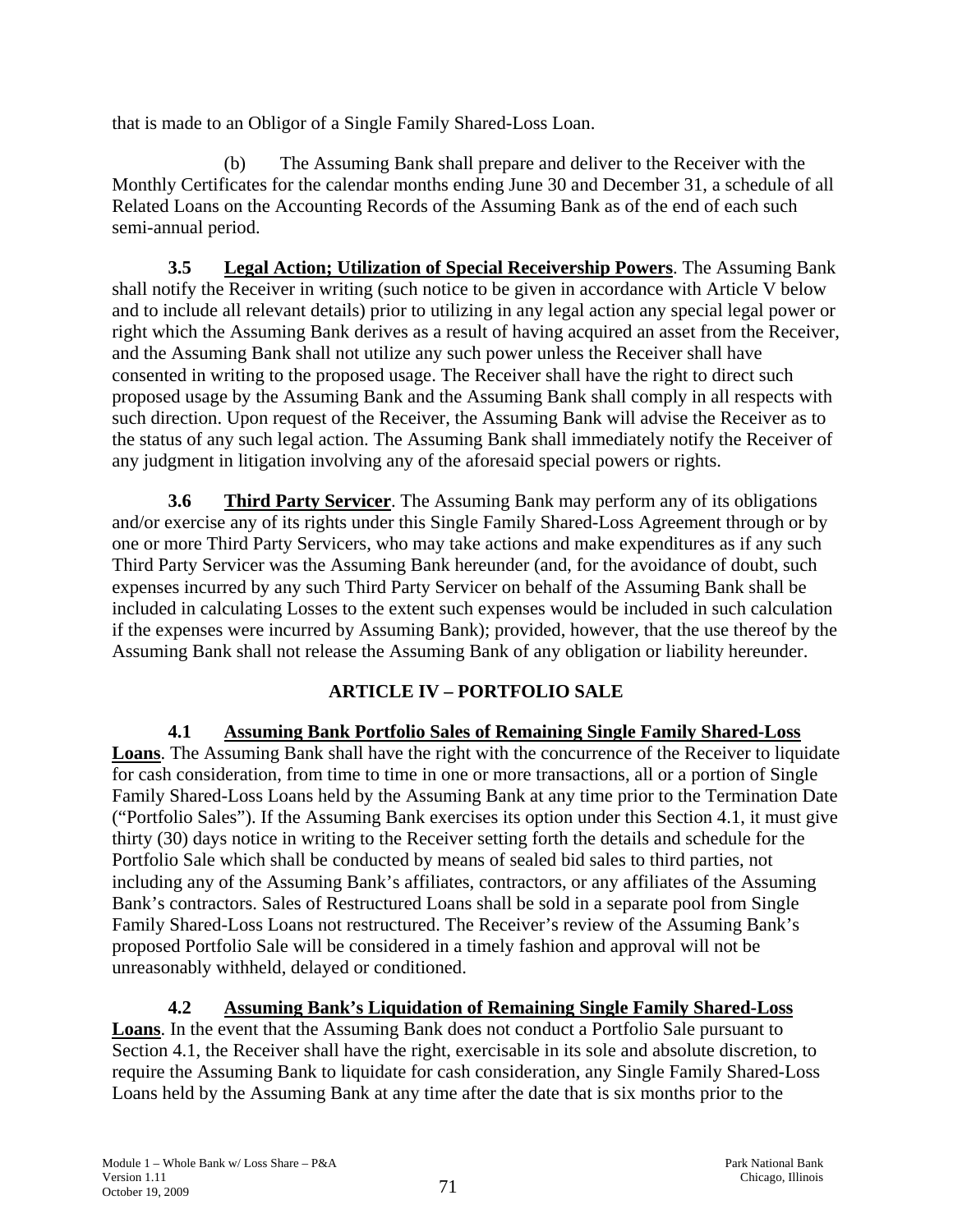that is made to an Obligor of a Single Family Shared-Loss Loan.

(b) The Assuming Bank shall prepare and deliver to the Receiver with the Monthly Certificates for the calendar months ending June 30 and December 31, a schedule of all Related Loans on the Accounting Records of the Assuming Bank as of the end of each such semi-annual period.

**3.5 Legal Action; Utilization of Special Receivership Powers**. The Assuming Bank shall notify the Receiver in writing (such notice to be given in accordance with Article V below and to include all relevant details) prior to utilizing in any legal action any special legal power or right which the Assuming Bank derives as a result of having acquired an asset from the Receiver, and the Assuming Bank shall not utilize any such power unless the Receiver shall have consented in writing to the proposed usage. The Receiver shall have the right to direct such proposed usage by the Assuming Bank and the Assuming Bank shall comply in all respects with such direction. Upon request of the Receiver, the Assuming Bank will advise the Receiver as to the status of any such legal action. The Assuming Bank shall immediately notify the Receiver of any judgment in litigation involving any of the aforesaid special powers or rights.

**3.6 Third Party Servicer**. The Assuming Bank may perform any of its obligations and/or exercise any of its rights under this Single Family Shared-Loss Agreement through or by one or more Third Party Servicers, who may take actions and make expenditures as if any such Third Party Servicer was the Assuming Bank hereunder (and, for the avoidance of doubt, such expenses incurred by any such Third Party Servicer on behalf of the Assuming Bank shall be included in calculating Losses to the extent such expenses would be included in such calculation if the expenses were incurred by Assuming Bank); provided, however, that the use thereof by the Assuming Bank shall not release the Assuming Bank of any obligation or liability hereunder.

## ARTICLE IV – PORTFOLIO SALE

**4.1 Assuming Bank Portfolio Sales of Remaining Single Family Shared-Loss Loans**. The Assuming Bank shall have the right with the concurrence of the Receiver to liquidate for cash consideration, from time to time in one or more transactions, all or a portion of Single Family Shared-Loss Loans held by the Assuming Bank at any time prior to the Termination Date ("Portfolio Sales"). If the Assuming Bank exercises its option under this Section 4.1, it must give thirty (30) days notice in writing to the Receiver setting forth the details and schedule for the Portfolio Sale which shall be conducted by means of sealed bid sales to third parties, not including any of the Assuming Bank's affiliates, contractors, or any affiliates of the Assuming Bank's contractors. Sales of Restructured Loans shall be sold in a separate pool from Single Family Shared-Loss Loans not restructured. The Receiver's review of the Assuming Bank's proposed Portfolio Sale will be considered in a timely fashion and approval will not be unreasonably withheld, delayed or conditioned.

**4.2 Assuming Bank's Liquidation of Remaining Single Family Shared-Loss Loans**. In the event that the Assuming Bank does not conduct a Portfolio Sale pursuant to Section 4.1, the Receiver shall have the right, exercisable in its sole and absolute discretion, to require the Assuming Bank to liquidate for cash consideration, any Single Family Shared-Loss Loans held by the Assuming Bank at any time after the date that is six months prior to the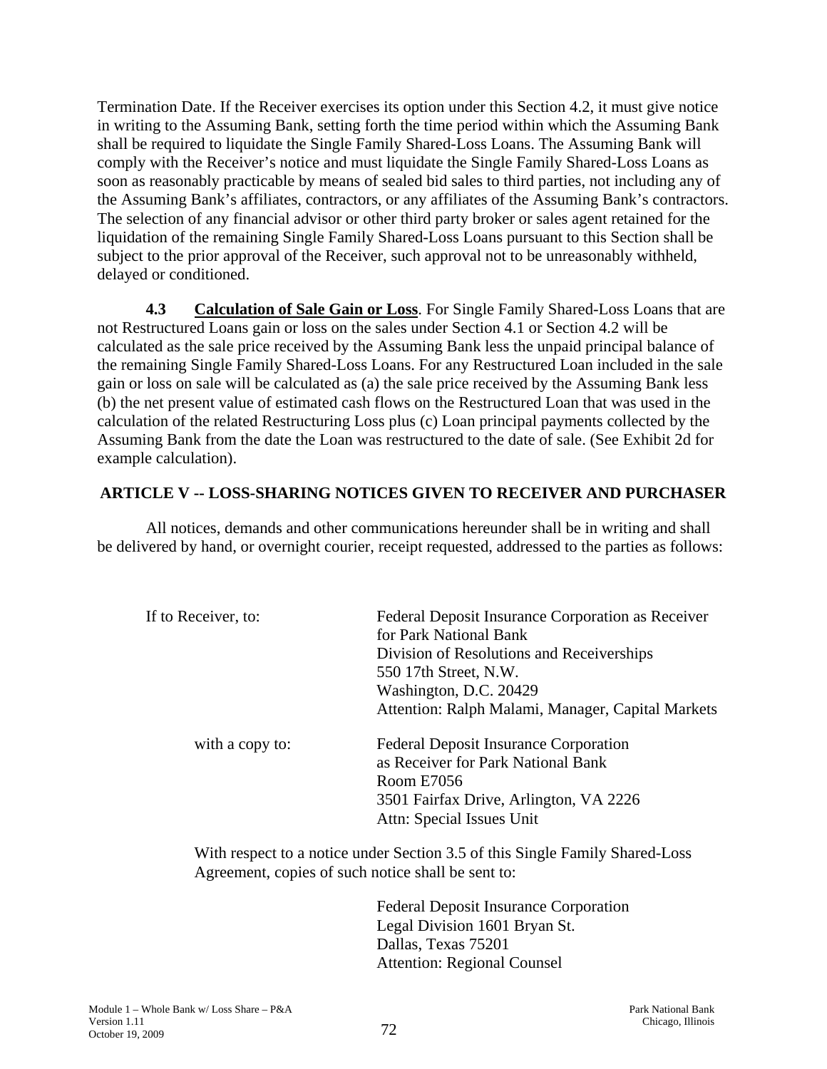Termination Date. If the Receiver exercises its option under this Section 4.2, it must give notice in writing to the Assuming Bank, setting forth the time period within which the Assuming Bank shall be required to liquidate the Single Family Shared-Loss Loans. The Assuming Bank will comply with the Receiver's notice and must liquidate the Single Family Shared-Loss Loans as soon as reasonably practicable by means of sealed bid sales to third parties, not including any of the Assuming Bank's affiliates, contractors, or any affiliates of the Assuming Bank's contractors. The selection of any financial advisor or other third party broker or sales agent retained for the liquidation of the remaining Single Family Shared-Loss Loans pursuant to this Section shall be subject to the prior approval of the Receiver, such approval not to be unreasonably withheld, delayed or conditioned.

**4.3 Calculation of Sale Gain or Loss**. For Single Family Shared-Loss Loans that are not Restructured Loans gain or loss on the sales under Section 4.1 or Section 4.2 will be calculated as the sale price received by the Assuming Bank less the unpaid principal balance of the remaining Single Family Shared-Loss Loans. For any Restructured Loan included in the sale gain or loss on sale will be calculated as (a) the sale price received by the Assuming Bank less (b) the net present value of estimated cash flows on the Restructured Loan that was used in the calculation of the related Restructuring Loss plus (c) Loan principal payments collected by the Assuming Bank from the date the Loan was restructured to the date of sale. (See Exhibit 2d for example calculation).

## ARTICLE V -- LOSS-SHARING NOTICES GIVEN TO RECEIVER AND PURCHASER

All notices, demands and other communications hereunder shall be in writing and shall be delivered by hand, or overnight courier, receipt requested, addressed to the parties as follows:

If to Receiver, to:

Federal Deposit Insurance Corporation as Receiver
for Park National Bank
Division of Resolutions and Receiverships
550 17th Street, N.W.
Washington, D.C. 20429
Attention: Ralph Malami, Manager, Capital Markets

with a copy to:

Federal Deposit Insurance Corporation
as Receiver for Park National Bank
Room E7056
3501 Fairfax Drive, Arlington, VA 2226
Attn: Special Issues Unit

With respect to a notice under Section 3.5 of this Single Family Shared-Loss Agreement, copies of such notice shall be sent to:

Federal Deposit Insurance Corporation
Legal Division 1601 Bryan St.
Dallas, Texas 75201
Attention: Regional Counsel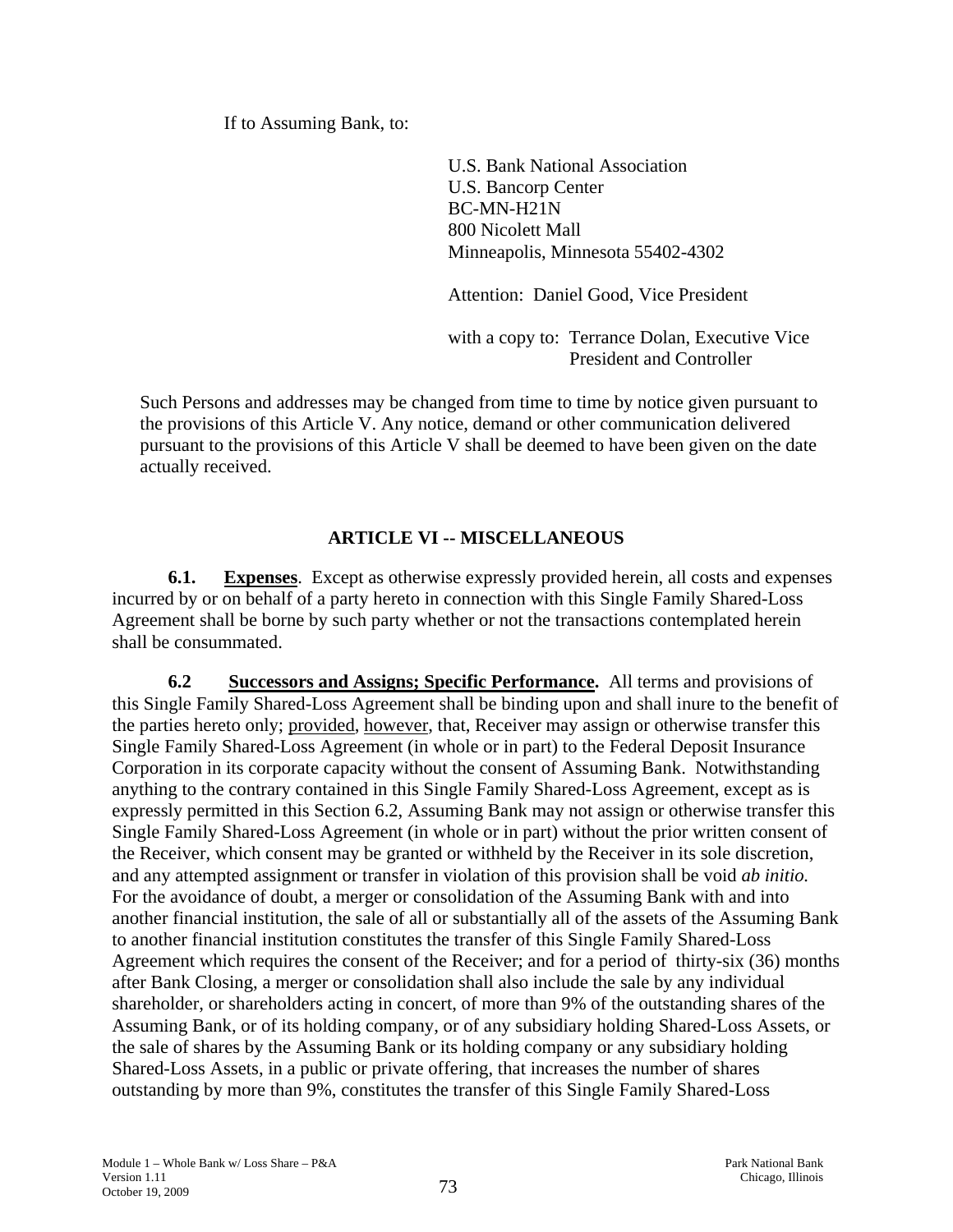If to Assuming Bank, to:

U.S. Bank National Association
U.S. Bancorp Center
BC-MN-H21N
800 Nicolett Mall
Minneapolis, Minnesota 55402-4302

Attention: Daniel Good, Vice President

with a copy to: Terrance Dolan, Executive Vice President and Controller

Such Persons and addresses may be changed from time to time by notice given pursuant to the provisions of this Article V. Any notice, demand or other communication delivered pursuant to the provisions of this Article V shall be deemed to have been given on the date actually received.

## ARTICLE VI -- MISCELLANEOUS

**6.1. Expenses**. Except as otherwise expressly provided herein, all costs and expenses incurred by or on behalf of a party hereto in connection with this Single Family Shared-Loss Agreement shall be borne by such party whether or not the transactions contemplated herein shall be consummated.

**6.2 Successors and Assigns; Specific Performance.** All terms and provisions of this Single Family Shared-Loss Agreement shall be binding upon and shall inure to the benefit of the parties hereto only; provided, however, that, Receiver may assign or otherwise transfer this Single Family Shared-Loss Agreement (in whole or in part) to the Federal Deposit Insurance Corporation in its corporate capacity without the consent of Assuming Bank. Notwithstanding anything to the contrary contained in this Single Family Shared-Loss Agreement, except as is expressly permitted in this Section 6.2, Assuming Bank may not assign or otherwise transfer this Single Family Shared-Loss Agreement (in whole or in part) without the prior written consent of the Receiver, which consent may be granted or withheld by the Receiver in its sole discretion, and any attempted assignment or transfer in violation of this provision shall be void *ab initio.* For the avoidance of doubt, a merger or consolidation of the Assuming Bank with and into another financial institution, the sale of all or substantially all of the assets of the Assuming Bank to another financial institution constitutes the transfer of this Single Family Shared-Loss Agreement which requires the consent of the Receiver; and for a period of thirty-six (36) months after Bank Closing, a merger or consolidation shall also include the sale by any individual shareholder, or shareholders acting in concert, of more than 9% of the outstanding shares of the Assuming Bank, or of its holding company, or of any subsidiary holding Shared-Loss Assets, or the sale of shares by the Assuming Bank or its holding company or any subsidiary holding Shared-Loss Assets, in a public or private offering, that increases the number of shares outstanding by more than 9%, constitutes the transfer of this Single Family Shared-Loss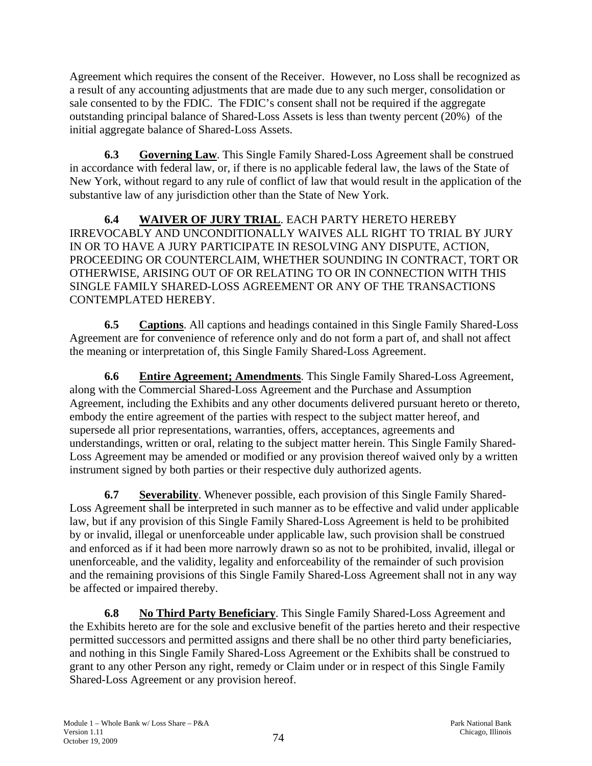Agreement which requires the consent of the Receiver. However, no Loss shall be recognized as a result of any accounting adjustments that are made due to any such merger, consolidation or sale consented to by the FDIC. The FDIC's consent shall not be required if the aggregate outstanding principal balance of Shared-Loss Assets is less than twenty percent (20%) of the initial aggregate balance of Shared-Loss Assets.

**6.3** **Governing Law**. This Single Family Shared-Loss Agreement shall be construed in accordance with federal law, or, if there is no applicable federal law, the laws of the State of New York, without regard to any rule of conflict of law that would result in the application of the substantive law of any jurisdiction other than the State of New York.

**6.4** **WAIVER OF JURY TRIAL**. EACH PARTY HERETO HEREBY IRREVOCABLY AND UNCONDITIONALLY WAIVES ALL RIGHT TO TRIAL BY JURY IN OR TO HAVE A JURY PARTICIPATE IN RESOLVING ANY DISPUTE, ACTION, PROCEEDING OR COUNTERCLAIM, WHETHER SOUNDING IN CONTRACT, TORT OR OTHERWISE, ARISING OUT OF OR RELATING TO OR IN CONNECTION WITH THIS SINGLE FAMILY SHARED-LOSS AGREEMENT OR ANY OF THE TRANSACTIONS CONTEMPLATED HEREBY.

**6.5** **Captions**. All captions and headings contained in this Single Family Shared-Loss Agreement are for convenience of reference only and do not form a part of, and shall not affect the meaning or interpretation of, this Single Family Shared-Loss Agreement.

**6.6** **Entire Agreement; Amendments**. This Single Family Shared-Loss Agreement, along with the Commercial Shared-Loss Agreement and the Purchase and Assumption Agreement, including the Exhibits and any other documents delivered pursuant hereto or thereto, embody the entire agreement of the parties with respect to the subject matter hereof, and supersede all prior representations, warranties, offers, acceptances, agreements and understandings, written or oral, relating to the subject matter herein. This Single Family Shared-Loss Agreement may be amended or modified or any provision thereof waived only by a written instrument signed by both parties or their respective duly authorized agents.

**6.7** **Severability**. Whenever possible, each provision of this Single Family Shared-Loss Agreement shall be interpreted in such manner as to be effective and valid under applicable law, but if any provision of this Single Family Shared-Loss Agreement is held to be prohibited by or invalid, illegal or unenforceable under applicable law, such provision shall be construed and enforced as if it had been more narrowly drawn so as not to be prohibited, invalid, illegal or unenforceable, and the validity, legality and enforceability of the remainder of such provision and the remaining provisions of this Single Family Shared-Loss Agreement shall not in any way be affected or impaired thereby.

**6.8** **No Third Party Beneficiary**. This Single Family Shared-Loss Agreement and the Exhibits hereto are for the sole and exclusive benefit of the parties hereto and their respective permitted successors and permitted assigns and there shall be no other third party beneficiaries, and nothing in this Single Family Shared-Loss Agreement or the Exhibits shall be construed to grant to any other Person any right, remedy or Claim under or in respect of this Single Family Shared-Loss Agreement or any provision hereof.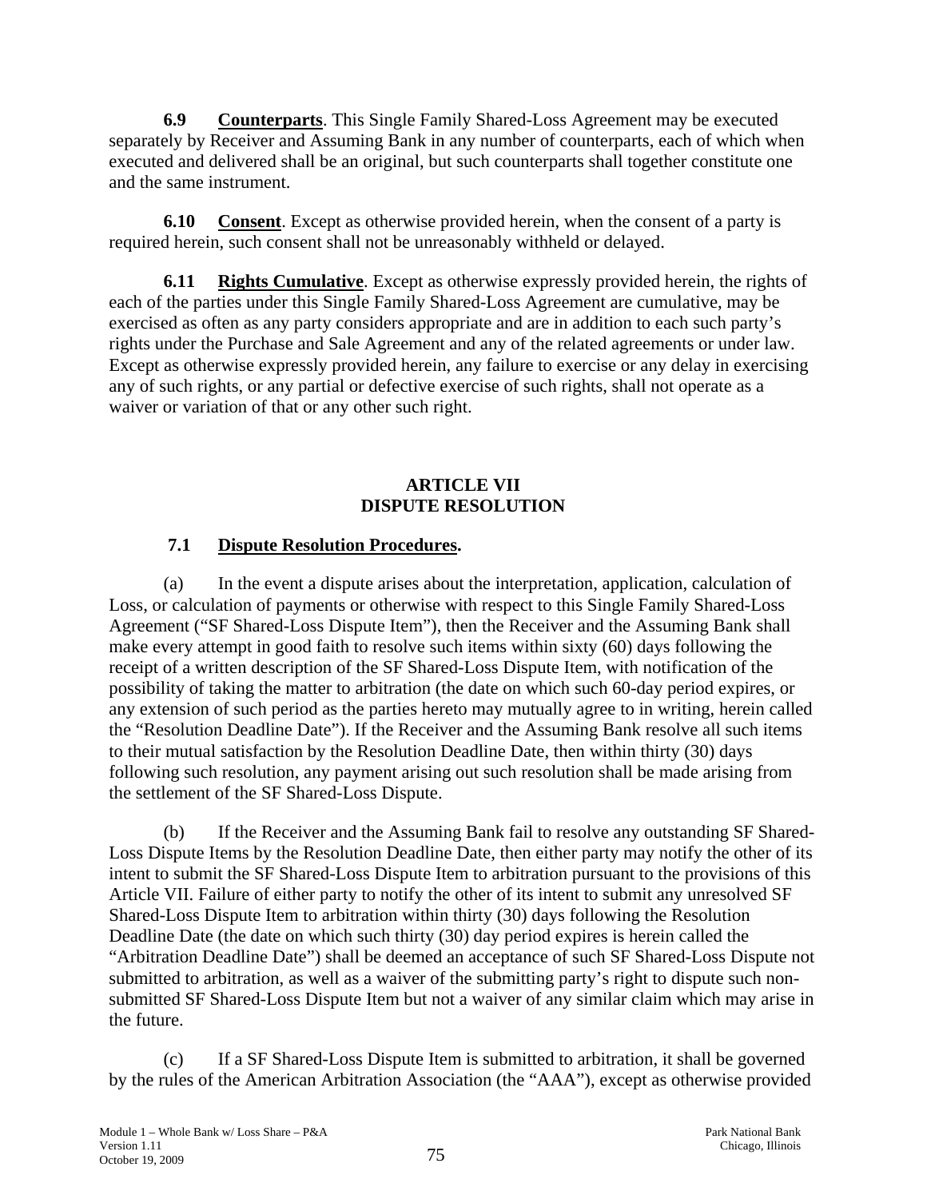**6.9 Counterparts**. This Single Family Shared-Loss Agreement may be executed separately by Receiver and Assuming Bank in any number of counterparts, each of which when executed and delivered shall be an original, but such counterparts shall together constitute one and the same instrument.

**6.10 Consent**. Except as otherwise provided herein, when the consent of a party is required herein, such consent shall not be unreasonably withheld or delayed.

**6.11 Rights Cumulative**. Except as otherwise expressly provided herein, the rights of each of the parties under this Single Family Shared-Loss Agreement are cumulative, may be exercised as often as any party considers appropriate and are in addition to each such party's rights under the Purchase and Sale Agreement and any of the related agreements or under law. Except as otherwise expressly provided herein, any failure to exercise or any delay in exercising any of such rights, or any partial or defective exercise of such rights, shall not operate as a waiver or variation of that or any other such right.

## ARTICLE VII
## DISPUTE RESOLUTION

**7.1 Dispute Resolution Procedures.**

(a) In the event a dispute arises about the interpretation, application, calculation of Loss, or calculation of payments or otherwise with respect to this Single Family Shared-Loss Agreement ("SF Shared-Loss Dispute Item"), then the Receiver and the Assuming Bank shall make every attempt in good faith to resolve such items within sixty (60) days following the receipt of a written description of the SF Shared-Loss Dispute Item, with notification of the possibility of taking the matter to arbitration (the date on which such 60-day period expires, or any extension of such period as the parties hereto may mutually agree to in writing, herein called the "Resolution Deadline Date"). If the Receiver and the Assuming Bank resolve all such items to their mutual satisfaction by the Resolution Deadline Date, then within thirty (30) days following such resolution, any payment arising out such resolution shall be made arising from the settlement of the SF Shared-Loss Dispute.

(b) If the Receiver and the Assuming Bank fail to resolve any outstanding SF Shared-Loss Dispute Items by the Resolution Deadline Date, then either party may notify the other of its intent to submit the SF Shared-Loss Dispute Item to arbitration pursuant to the provisions of this Article VII. Failure of either party to notify the other of its intent to submit any unresolved SF Shared-Loss Dispute Item to arbitration within thirty (30) days following the Resolution Deadline Date (the date on which such thirty (30) day period expires is herein called the "Arbitration Deadline Date") shall be deemed an acceptance of such SF Shared-Loss Dispute not submitted to arbitration, as well as a waiver of the submitting party's right to dispute such non-submitted SF Shared-Loss Dispute Item but not a waiver of any similar claim which may arise in the future.

(c) If a SF Shared-Loss Dispute Item is submitted to arbitration, it shall be governed by the rules of the American Arbitration Association (the "AAA"), except as otherwise provided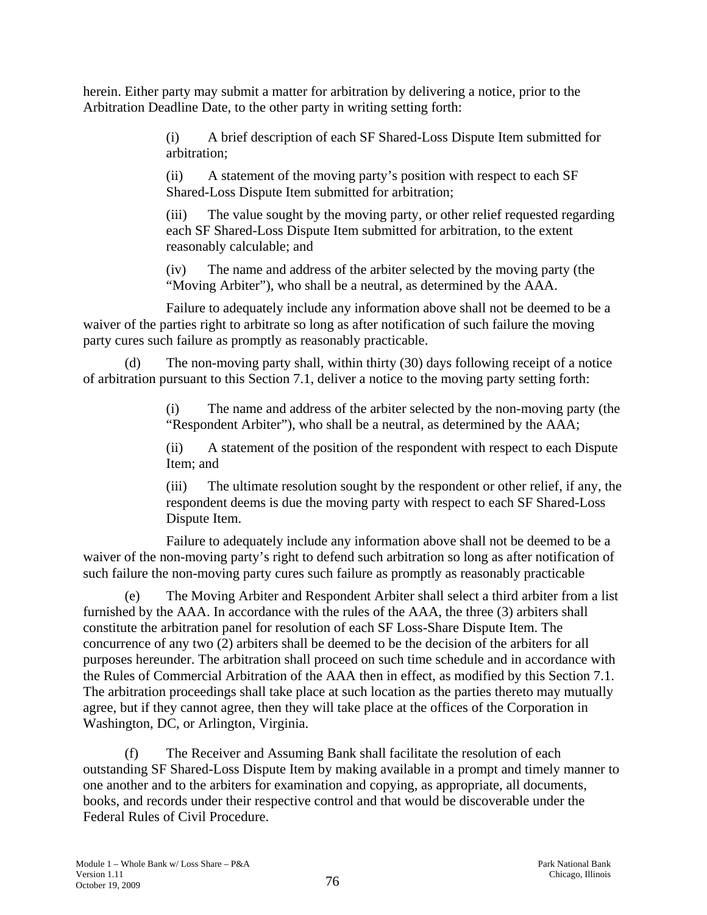herein. Either party may submit a matter for arbitration by delivering a notice, prior to the Arbitration Deadline Date, to the other party in writing setting forth:

> (i) A brief description of each SF Shared-Loss Dispute Item submitted for arbitration;
>
> (ii) A statement of the moving party's position with respect to each SF Shared-Loss Dispute Item submitted for arbitration;
>
> (iii) The value sought by the moving party, or other relief requested regarding each SF Shared-Loss Dispute Item submitted for arbitration, to the extent reasonably calculable; and
>
> (iv) The name and address of the arbiter selected by the moving party (the "Moving Arbiter"), who shall be a neutral, as determined by the AAA.

Failure to adequately include any information above shall not be deemed to be a waiver of the parties right to arbitrate so long as after notification of such failure the moving party cures such failure as promptly as reasonably practicable.

(d) The non-moving party shall, within thirty (30) days following receipt of a notice of arbitration pursuant to this Section 7.1, deliver a notice to the moving party setting forth:

> (i) The name and address of the arbiter selected by the non-moving party (the "Respondent Arbiter"), who shall be a neutral, as determined by the AAA;
>
> (ii) A statement of the position of the respondent with respect to each Dispute Item; and
>
> (iii) The ultimate resolution sought by the respondent or other relief, if any, the respondent deems is due the moving party with respect to each SF Shared-Loss Dispute Item.

Failure to adequately include any information above shall not be deemed to be a waiver of the non-moving party's right to defend such arbitration so long as after notification of such failure the non-moving party cures such failure as promptly as reasonably practicable

(e) The Moving Arbiter and Respondent Arbiter shall select a third arbiter from a list furnished by the AAA. In accordance with the rules of the AAA, the three (3) arbiters shall constitute the arbitration panel for resolution of each SF Loss-Share Dispute Item. The concurrence of any two (2) arbiters shall be deemed to be the decision of the arbiters for all purposes hereunder. The arbitration shall proceed on such time schedule and in accordance with the Rules of Commercial Arbitration of the AAA then in effect, as modified by this Section 7.1. The arbitration proceedings shall take place at such location as the parties thereto may mutually agree, but if they cannot agree, then they will take place at the offices of the Corporation in Washington, DC, or Arlington, Virginia.

(f) The Receiver and Assuming Bank shall facilitate the resolution of each outstanding SF Shared-Loss Dispute Item by making available in a prompt and timely manner to one another and to the arbiters for examination and copying, as appropriate, all documents, books, and records under their respective control and that would be discoverable under the Federal Rules of Civil Procedure.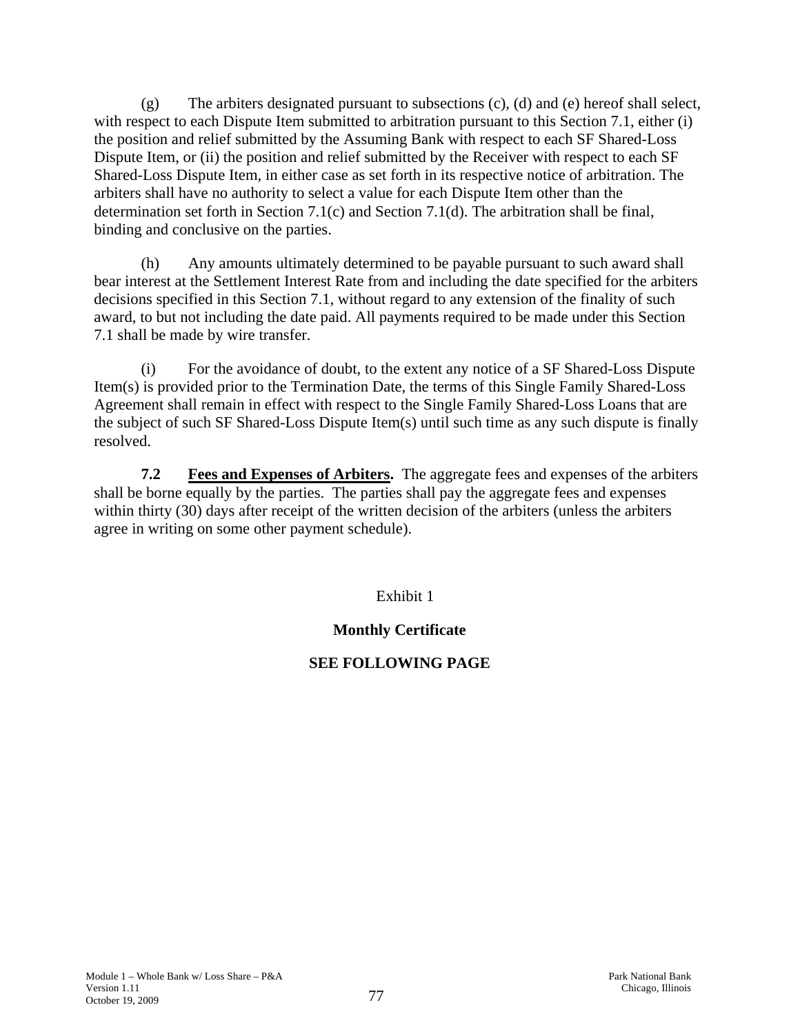(g) The arbiters designated pursuant to subsections (c), (d) and (e) hereof shall select, with respect to each Dispute Item submitted to arbitration pursuant to this Section 7.1, either (i) the position and relief submitted by the Assuming Bank with respect to each SF Shared-Loss Dispute Item, or (ii) the position and relief submitted by the Receiver with respect to each SF Shared-Loss Dispute Item, in either case as set forth in its respective notice of arbitration. The arbiters shall have no authority to select a value for each Dispute Item other than the determination set forth in Section 7.1(c) and Section 7.1(d). The arbitration shall be final, binding and conclusive on the parties.

(h) Any amounts ultimately determined to be payable pursuant to such award shall bear interest at the Settlement Interest Rate from and including the date specified for the arbiters decisions specified in this Section 7.1, without regard to any extension of the finality of such award, to but not including the date paid. All payments required to be made under this Section 7.1 shall be made by wire transfer.

(i) For the avoidance of doubt, to the extent any notice of a SF Shared-Loss Dispute Item(s) is provided prior to the Termination Date, the terms of this Single Family Shared-Loss Agreement shall remain in effect with respect to the Single Family Shared-Loss Loans that are the subject of such SF Shared-Loss Dispute Item(s) until such time as any such dispute is finally resolved.

**7.2 Fees and Expenses of Arbiters.** The aggregate fees and expenses of the arbiters shall be borne equally by the parties. The parties shall pay the aggregate fees and expenses within thirty (30) days after receipt of the written decision of the arbiters (unless the arbiters agree in writing on some other payment schedule).

Exhibit 1

**Monthly Certificate**

**SEE FOLLOWING PAGE**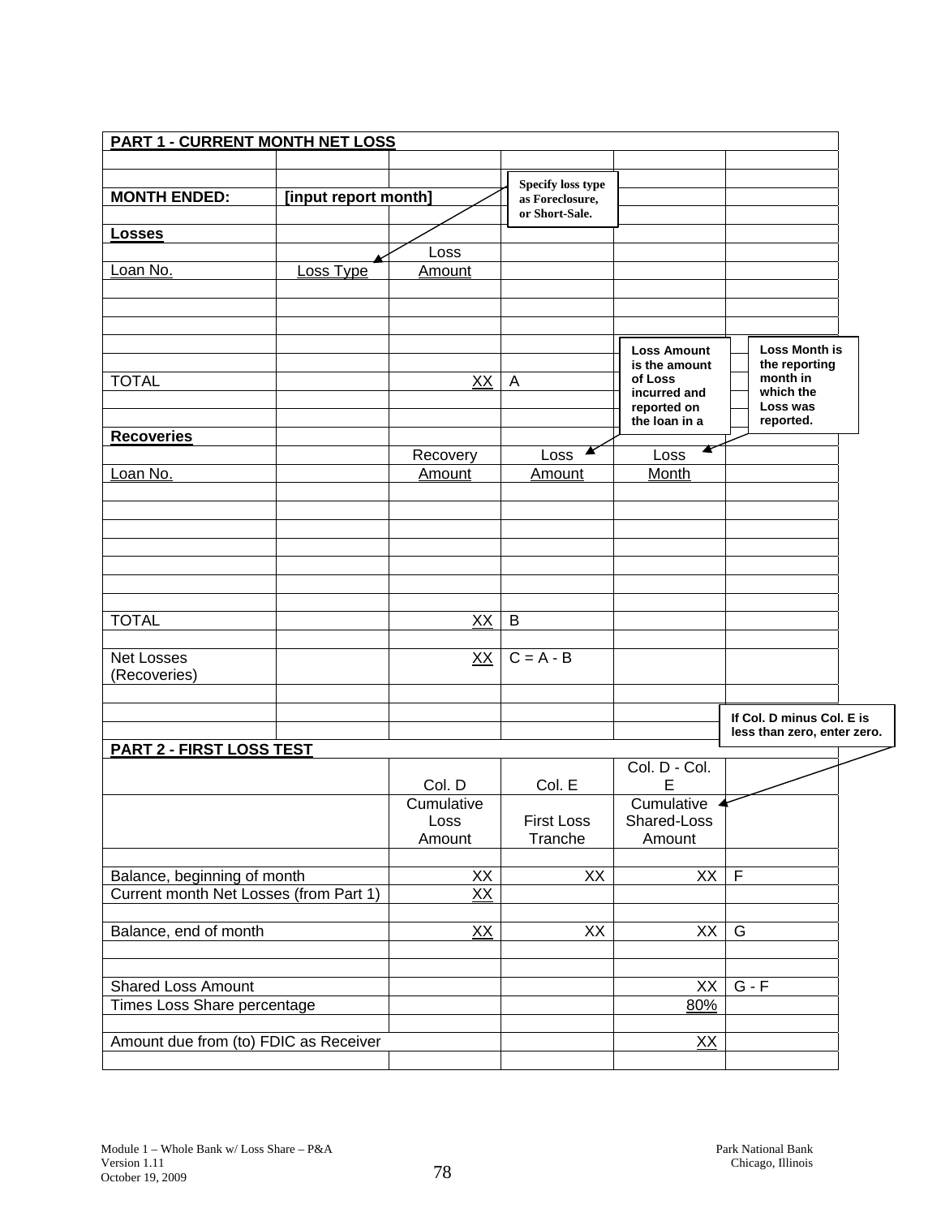**PART 1 - CURRENT MONTH NET LOSS**

| | | | | | |
|---|---|---|---|---|---|
| **MONTH ENDED:** | **[input report month]** | | | | |
| **Losses** | | | | | |
| Loan No. | Loss Type | Loss Amount | | | |
| | | | | | |
| | | | | | |
| | | | | | |
| TOTAL | | XX | A | | |
| | | | | | |
| **Recoveries** | | | | | |
| Loan No. | | Recovery Amount | Loss Amount | Loss Month | |
| | | | | | |
| | | | | | |
| | | | | | |
| TOTAL | | XX | B | | |
| | | | | | |
| Net Losses (Recoveries) | | XX | C = A - B | | |

Notes:

- Loss Type: Specify loss type as Foreclosure, or Short-Sale.
- Loss Amount: Loss Amount is the amount of Loss incurred and reported on the loan in a
- Loss Month: Loss Month is the reporting month in which the Loss was reported.

**PART 2 - FIRST LOSS TEST**

| | Col. D | Col. E | Col. D - Col. E | |
|---|---|---|---|---|
| | Cumulative Loss Amount | First Loss Tranche | Cumulative Shared-Loss Amount | |
| | | | | |
| Balance, beginning of month | XX | XX | XX | F |
| Current month Net Losses (from Part 1) | XX | | | |
| | | | | |
| Balance, end of month | XX | XX | XX | G |
| | | | | |
| Shared Loss Amount | | | XX | G - F |
| Times Loss Share percentage | | | 80% | |
| | | | | |
| Amount due from (to) FDIC as Receiver | | | XX | |

Note: If Col. D minus Col. E is less than zero, enter zero.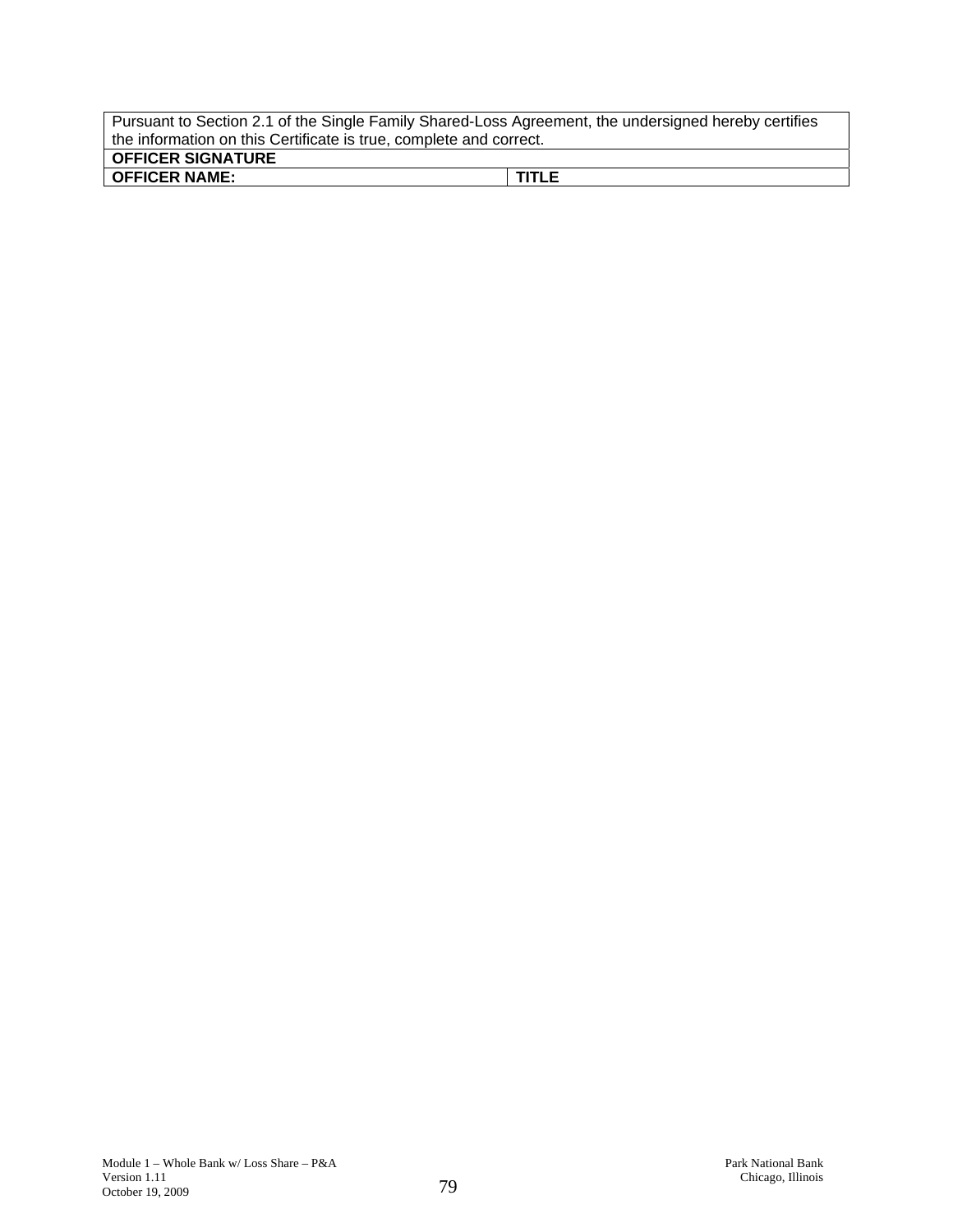| Pursuant to Section 2.1 of the Single Family Shared-Loss Agreement, the undersigned hereby certifies the information on this Certificate is true, complete and correct. | |
|---|---|
| **OFFICER SIGNATURE** | |
| **OFFICER NAME:** | **TITLE** |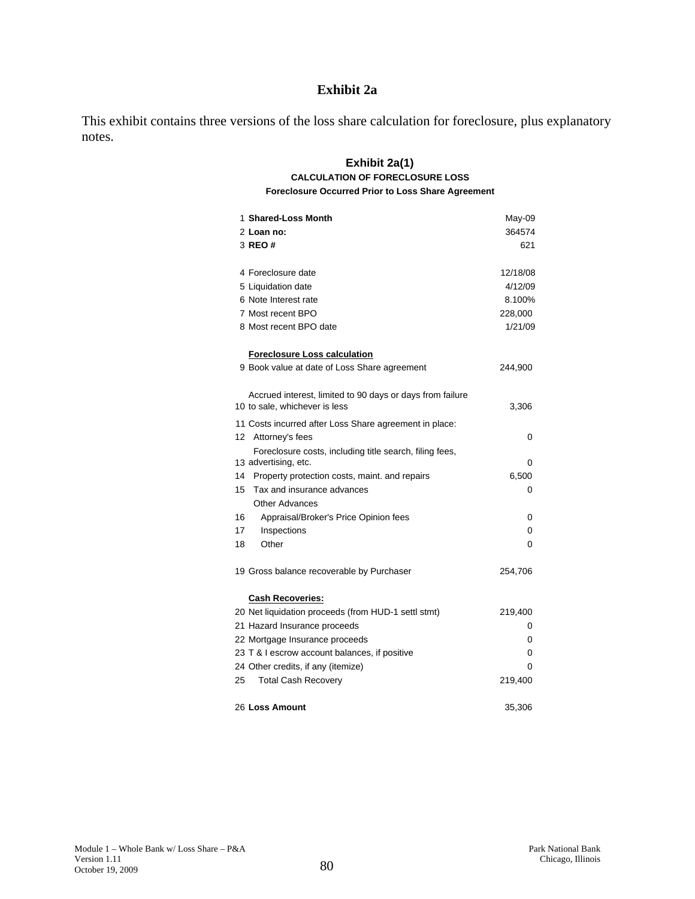# Exhibit 2a

This exhibit contains three versions of the loss share calculation for foreclosure, plus explanatory notes.

## Exhibit 2a(1)

### CALCULATION OF FORECLOSURE LOSS

#### Foreclosure Occurred Prior to Loss Share Agreement

| # | Item | Value |
|---|---|---|
| 1 | **Shared-Loss Month** | May-09 |
| 2 | **Loan no:** | 364574 |
| 3 | **REO #** | 621 |
| | | |
| 4 | Foreclosure date | 12/18/08 |
| 5 | Liquidation date | 4/12/09 |
| 6 | Note Interest rate | 8.100% |
| 7 | Most recent BPO | 228,000 |
| 8 | Most recent BPO date | 1/21/09 |
| | | |
| | **Foreclosure Loss calculation** | |
| 9 | Book value at date of Loss Share agreement | 244,900 |
| | | |
| 10 | Accrued interest, limited to 90 days or days from failure to sale, whichever is less | 3,306 |
| 11 | Costs incurred after Loss Share agreement in place: | |
| 12 | Attorney's fees | 0 |
| 13 | Foreclosure costs, including title search, filing fees, advertising, etc. | 0 |
| 14 | Property protection costs, maint. and repairs | 6,500 |
| 15 | Tax and insurance advances | 0 |
| | Other Advances | |
| 16 | Appraisal/Broker's Price Opinion fees | 0 |
| 17 | Inspections | 0 |
| 18 | Other | 0 |
| | | |
| 19 | Gross balance recoverable by Purchaser | 254,706 |
| | | |
| | **Cash Recoveries:** | |
| 20 | Net liquidation proceeds (from HUD-1 settl stmt) | 219,400 |
| 21 | Hazard Insurance proceeds | 0 |
| 22 | Mortgage Insurance proceeds | 0 |
| 23 | T & I escrow account balances, if positive | 0 |
| 24 | Other credits, if any (itemize) | 0 |
| 25 | Total Cash Recovery | 219,400 |
| | | |
| 26 | **Loss Amount** | 35,306 |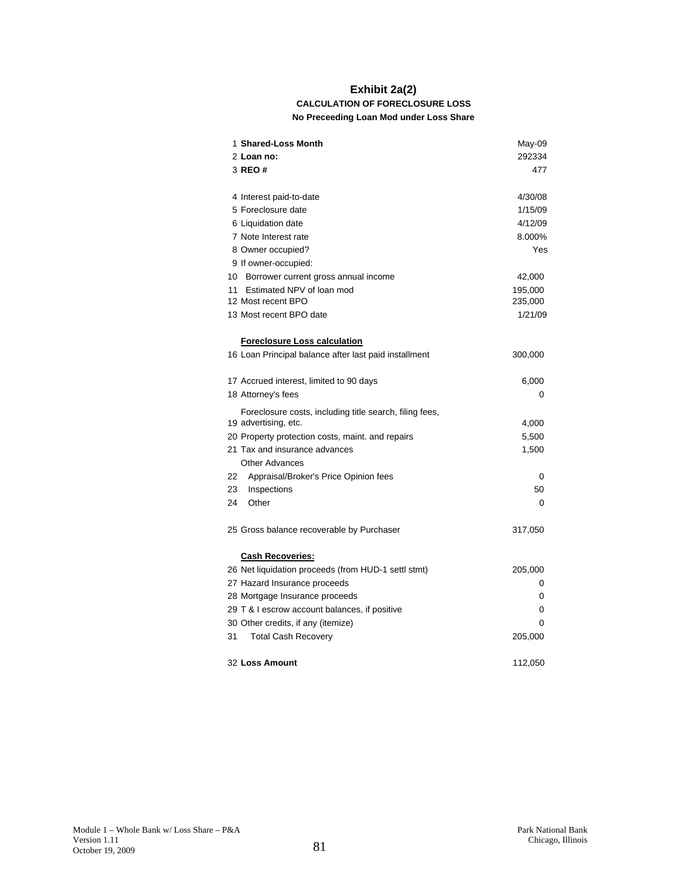# Exhibit 2a(2)

**CALCULATION OF FORECLOSURE LOSS**

**No Preceeding Loan Mod under Loss Share**

| | | |
|---|---|---|
| 1 | **Shared-Loss Month** | May-09 |
| 2 | **Loan no:** | 292334 |
| 3 | **REO #** | 477 |
| | | |
| 4 | Interest paid-to-date | 4/30/08 |
| 5 | Foreclosure date | 1/15/09 |
| 6 | Liquidation date | 4/12/09 |
| 7 | Note Interest rate | 8.000% |
| 8 | Owner occupied? | Yes |
| 9 | If owner-occupied: | |
| 10 | Borrower current gross annual income | 42,000 |
| 11 | Estimated NPV of loan mod | 195,000 |
| 12 | Most recent BPO | 235,000 |
| 13 | Most recent BPO date | 1/21/09 |
| | | |
| | **Foreclosure Loss calculation** | |
| 16 | Loan Principal balance after last paid installment | 300,000 |
| | | |
| 17 | Accrued interest, limited to 90 days | 6,000 |
| 18 | Attorney's fees | 0 |
| 19 | Foreclosure costs, including title search, filing fees, advertising, etc. | 4,000 |
| 20 | Property protection costs, maint. and repairs | 5,500 |
| 21 | Tax and insurance advances | 1,500 |
| | Other Advances | |
| 22 | Appraisal/Broker's Price Opinion fees | 0 |
| 23 | Inspections | 50 |
| 24 | Other | 0 |
| | | |
| 25 | Gross balance recoverable by Purchaser | 317,050 |
| | | |
| | **Cash Recoveries:** | |
| 26 | Net liquidation proceeds (from HUD-1 settl stmt) | 205,000 |
| 27 | Hazard Insurance proceeds | 0 |
| 28 | Mortgage Insurance proceeds | 0 |
| 29 | T & I escrow account balances, if positive | 0 |
| 30 | Other credits, if any (itemize) | 0 |
| 31 | Total Cash Recovery | 205,000 |
| | | |
| 32 | **Loss Amount** | 112,050 |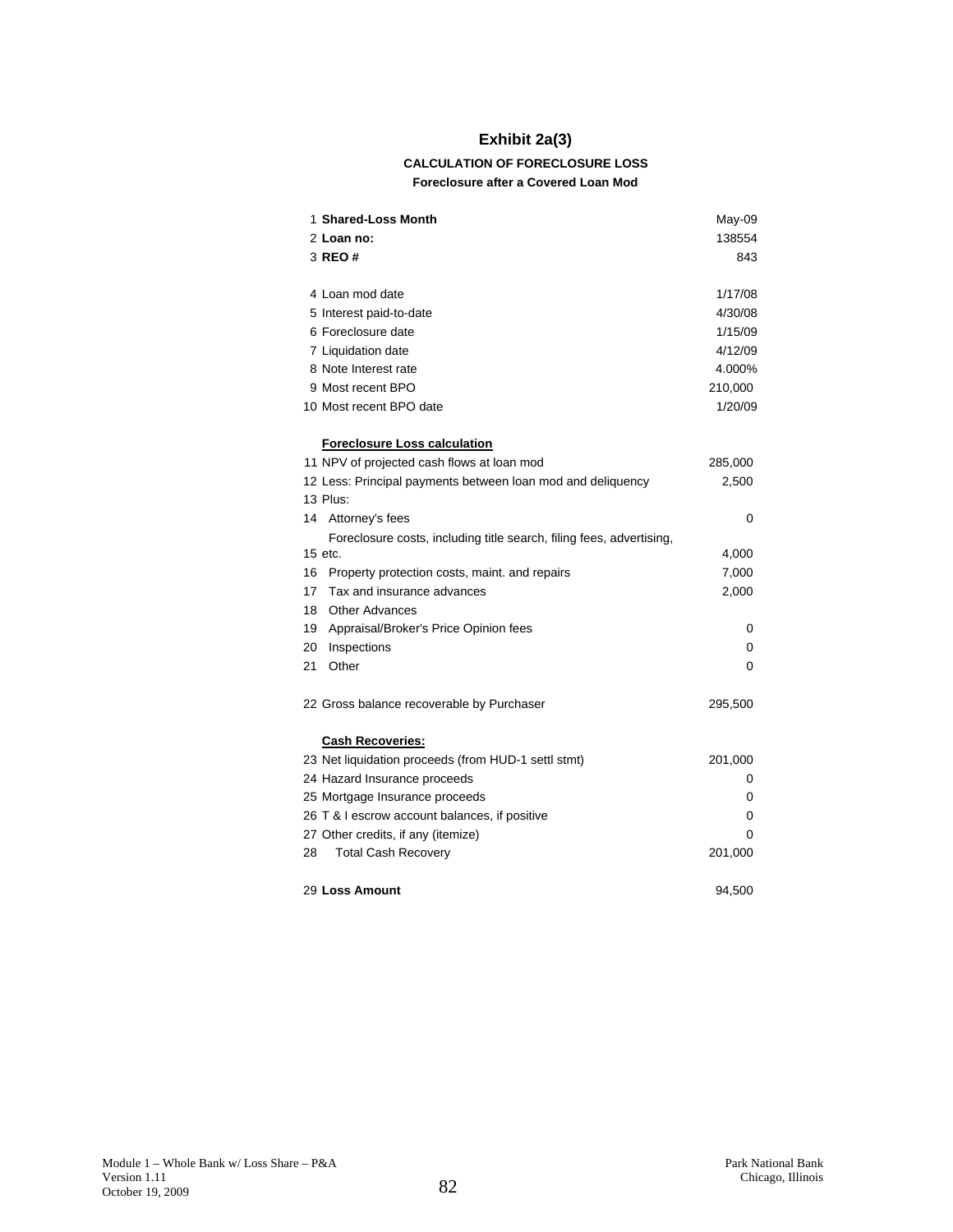# Exhibit 2a(3)

### CALCULATION OF FORECLOSURE LOSS

#### Foreclosure after a Covered Loan Mod

| # | Item | Value |
|---|---|---|
| 1 | **Shared-Loss Month** | May-09 |
| 2 | **Loan no:** | 138554 |
| 3 | **REO #** | 843 |
| | | |
| 4 | Loan mod date | 1/17/08 |
| 5 | Interest paid-to-date | 4/30/08 |
| 6 | Foreclosure date | 1/15/09 |
| 7 | Liquidation date | 4/12/09 |
| 8 | Note Interest rate | 4.000% |
| 9 | Most recent BPO | 210,000 |
| 10 | Most recent BPO date | 1/20/09 |
| | | |
| | **Foreclosure Loss calculation** | |
| 11 | NPV of projected cash flows at loan mod | 285,000 |
| 12 | Less: Principal payments between loan mod and deliquency | 2,500 |
| 13 | Plus: | |
| 14 | Attorney's fees | 0 |
| 15 | Foreclosure costs, including title search, filing fees, advertising, etc. | 4,000 |
| 16 | Property protection costs, maint. and repairs | 7,000 |
| 17 | Tax and insurance advances | 2,000 |
| 18 | Other Advances | |
| 19 | Appraisal/Broker's Price Opinion fees | 0 |
| 20 | Inspections | 0 |
| 21 | Other | 0 |
| | | |
| 22 | Gross balance recoverable by Purchaser | 295,500 |
| | | |
| | **Cash Recoveries:** | |
| 23 | Net liquidation proceeds (from HUD-1 settl stmt) | 201,000 |
| 24 | Hazard Insurance proceeds | 0 |
| 25 | Mortgage Insurance proceeds | 0 |
| 26 | T & I escrow account balances, if positive | 0 |
| 27 | Other credits, if any (itemize) | 0 |
| 28 | Total Cash Recovery | 201,000 |
| | | |
| 29 | **Loss Amount** | 94,500 |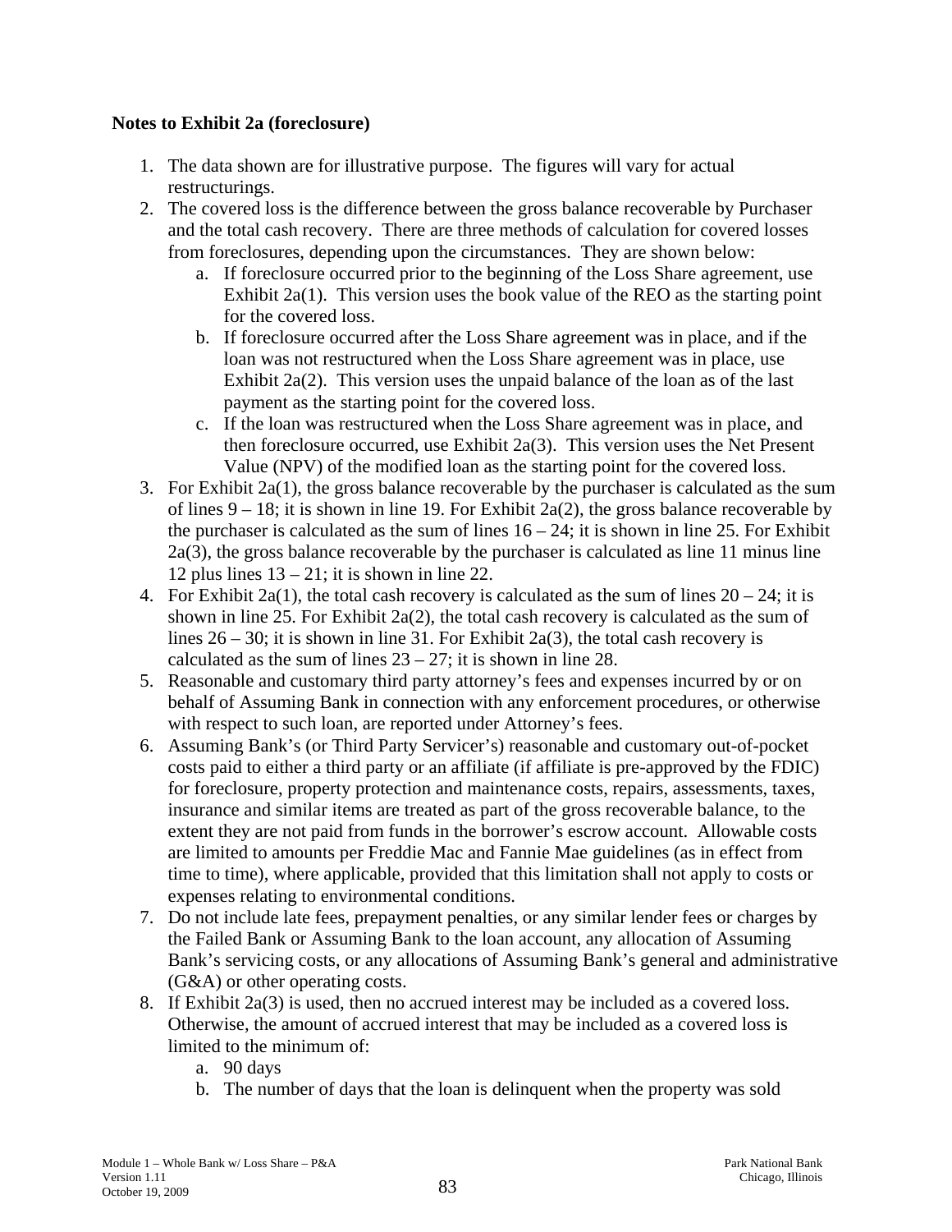**Notes to Exhibit 2a (foreclosure)**

1. The data shown are for illustrative purpose. The figures will vary for actual restructurings.
2. The covered loss is the difference between the gross balance recoverable by Purchaser and the total cash recovery. There are three methods of calculation for covered losses from foreclosures, depending upon the circumstances. They are shown below:
   a. If foreclosure occurred prior to the beginning of the Loss Share agreement, use Exhibit 2a(1). This version uses the book value of the REO as the starting point for the covered loss.
   b. If foreclosure occurred after the Loss Share agreement was in place, and if the loan was not restructured when the Loss Share agreement was in place, use Exhibit 2a(2). This version uses the unpaid balance of the loan as of the last payment as the starting point for the covered loss.
   c. If the loan was restructured when the Loss Share agreement was in place, and then foreclosure occurred, use Exhibit 2a(3). This version uses the Net Present Value (NPV) of the modified loan as the starting point for the covered loss.
3. For Exhibit 2a(1), the gross balance recoverable by the purchaser is calculated as the sum of lines 9 – 18; it is shown in line 19. For Exhibit 2a(2), the gross balance recoverable by the purchaser is calculated as the sum of lines 16 – 24; it is shown in line 25. For Exhibit 2a(3), the gross balance recoverable by the purchaser is calculated as line 11 minus line 12 plus lines 13 – 21; it is shown in line 22.
4. For Exhibit 2a(1), the total cash recovery is calculated as the sum of lines 20 – 24; it is shown in line 25. For Exhibit 2a(2), the total cash recovery is calculated as the sum of lines 26 – 30; it is shown in line 31. For Exhibit 2a(3), the total cash recovery is calculated as the sum of lines 23 – 27; it is shown in line 28.
5. Reasonable and customary third party attorney's fees and expenses incurred by or on behalf of Assuming Bank in connection with any enforcement procedures, or otherwise with respect to such loan, are reported under Attorney's fees.
6. Assuming Bank's (or Third Party Servicer's) reasonable and customary out-of-pocket costs paid to either a third party or an affiliate (if affiliate is pre-approved by the FDIC) for foreclosure, property protection and maintenance costs, repairs, assessments, taxes, insurance and similar items are treated as part of the gross recoverable balance, to the extent they are not paid from funds in the borrower's escrow account. Allowable costs are limited to amounts per Freddie Mac and Fannie Mae guidelines (as in effect from time to time), where applicable, provided that this limitation shall not apply to costs or expenses relating to environmental conditions.
7. Do not include late fees, prepayment penalties, or any similar lender fees or charges by the Failed Bank or Assuming Bank to the loan account, any allocation of Assuming Bank's servicing costs, or any allocations of Assuming Bank's general and administrative (G&A) or other operating costs.
8. If Exhibit 2a(3) is used, then no accrued interest may be included as a covered loss. Otherwise, the amount of accrued interest that may be included as a covered loss is limited to the minimum of:
   a. 90 days
   b. The number of days that the loan is delinquent when the property was sold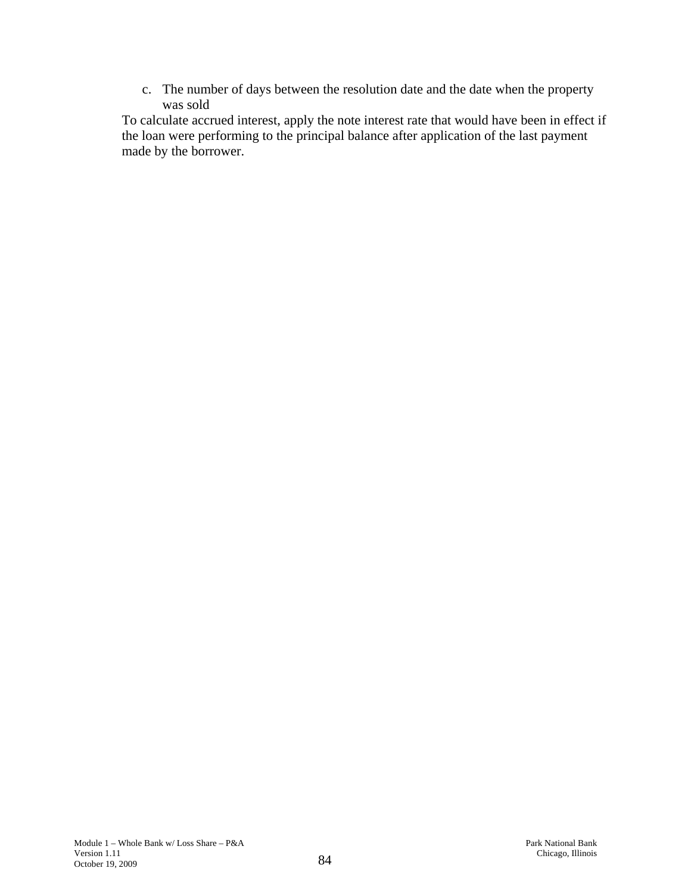c. The number of days between the resolution date and the date when the property was sold

To calculate accrued interest, apply the note interest rate that would have been in effect if the loan were performing to the principal balance after application of the last payment made by the borrower.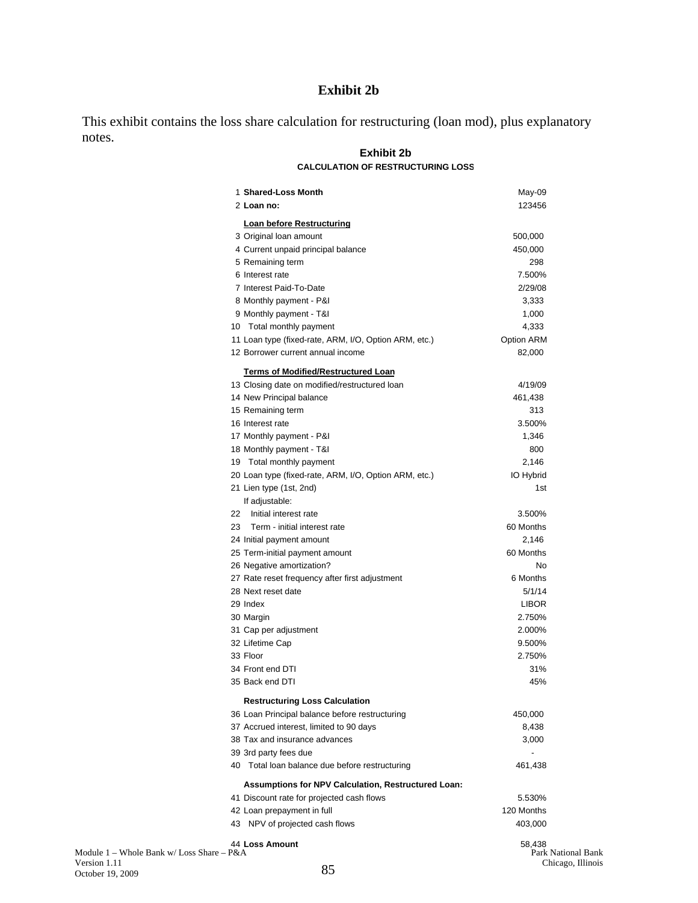# Exhibit 2b

This exhibit contains the loss share calculation for restructuring (loan mod), plus explanatory notes.

## Exhibit 2b

### CALCULATION OF RESTRUCTURING LOSS

| # | Item | Value |
|---|---|---|
| 1 | **Shared-Loss Month** | May-09 |
| 2 | **Loan no:** | 123456 |
| | **Loan before Restructuring** | |
| 3 | Original loan amount | 500,000 |
| 4 | Current unpaid principal balance | 450,000 |
| 5 | Remaining term | 298 |
| 6 | Interest rate | 7.500% |
| 7 | Interest Paid-To-Date | 2/29/08 |
| 8 | Monthly payment - P&I | 3,333 |
| 9 | Monthly payment - T&I | 1,000 |
| 10 | Total monthly payment | 4,333 |
| 11 | Loan type (fixed-rate, ARM, I/O, Option ARM, etc.) | Option ARM |
| 12 | Borrower current annual income | 82,000 |
| | **Terms of Modified/Restructured Loan** | |
| 13 | Closing date on modified/restructured loan | 4/19/09 |
| 14 | New Principal balance | 461,438 |
| 15 | Remaining term | 313 |
| 16 | Interest rate | 3.500% |
| 17 | Monthly payment - P&I | 1,346 |
| 18 | Monthly payment - T&I | 800 |
| 19 | Total monthly payment | 2,146 |
| 20 | Loan type (fixed-rate, ARM, I/O, Option ARM, etc.) | IO Hybrid |
| 21 | Lien type (1st, 2nd) | 1st |
| | If adjustable: | |
| 22 | Initial interest rate | 3.500% |
| 23 | Term - initial interest rate | 60 Months |
| 24 | Initial payment amount | 2,146 |
| 25 | Term-initial payment amount | 60 Months |
| 26 | Negative amortization? | No |
| 27 | Rate reset frequency after first adjustment | 6 Months |
| 28 | Next reset date | 5/1/14 |
| 29 | Index | LIBOR |
| 30 | Margin | 2.750% |
| 31 | Cap per adjustment | 2.000% |
| 32 | Lifetime Cap | 9.500% |
| 33 | Floor | 2.750% |
| 34 | Front end DTI | 31% |
| 35 | Back end DTI | 45% |
| | **Restructuring Loss Calculation** | |
| 36 | Loan Principal balance before restructuring | 450,000 |
| 37 | Accrued interest, limited to 90 days | 8,438 |
| 38 | Tax and insurance advances | 3,000 |
| 39 | 3rd party fees due | - |
| 40 | Total loan balance due before restructuring | 461,438 |
| | **Assumptions for NPV Calculation, Restructured Loan:** | |
| 41 | Discount rate for projected cash flows | 5.530% |
| 42 | Loan prepayment in full | 120 Months |
| 43 | NPV of projected cash flows | 403,000 |
| 44 | **Loss Amount** | 58,438 |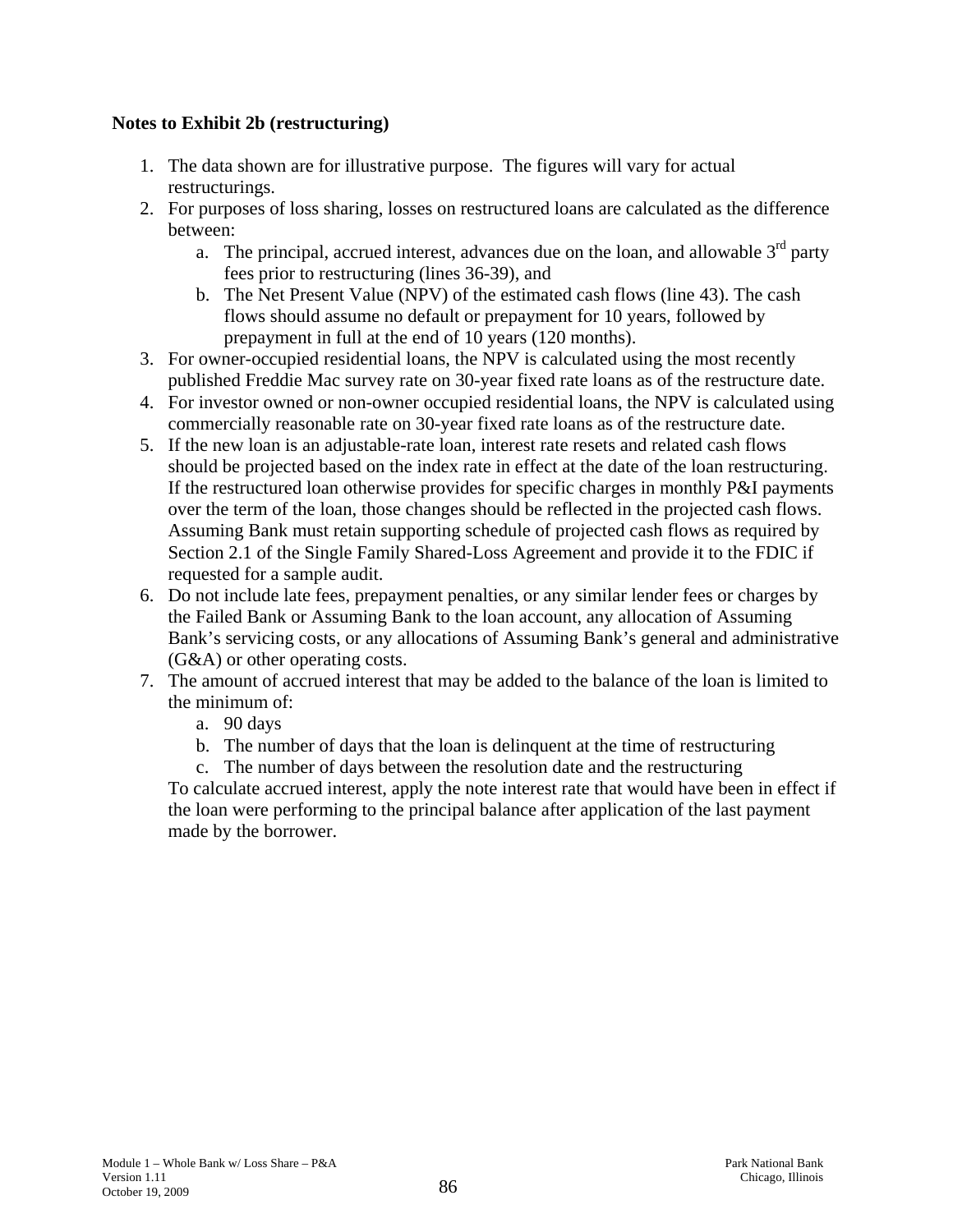**Notes to Exhibit 2b (restructuring)**

1. The data shown are for illustrative purpose. The figures will vary for actual restructurings.
2. For purposes of loss sharing, losses on restructured loans are calculated as the difference between:
   a. The principal, accrued interest, advances due on the loan, and allowable 3rd party fees prior to restructuring (lines 36-39), and
   b. The Net Present Value (NPV) of the estimated cash flows (line 43). The cash flows should assume no default or prepayment for 10 years, followed by prepayment in full at the end of 10 years (120 months).
3. For owner-occupied residential loans, the NPV is calculated using the most recently published Freddie Mac survey rate on 30-year fixed rate loans as of the restructure date.
4. For investor owned or non-owner occupied residential loans, the NPV is calculated using commercially reasonable rate on 30-year fixed rate loans as of the restructure date.
5. If the new loan is an adjustable-rate loan, interest rate resets and related cash flows should be projected based on the index rate in effect at the date of the loan restructuring. If the restructured loan otherwise provides for specific charges in monthly P&I payments over the term of the loan, those changes should be reflected in the projected cash flows. Assuming Bank must retain supporting schedule of projected cash flows as required by Section 2.1 of the Single Family Shared-Loss Agreement and provide it to the FDIC if requested for a sample audit.
6. Do not include late fees, prepayment penalties, or any similar lender fees or charges by the Failed Bank or Assuming Bank to the loan account, any allocation of Assuming Bank's servicing costs, or any allocations of Assuming Bank's general and administrative (G&A) or other operating costs.
7. The amount of accrued interest that may be added to the balance of the loan is limited to the minimum of:
   a. 90 days
   b. The number of days that the loan is delinquent at the time of restructuring
   c. The number of days between the resolution date and the restructuring

   To calculate accrued interest, apply the note interest rate that would have been in effect if the loan were performing to the principal balance after application of the last payment made by the borrower.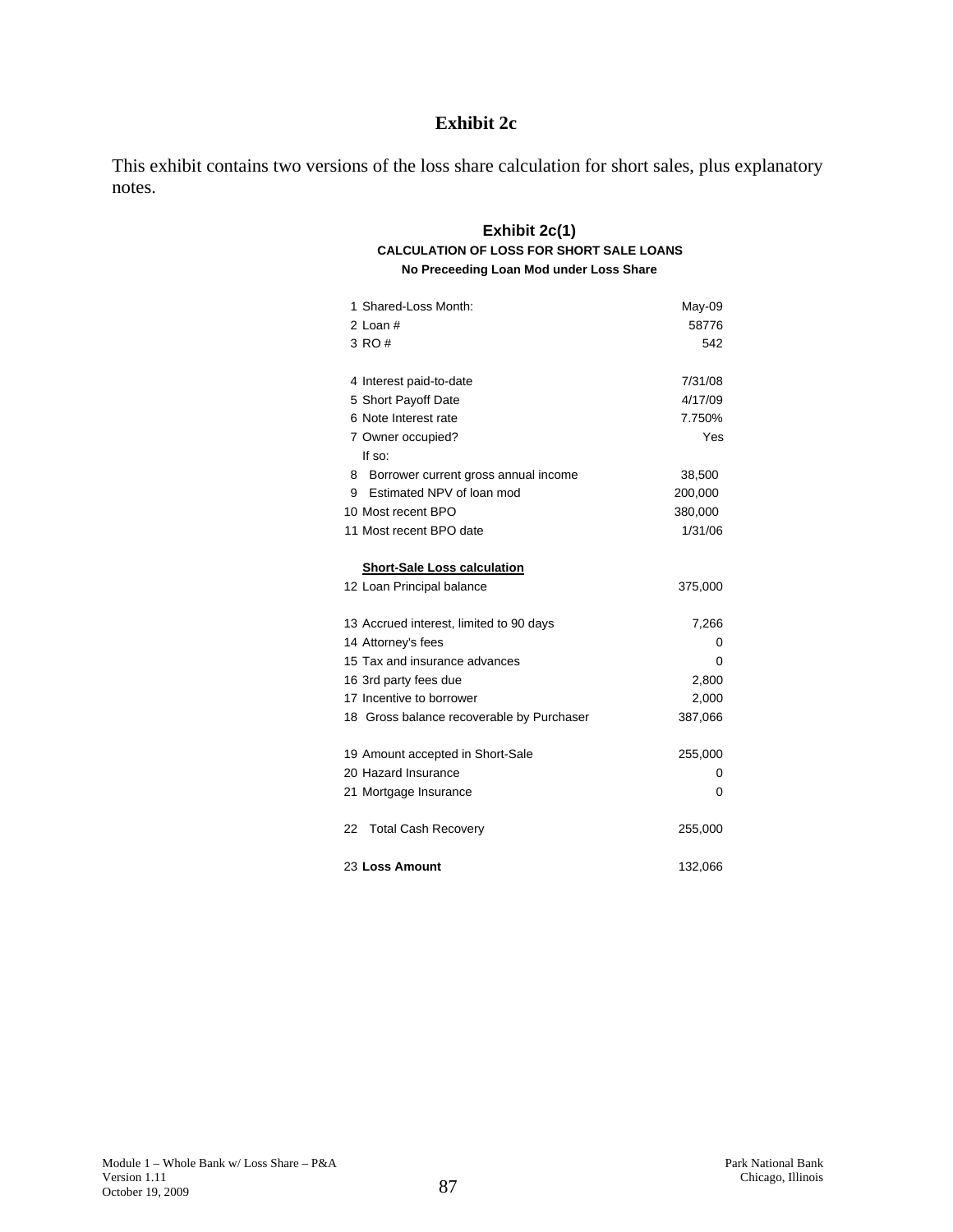# Exhibit 2c

This exhibit contains two versions of the loss share calculation for short sales, plus explanatory notes.

## Exhibit 2c(1)

**CALCULATION OF LOSS FOR SHORT SALE LOANS**

**No Preceeding Loan Mod under Loss Share**

| | |
|---|---|
| 1 Shared-Loss Month: | May-09 |
| 2 Loan # | 58776 |
| 3 RO # | 542 |
| | |
| 4 Interest paid-to-date | 7/31/08 |
| 5 Short Payoff Date | 4/17/09 |
| 6 Note Interest rate | 7.750% |
| 7 Owner occupied? | Yes |
| If so: | |
| 8 Borrower current gross annual income | 38,500 |
| 9 Estimated NPV of loan mod | 200,000 |
| 10 Most recent BPO | 380,000 |
| 11 Most recent BPO date | 1/31/06 |
| | |
| **Short-Sale Loss calculation** | |
| 12 Loan Principal balance | 375,000 |
| | |
| 13 Accrued interest, limited to 90 days | 7,266 |
| 14 Attorney's fees | 0 |
| 15 Tax and insurance advances | 0 |
| 16 3rd party fees due | 2,800 |
| 17 Incentive to borrower | 2,000 |
| 18 Gross balance recoverable by Purchaser | 387,066 |
| | |
| 19 Amount accepted in Short-Sale | 255,000 |
| 20 Hazard Insurance | 0 |
| 21 Mortgage Insurance | 0 |
| | |
| 22 Total Cash Recovery | 255,000 |
| | |
| 23 **Loss Amount** | 132,066 |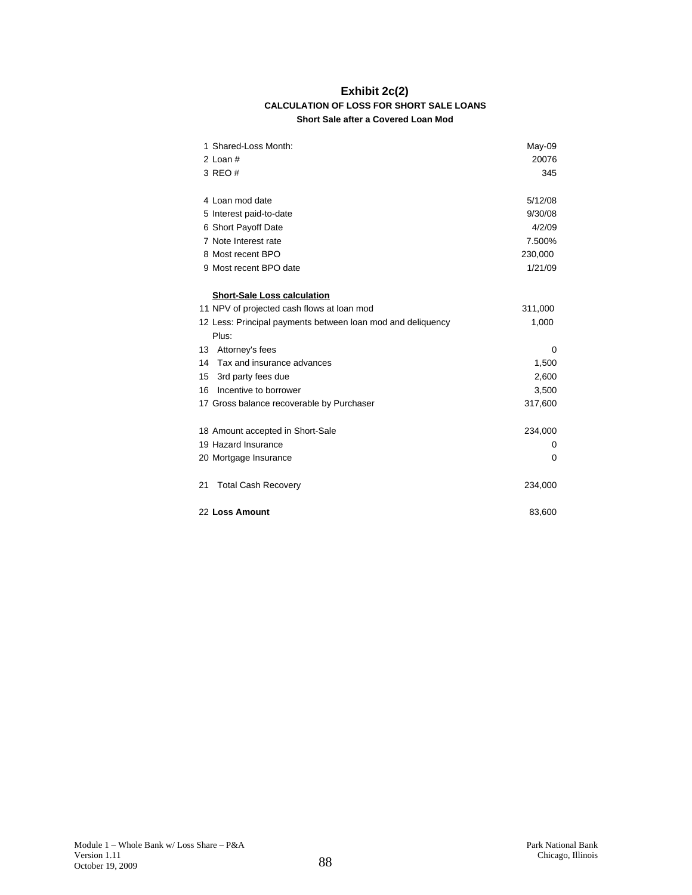# Exhibit 2c(2)

## CALCULATION OF LOSS FOR SHORT SALE LOANS

### Short Sale after a Covered Loan Mod

| | | |
|---|---|---|
| 1 | Shared-Loss Month: | May-09 |
| 2 | Loan # | 20076 |
| 3 | REO # | 345 |
| | | |
| 4 | Loan mod date | 5/12/08 |
| 5 | Interest paid-to-date | 9/30/08 |
| 6 | Short Payoff Date | 4/2/09 |
| 7 | Note Interest rate | 7.500% |
| 8 | Most recent BPO | 230,000 |
| 9 | Most recent BPO date | 1/21/09 |
| | | |
| | **Short-Sale Loss calculation** | |
| 11 | NPV of projected cash flows at loan mod | 311,000 |
| 12 | Less: Principal payments between loan mod and deliquency | 1,000 |
| | Plus: | |
| 13 | Attorney's fees | 0 |
| 14 | Tax and insurance advances | 1,500 |
| 15 | 3rd party fees due | 2,600 |
| 16 | Incentive to borrower | 3,500 |
| 17 | Gross balance recoverable by Purchaser | 317,600 |
| | | |
| 18 | Amount accepted in Short-Sale | 234,000 |
| 19 | Hazard Insurance | 0 |
| 20 | Mortgage Insurance | 0 |
| | | |
| 21 | Total Cash Recovery | 234,000 |
| | | |
| 22 | **Loss Amount** | 83,600 |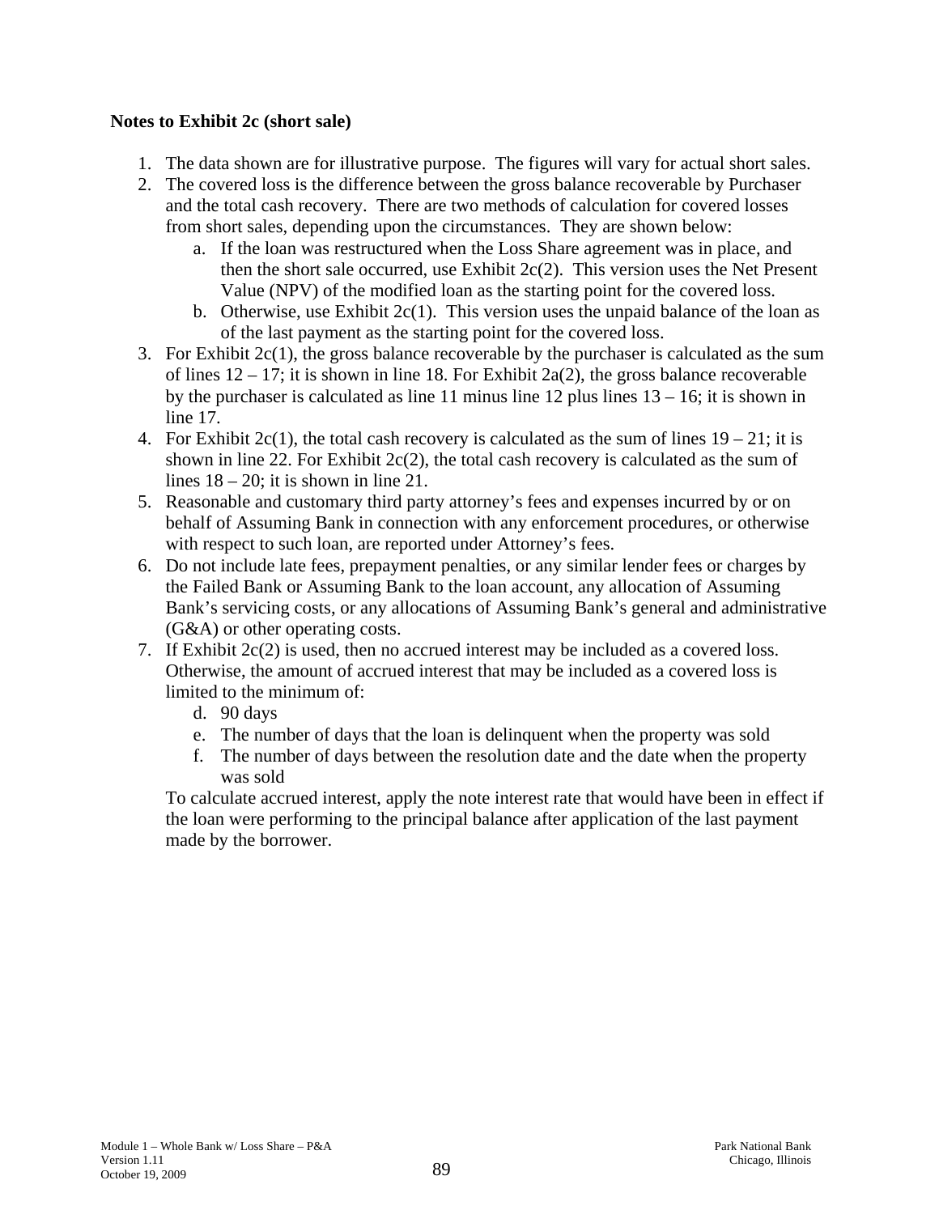**Notes to Exhibit 2c (short sale)**

1. The data shown are for illustrative purpose. The figures will vary for actual short sales.
2. The covered loss is the difference between the gross balance recoverable by Purchaser and the total cash recovery. There are two methods of calculation for covered losses from short sales, depending upon the circumstances. They are shown below:
   a. If the loan was restructured when the Loss Share agreement was in place, and then the short sale occurred, use Exhibit 2c(2). This version uses the Net Present Value (NPV) of the modified loan as the starting point for the covered loss.
   b. Otherwise, use Exhibit 2c(1). This version uses the unpaid balance of the loan as of the last payment as the starting point for the covered loss.
3. For Exhibit 2c(1), the gross balance recoverable by the purchaser is calculated as the sum of lines 12 – 17; it is shown in line 18. For Exhibit 2a(2), the gross balance recoverable by the purchaser is calculated as line 11 minus line 12 plus lines 13 – 16; it is shown in line 17.
4. For Exhibit 2c(1), the total cash recovery is calculated as the sum of lines 19 – 21; it is shown in line 22. For Exhibit 2c(2), the total cash recovery is calculated as the sum of lines 18 – 20; it is shown in line 21.
5. Reasonable and customary third party attorney's fees and expenses incurred by or on behalf of Assuming Bank in connection with any enforcement procedures, or otherwise with respect to such loan, are reported under Attorney's fees.
6. Do not include late fees, prepayment penalties, or any similar lender fees or charges by the Failed Bank or Assuming Bank to the loan account, any allocation of Assuming Bank's servicing costs, or any allocations of Assuming Bank's general and administrative (G&A) or other operating costs.
7. If Exhibit 2c(2) is used, then no accrued interest may be included as a covered loss. Otherwise, the amount of accrued interest that may be included as a covered loss is limited to the minimum of:
   d. 90 days
   e. The number of days that the loan is delinquent when the property was sold
   f. The number of days between the resolution date and the date when the property was sold

   To calculate accrued interest, apply the note interest rate that would have been in effect if the loan were performing to the principal balance after application of the last payment made by the borrower.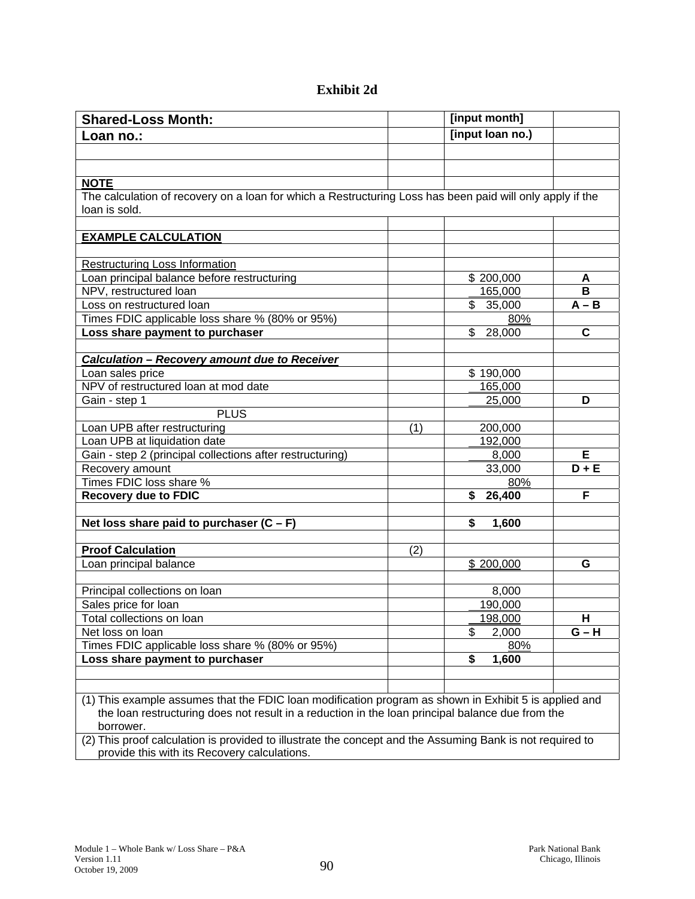# Exhibit 2d

| Shared-Loss Month: | | [input month] | |
|---|---|---|---|
| **Loan no.:** | | **[input loan no.)** | |
| | | | |
| | | | |
| **NOTE** | | | |
| The calculation of recovery on a loan for which a Restructuring Loss has been paid will only apply if the loan is sold. | | | |
| | | | |
| **EXAMPLE CALCULATION** | | | |
| | | | |
| Restructuring Loss Information | | | |
| Loan principal balance before restructuring | | $ 200,000 | **A** |
| NPV, restructured loan | | 165,000 | **B** |
| Loss on restructured loan | | $ 35,000 | **A – B** |
| Times FDIC applicable loss share % (80% or 95%) | | 80% | |
| **Loss share payment to purchaser** | | $ 28,000 | **C** |
| | | | |
| ***Calculation – Recovery amount due to Receiver*** | | | |
| Loan sales price | | $ 190,000 | |
| NPV of restructured loan at mod date | | 165,000 | |
| Gain - step 1 | | 25,000 | **D** |
| PLUS | | | |
| Loan UPB after restructuring | (1) | 200,000 | |
| Loan UPB at liquidation date | | 192,000 | |
| Gain - step 2 (principal collections after restructuring) | | 8,000 | **E** |
| Recovery amount | | 33,000 | **D + E** |
| Times FDIC loss share % | | 80% | |
| **Recovery due to FDIC** | | **$ 26,400** | **F** |
| | | | |
| **Net loss share paid to purchaser (C – F)** | | **$ 1,600** | |
| | | | |
| **Proof Calculation** | (2) | | |
| Loan principal balance | | $ 200,000 | **G** |
| | | | |
| Principal collections on loan | | 8,000 | |
| Sales price for loan | | 190,000 | |
| Total collections on loan | | 198,000 | **H** |
| Net loss on loan | | $ 2,000 | **G – H** |
| Times FDIC applicable loss share % (80% or 95%) | | 80% | |
| **Loss share payment to purchaser** | | **$ 1,600** | |
| | | | |
| | | | |
| (1) This example assumes that the FDIC loan modification program as shown in Exhibit 5 is applied and the loan restructuring does not result in a reduction in the loan principal balance due from the borrower. | | | |
| (2) This proof calculation is provided to illustrate the concept and the Assuming Bank is not required to provide this with its Recovery calculations. | | | |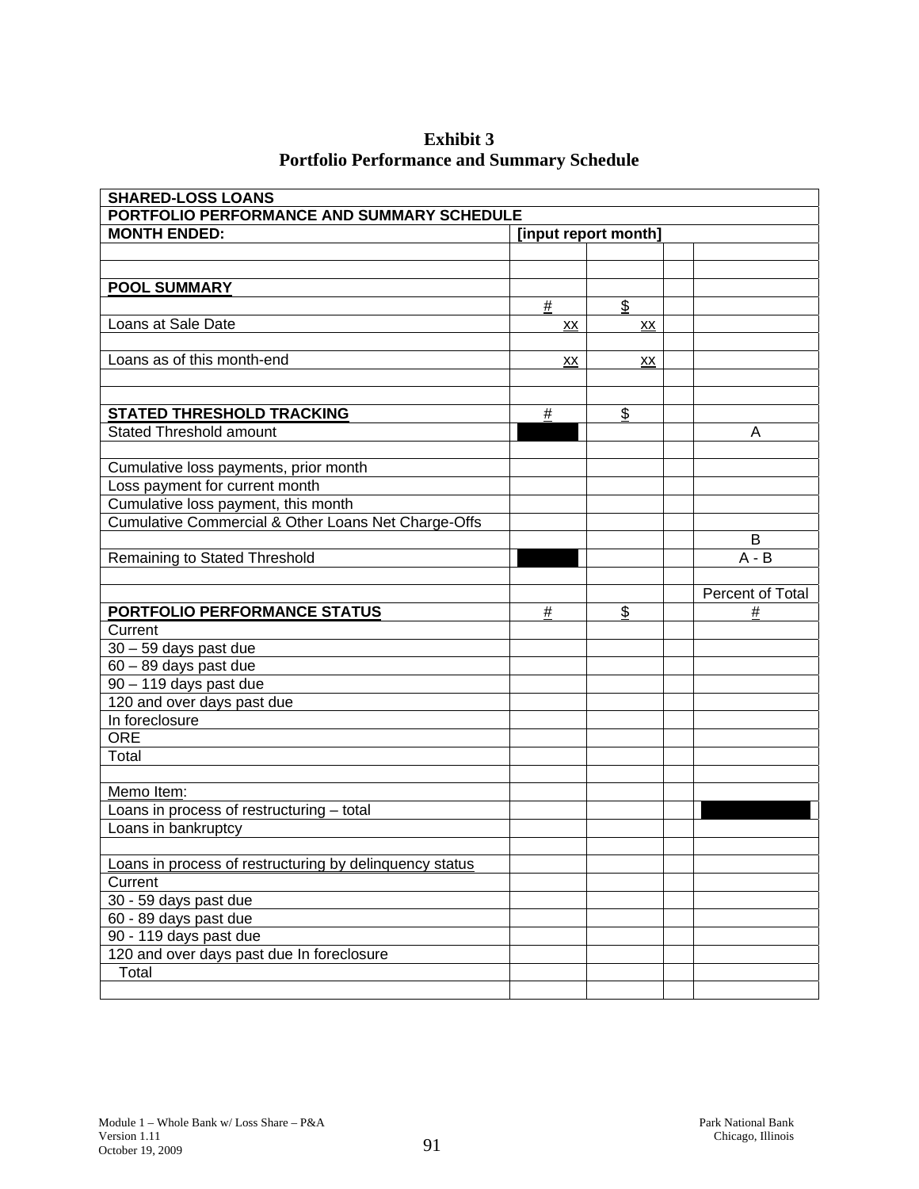**Exhibit 3**
**Portfolio Performance and Summary Schedule**

| **SHARED-LOSS LOANS** | | | | |
|---|---|---|---|---|
| **PORTFOLIO PERFORMANCE AND SUMMARY SCHEDULE** | | | | |
| **MONTH ENDED:** | **[input report month]** | | | |
| | | | | |
| | | | | |
| **POOL SUMMARY** | | | | |
| | # | $ | | |
| Loans at Sale Date | xx | xx | | |
| | | | | |
| Loans as of this month-end | xx | xx | | |
| | | | | |
| | | | | |
| **STATED THRESHOLD TRACKING** | # | $ | | |
| Stated Threshold amount | | | | A |
| | | | | |
| Cumulative loss payments, prior month | | | | |
| Loss payment for current month | | | | |
| Cumulative loss payment, this month | | | | |
| Cumulative Commercial & Other Loans Net Charge-Offs | | | | |
| | | | | B |
| Remaining to Stated Threshold | | | | A - B |
| | | | | |
| | | | | Percent of Total |
| **PORTFOLIO PERFORMANCE STATUS** | # | $ | | # |
| Current | | | | |
| 30 – 59 days past due | | | | |
| 60 – 89 days past due | | | | |
| 90 – 119 days past due | | | | |
| 120 and over days past due | | | | |
| In foreclosure | | | | |
| ORE | | | | |
| Total | | | | |
| | | | | |
| Memo Item: | | | | |
| Loans in process of restructuring – total | | | | |
| Loans in bankruptcy | | | | |
| | | | | |
| Loans in process of restructuring by delinquency status | | | | |
| Current | | | | |
| 30 - 59 days past due | | | | |
| 60 - 89 days past due | | | | |
| 90 - 119 days past due | | | | |
| 120 and over days past due In foreclosure | | | | |
| Total | | | | |
| | | | | |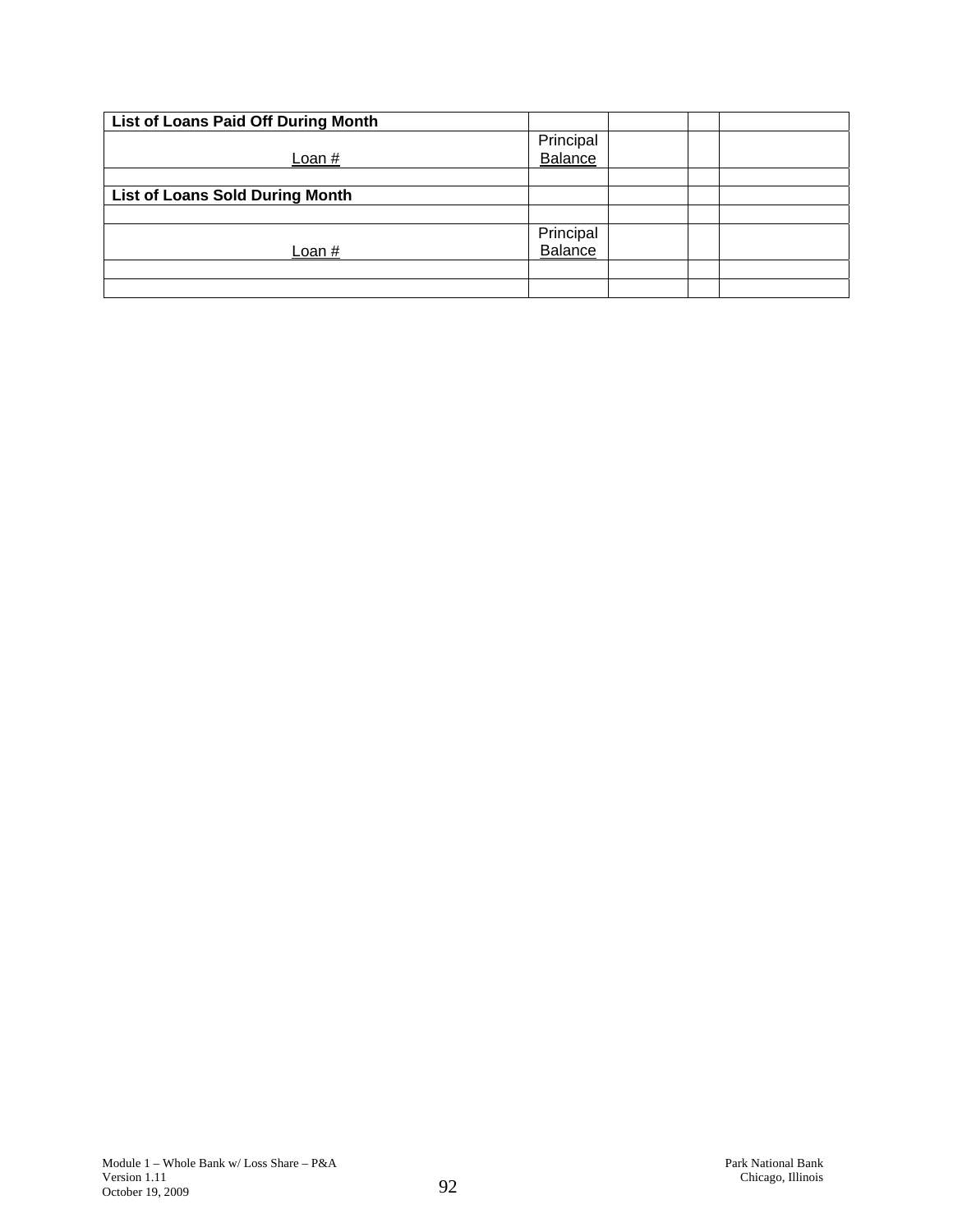| List of Loans Paid Off During Month | | | | |
|---|---|---|---|---|
| Loan # | Principal Balance | | | |
| | | | | |
| **List of Loans Sold During Month** | | | | |
| | | | | |
| Loan # | Principal Balance | | | |
| | | | | |
| | | | | |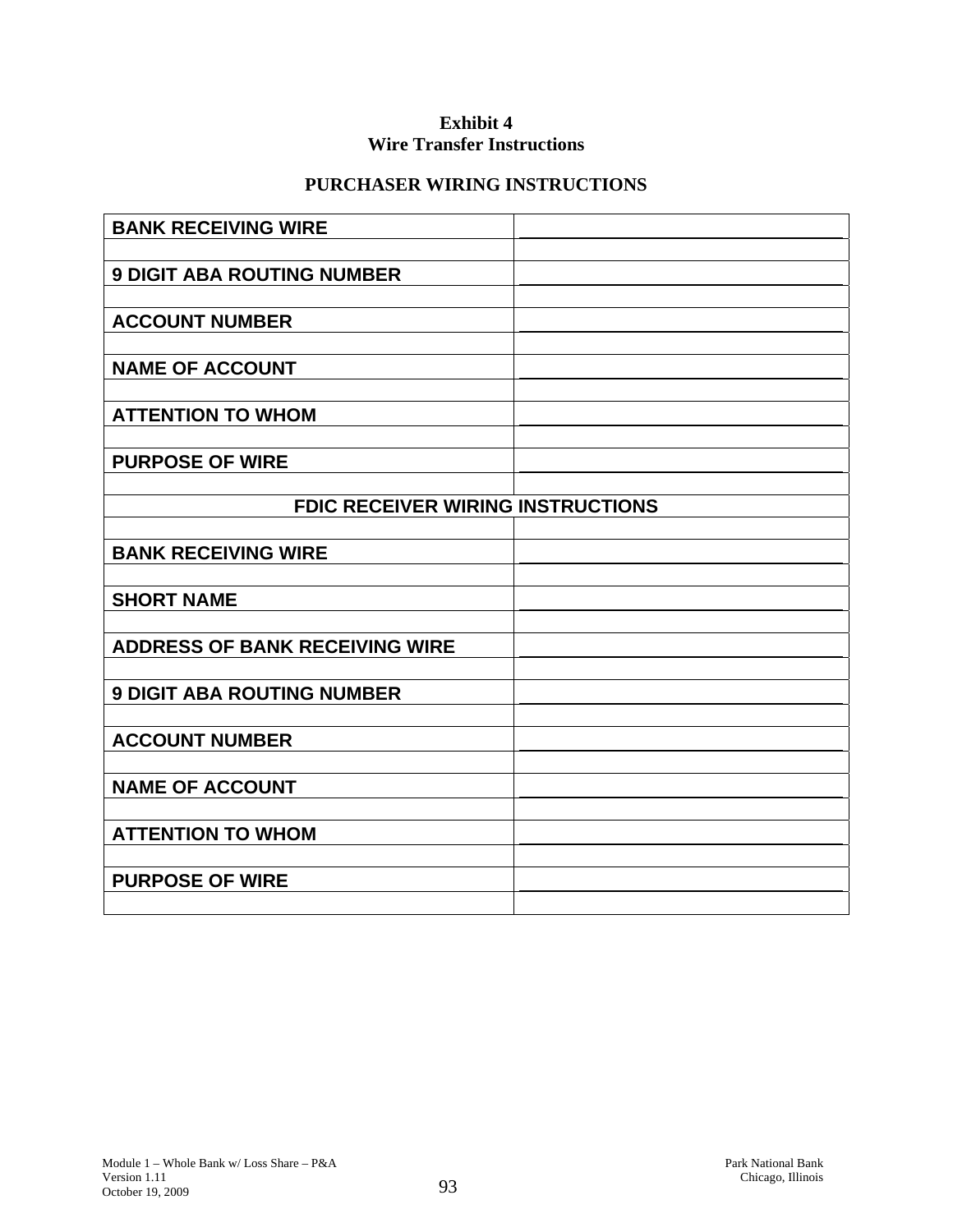**Exhibit 4**
**Wire Transfer Instructions**

**PURCHASER WIRING INSTRUCTIONS**

| | |
|---|---|
| **BANK RECEIVING WIRE** | \_\_\_\_\_\_\_\_\_\_\_\_\_\_\_\_\_\_\_\_\_\_\_\_\_\_\_\_\_\_ |
| | |
| **9 DIGIT ABA ROUTING NUMBER** | \_\_\_\_\_\_\_\_\_\_\_\_\_\_\_\_\_\_\_\_\_\_\_\_\_\_\_\_\_\_ |
| | |
| **ACCOUNT NUMBER** | \_\_\_\_\_\_\_\_\_\_\_\_\_\_\_\_\_\_\_\_\_\_\_\_\_\_\_\_\_\_ |
| | |
| **NAME OF ACCOUNT** | \_\_\_\_\_\_\_\_\_\_\_\_\_\_\_\_\_\_\_\_\_\_\_\_\_\_\_\_\_\_ |
| | |
| **ATTENTION TO WHOM** | \_\_\_\_\_\_\_\_\_\_\_\_\_\_\_\_\_\_\_\_\_\_\_\_\_\_\_\_\_\_ |
| | |
| **PURPOSE OF WIRE** | \_\_\_\_\_\_\_\_\_\_\_\_\_\_\_\_\_\_\_\_\_\_\_\_\_\_\_\_\_\_ |
| | |
| **FDIC RECEIVER WIRING INSTRUCTIONS** | |
| | |
| **BANK RECEIVING WIRE** | \_\_\_\_\_\_\_\_\_\_\_\_\_\_\_\_\_\_\_\_\_\_\_\_\_\_\_\_\_\_ |
| | |
| **SHORT NAME** | \_\_\_\_\_\_\_\_\_\_\_\_\_\_\_\_\_\_\_\_\_\_\_\_\_\_\_\_\_\_ |
| | |
| **ADDRESS OF BANK RECEIVING WIRE** | \_\_\_\_\_\_\_\_\_\_\_\_\_\_\_\_\_\_\_\_\_\_\_\_\_\_\_\_\_\_ |
| | |
| **9 DIGIT ABA ROUTING NUMBER** | \_\_\_\_\_\_\_\_\_\_\_\_\_\_\_\_\_\_\_\_\_\_\_\_\_\_\_\_\_\_ |
| | |
| **ACCOUNT NUMBER** | \_\_\_\_\_\_\_\_\_\_\_\_\_\_\_\_\_\_\_\_\_\_\_\_\_\_\_\_\_\_ |
| | |
| **NAME OF ACCOUNT** | \_\_\_\_\_\_\_\_\_\_\_\_\_\_\_\_\_\_\_\_\_\_\_\_\_\_\_\_\_\_ |
| | |
| **ATTENTION TO WHOM** | \_\_\_\_\_\_\_\_\_\_\_\_\_\_\_\_\_\_\_\_\_\_\_\_\_\_\_\_\_\_ |
| | |
| **PURPOSE OF WIRE** | \_\_\_\_\_\_\_\_\_\_\_\_\_\_\_\_\_\_\_\_\_\_\_\_\_\_\_\_\_\_ |
| | |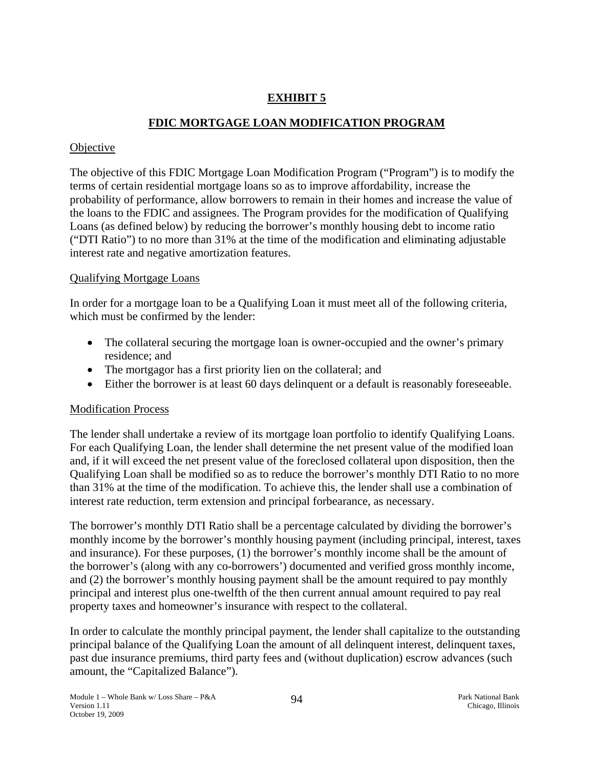# EXHIBIT 5

## FDIC MORTGAGE LOAN MODIFICATION PROGRAM

### Objective

The objective of this FDIC Mortgage Loan Modification Program ("Program") is to modify the terms of certain residential mortgage loans so as to improve affordability, increase the probability of performance, allow borrowers to remain in their homes and increase the value of the loans to the FDIC and assignees. The Program provides for the modification of Qualifying Loans (as defined below) by reducing the borrower's monthly housing debt to income ratio ("DTI Ratio") to no more than 31% at the time of the modification and eliminating adjustable interest rate and negative amortization features.

### Qualifying Mortgage Loans

In order for a mortgage loan to be a Qualifying Loan it must meet all of the following criteria, which must be confirmed by the lender:

- The collateral securing the mortgage loan is owner-occupied and the owner's primary residence; and
- The mortgagor has a first priority lien on the collateral; and
- Either the borrower is at least 60 days delinquent or a default is reasonably foreseeable.

### Modification Process

The lender shall undertake a review of its mortgage loan portfolio to identify Qualifying Loans. For each Qualifying Loan, the lender shall determine the net present value of the modified loan and, if it will exceed the net present value of the foreclosed collateral upon disposition, then the Qualifying Loan shall be modified so as to reduce the borrower's monthly DTI Ratio to no more than 31% at the time of the modification. To achieve this, the lender shall use a combination of interest rate reduction, term extension and principal forbearance, as necessary.

The borrower's monthly DTI Ratio shall be a percentage calculated by dividing the borrower's monthly income by the borrower's monthly housing payment (including principal, interest, taxes and insurance). For these purposes, (1) the borrower's monthly income shall be the amount of the borrower's (along with any co-borrowers') documented and verified gross monthly income, and (2) the borrower's monthly housing payment shall be the amount required to pay monthly principal and interest plus one-twelfth of the then current annual amount required to pay real property taxes and homeowner's insurance with respect to the collateral.

In order to calculate the monthly principal payment, the lender shall capitalize to the outstanding principal balance of the Qualifying Loan the amount of all delinquent interest, delinquent taxes, past due insurance premiums, third party fees and (without duplication) escrow advances (such amount, the "Capitalized Balance").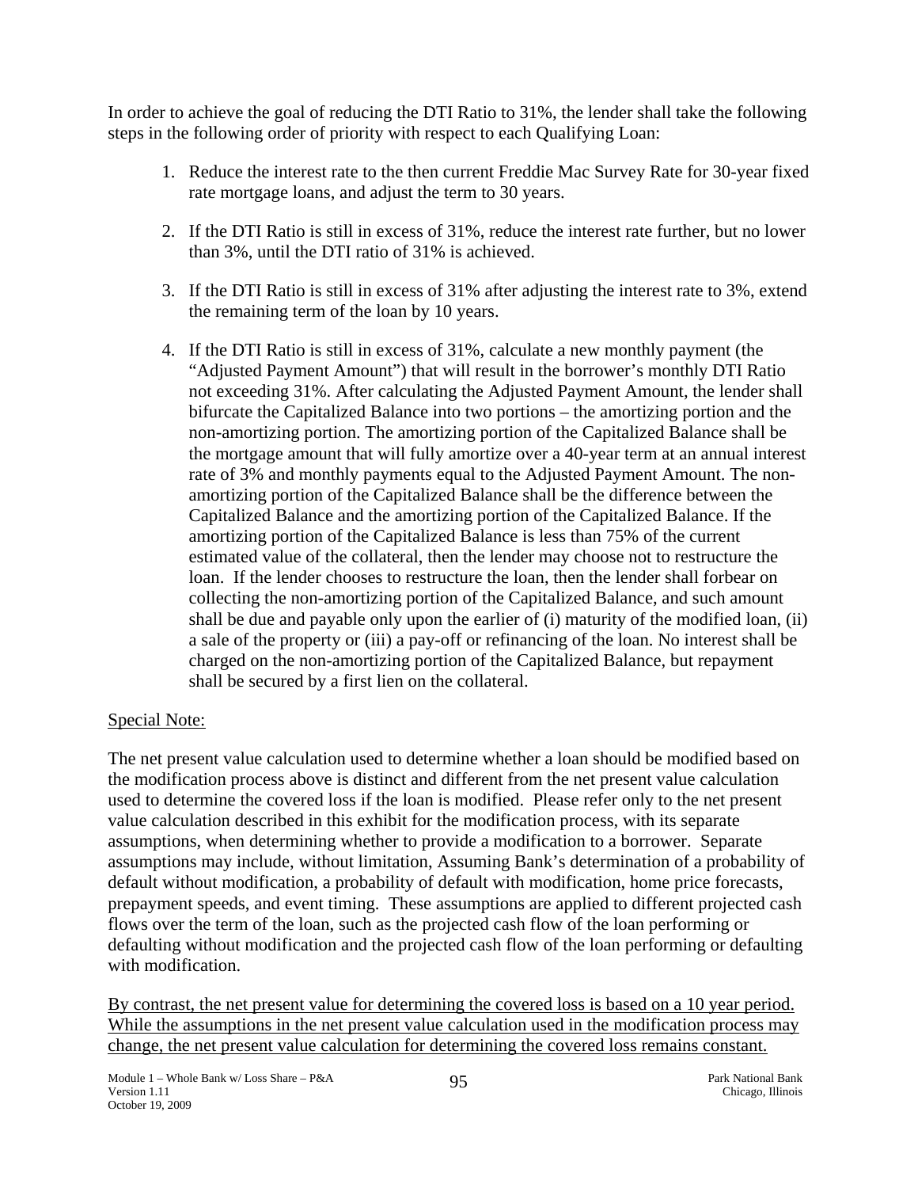In order to achieve the goal of reducing the DTI Ratio to 31%, the lender shall take the following steps in the following order of priority with respect to each Qualifying Loan:

1. Reduce the interest rate to the then current Freddie Mac Survey Rate for 30-year fixed rate mortgage loans, and adjust the term to 30 years.

2. If the DTI Ratio is still in excess of 31%, reduce the interest rate further, but no lower than 3%, until the DTI ratio of 31% is achieved.

3. If the DTI Ratio is still in excess of 31% after adjusting the interest rate to 3%, extend the remaining term of the loan by 10 years.

4. If the DTI Ratio is still in excess of 31%, calculate a new monthly payment (the "Adjusted Payment Amount") that will result in the borrower's monthly DTI Ratio not exceeding 31%. After calculating the Adjusted Payment Amount, the lender shall bifurcate the Capitalized Balance into two portions – the amortizing portion and the non-amortizing portion. The amortizing portion of the Capitalized Balance shall be the mortgage amount that will fully amortize over a 40-year term at an annual interest rate of 3% and monthly payments equal to the Adjusted Payment Amount. The non-amortizing portion of the Capitalized Balance shall be the difference between the Capitalized Balance and the amortizing portion of the Capitalized Balance. If the amortizing portion of the Capitalized Balance is less than 75% of the current estimated value of the collateral, then the lender may choose not to restructure the loan. If the lender chooses to restructure the loan, then the lender shall forbear on collecting the non-amortizing portion of the Capitalized Balance, and such amount shall be due and payable only upon the earlier of (i) maturity of the modified loan, (ii) a sale of the property or (iii) a pay-off or refinancing of the loan. No interest shall be charged on the non-amortizing portion of the Capitalized Balance, but repayment shall be secured by a first lien on the collateral.

<u>Special Note:</u>

The net present value calculation used to determine whether a loan should be modified based on the modification process above is distinct and different from the net present value calculation used to determine the covered loss if the loan is modified. Please refer only to the net present value calculation described in this exhibit for the modification process, with its separate assumptions, when determining whether to provide a modification to a borrower. Separate assumptions may include, without limitation, Assuming Bank's determination of a probability of default without modification, a probability of default with modification, home price forecasts, prepayment speeds, and event timing. These assumptions are applied to different projected cash flows over the term of the loan, such as the projected cash flow of the loan performing or defaulting without modification and the projected cash flow of the loan performing or defaulting with modification.

<u>By contrast, the net present value for determining the covered loss is based on a 10 year period. While the assumptions in the net present value calculation used in the modification process may change, the net present value calculation for determining the covered loss remains constant.</u>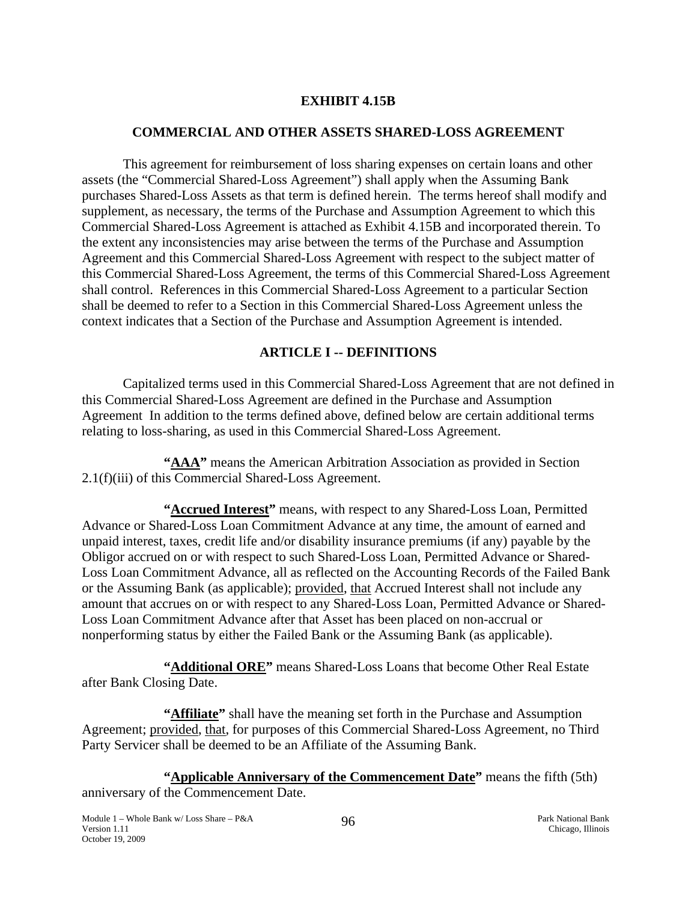# EXHIBIT 4.15B

## COMMERCIAL AND OTHER ASSETS SHARED-LOSS AGREEMENT

This agreement for reimbursement of loss sharing expenses on certain loans and other assets (the "Commercial Shared-Loss Agreement") shall apply when the Assuming Bank purchases Shared-Loss Assets as that term is defined herein. The terms hereof shall modify and supplement, as necessary, the terms of the Purchase and Assumption Agreement to which this Commercial Shared-Loss Agreement is attached as Exhibit 4.15B and incorporated therein. To the extent any inconsistencies may arise between the terms of the Purchase and Assumption Agreement and this Commercial Shared-Loss Agreement with respect to the subject matter of this Commercial Shared-Loss Agreement, the terms of this Commercial Shared-Loss Agreement shall control. References in this Commercial Shared-Loss Agreement to a particular Section shall be deemed to refer to a Section in this Commercial Shared-Loss Agreement unless the context indicates that a Section of the Purchase and Assumption Agreement is intended.

## ARTICLE I -- DEFINITIONS

Capitalized terms used in this Commercial Shared-Loss Agreement that are not defined in this Commercial Shared-Loss Agreement are defined in the Purchase and Assumption Agreement In addition to the terms defined above, defined below are certain additional terms relating to loss-sharing, as used in this Commercial Shared-Loss Agreement.

**"AAA"** means the American Arbitration Association as provided in Section 2.1(f)(iii) of this Commercial Shared-Loss Agreement.

**"Accrued Interest"** means, with respect to any Shared-Loss Loan, Permitted Advance or Shared-Loss Loan Commitment Advance at any time, the amount of earned and unpaid interest, taxes, credit life and/or disability insurance premiums (if any) payable by the Obligor accrued on or with respect to such Shared-Loss Loan, Permitted Advance or Shared-Loss Loan Commitment Advance, all as reflected on the Accounting Records of the Failed Bank or the Assuming Bank (as applicable); provided, that Accrued Interest shall not include any amount that accrues on or with respect to any Shared-Loss Loan, Permitted Advance or Shared-Loss Loan Commitment Advance after that Asset has been placed on non-accrual or nonperforming status by either the Failed Bank or the Assuming Bank (as applicable).

**"Additional ORE"** means Shared-Loss Loans that become Other Real Estate after Bank Closing Date.

**"Affiliate"** shall have the meaning set forth in the Purchase and Assumption Agreement; provided, that, for purposes of this Commercial Shared-Loss Agreement, no Third Party Servicer shall be deemed to be an Affiliate of the Assuming Bank.

**"Applicable Anniversary of the Commencement Date"** means the fifth (5th) anniversary of the Commencement Date.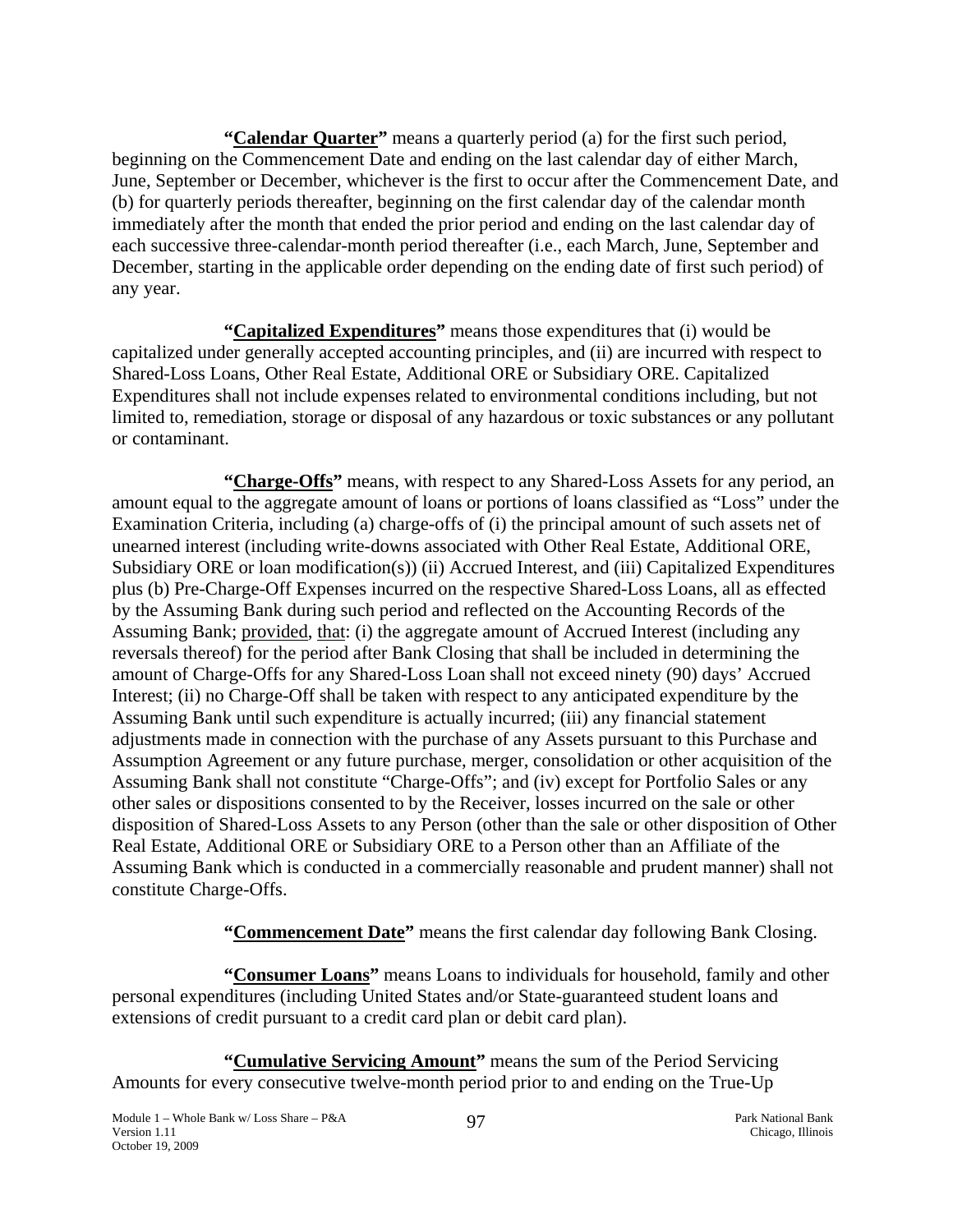**"<u>Calendar Quarter</u>"** means a quarterly period (a) for the first such period, beginning on the Commencement Date and ending on the last calendar day of either March, June, September or December, whichever is the first to occur after the Commencement Date, and (b) for quarterly periods thereafter, beginning on the first calendar day of the calendar month immediately after the month that ended the prior period and ending on the last calendar day of each successive three-calendar-month period thereafter (i.e., each March, June, September and December, starting in the applicable order depending on the ending date of first such period) of any year.

**"<u>Capitalized Expenditures</u>"** means those expenditures that (i) would be capitalized under generally accepted accounting principles, and (ii) are incurred with respect to Shared-Loss Loans, Other Real Estate, Additional ORE or Subsidiary ORE. Capitalized Expenditures shall not include expenses related to environmental conditions including, but not limited to, remediation, storage or disposal of any hazardous or toxic substances or any pollutant or contaminant.

**"<u>Charge-Offs</u>"** means, with respect to any Shared-Loss Assets for any period, an amount equal to the aggregate amount of loans or portions of loans classified as "Loss" under the Examination Criteria, including (a) charge-offs of (i) the principal amount of such assets net of unearned interest (including write-downs associated with Other Real Estate, Additional ORE, Subsidiary ORE or loan modification(s)) (ii) Accrued Interest, and (iii) Capitalized Expenditures plus (b) Pre-Charge-Off Expenses incurred on the respective Shared-Loss Loans, all as effected by the Assuming Bank during such period and reflected on the Accounting Records of the Assuming Bank; <u>provided</u>, <u>that</u>: (i) the aggregate amount of Accrued Interest (including any reversals thereof) for the period after Bank Closing that shall be included in determining the amount of Charge-Offs for any Shared-Loss Loan shall not exceed ninety (90) days' Accrued Interest; (ii) no Charge-Off shall be taken with respect to any anticipated expenditure by the Assuming Bank until such expenditure is actually incurred; (iii) any financial statement adjustments made in connection with the purchase of any Assets pursuant to this Purchase and Assumption Agreement or any future purchase, merger, consolidation or other acquisition of the Assuming Bank shall not constitute "Charge-Offs"; and (iv) except for Portfolio Sales or any other sales or dispositions consented to by the Receiver, losses incurred on the sale or other disposition of Shared-Loss Assets to any Person (other than the sale or other disposition of Other Real Estate, Additional ORE or Subsidiary ORE to a Person other than an Affiliate of the Assuming Bank which is conducted in a commercially reasonable and prudent manner) shall not constitute Charge-Offs.

**"<u>Commencement Date</u>"** means the first calendar day following Bank Closing.

**"<u>Consumer Loans</u>"** means Loans to individuals for household, family and other personal expenditures (including United States and/or State-guaranteed student loans and extensions of credit pursuant to a credit card plan or debit card plan).

**"<u>Cumulative Servicing Amount</u>"** means the sum of the Period Servicing Amounts for every consecutive twelve-month period prior to and ending on the True-Up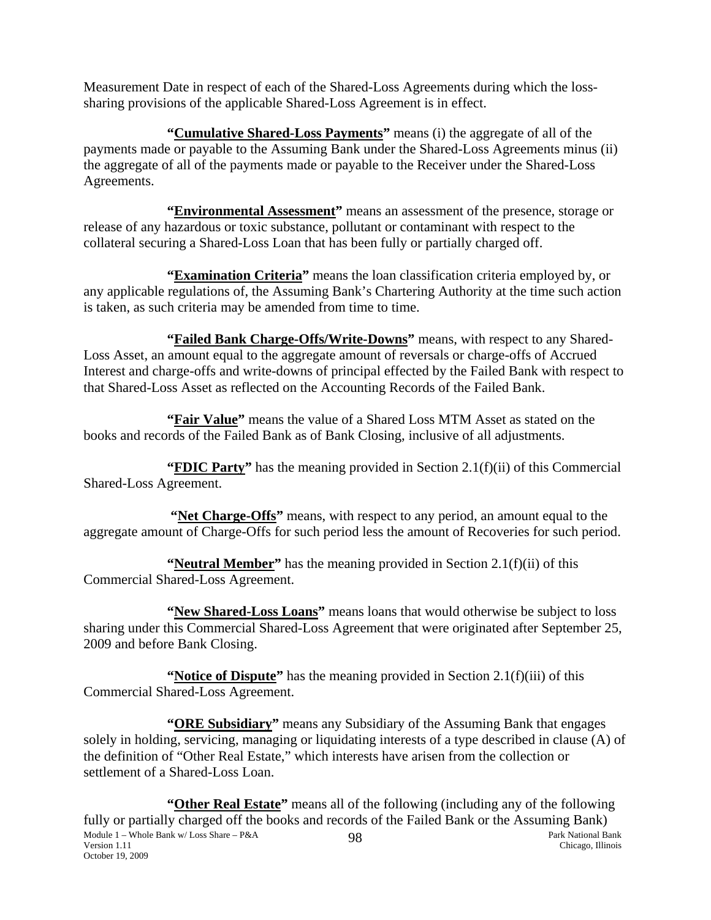Measurement Date in respect of each of the Shared-Loss Agreements during which the loss-sharing provisions of the applicable Shared-Loss Agreement is in effect.

**"Cumulative Shared-Loss Payments"** means (i) the aggregate of all of the payments made or payable to the Assuming Bank under the Shared-Loss Agreements minus (ii) the aggregate of all of the payments made or payable to the Receiver under the Shared-Loss Agreements.

**"Environmental Assessment"** means an assessment of the presence, storage or release of any hazardous or toxic substance, pollutant or contaminant with respect to the collateral securing a Shared-Loss Loan that has been fully or partially charged off.

**"Examination Criteria"** means the loan classification criteria employed by, or any applicable regulations of, the Assuming Bank's Chartering Authority at the time such action is taken, as such criteria may be amended from time to time.

**"Failed Bank Charge-Offs/Write-Downs"** means, with respect to any Shared-Loss Asset, an amount equal to the aggregate amount of reversals or charge-offs of Accrued Interest and charge-offs and write-downs of principal effected by the Failed Bank with respect to that Shared-Loss Asset as reflected on the Accounting Records of the Failed Bank.

**"Fair Value"** means the value of a Shared Loss MTM Asset as stated on the books and records of the Failed Bank as of Bank Closing, inclusive of all adjustments.

**"FDIC Party"** has the meaning provided in Section 2.1(f)(ii) of this Commercial Shared-Loss Agreement.

**"Net Charge-Offs"** means, with respect to any period, an amount equal to the aggregate amount of Charge-Offs for such period less the amount of Recoveries for such period.

**"Neutral Member"** has the meaning provided in Section 2.1(f)(ii) of this Commercial Shared-Loss Agreement.

**"New Shared-Loss Loans"** means loans that would otherwise be subject to loss sharing under this Commercial Shared-Loss Agreement that were originated after September 25, 2009 and before Bank Closing.

**"Notice of Dispute"** has the meaning provided in Section 2.1(f)(iii) of this Commercial Shared-Loss Agreement.

**"ORE Subsidiary"** means any Subsidiary of the Assuming Bank that engages solely in holding, servicing, managing or liquidating interests of a type described in clause (A) of the definition of "Other Real Estate," which interests have arisen from the collection or settlement of a Shared-Loss Loan.

**"Other Real Estate"** means all of the following (including any of the following fully or partially charged off the books and records of the Failed Bank or the Assuming Bank)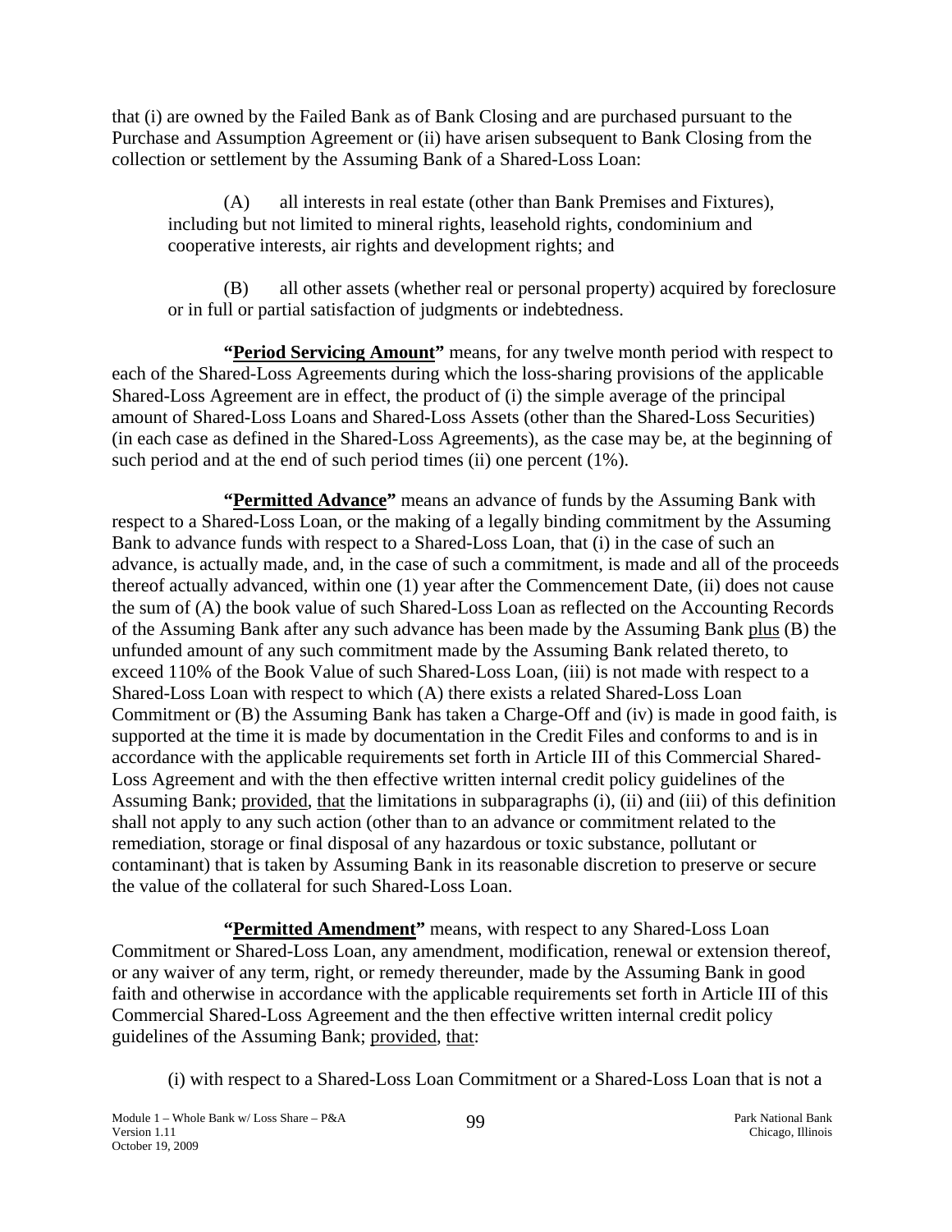that (i) are owned by the Failed Bank as of Bank Closing and are purchased pursuant to the Purchase and Assumption Agreement or (ii) have arisen subsequent to Bank Closing from the collection or settlement by the Assuming Bank of a Shared-Loss Loan:

(A) all interests in real estate (other than Bank Premises and Fixtures), including but not limited to mineral rights, leasehold rights, condominium and cooperative interests, air rights and development rights; and

(B) all other assets (whether real or personal property) acquired by foreclosure or in full or partial satisfaction of judgments or indebtedness.

**"Period Servicing Amount"** means, for any twelve month period with respect to each of the Shared-Loss Agreements during which the loss-sharing provisions of the applicable Shared-Loss Agreement are in effect, the product of (i) the simple average of the principal amount of Shared-Loss Loans and Shared-Loss Assets (other than the Shared-Loss Securities) (in each case as defined in the Shared-Loss Agreements), as the case may be, at the beginning of such period and at the end of such period times (ii) one percent (1%).

**"Permitted Advance"** means an advance of funds by the Assuming Bank with respect to a Shared-Loss Loan, or the making of a legally binding commitment by the Assuming Bank to advance funds with respect to a Shared-Loss Loan, that (i) in the case of such an advance, is actually made, and, in the case of such a commitment, is made and all of the proceeds thereof actually advanced, within one (1) year after the Commencement Date, (ii) does not cause the sum of (A) the book value of such Shared-Loss Loan as reflected on the Accounting Records of the Assuming Bank after any such advance has been made by the Assuming Bank plus (B) the unfunded amount of any such commitment made by the Assuming Bank related thereto, to exceed 110% of the Book Value of such Shared-Loss Loan, (iii) is not made with respect to a Shared-Loss Loan with respect to which (A) there exists a related Shared-Loss Loan Commitment or (B) the Assuming Bank has taken a Charge-Off and (iv) is made in good faith, is supported at the time it is made by documentation in the Credit Files and conforms to and is in accordance with the applicable requirements set forth in Article III of this Commercial Shared-Loss Agreement and with the then effective written internal credit policy guidelines of the Assuming Bank; provided, that the limitations in subparagraphs (i), (ii) and (iii) of this definition shall not apply to any such action (other than to an advance or commitment related to the remediation, storage or final disposal of any hazardous or toxic substance, pollutant or contaminant) that is taken by Assuming Bank in its reasonable discretion to preserve or secure the value of the collateral for such Shared-Loss Loan.

**"Permitted Amendment"** means, with respect to any Shared-Loss Loan Commitment or Shared-Loss Loan, any amendment, modification, renewal or extension thereof, or any waiver of any term, right, or remedy thereunder, made by the Assuming Bank in good faith and otherwise in accordance with the applicable requirements set forth in Article III of this Commercial Shared-Loss Agreement and the then effective written internal credit policy guidelines of the Assuming Bank; provided, that:

(i) with respect to a Shared-Loss Loan Commitment or a Shared-Loss Loan that is not a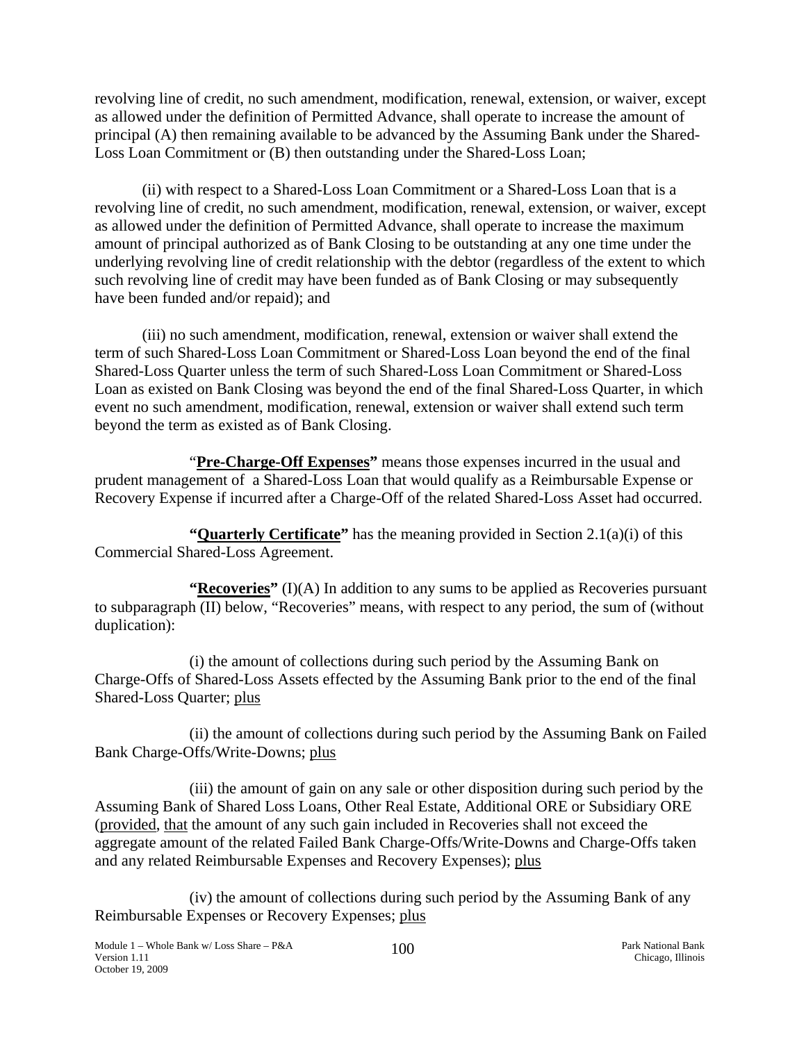revolving line of credit, no such amendment, modification, renewal, extension, or waiver, except as allowed under the definition of Permitted Advance, shall operate to increase the amount of principal (A) then remaining available to be advanced by the Assuming Bank under the Shared-Loss Loan Commitment or (B) then outstanding under the Shared-Loss Loan;

(ii) with respect to a Shared-Loss Loan Commitment or a Shared-Loss Loan that is a revolving line of credit, no such amendment, modification, renewal, extension, or waiver, except as allowed under the definition of Permitted Advance, shall operate to increase the maximum amount of principal authorized as of Bank Closing to be outstanding at any one time under the underlying revolving line of credit relationship with the debtor (regardless of the extent to which such revolving line of credit may have been funded as of Bank Closing or may subsequently have been funded and/or repaid); and

(iii) no such amendment, modification, renewal, extension or waiver shall extend the term of such Shared-Loss Loan Commitment or Shared-Loss Loan beyond the end of the final Shared-Loss Quarter unless the term of such Shared-Loss Loan Commitment or Shared-Loss Loan as existed on Bank Closing was beyond the end of the final Shared-Loss Quarter, in which event no such amendment, modification, renewal, extension or waiver shall extend such term beyond the term as existed as of Bank Closing.

"**Pre-Charge-Off Expenses"** means those expenses incurred in the usual and prudent management of a Shared-Loss Loan that would qualify as a Reimbursable Expense or Recovery Expense if incurred after a Charge-Off of the related Shared-Loss Asset had occurred.

**"Quarterly Certificate"** has the meaning provided in Section 2.1(a)(i) of this Commercial Shared-Loss Agreement.

**"Recoveries"** (I)(A) In addition to any sums to be applied as Recoveries pursuant to subparagraph (II) below, "Recoveries" means, with respect to any period, the sum of (without duplication):

(i) the amount of collections during such period by the Assuming Bank on Charge-Offs of Shared-Loss Assets effected by the Assuming Bank prior to the end of the final Shared-Loss Quarter; plus

(ii) the amount of collections during such period by the Assuming Bank on Failed Bank Charge-Offs/Write-Downs; plus

(iii) the amount of gain on any sale or other disposition during such period by the Assuming Bank of Shared Loss Loans, Other Real Estate, Additional ORE or Subsidiary ORE (provided, that the amount of any such gain included in Recoveries shall not exceed the aggregate amount of the related Failed Bank Charge-Offs/Write-Downs and Charge-Offs taken and any related Reimbursable Expenses and Recovery Expenses); plus

(iv) the amount of collections during such period by the Assuming Bank of any Reimbursable Expenses or Recovery Expenses; plus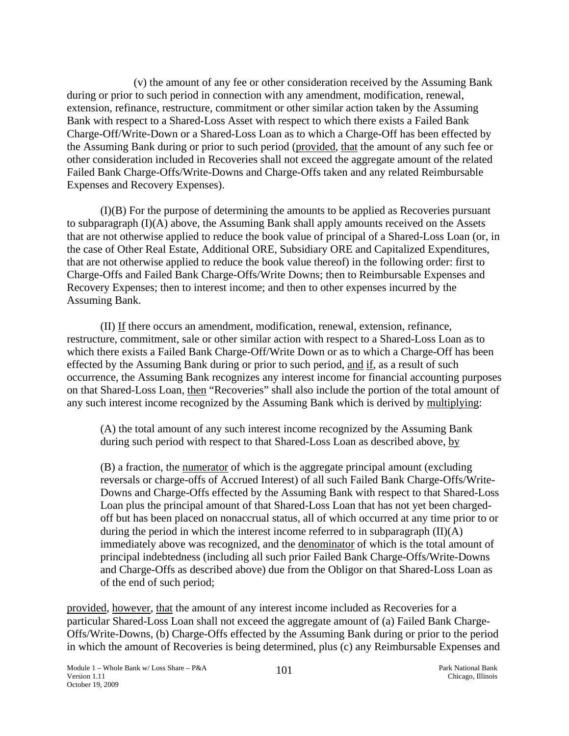(v) the amount of any fee or other consideration received by the Assuming Bank during or prior to such period in connection with any amendment, modification, renewal, extension, refinance, restructure, commitment or other similar action taken by the Assuming Bank with respect to a Shared-Loss Asset with respect to which there exists a Failed Bank Charge-Off/Write-Down or a Shared-Loss Loan as to which a Charge-Off has been effected by the Assuming Bank during or prior to such period (provided, that the amount of any such fee or other consideration included in Recoveries shall not exceed the aggregate amount of the related Failed Bank Charge-Offs/Write-Downs and Charge-Offs taken and any related Reimbursable Expenses and Recovery Expenses).

(I)(B) For the purpose of determining the amounts to be applied as Recoveries pursuant to subparagraph (I)(A) above, the Assuming Bank shall apply amounts received on the Assets that are not otherwise applied to reduce the book value of principal of a Shared-Loss Loan (or, in the case of Other Real Estate, Additional ORE, Subsidiary ORE and Capitalized Expenditures, that are not otherwise applied to reduce the book value thereof) in the following order: first to Charge-Offs and Failed Bank Charge-Offs/Write Downs; then to Reimbursable Expenses and Recovery Expenses; then to interest income; and then to other expenses incurred by the Assuming Bank.

(II) If there occurs an amendment, modification, renewal, extension, refinance, restructure, commitment, sale or other similar action with respect to a Shared-Loss Loan as to which there exists a Failed Bank Charge-Off/Write Down or as to which a Charge-Off has been effected by the Assuming Bank during or prior to such period, and if, as a result of such occurrence, the Assuming Bank recognizes any interest income for financial accounting purposes on that Shared-Loss Loan, then "Recoveries" shall also include the portion of the total amount of any such interest income recognized by the Assuming Bank which is derived by multiplying:

> (A) the total amount of any such interest income recognized by the Assuming Bank during such period with respect to that Shared-Loss Loan as described above, by
>
> (B) a fraction, the numerator of which is the aggregate principal amount (excluding reversals or charge-offs of Accrued Interest) of all such Failed Bank Charge-Offs/Write-Downs and Charge-Offs effected by the Assuming Bank with respect to that Shared-Loss Loan plus the principal amount of that Shared-Loss Loan that has not yet been charged-off but has been placed on nonaccrual status, all of which occurred at any time prior to or during the period in which the interest income referred to in subparagraph (II)(A) immediately above was recognized, and the denominator of which is the total amount of principal indebtedness (including all such prior Failed Bank Charge-Offs/Write-Downs and Charge-Offs as described above) due from the Obligor on that Shared-Loss Loan as of the end of such period;

provided, however, that the amount of any interest income included as Recoveries for a particular Shared-Loss Loan shall not exceed the aggregate amount of (a) Failed Bank Charge-Offs/Write-Downs, (b) Charge-Offs effected by the Assuming Bank during or prior to the period in which the amount of Recoveries is being determined, plus (c) any Reimbursable Expenses and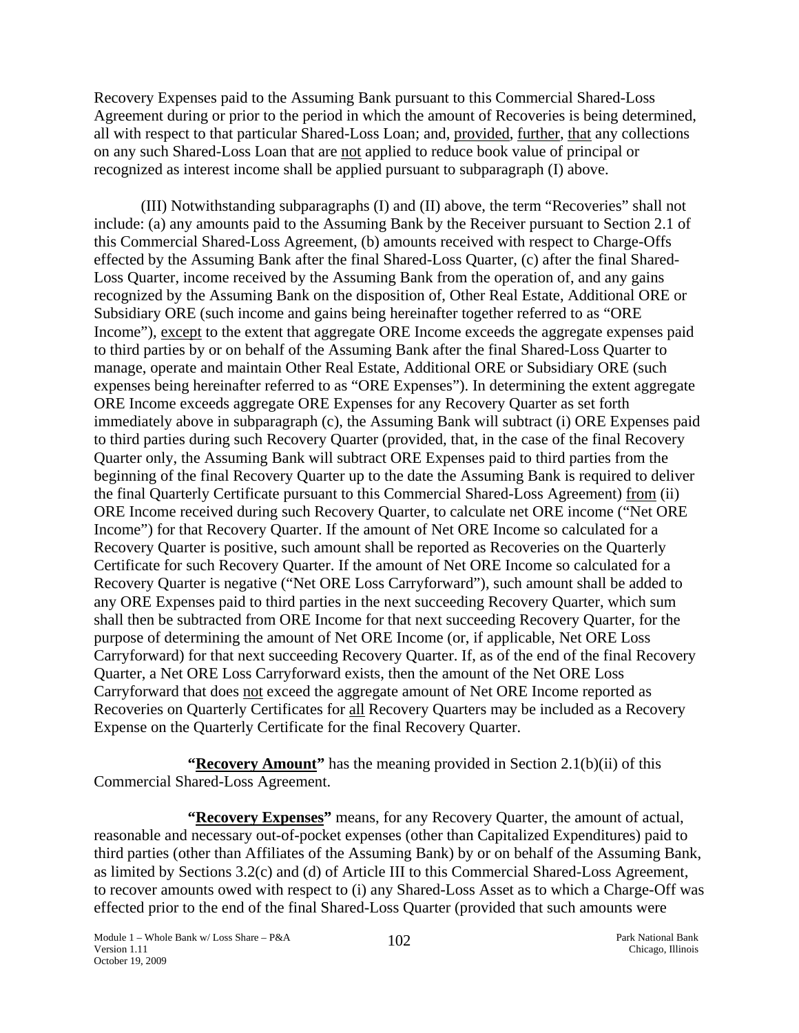Recovery Expenses paid to the Assuming Bank pursuant to this Commercial Shared-Loss Agreement during or prior to the period in which the amount of Recoveries is being determined, all with respect to that particular Shared-Loss Loan; and, provided, further, that any collections on any such Shared-Loss Loan that are not applied to reduce book value of principal or recognized as interest income shall be applied pursuant to subparagraph (I) above.

(III) Notwithstanding subparagraphs (I) and (II) above, the term "Recoveries" shall not include: (a) any amounts paid to the Assuming Bank by the Receiver pursuant to Section 2.1 of this Commercial Shared-Loss Agreement, (b) amounts received with respect to Charge-Offs effected by the Assuming Bank after the final Shared-Loss Quarter, (c) after the final Shared-Loss Quarter, income received by the Assuming Bank from the operation of, and any gains recognized by the Assuming Bank on the disposition of, Other Real Estate, Additional ORE or Subsidiary ORE (such income and gains being hereinafter together referred to as "ORE Income"), except to the extent that aggregate ORE Income exceeds the aggregate expenses paid to third parties by or on behalf of the Assuming Bank after the final Shared-Loss Quarter to manage, operate and maintain Other Real Estate, Additional ORE or Subsidiary ORE (such expenses being hereinafter referred to as "ORE Expenses"). In determining the extent aggregate ORE Income exceeds aggregate ORE Expenses for any Recovery Quarter as set forth immediately above in subparagraph (c), the Assuming Bank will subtract (i) ORE Expenses paid to third parties during such Recovery Quarter (provided, that, in the case of the final Recovery Quarter only, the Assuming Bank will subtract ORE Expenses paid to third parties from the beginning of the final Recovery Quarter up to the date the Assuming Bank is required to deliver the final Quarterly Certificate pursuant to this Commercial Shared-Loss Agreement) from (ii) ORE Income received during such Recovery Quarter, to calculate net ORE income ("Net ORE Income") for that Recovery Quarter. If the amount of Net ORE Income so calculated for a Recovery Quarter is positive, such amount shall be reported as Recoveries on the Quarterly Certificate for such Recovery Quarter. If the amount of Net ORE Income so calculated for a Recovery Quarter is negative ("Net ORE Loss Carryforward"), such amount shall be added to any ORE Expenses paid to third parties in the next succeeding Recovery Quarter, which sum shall then be subtracted from ORE Income for that next succeeding Recovery Quarter, for the purpose of determining the amount of Net ORE Income (or, if applicable, Net ORE Loss Carryforward) for that next succeeding Recovery Quarter. If, as of the end of the final Recovery Quarter, a Net ORE Loss Carryforward exists, then the amount of the Net ORE Loss Carryforward that does not exceed the aggregate amount of Net ORE Income reported as Recoveries on Quarterly Certificates for all Recovery Quarters may be included as a Recovery Expense on the Quarterly Certificate for the final Recovery Quarter.

**"Recovery Amount"** has the meaning provided in Section 2.1(b)(ii) of this Commercial Shared-Loss Agreement.

**"Recovery Expenses"** means, for any Recovery Quarter, the amount of actual, reasonable and necessary out-of-pocket expenses (other than Capitalized Expenditures) paid to third parties (other than Affiliates of the Assuming Bank) by or on behalf of the Assuming Bank, as limited by Sections 3.2(c) and (d) of Article III to this Commercial Shared-Loss Agreement, to recover amounts owed with respect to (i) any Shared-Loss Asset as to which a Charge-Off was effected prior to the end of the final Shared-Loss Quarter (provided that such amounts were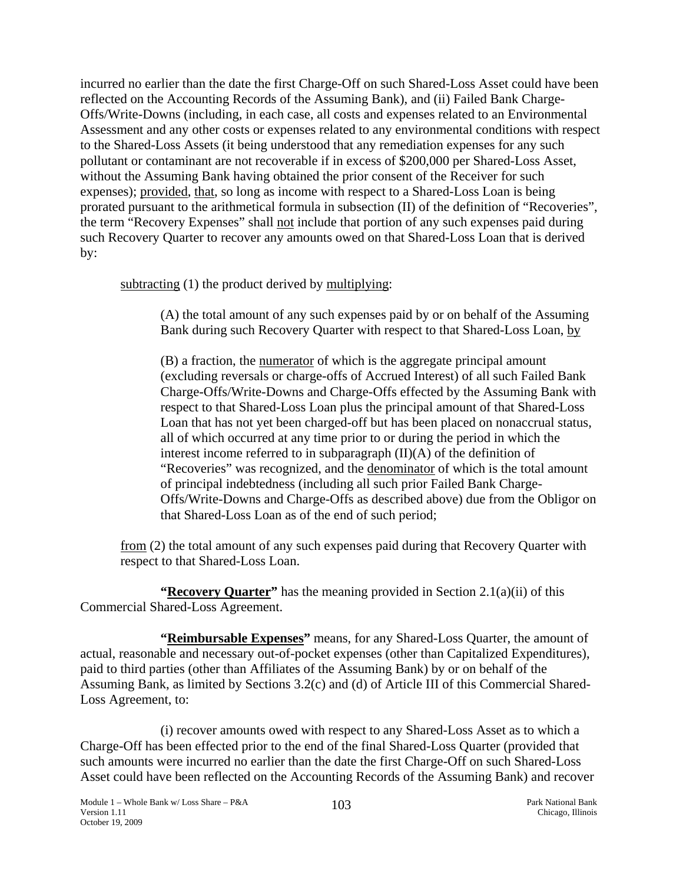incurred no earlier than the date the first Charge-Off on such Shared-Loss Asset could have been reflected on the Accounting Records of the Assuming Bank), and (ii) Failed Bank Charge-Offs/Write-Downs (including, in each case, all costs and expenses related to an Environmental Assessment and any other costs or expenses related to any environmental conditions with respect to the Shared-Loss Assets (it being understood that any remediation expenses for any such pollutant or contaminant are not recoverable if in excess of $200,000 per Shared-Loss Asset, without the Assuming Bank having obtained the prior consent of the Receiver for such expenses); provided, that, so long as income with respect to a Shared-Loss Loan is being prorated pursuant to the arithmetical formula in subsection (II) of the definition of "Recoveries", the term "Recovery Expenses" shall not include that portion of any such expenses paid during such Recovery Quarter to recover any amounts owed on that Shared-Loss Loan that is derived by:

subtracting (1) the product derived by multiplying:

> (A) the total amount of any such expenses paid by or on behalf of the Assuming Bank during such Recovery Quarter with respect to that Shared-Loss Loan, by
>
> (B) a fraction, the numerator of which is the aggregate principal amount (excluding reversals or charge-offs of Accrued Interest) of all such Failed Bank Charge-Offs/Write-Downs and Charge-Offs effected by the Assuming Bank with respect to that Shared-Loss Loan plus the principal amount of that Shared-Loss Loan that has not yet been charged-off but has been placed on nonaccrual status, all of which occurred at any time prior to or during the period in which the interest income referred to in subparagraph (II)(A) of the definition of "Recoveries" was recognized, and the denominator of which is the total amount of principal indebtedness (including all such prior Failed Bank Charge-Offs/Write-Downs and Charge-Offs as described above) due from the Obligor on that Shared-Loss Loan as of the end of such period;

from (2) the total amount of any such expenses paid during that Recovery Quarter with respect to that Shared-Loss Loan.

**"Recovery Quarter"** has the meaning provided in Section 2.1(a)(ii) of this Commercial Shared-Loss Agreement.

**"Reimbursable Expenses"** means, for any Shared-Loss Quarter, the amount of actual, reasonable and necessary out-of-pocket expenses (other than Capitalized Expenditures), paid to third parties (other than Affiliates of the Assuming Bank) by or on behalf of the Assuming Bank, as limited by Sections 3.2(c) and (d) of Article III of this Commercial Shared-Loss Agreement, to:

(i) recover amounts owed with respect to any Shared-Loss Asset as to which a Charge-Off has been effected prior to the end of the final Shared-Loss Quarter (provided that such amounts were incurred no earlier than the date the first Charge-Off on such Shared-Loss Asset could have been reflected on the Accounting Records of the Assuming Bank) and recover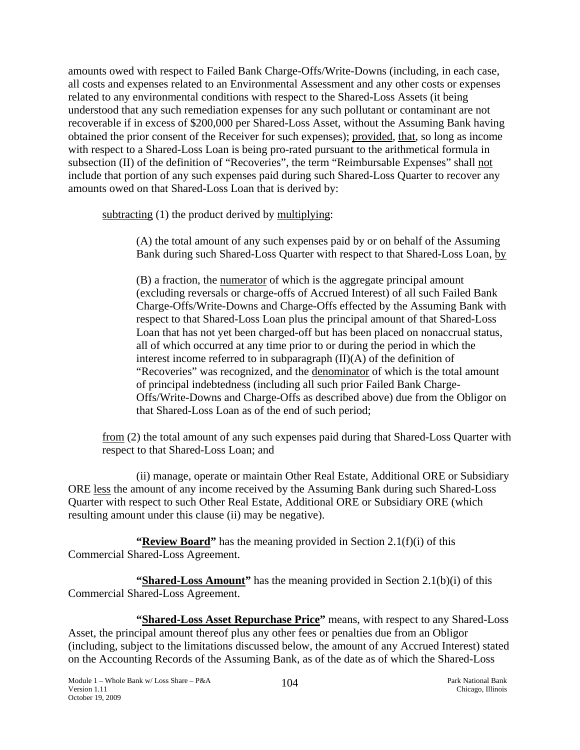amounts owed with respect to Failed Bank Charge-Offs/Write-Downs (including, in each case, all costs and expenses related to an Environmental Assessment and any other costs or expenses related to any environmental conditions with respect to the Shared-Loss Assets (it being understood that any such remediation expenses for any such pollutant or contaminant are not recoverable if in excess of $200,000 per Shared-Loss Asset, without the Assuming Bank having obtained the prior consent of the Receiver for such expenses); provided, that, so long as income with respect to a Shared-Loss Loan is being pro-rated pursuant to the arithmetical formula in subsection (II) of the definition of "Recoveries", the term "Reimbursable Expenses" shall not include that portion of any such expenses paid during such Shared-Loss Quarter to recover any amounts owed on that Shared-Loss Loan that is derived by:

subtracting (1) the product derived by multiplying:

(A) the total amount of any such expenses paid by or on behalf of the Assuming Bank during such Shared-Loss Quarter with respect to that Shared-Loss Loan, by

(B) a fraction, the numerator of which is the aggregate principal amount (excluding reversals or charge-offs of Accrued Interest) of all such Failed Bank Charge-Offs/Write-Downs and Charge-Offs effected by the Assuming Bank with respect to that Shared-Loss Loan plus the principal amount of that Shared-Loss Loan that has not yet been charged-off but has been placed on nonaccrual status, all of which occurred at any time prior to or during the period in which the interest income referred to in subparagraph (II)(A) of the definition of "Recoveries" was recognized, and the denominator of which is the total amount of principal indebtedness (including all such prior Failed Bank Charge-Offs/Write-Downs and Charge-Offs as described above) due from the Obligor on that Shared-Loss Loan as of the end of such period;

from (2) the total amount of any such expenses paid during that Shared-Loss Quarter with respect to that Shared-Loss Loan; and

(ii) manage, operate or maintain Other Real Estate, Additional ORE or Subsidiary ORE less the amount of any income received by the Assuming Bank during such Shared-Loss Quarter with respect to such Other Real Estate, Additional ORE or Subsidiary ORE (which resulting amount under this clause (ii) may be negative).

**"Review Board"** has the meaning provided in Section 2.1(f)(i) of this Commercial Shared-Loss Agreement.

**"Shared-Loss Amount"** has the meaning provided in Section 2.1(b)(i) of this Commercial Shared-Loss Agreement.

**"Shared-Loss Asset Repurchase Price"** means, with respect to any Shared-Loss Asset, the principal amount thereof plus any other fees or penalties due from an Obligor (including, subject to the limitations discussed below, the amount of any Accrued Interest) stated on the Accounting Records of the Assuming Bank, as of the date as of which the Shared-Loss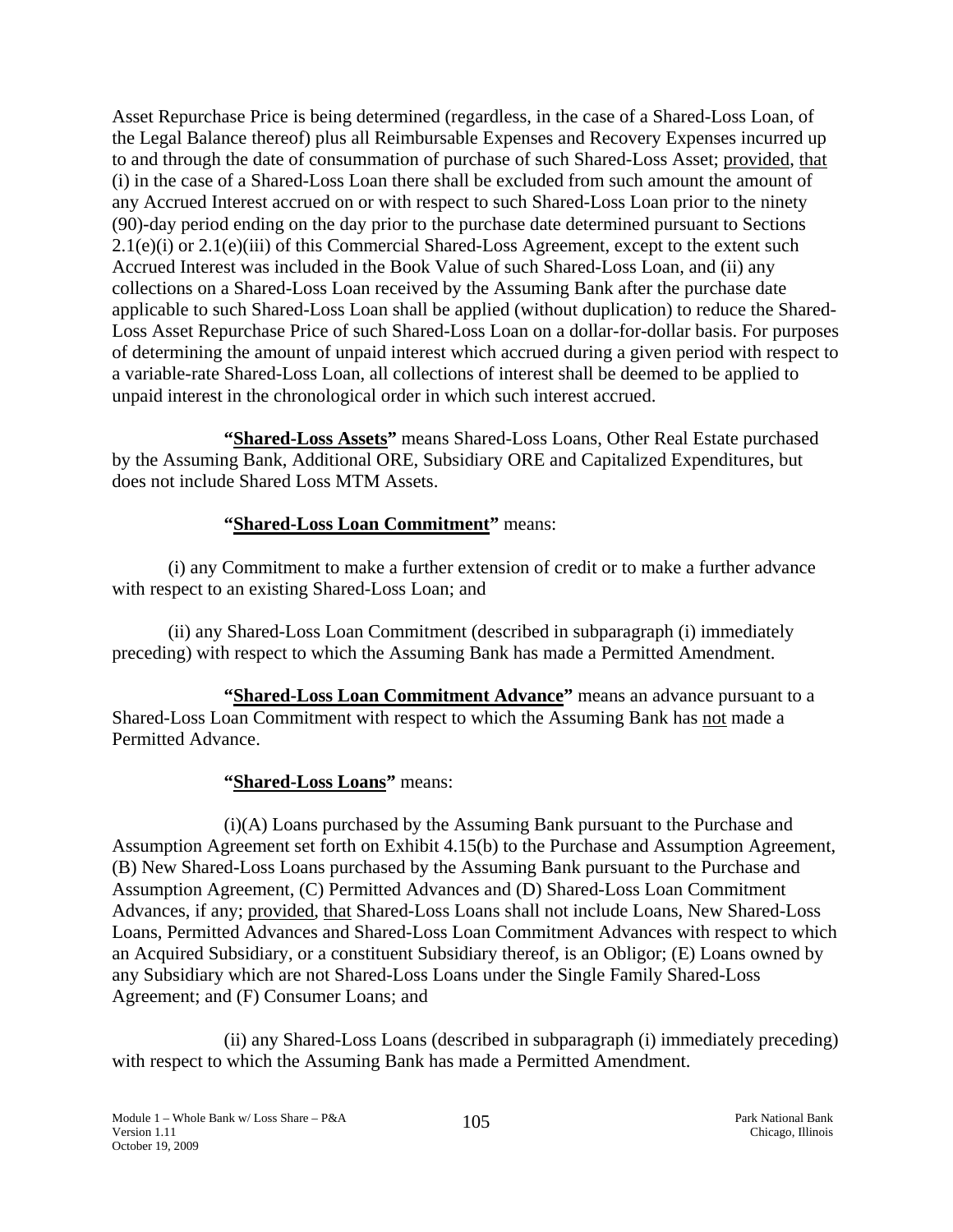Asset Repurchase Price is being determined (regardless, in the case of a Shared-Loss Loan, of the Legal Balance thereof) plus all Reimbursable Expenses and Recovery Expenses incurred up to and through the date of consummation of purchase of such Shared-Loss Asset; provided, that (i) in the case of a Shared-Loss Loan there shall be excluded from such amount the amount of any Accrued Interest accrued on or with respect to such Shared-Loss Loan prior to the ninety (90)-day period ending on the day prior to the purchase date determined pursuant to Sections 2.1(e)(i) or 2.1(e)(iii) of this Commercial Shared-Loss Agreement, except to the extent such Accrued Interest was included in the Book Value of such Shared-Loss Loan, and (ii) any collections on a Shared-Loss Loan received by the Assuming Bank after the purchase date applicable to such Shared-Loss Loan shall be applied (without duplication) to reduce the Shared-Loss Asset Repurchase Price of such Shared-Loss Loan on a dollar-for-dollar basis. For purposes of determining the amount of unpaid interest which accrued during a given period with respect to a variable-rate Shared-Loss Loan, all collections of interest shall be deemed to be applied to unpaid interest in the chronological order in which such interest accrued.

**"Shared-Loss Assets"** means Shared-Loss Loans, Other Real Estate purchased by the Assuming Bank, Additional ORE, Subsidiary ORE and Capitalized Expenditures, but does not include Shared Loss MTM Assets.

**"Shared-Loss Loan Commitment"** means:

(i) any Commitment to make a further extension of credit or to make a further advance with respect to an existing Shared-Loss Loan; and

(ii) any Shared-Loss Loan Commitment (described in subparagraph (i) immediately preceding) with respect to which the Assuming Bank has made a Permitted Amendment.

**"Shared-Loss Loan Commitment Advance"** means an advance pursuant to a Shared-Loss Loan Commitment with respect to which the Assuming Bank has not made a Permitted Advance.

**"Shared-Loss Loans"** means:

(i)(A) Loans purchased by the Assuming Bank pursuant to the Purchase and Assumption Agreement set forth on Exhibit 4.15(b) to the Purchase and Assumption Agreement, (B) New Shared-Loss Loans purchased by the Assuming Bank pursuant to the Purchase and Assumption Agreement, (C) Permitted Advances and (D) Shared-Loss Loan Commitment Advances, if any; provided, that Shared-Loss Loans shall not include Loans, New Shared-Loss Loans, Permitted Advances and Shared-Loss Loan Commitment Advances with respect to which an Acquired Subsidiary, or a constituent Subsidiary thereof, is an Obligor; (E) Loans owned by any Subsidiary which are not Shared-Loss Loans under the Single Family Shared-Loss Agreement; and (F) Consumer Loans; and

(ii) any Shared-Loss Loans (described in subparagraph (i) immediately preceding) with respect to which the Assuming Bank has made a Permitted Amendment.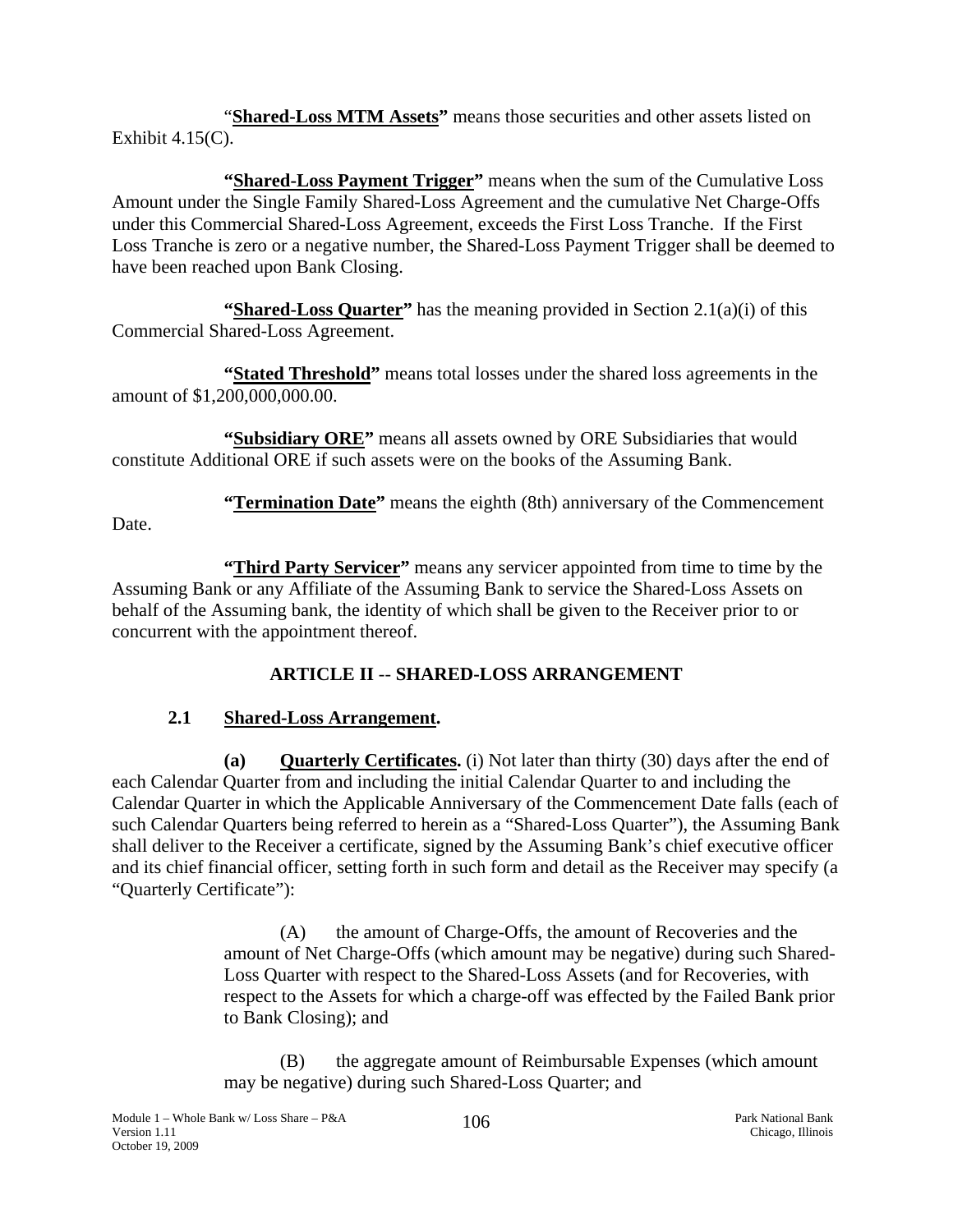"**Shared-Loss MTM Assets"** means those securities and other assets listed on Exhibit 4.15(C).

**"Shared-Loss Payment Trigger"** means when the sum of the Cumulative Loss Amount under the Single Family Shared-Loss Agreement and the cumulative Net Charge-Offs under this Commercial Shared-Loss Agreement, exceeds the First Loss Tranche. If the First Loss Tranche is zero or a negative number, the Shared-Loss Payment Trigger shall be deemed to have been reached upon Bank Closing.

**"Shared-Loss Quarter"** has the meaning provided in Section 2.1(a)(i) of this Commercial Shared-Loss Agreement.

**"Stated Threshold"** means total losses under the shared loss agreements in the amount of $1,200,000,000.00.

**"Subsidiary ORE"** means all assets owned by ORE Subsidiaries that would constitute Additional ORE if such assets were on the books of the Assuming Bank.

**"Termination Date"** means the eighth (8th) anniversary of the Commencement Date.

**"Third Party Servicer"** means any servicer appointed from time to time by the Assuming Bank or any Affiliate of the Assuming Bank to service the Shared-Loss Assets on behalf of the Assuming bank, the identity of which shall be given to the Receiver prior to or concurrent with the appointment thereof.

## ARTICLE II -- SHARED-LOSS ARRANGEMENT

### 2.1 Shared-Loss Arrangement.

**(a) Quarterly Certificates.** (i) Not later than thirty (30) days after the end of each Calendar Quarter from and including the initial Calendar Quarter to and including the Calendar Quarter in which the Applicable Anniversary of the Commencement Date falls (each of such Calendar Quarters being referred to herein as a "Shared-Loss Quarter"), the Assuming Bank shall deliver to the Receiver a certificate, signed by the Assuming Bank's chief executive officer and its chief financial officer, setting forth in such form and detail as the Receiver may specify (a "Quarterly Certificate"):

(A) the amount of Charge-Offs, the amount of Recoveries and the amount of Net Charge-Offs (which amount may be negative) during such Shared-Loss Quarter with respect to the Shared-Loss Assets (and for Recoveries, with respect to the Assets for which a charge-off was effected by the Failed Bank prior to Bank Closing); and

(B) the aggregate amount of Reimbursable Expenses (which amount may be negative) during such Shared-Loss Quarter; and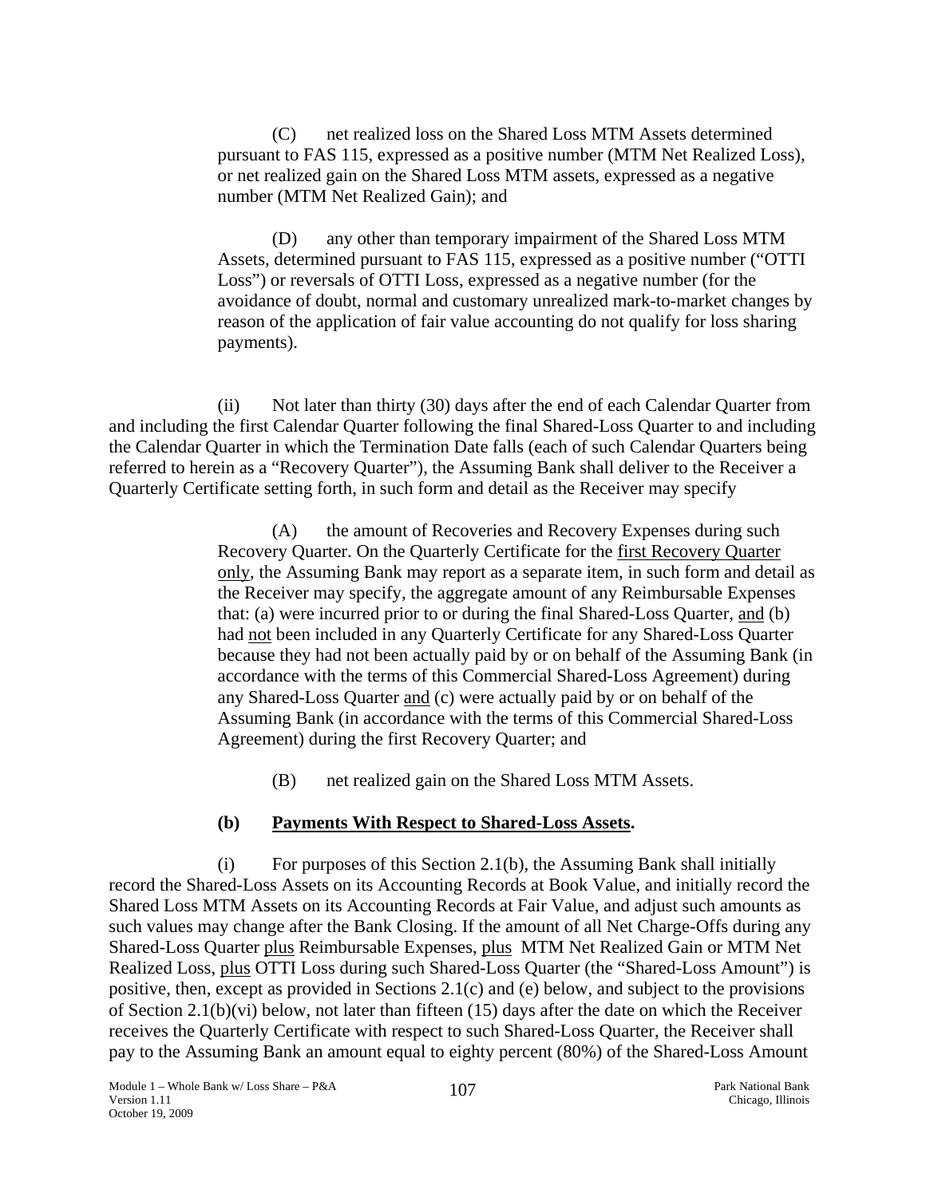(C) net realized loss on the Shared Loss MTM Assets determined pursuant to FAS 115, expressed as a positive number (MTM Net Realized Loss), or net realized gain on the Shared Loss MTM assets, expressed as a negative number (MTM Net Realized Gain); and

(D) any other than temporary impairment of the Shared Loss MTM Assets, determined pursuant to FAS 115, expressed as a positive number ("OTTI Loss") or reversals of OTTI Loss, expressed as a negative number (for the avoidance of doubt, normal and customary unrealized mark-to-market changes by reason of the application of fair value accounting do not qualify for loss sharing payments).

(ii) Not later than thirty (30) days after the end of each Calendar Quarter from and including the first Calendar Quarter following the final Shared-Loss Quarter to and including the Calendar Quarter in which the Termination Date falls (each of such Calendar Quarters being referred to herein as a "Recovery Quarter"), the Assuming Bank shall deliver to the Receiver a Quarterly Certificate setting forth, in such form and detail as the Receiver may specify

(A) the amount of Recoveries and Recovery Expenses during such Recovery Quarter. On the Quarterly Certificate for the first Recovery Quarter only, the Assuming Bank may report as a separate item, in such form and detail as the Receiver may specify, the aggregate amount of any Reimbursable Expenses that: (a) were incurred prior to or during the final Shared-Loss Quarter, and (b) had not been included in any Quarterly Certificate for any Shared-Loss Quarter because they had not been actually paid by or on behalf of the Assuming Bank (in accordance with the terms of this Commercial Shared-Loss Agreement) during any Shared-Loss Quarter and (c) were actually paid by or on behalf of the Assuming Bank (in accordance with the terms of this Commercial Shared-Loss Agreement) during the first Recovery Quarter; and

(B) net realized gain on the Shared Loss MTM Assets.

**(b) Payments With Respect to Shared-Loss Assets.**

(i) For purposes of this Section 2.1(b), the Assuming Bank shall initially record the Shared-Loss Assets on its Accounting Records at Book Value, and initially record the Shared Loss MTM Assets on its Accounting Records at Fair Value, and adjust such amounts as such values may change after the Bank Closing. If the amount of all Net Charge-Offs during any Shared-Loss Quarter plus Reimbursable Expenses, plus MTM Net Realized Gain or MTM Net Realized Loss, plus OTTI Loss during such Shared-Loss Quarter (the "Shared-Loss Amount") is positive, then, except as provided in Sections 2.1(c) and (e) below, and subject to the provisions of Section 2.1(b)(vi) below, not later than fifteen (15) days after the date on which the Receiver receives the Quarterly Certificate with respect to such Shared-Loss Quarter, the Receiver shall pay to the Assuming Bank an amount equal to eighty percent (80%) of the Shared-Loss Amount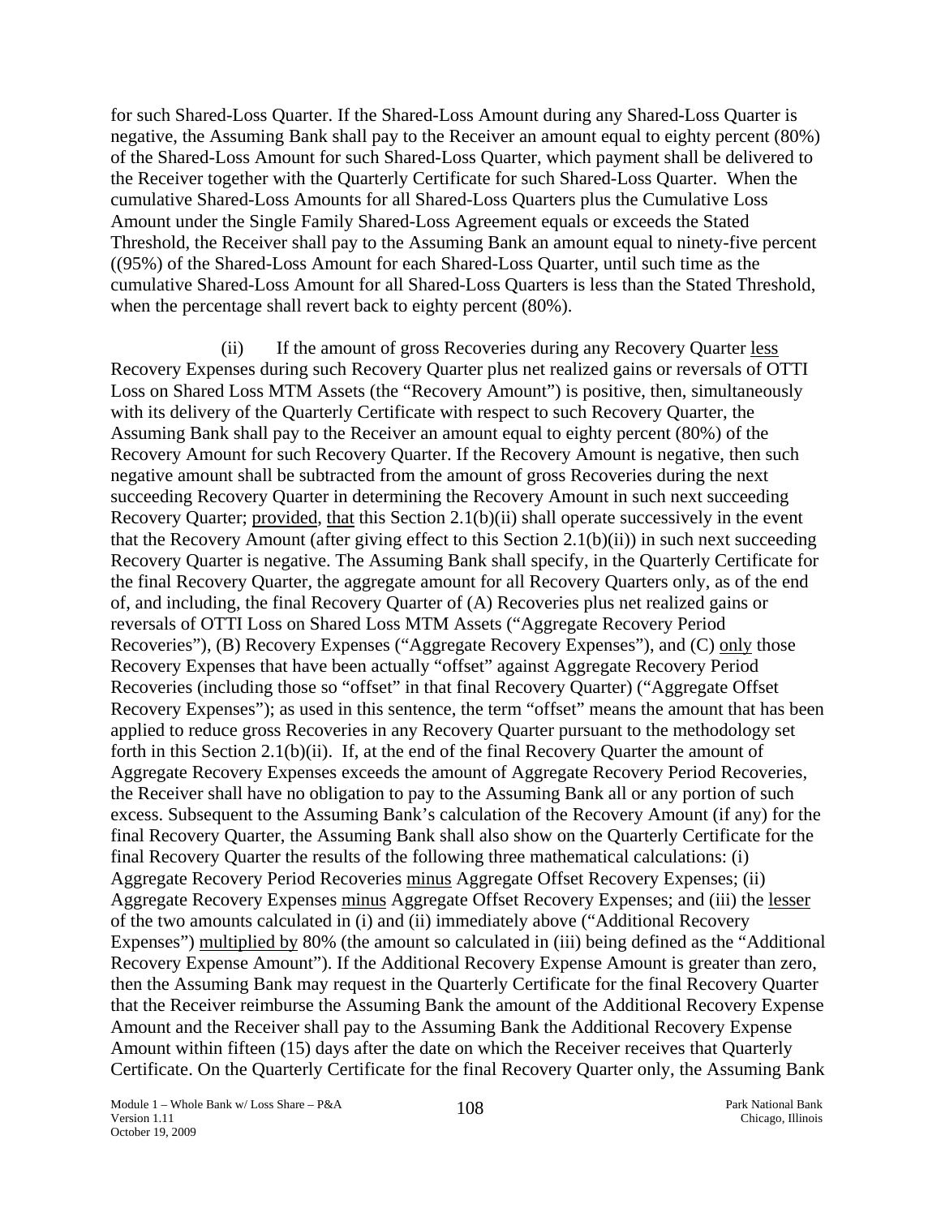for such Shared-Loss Quarter. If the Shared-Loss Amount during any Shared-Loss Quarter is negative, the Assuming Bank shall pay to the Receiver an amount equal to eighty percent (80%) of the Shared-Loss Amount for such Shared-Loss Quarter, which payment shall be delivered to the Receiver together with the Quarterly Certificate for such Shared-Loss Quarter. When the cumulative Shared-Loss Amounts for all Shared-Loss Quarters plus the Cumulative Loss Amount under the Single Family Shared-Loss Agreement equals or exceeds the Stated Threshold, the Receiver shall pay to the Assuming Bank an amount equal to ninety-five percent ((95%) of the Shared-Loss Amount for each Shared-Loss Quarter, until such time as the cumulative Shared-Loss Amount for all Shared-Loss Quarters is less than the Stated Threshold, when the percentage shall revert back to eighty percent (80%).

(ii) If the amount of gross Recoveries during any Recovery Quarter less Recovery Expenses during such Recovery Quarter plus net realized gains or reversals of OTTI Loss on Shared Loss MTM Assets (the "Recovery Amount") is positive, then, simultaneously with its delivery of the Quarterly Certificate with respect to such Recovery Quarter, the Assuming Bank shall pay to the Receiver an amount equal to eighty percent (80%) of the Recovery Amount for such Recovery Quarter. If the Recovery Amount is negative, then such negative amount shall be subtracted from the amount of gross Recoveries during the next succeeding Recovery Quarter in determining the Recovery Amount in such next succeeding Recovery Quarter; provided, that this Section 2.1(b)(ii) shall operate successively in the event that the Recovery Amount (after giving effect to this Section 2.1(b)(ii)) in such next succeeding Recovery Quarter is negative. The Assuming Bank shall specify, in the Quarterly Certificate for the final Recovery Quarter, the aggregate amount for all Recovery Quarters only, as of the end of, and including, the final Recovery Quarter of (A) Recoveries plus net realized gains or reversals of OTTI Loss on Shared Loss MTM Assets ("Aggregate Recovery Period Recoveries"), (B) Recovery Expenses ("Aggregate Recovery Expenses"), and (C) only those Recovery Expenses that have been actually "offset" against Aggregate Recovery Period Recoveries (including those so "offset" in that final Recovery Quarter) ("Aggregate Offset Recovery Expenses"); as used in this sentence, the term "offset" means the amount that has been applied to reduce gross Recoveries in any Recovery Quarter pursuant to the methodology set forth in this Section 2.1(b)(ii). If, at the end of the final Recovery Quarter the amount of Aggregate Recovery Expenses exceeds the amount of Aggregate Recovery Period Recoveries, the Receiver shall have no obligation to pay to the Assuming Bank all or any portion of such excess. Subsequent to the Assuming Bank's calculation of the Recovery Amount (if any) for the final Recovery Quarter, the Assuming Bank shall also show on the Quarterly Certificate for the final Recovery Quarter the results of the following three mathematical calculations: (i) Aggregate Recovery Period Recoveries minus Aggregate Offset Recovery Expenses; (ii) Aggregate Recovery Expenses minus Aggregate Offset Recovery Expenses; and (iii) the lesser of the two amounts calculated in (i) and (ii) immediately above ("Additional Recovery Expenses") multiplied by 80% (the amount so calculated in (iii) being defined as the "Additional Recovery Expense Amount"). If the Additional Recovery Expense Amount is greater than zero, then the Assuming Bank may request in the Quarterly Certificate for the final Recovery Quarter that the Receiver reimburse the Assuming Bank the amount of the Additional Recovery Expense Amount and the Receiver shall pay to the Assuming Bank the Additional Recovery Expense Amount within fifteen (15) days after the date on which the Receiver receives that Quarterly Certificate. On the Quarterly Certificate for the final Recovery Quarter only, the Assuming Bank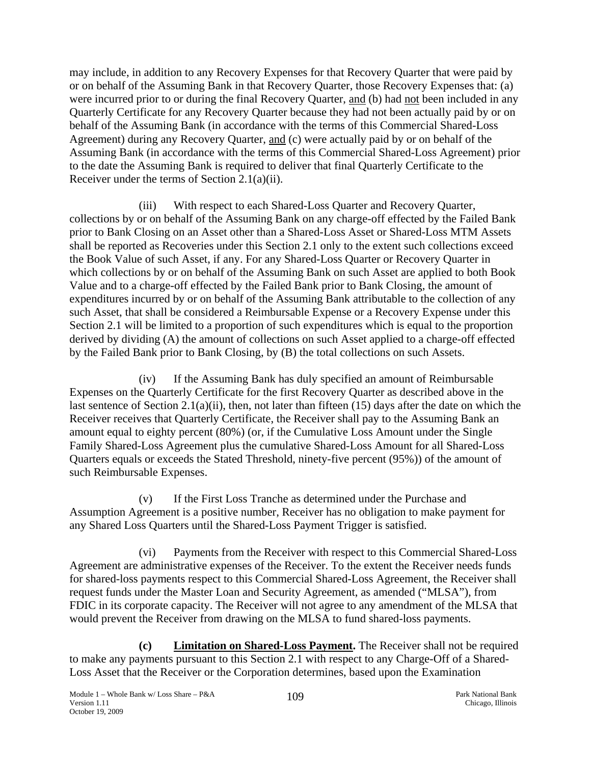may include, in addition to any Recovery Expenses for that Recovery Quarter that were paid by or on behalf of the Assuming Bank in that Recovery Quarter, those Recovery Expenses that: (a) were incurred prior to or during the final Recovery Quarter, and (b) had not been included in any Quarterly Certificate for any Recovery Quarter because they had not been actually paid by or on behalf of the Assuming Bank (in accordance with the terms of this Commercial Shared-Loss Agreement) during any Recovery Quarter, and (c) were actually paid by or on behalf of the Assuming Bank (in accordance with the terms of this Commercial Shared-Loss Agreement) prior to the date the Assuming Bank is required to deliver that final Quarterly Certificate to the Receiver under the terms of Section 2.1(a)(ii).

(iii) With respect to each Shared-Loss Quarter and Recovery Quarter, collections by or on behalf of the Assuming Bank on any charge-off effected by the Failed Bank prior to Bank Closing on an Asset other than a Shared-Loss Asset or Shared-Loss MTM Assets shall be reported as Recoveries under this Section 2.1 only to the extent such collections exceed the Book Value of such Asset, if any. For any Shared-Loss Quarter or Recovery Quarter in which collections by or on behalf of the Assuming Bank on such Asset are applied to both Book Value and to a charge-off effected by the Failed Bank prior to Bank Closing, the amount of expenditures incurred by or on behalf of the Assuming Bank attributable to the collection of any such Asset, that shall be considered a Reimbursable Expense or a Recovery Expense under this Section 2.1 will be limited to a proportion of such expenditures which is equal to the proportion derived by dividing (A) the amount of collections on such Asset applied to a charge-off effected by the Failed Bank prior to Bank Closing, by (B) the total collections on such Assets.

(iv) If the Assuming Bank has duly specified an amount of Reimbursable Expenses on the Quarterly Certificate for the first Recovery Quarter as described above in the last sentence of Section 2.1(a)(ii), then, not later than fifteen (15) days after the date on which the Receiver receives that Quarterly Certificate, the Receiver shall pay to the Assuming Bank an amount equal to eighty percent (80%) (or, if the Cumulative Loss Amount under the Single Family Shared-Loss Agreement plus the cumulative Shared-Loss Amount for all Shared-Loss Quarters equals or exceeds the Stated Threshold, ninety-five percent (95%)) of the amount of such Reimbursable Expenses.

(v) If the First Loss Tranche as determined under the Purchase and Assumption Agreement is a positive number, Receiver has no obligation to make payment for any Shared Loss Quarters until the Shared-Loss Payment Trigger is satisfied.

(vi) Payments from the Receiver with respect to this Commercial Shared-Loss Agreement are administrative expenses of the Receiver. To the extent the Receiver needs funds for shared-loss payments respect to this Commercial Shared-Loss Agreement, the Receiver shall request funds under the Master Loan and Security Agreement, as amended ("MLSA"), from FDIC in its corporate capacity. The Receiver will not agree to any amendment of the MLSA that would prevent the Receiver from drawing on the MLSA to fund shared-loss payments.

**(c) Limitation on Shared-Loss Payment.** The Receiver shall not be required to make any payments pursuant to this Section 2.1 with respect to any Charge-Off of a Shared-Loss Asset that the Receiver or the Corporation determines, based upon the Examination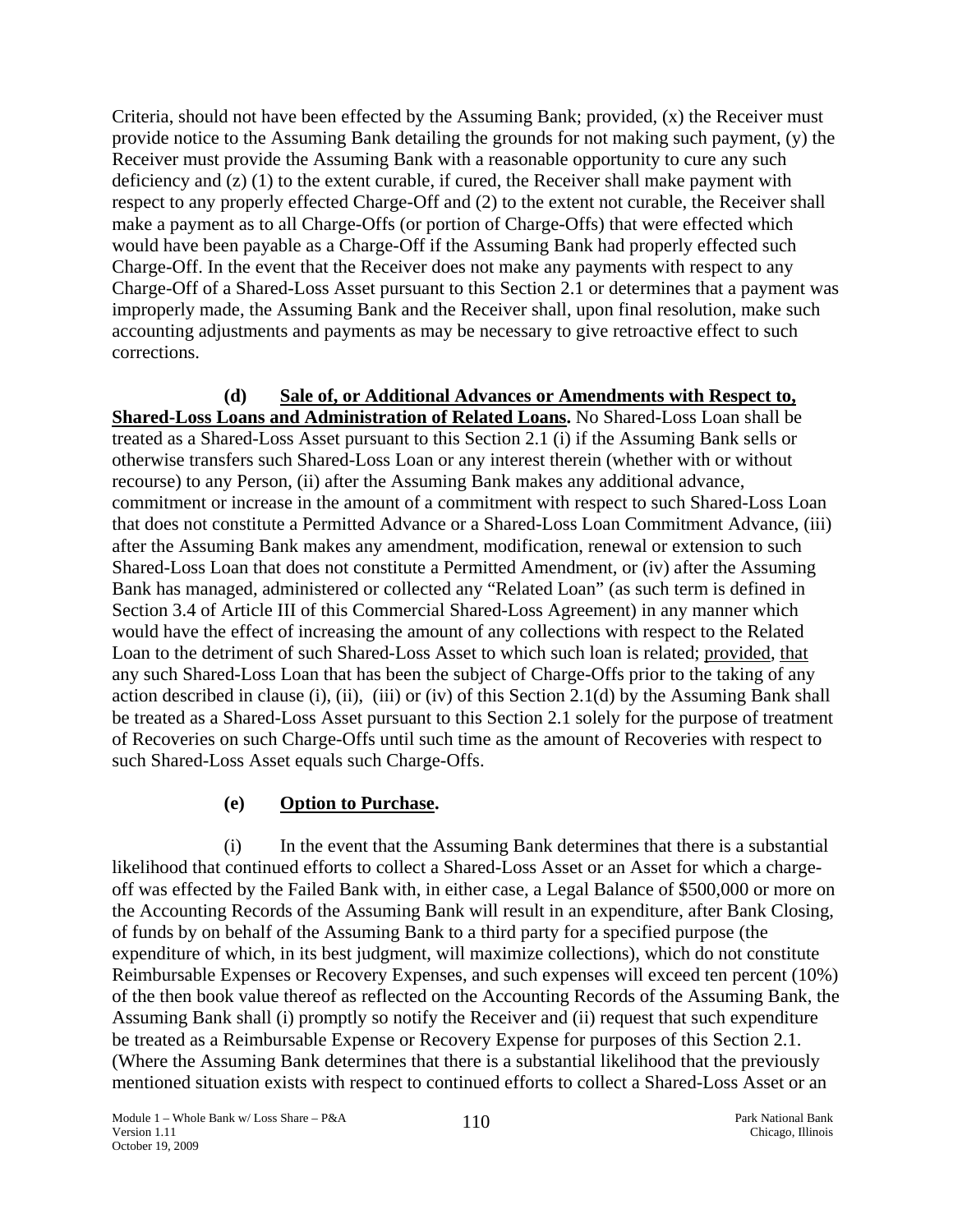Criteria, should not have been effected by the Assuming Bank; provided, (x) the Receiver must provide notice to the Assuming Bank detailing the grounds for not making such payment, (y) the Receiver must provide the Assuming Bank with a reasonable opportunity to cure any such deficiency and (z) (1) to the extent curable, if cured, the Receiver shall make payment with respect to any properly effected Charge-Off and (2) to the extent not curable, the Receiver shall make a payment as to all Charge-Offs (or portion of Charge-Offs) that were effected which would have been payable as a Charge-Off if the Assuming Bank had properly effected such Charge-Off. In the event that the Receiver does not make any payments with respect to any Charge-Off of a Shared-Loss Asset pursuant to this Section 2.1 or determines that a payment was improperly made, the Assuming Bank and the Receiver shall, upon final resolution, make such accounting adjustments and payments as may be necessary to give retroactive effect to such corrections.

**(d) Sale of, or Additional Advances or Amendments with Respect to, Shared-Loss Loans and Administration of Related Loans.** No Shared-Loss Loan shall be treated as a Shared-Loss Asset pursuant to this Section 2.1 (i) if the Assuming Bank sells or otherwise transfers such Shared-Loss Loan or any interest therein (whether with or without recourse) to any Person, (ii) after the Assuming Bank makes any additional advance, commitment or increase in the amount of a commitment with respect to such Shared-Loss Loan that does not constitute a Permitted Advance or a Shared-Loss Loan Commitment Advance, (iii) after the Assuming Bank makes any amendment, modification, renewal or extension to such Shared-Loss Loan that does not constitute a Permitted Amendment, or (iv) after the Assuming Bank has managed, administered or collected any "Related Loan" (as such term is defined in Section 3.4 of Article III of this Commercial Shared-Loss Agreement) in any manner which would have the effect of increasing the amount of any collections with respect to the Related Loan to the detriment of such Shared-Loss Asset to which such loan is related; provided, that any such Shared-Loss Loan that has been the subject of Charge-Offs prior to the taking of any action described in clause (i), (ii), (iii) or (iv) of this Section 2.1(d) by the Assuming Bank shall be treated as a Shared-Loss Asset pursuant to this Section 2.1 solely for the purpose of treatment of Recoveries on such Charge-Offs until such time as the amount of Recoveries with respect to such Shared-Loss Asset equals such Charge-Offs.

**(e) Option to Purchase.**

(i) In the event that the Assuming Bank determines that there is a substantial likelihood that continued efforts to collect a Shared-Loss Asset or an Asset for which a charge-off was effected by the Failed Bank with, in either case, a Legal Balance of $500,000 or more on the Accounting Records of the Assuming Bank will result in an expenditure, after Bank Closing, of funds by on behalf of the Assuming Bank to a third party for a specified purpose (the expenditure of which, in its best judgment, will maximize collections), which do not constitute Reimbursable Expenses or Recovery Expenses, and such expenses will exceed ten percent (10%) of the then book value thereof as reflected on the Accounting Records of the Assuming Bank, the Assuming Bank shall (i) promptly so notify the Receiver and (ii) request that such expenditure be treated as a Reimbursable Expense or Recovery Expense for purposes of this Section 2.1. (Where the Assuming Bank determines that there is a substantial likelihood that the previously mentioned situation exists with respect to continued efforts to collect a Shared-Loss Asset or an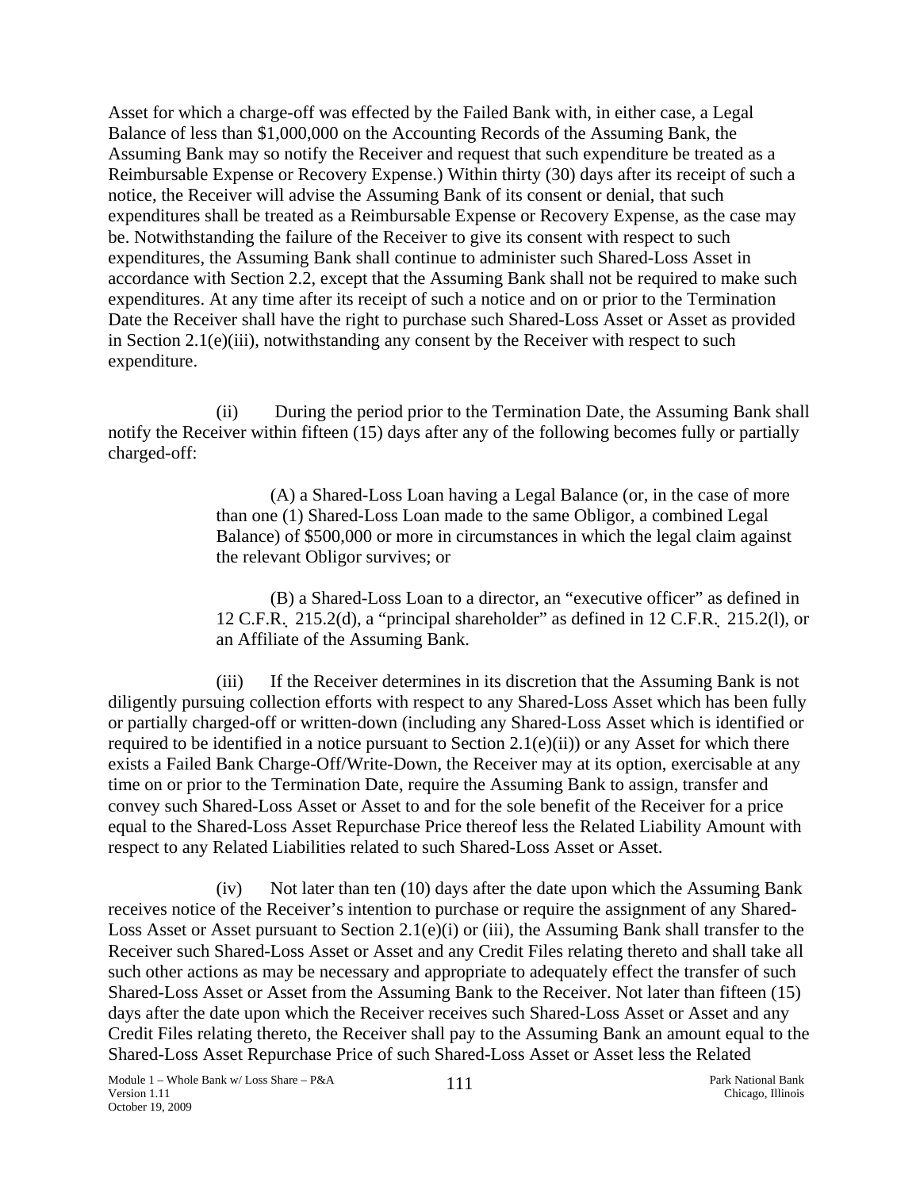Asset for which a charge-off was effected by the Failed Bank with, in either case, a Legal Balance of less than $1,000,000 on the Accounting Records of the Assuming Bank, the Assuming Bank may so notify the Receiver and request that such expenditure be treated as a Reimbursable Expense or Recovery Expense.) Within thirty (30) days after its receipt of such a notice, the Receiver will advise the Assuming Bank of its consent or denial, that such expenditures shall be treated as a Reimbursable Expense or Recovery Expense, as the case may be. Notwithstanding the failure of the Receiver to give its consent with respect to such expenditures, the Assuming Bank shall continue to administer such Shared-Loss Asset in accordance with Section 2.2, except that the Assuming Bank shall not be required to make such expenditures. At any time after its receipt of such a notice and on or prior to the Termination Date the Receiver shall have the right to purchase such Shared-Loss Asset or Asset as provided in Section 2.1(e)(iii), notwithstanding any consent by the Receiver with respect to such expenditure.

(ii) During the period prior to the Termination Date, the Assuming Bank shall notify the Receiver within fifteen (15) days after any of the following becomes fully or partially charged-off:

> (A) a Shared-Loss Loan having a Legal Balance (or, in the case of more than one (1) Shared-Loss Loan made to the same Obligor, a combined Legal Balance) of $500,000 or more in circumstances in which the legal claim against the relevant Obligor survives; or
>
> (B) a Shared-Loss Loan to a director, an "executive officer" as defined in 12 C.F.R. 215.2(d), a "principal shareholder" as defined in 12 C.F.R. 215.2(l), or an Affiliate of the Assuming Bank.

(iii) If the Receiver determines in its discretion that the Assuming Bank is not diligently pursuing collection efforts with respect to any Shared-Loss Asset which has been fully or partially charged-off or written-down (including any Shared-Loss Asset which is identified or required to be identified in a notice pursuant to Section 2.1(e)(ii)) or any Asset for which there exists a Failed Bank Charge-Off/Write-Down, the Receiver may at its option, exercisable at any time on or prior to the Termination Date, require the Assuming Bank to assign, transfer and convey such Shared-Loss Asset or Asset to and for the sole benefit of the Receiver for a price equal to the Shared-Loss Asset Repurchase Price thereof less the Related Liability Amount with respect to any Related Liabilities related to such Shared-Loss Asset or Asset.

(iv) Not later than ten (10) days after the date upon which the Assuming Bank receives notice of the Receiver's intention to purchase or require the assignment of any Shared-Loss Asset or Asset pursuant to Section 2.1(e)(i) or (iii), the Assuming Bank shall transfer to the Receiver such Shared-Loss Asset or Asset and any Credit Files relating thereto and shall take all such other actions as may be necessary and appropriate to adequately effect the transfer of such Shared-Loss Asset or Asset from the Assuming Bank to the Receiver. Not later than fifteen (15) days after the date upon which the Receiver receives such Shared-Loss Asset or Asset and any Credit Files relating thereto, the Receiver shall pay to the Assuming Bank an amount equal to the Shared-Loss Asset Repurchase Price of such Shared-Loss Asset or Asset less the Related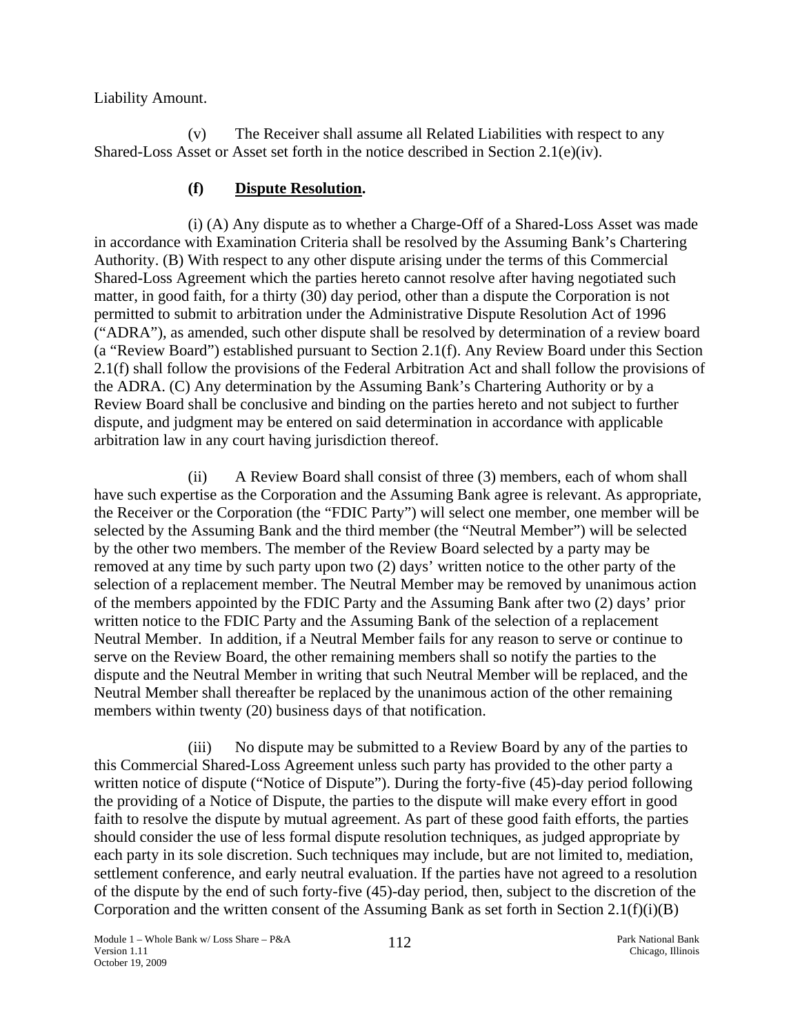Liability Amount.

(v) The Receiver shall assume all Related Liabilities with respect to any Shared-Loss Asset or Asset set forth in the notice described in Section 2.1(e)(iv).

**(f) <u>Dispute Resolution</u>.**

(i) (A) Any dispute as to whether a Charge-Off of a Shared-Loss Asset was made in accordance with Examination Criteria shall be resolved by the Assuming Bank's Chartering Authority. (B) With respect to any other dispute arising under the terms of this Commercial Shared-Loss Agreement which the parties hereto cannot resolve after having negotiated such matter, in good faith, for a thirty (30) day period, other than a dispute the Corporation is not permitted to submit to arbitration under the Administrative Dispute Resolution Act of 1996 ("ADRA"), as amended, such other dispute shall be resolved by determination of a review board (a "Review Board") established pursuant to Section 2.1(f). Any Review Board under this Section 2.1(f) shall follow the provisions of the Federal Arbitration Act and shall follow the provisions of the ADRA. (C) Any determination by the Assuming Bank's Chartering Authority or by a Review Board shall be conclusive and binding on the parties hereto and not subject to further dispute, and judgment may be entered on said determination in accordance with applicable arbitration law in any court having jurisdiction thereof.

(ii) A Review Board shall consist of three (3) members, each of whom shall have such expertise as the Corporation and the Assuming Bank agree is relevant. As appropriate, the Receiver or the Corporation (the "FDIC Party") will select one member, one member will be selected by the Assuming Bank and the third member (the "Neutral Member") will be selected by the other two members. The member of the Review Board selected by a party may be removed at any time by such party upon two (2) days' written notice to the other party of the selection of a replacement member. The Neutral Member may be removed by unanimous action of the members appointed by the FDIC Party and the Assuming Bank after two (2) days' prior written notice to the FDIC Party and the Assuming Bank of the selection of a replacement Neutral Member. In addition, if a Neutral Member fails for any reason to serve or continue to serve on the Review Board, the other remaining members shall so notify the parties to the dispute and the Neutral Member in writing that such Neutral Member will be replaced, and the Neutral Member shall thereafter be replaced by the unanimous action of the other remaining members within twenty (20) business days of that notification.

(iii) No dispute may be submitted to a Review Board by any of the parties to this Commercial Shared-Loss Agreement unless such party has provided to the other party a written notice of dispute ("Notice of Dispute"). During the forty-five (45)-day period following the providing of a Notice of Dispute, the parties to the dispute will make every effort in good faith to resolve the dispute by mutual agreement. As part of these good faith efforts, the parties should consider the use of less formal dispute resolution techniques, as judged appropriate by each party in its sole discretion. Such techniques may include, but are not limited to, mediation, settlement conference, and early neutral evaluation. If the parties have not agreed to a resolution of the dispute by the end of such forty-five (45)-day period, then, subject to the discretion of the Corporation and the written consent of the Assuming Bank as set forth in Section 2.1(f)(i)(B)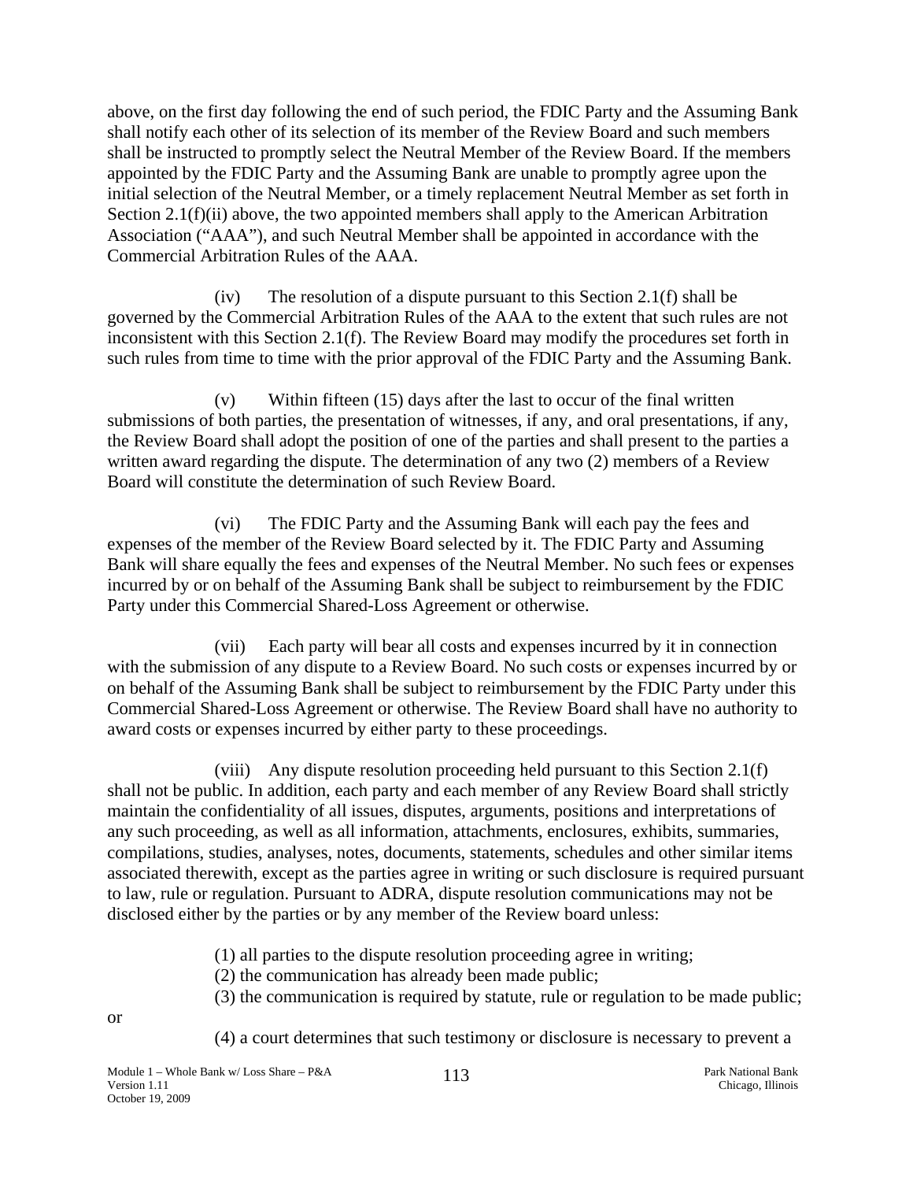above, on the first day following the end of such period, the FDIC Party and the Assuming Bank shall notify each other of its selection of its member of the Review Board and such members shall be instructed to promptly select the Neutral Member of the Review Board. If the members appointed by the FDIC Party and the Assuming Bank are unable to promptly agree upon the initial selection of the Neutral Member, or a timely replacement Neutral Member as set forth in Section 2.1(f)(ii) above, the two appointed members shall apply to the American Arbitration Association ("AAA"), and such Neutral Member shall be appointed in accordance with the Commercial Arbitration Rules of the AAA.

(iv) The resolution of a dispute pursuant to this Section 2.1(f) shall be governed by the Commercial Arbitration Rules of the AAA to the extent that such rules are not inconsistent with this Section 2.1(f). The Review Board may modify the procedures set forth in such rules from time to time with the prior approval of the FDIC Party and the Assuming Bank.

(v) Within fifteen (15) days after the last to occur of the final written submissions of both parties, the presentation of witnesses, if any, and oral presentations, if any, the Review Board shall adopt the position of one of the parties and shall present to the parties a written award regarding the dispute. The determination of any two (2) members of a Review Board will constitute the determination of such Review Board.

(vi) The FDIC Party and the Assuming Bank will each pay the fees and expenses of the member of the Review Board selected by it. The FDIC Party and Assuming Bank will share equally the fees and expenses of the Neutral Member. No such fees or expenses incurred by or on behalf of the Assuming Bank shall be subject to reimbursement by the FDIC Party under this Commercial Shared-Loss Agreement or otherwise.

(vii) Each party will bear all costs and expenses incurred by it in connection with the submission of any dispute to a Review Board. No such costs or expenses incurred by or on behalf of the Assuming Bank shall be subject to reimbursement by the FDIC Party under this Commercial Shared-Loss Agreement or otherwise. The Review Board shall have no authority to award costs or expenses incurred by either party to these proceedings.

(viii) Any dispute resolution proceeding held pursuant to this Section 2.1(f) shall not be public. In addition, each party and each member of any Review Board shall strictly maintain the confidentiality of all issues, disputes, arguments, positions and interpretations of any such proceeding, as well as all information, attachments, enclosures, exhibits, summaries, compilations, studies, analyses, notes, documents, statements, schedules and other similar items associated therewith, except as the parties agree in writing or such disclosure is required pursuant to law, rule or regulation. Pursuant to ADRA, dispute resolution communications may not be disclosed either by the parties or by any member of the Review board unless:

(1) all parties to the dispute resolution proceeding agree in writing;
(2) the communication has already been made public;
(3) the communication is required by statute, rule or regulation to be made public;

or

(4) a court determines that such testimony or disclosure is necessary to prevent a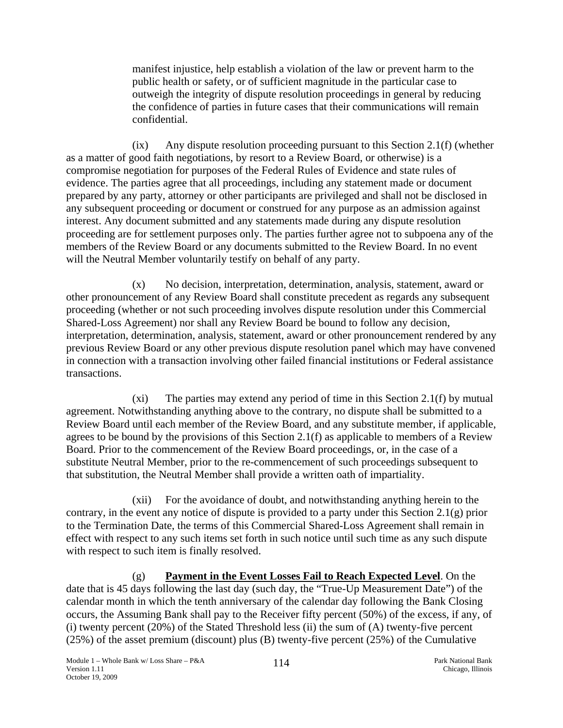manifest injustice, help establish a violation of the law or prevent harm to the public health or safety, or of sufficient magnitude in the particular case to outweigh the integrity of dispute resolution proceedings in general by reducing the confidence of parties in future cases that their communications will remain confidential.

(ix) Any dispute resolution proceeding pursuant to this Section 2.1(f) (whether as a matter of good faith negotiations, by resort to a Review Board, or otherwise) is a compromise negotiation for purposes of the Federal Rules of Evidence and state rules of evidence. The parties agree that all proceedings, including any statement made or document prepared by any party, attorney or other participants are privileged and shall not be disclosed in any subsequent proceeding or document or construed for any purpose as an admission against interest. Any document submitted and any statements made during any dispute resolution proceeding are for settlement purposes only. The parties further agree not to subpoena any of the members of the Review Board or any documents submitted to the Review Board. In no event will the Neutral Member voluntarily testify on behalf of any party.

(x) No decision, interpretation, determination, analysis, statement, award or other pronouncement of any Review Board shall constitute precedent as regards any subsequent proceeding (whether or not such proceeding involves dispute resolution under this Commercial Shared-Loss Agreement) nor shall any Review Board be bound to follow any decision, interpretation, determination, analysis, statement, award or other pronouncement rendered by any previous Review Board or any other previous dispute resolution panel which may have convened in connection with a transaction involving other failed financial institutions or Federal assistance transactions.

(xi) The parties may extend any period of time in this Section 2.1(f) by mutual agreement. Notwithstanding anything above to the contrary, no dispute shall be submitted to a Review Board until each member of the Review Board, and any substitute member, if applicable, agrees to be bound by the provisions of this Section 2.1(f) as applicable to members of a Review Board. Prior to the commencement of the Review Board proceedings, or, in the case of a substitute Neutral Member, prior to the re-commencement of such proceedings subsequent to that substitution, the Neutral Member shall provide a written oath of impartiality.

(xii) For the avoidance of doubt, and notwithstanding anything herein to the contrary, in the event any notice of dispute is provided to a party under this Section 2.1(g) prior to the Termination Date, the terms of this Commercial Shared-Loss Agreement shall remain in effect with respect to any such items set forth in such notice until such time as any such dispute with respect to such item is finally resolved.

(g) **Payment in the Event Losses Fail to Reach Expected Level**. On the date that is 45 days following the last day (such day, the "True-Up Measurement Date") of the calendar month in which the tenth anniversary of the calendar day following the Bank Closing occurs, the Assuming Bank shall pay to the Receiver fifty percent (50%) of the excess, if any, of (i) twenty percent (20%) of the Stated Threshold less (ii) the sum of (A) twenty-five percent (25%) of the asset premium (discount) plus (B) twenty-five percent (25%) of the Cumulative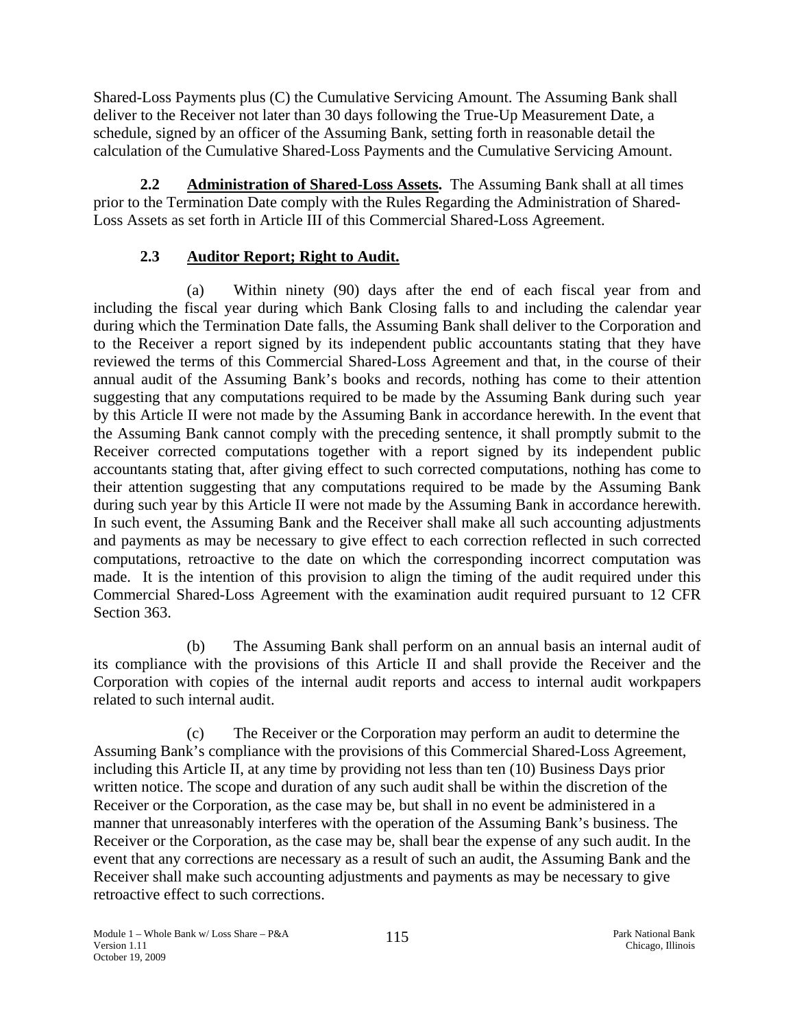Shared-Loss Payments plus (C) the Cumulative Servicing Amount. The Assuming Bank shall deliver to the Receiver not later than 30 days following the True-Up Measurement Date, a schedule, signed by an officer of the Assuming Bank, setting forth in reasonable detail the calculation of the Cumulative Shared-Loss Payments and the Cumulative Servicing Amount.

**2.2 Administration of Shared-Loss Assets.** The Assuming Bank shall at all times prior to the Termination Date comply with the Rules Regarding the Administration of Shared-Loss Assets as set forth in Article III of this Commercial Shared-Loss Agreement.

**2.3 Auditor Report; Right to Audit.**

(a) Within ninety (90) days after the end of each fiscal year from and including the fiscal year during which Bank Closing falls to and including the calendar year during which the Termination Date falls, the Assuming Bank shall deliver to the Corporation and to the Receiver a report signed by its independent public accountants stating that they have reviewed the terms of this Commercial Shared-Loss Agreement and that, in the course of their annual audit of the Assuming Bank's books and records, nothing has come to their attention suggesting that any computations required to be made by the Assuming Bank during such year by this Article II were not made by the Assuming Bank in accordance herewith. In the event that the Assuming Bank cannot comply with the preceding sentence, it shall promptly submit to the Receiver corrected computations together with a report signed by its independent public accountants stating that, after giving effect to such corrected computations, nothing has come to their attention suggesting that any computations required to be made by the Assuming Bank during such year by this Article II were not made by the Assuming Bank in accordance herewith. In such event, the Assuming Bank and the Receiver shall make all such accounting adjustments and payments as may be necessary to give effect to each correction reflected in such corrected computations, retroactive to the date on which the corresponding incorrect computation was made. It is the intention of this provision to align the timing of the audit required under this Commercial Shared-Loss Agreement with the examination audit required pursuant to 12 CFR Section 363.

(b) The Assuming Bank shall perform on an annual basis an internal audit of its compliance with the provisions of this Article II and shall provide the Receiver and the Corporation with copies of the internal audit reports and access to internal audit workpapers related to such internal audit.

(c) The Receiver or the Corporation may perform an audit to determine the Assuming Bank's compliance with the provisions of this Commercial Shared-Loss Agreement, including this Article II, at any time by providing not less than ten (10) Business Days prior written notice. The scope and duration of any such audit shall be within the discretion of the Receiver or the Corporation, as the case may be, but shall in no event be administered in a manner that unreasonably interferes with the operation of the Assuming Bank's business. The Receiver or the Corporation, as the case may be, shall bear the expense of any such audit. In the event that any corrections are necessary as a result of such an audit, the Assuming Bank and the Receiver shall make such accounting adjustments and payments as may be necessary to give retroactive effect to such corrections.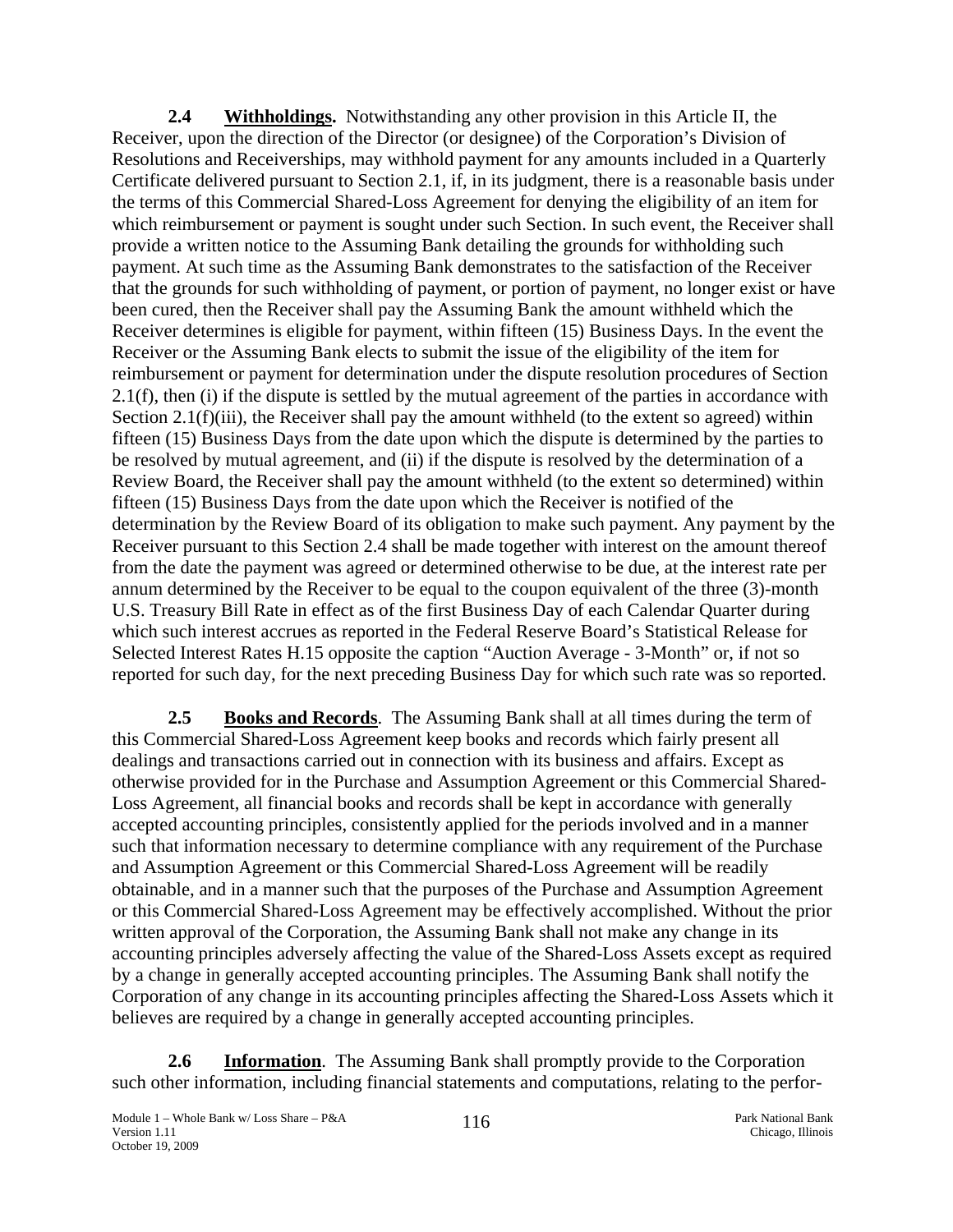**2.4 Withholdings.** Notwithstanding any other provision in this Article II, the Receiver, upon the direction of the Director (or designee) of the Corporation's Division of Resolutions and Receiverships, may withhold payment for any amounts included in a Quarterly Certificate delivered pursuant to Section 2.1, if, in its judgment, there is a reasonable basis under the terms of this Commercial Shared-Loss Agreement for denying the eligibility of an item for which reimbursement or payment is sought under such Section. In such event, the Receiver shall provide a written notice to the Assuming Bank detailing the grounds for withholding such payment. At such time as the Assuming Bank demonstrates to the satisfaction of the Receiver that the grounds for such withholding of payment, or portion of payment, no longer exist or have been cured, then the Receiver shall pay the Assuming Bank the amount withheld which the Receiver determines is eligible for payment, within fifteen (15) Business Days. In the event the Receiver or the Assuming Bank elects to submit the issue of the eligibility of the item for reimbursement or payment for determination under the dispute resolution procedures of Section 2.1(f), then (i) if the dispute is settled by the mutual agreement of the parties in accordance with Section 2.1(f)(iii), the Receiver shall pay the amount withheld (to the extent so agreed) within fifteen (15) Business Days from the date upon which the dispute is determined by the parties to be resolved by mutual agreement, and (ii) if the dispute is resolved by the determination of a Review Board, the Receiver shall pay the amount withheld (to the extent so determined) within fifteen (15) Business Days from the date upon which the Receiver is notified of the determination by the Review Board of its obligation to make such payment. Any payment by the Receiver pursuant to this Section 2.4 shall be made together with interest on the amount thereof from the date the payment was agreed or determined otherwise to be due, at the interest rate per annum determined by the Receiver to be equal to the coupon equivalent of the three (3)-month U.S. Treasury Bill Rate in effect as of the first Business Day of each Calendar Quarter during which such interest accrues as reported in the Federal Reserve Board's Statistical Release for Selected Interest Rates H.15 opposite the caption "Auction Average - 3-Month" or, if not so reported for such day, for the next preceding Business Day for which such rate was so reported.

**2.5 Books and Records**. The Assuming Bank shall at all times during the term of this Commercial Shared-Loss Agreement keep books and records which fairly present all dealings and transactions carried out in connection with its business and affairs. Except as otherwise provided for in the Purchase and Assumption Agreement or this Commercial Shared-Loss Agreement, all financial books and records shall be kept in accordance with generally accepted accounting principles, consistently applied for the periods involved and in a manner such that information necessary to determine compliance with any requirement of the Purchase and Assumption Agreement or this Commercial Shared-Loss Agreement will be readily obtainable, and in a manner such that the purposes of the Purchase and Assumption Agreement or this Commercial Shared-Loss Agreement may be effectively accomplished. Without the prior written approval of the Corporation, the Assuming Bank shall not make any change in its accounting principles adversely affecting the value of the Shared-Loss Assets except as required by a change in generally accepted accounting principles. The Assuming Bank shall notify the Corporation of any change in its accounting principles affecting the Shared-Loss Assets which it believes are required by a change in generally accepted accounting principles.

**2.6 Information**. The Assuming Bank shall promptly provide to the Corporation such other information, including financial statements and computations, relating to the perfor-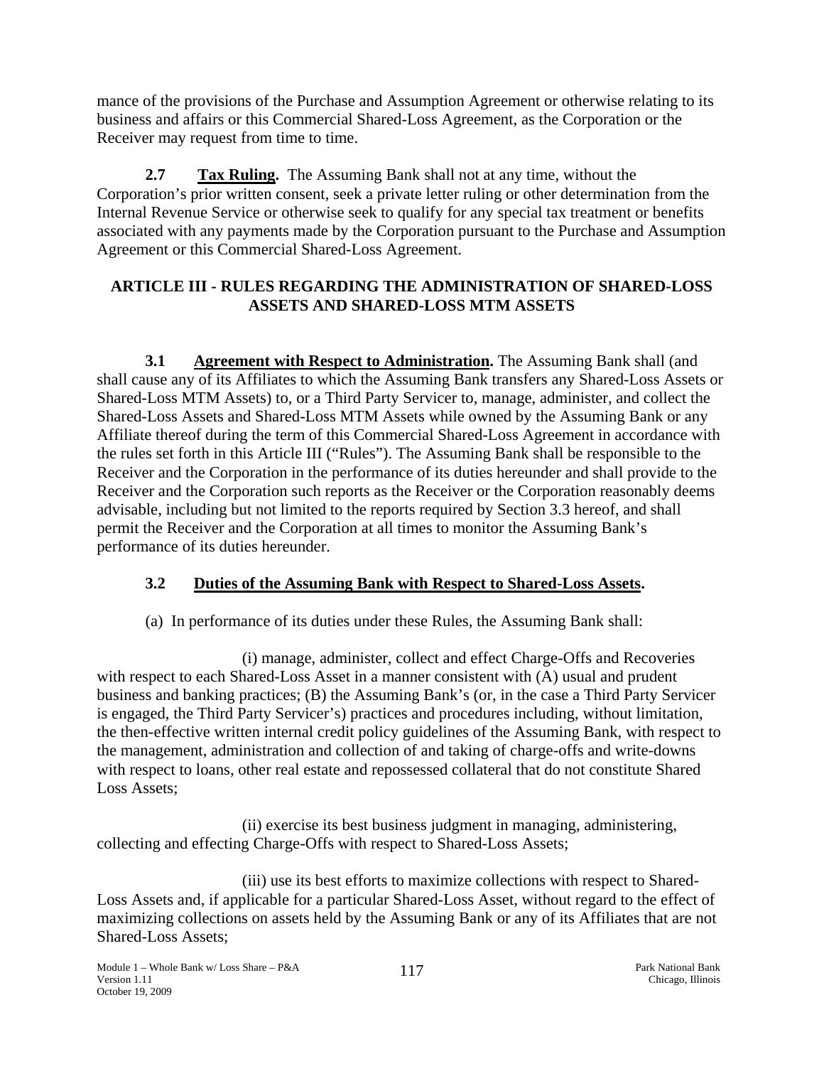mance of the provisions of the Purchase and Assumption Agreement or otherwise relating to its business and affairs or this Commercial Shared-Loss Agreement, as the Corporation or the Receiver may request from time to time.

**2.7 Tax Ruling.** The Assuming Bank shall not at any time, without the Corporation's prior written consent, seek a private letter ruling or other determination from the Internal Revenue Service or otherwise seek to qualify for any special tax treatment or benefits associated with any payments made by the Corporation pursuant to the Purchase and Assumption Agreement or this Commercial Shared-Loss Agreement.

## ARTICLE III - RULES REGARDING THE ADMINISTRATION OF SHARED-LOSS ASSETS AND SHARED-LOSS MTM ASSETS

**3.1 Agreement with Respect to Administration.** The Assuming Bank shall (and shall cause any of its Affiliates to which the Assuming Bank transfers any Shared-Loss Assets or Shared-Loss MTM Assets) to, or a Third Party Servicer to, manage, administer, and collect the Shared-Loss Assets and Shared-Loss MTM Assets while owned by the Assuming Bank or any Affiliate thereof during the term of this Commercial Shared-Loss Agreement in accordance with the rules set forth in this Article III ("Rules"). The Assuming Bank shall be responsible to the Receiver and the Corporation in the performance of its duties hereunder and shall provide to the Receiver and the Corporation such reports as the Receiver or the Corporation reasonably deems advisable, including but not limited to the reports required by Section 3.3 hereof, and shall permit the Receiver and the Corporation at all times to monitor the Assuming Bank's performance of its duties hereunder.

**3.2 Duties of the Assuming Bank with Respect to Shared-Loss Assets.**

(a) In performance of its duties under these Rules, the Assuming Bank shall:

(i) manage, administer, collect and effect Charge-Offs and Recoveries with respect to each Shared-Loss Asset in a manner consistent with (A) usual and prudent business and banking practices; (B) the Assuming Bank's (or, in the case a Third Party Servicer is engaged, the Third Party Servicer's) practices and procedures including, without limitation, the then-effective written internal credit policy guidelines of the Assuming Bank, with respect to the management, administration and collection of and taking of charge-offs and write-downs with respect to loans, other real estate and repossessed collateral that do not constitute Shared Loss Assets;

(ii) exercise its best business judgment in managing, administering, collecting and effecting Charge-Offs with respect to Shared-Loss Assets;

(iii) use its best efforts to maximize collections with respect to Shared-Loss Assets and, if applicable for a particular Shared-Loss Asset, without regard to the effect of maximizing collections on assets held by the Assuming Bank or any of its Affiliates that are not Shared-Loss Assets;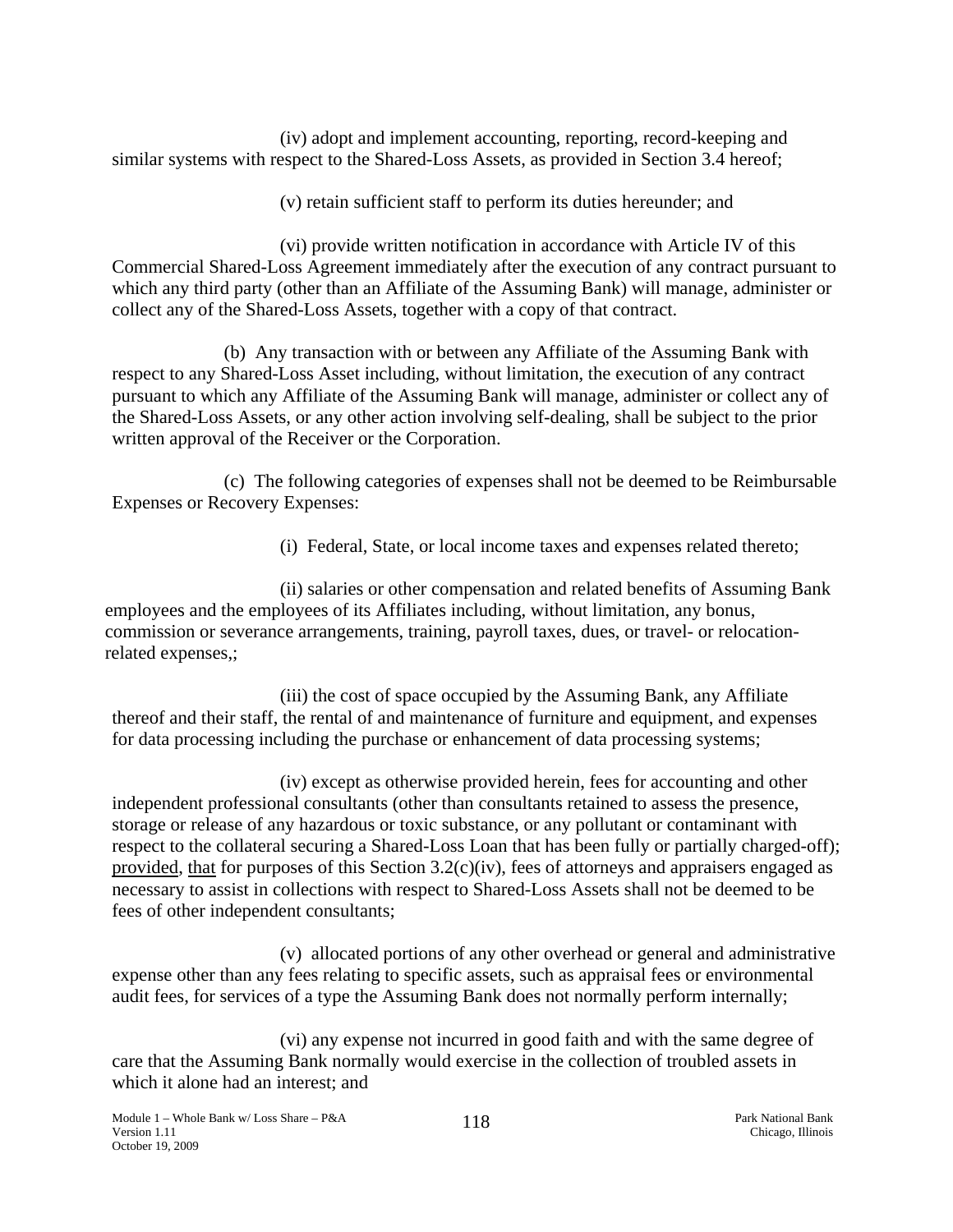(iv) adopt and implement accounting, reporting, record-keeping and similar systems with respect to the Shared-Loss Assets, as provided in Section 3.4 hereof;

(v) retain sufficient staff to perform its duties hereunder; and

(vi) provide written notification in accordance with Article IV of this Commercial Shared-Loss Agreement immediately after the execution of any contract pursuant to which any third party (other than an Affiliate of the Assuming Bank) will manage, administer or collect any of the Shared-Loss Assets, together with a copy of that contract.

(b) Any transaction with or between any Affiliate of the Assuming Bank with respect to any Shared-Loss Asset including, without limitation, the execution of any contract pursuant to which any Affiliate of the Assuming Bank will manage, administer or collect any of the Shared-Loss Assets, or any other action involving self-dealing, shall be subject to the prior written approval of the Receiver or the Corporation.

(c) The following categories of expenses shall not be deemed to be Reimbursable Expenses or Recovery Expenses:

(i) Federal, State, or local income taxes and expenses related thereto;

(ii) salaries or other compensation and related benefits of Assuming Bank employees and the employees of its Affiliates including, without limitation, any bonus, commission or severance arrangements, training, payroll taxes, dues, or travel- or relocation-related expenses,;

(iii) the cost of space occupied by the Assuming Bank, any Affiliate thereof and their staff, the rental of and maintenance of furniture and equipment, and expenses for data processing including the purchase or enhancement of data processing systems;

(iv) except as otherwise provided herein, fees for accounting and other independent professional consultants (other than consultants retained to assess the presence, storage or release of any hazardous or toxic substance, or any pollutant or contaminant with respect to the collateral securing a Shared-Loss Loan that has been fully or partially charged-off); provided, that for purposes of this Section 3.2(c)(iv), fees of attorneys and appraisers engaged as necessary to assist in collections with respect to Shared-Loss Assets shall not be deemed to be fees of other independent consultants;

(v) allocated portions of any other overhead or general and administrative expense other than any fees relating to specific assets, such as appraisal fees or environmental audit fees, for services of a type the Assuming Bank does not normally perform internally;

(vi) any expense not incurred in good faith and with the same degree of care that the Assuming Bank normally would exercise in the collection of troubled assets in which it alone had an interest; and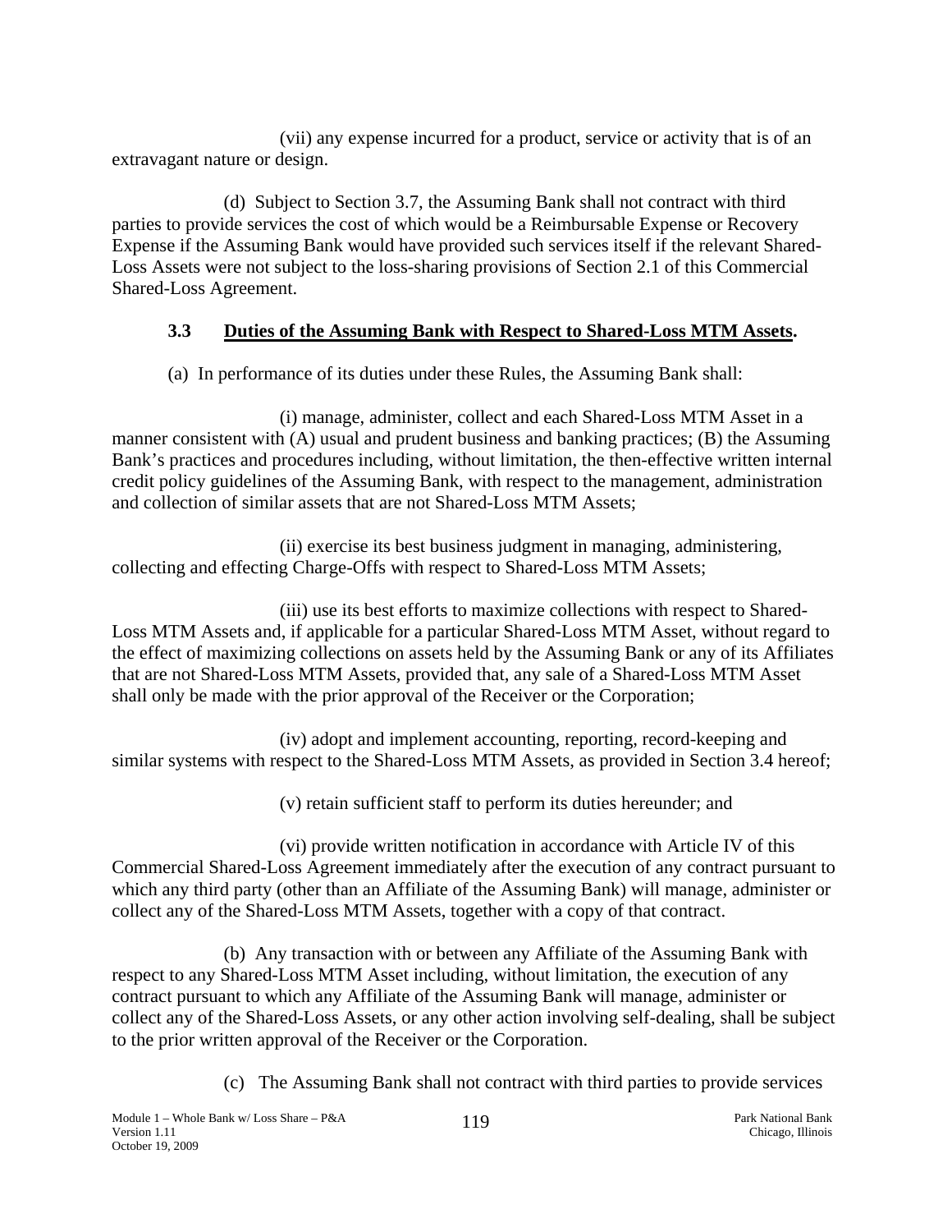(vii) any expense incurred for a product, service or activity that is of an extravagant nature or design.

(d) Subject to Section 3.7, the Assuming Bank shall not contract with third parties to provide services the cost of which would be a Reimbursable Expense or Recovery Expense if the Assuming Bank would have provided such services itself if the relevant Shared-Loss Assets were not subject to the loss-sharing provisions of Section 2.1 of this Commercial Shared-Loss Agreement.

**3.3 <u>Duties of the Assuming Bank with Respect to Shared-Loss MTM Assets</u>.**

(a) In performance of its duties under these Rules, the Assuming Bank shall:

(i) manage, administer, collect and each Shared-Loss MTM Asset in a manner consistent with (A) usual and prudent business and banking practices; (B) the Assuming Bank's practices and procedures including, without limitation, the then-effective written internal credit policy guidelines of the Assuming Bank, with respect to the management, administration and collection of similar assets that are not Shared-Loss MTM Assets;

(ii) exercise its best business judgment in managing, administering, collecting and effecting Charge-Offs with respect to Shared-Loss MTM Assets;

(iii) use its best efforts to maximize collections with respect to Shared-Loss MTM Assets and, if applicable for a particular Shared-Loss MTM Asset, without regard to the effect of maximizing collections on assets held by the Assuming Bank or any of its Affiliates that are not Shared-Loss MTM Assets, provided that, any sale of a Shared-Loss MTM Asset shall only be made with the prior approval of the Receiver or the Corporation;

(iv) adopt and implement accounting, reporting, record-keeping and similar systems with respect to the Shared-Loss MTM Assets, as provided in Section 3.4 hereof;

(v) retain sufficient staff to perform its duties hereunder; and

(vi) provide written notification in accordance with Article IV of this Commercial Shared-Loss Agreement immediately after the execution of any contract pursuant to which any third party (other than an Affiliate of the Assuming Bank) will manage, administer or collect any of the Shared-Loss MTM Assets, together with a copy of that contract.

(b) Any transaction with or between any Affiliate of the Assuming Bank with respect to any Shared-Loss MTM Asset including, without limitation, the execution of any contract pursuant to which any Affiliate of the Assuming Bank will manage, administer or collect any of the Shared-Loss Assets, or any other action involving self-dealing, shall be subject to the prior written approval of the Receiver or the Corporation.

(c) The Assuming Bank shall not contract with third parties to provide services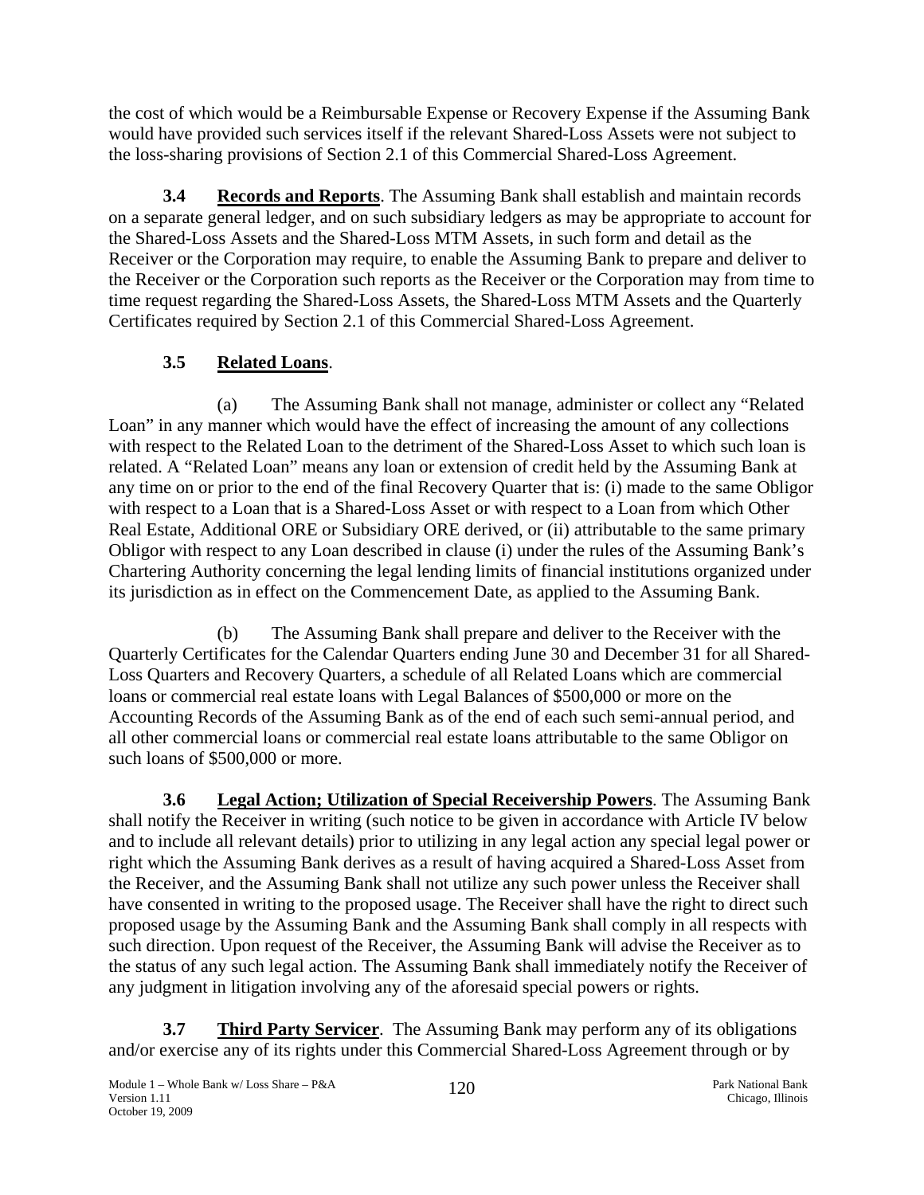the cost of which would be a Reimbursable Expense or Recovery Expense if the Assuming Bank would have provided such services itself if the relevant Shared-Loss Assets were not subject to the loss-sharing provisions of Section 2.1 of this Commercial Shared-Loss Agreement.

**3.4 Records and Reports**. The Assuming Bank shall establish and maintain records on a separate general ledger, and on such subsidiary ledgers as may be appropriate to account for the Shared-Loss Assets and the Shared-Loss MTM Assets, in such form and detail as the Receiver or the Corporation may require, to enable the Assuming Bank to prepare and deliver to the Receiver or the Corporation such reports as the Receiver or the Corporation may from time to time request regarding the Shared-Loss Assets, the Shared-Loss MTM Assets and the Quarterly Certificates required by Section 2.1 of this Commercial Shared-Loss Agreement.

**3.5 Related Loans**.

(a) The Assuming Bank shall not manage, administer or collect any "Related Loan" in any manner which would have the effect of increasing the amount of any collections with respect to the Related Loan to the detriment of the Shared-Loss Asset to which such loan is related. A "Related Loan" means any loan or extension of credit held by the Assuming Bank at any time on or prior to the end of the final Recovery Quarter that is: (i) made to the same Obligor with respect to a Loan that is a Shared-Loss Asset or with respect to a Loan from which Other Real Estate, Additional ORE or Subsidiary ORE derived, or (ii) attributable to the same primary Obligor with respect to any Loan described in clause (i) under the rules of the Assuming Bank's Chartering Authority concerning the legal lending limits of financial institutions organized under its jurisdiction as in effect on the Commencement Date, as applied to the Assuming Bank.

(b) The Assuming Bank shall prepare and deliver to the Receiver with the Quarterly Certificates for the Calendar Quarters ending June 30 and December 31 for all Shared-Loss Quarters and Recovery Quarters, a schedule of all Related Loans which are commercial loans or commercial real estate loans with Legal Balances of $500,000 or more on the Accounting Records of the Assuming Bank as of the end of each such semi-annual period, and all other commercial loans or commercial real estate loans attributable to the same Obligor on such loans of $500,000 or more.

**3.6 Legal Action; Utilization of Special Receivership Powers**. The Assuming Bank shall notify the Receiver in writing (such notice to be given in accordance with Article IV below and to include all relevant details) prior to utilizing in any legal action any special legal power or right which the Assuming Bank derives as a result of having acquired a Shared-Loss Asset from the Receiver, and the Assuming Bank shall not utilize any such power unless the Receiver shall have consented in writing to the proposed usage. The Receiver shall have the right to direct such proposed usage by the Assuming Bank and the Assuming Bank shall comply in all respects with such direction. Upon request of the Receiver, the Assuming Bank will advise the Receiver as to the status of any such legal action. The Assuming Bank shall immediately notify the Receiver of any judgment in litigation involving any of the aforesaid special powers or rights.

**3.7 Third Party Servicer**. The Assuming Bank may perform any of its obligations and/or exercise any of its rights under this Commercial Shared-Loss Agreement through or by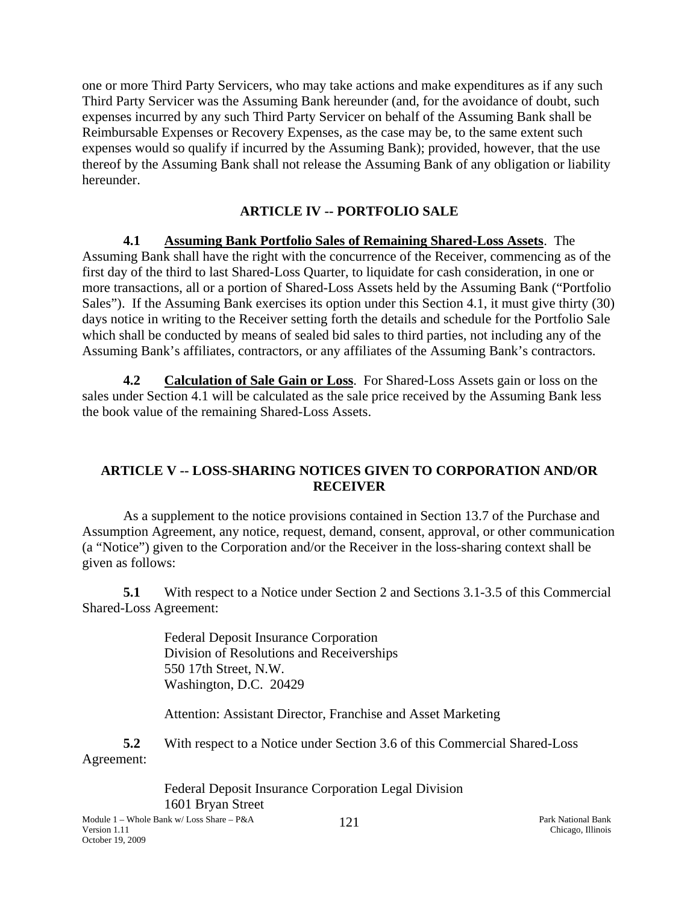one or more Third Party Servicers, who may take actions and make expenditures as if any such Third Party Servicer was the Assuming Bank hereunder (and, for the avoidance of doubt, such expenses incurred by any such Third Party Servicer on behalf of the Assuming Bank shall be Reimbursable Expenses or Recovery Expenses, as the case may be, to the same extent such expenses would so qualify if incurred by the Assuming Bank); provided, however, that the use thereof by the Assuming Bank shall not release the Assuming Bank of any obligation or liability hereunder.

## ARTICLE IV -- PORTFOLIO SALE

**4.1 Assuming Bank Portfolio Sales of Remaining Shared-Loss Assets**. The Assuming Bank shall have the right with the concurrence of the Receiver, commencing as of the first day of the third to last Shared-Loss Quarter, to liquidate for cash consideration, in one or more transactions, all or a portion of Shared-Loss Assets held by the Assuming Bank ("Portfolio Sales"). If the Assuming Bank exercises its option under this Section 4.1, it must give thirty (30) days notice in writing to the Receiver setting forth the details and schedule for the Portfolio Sale which shall be conducted by means of sealed bid sales to third parties, not including any of the Assuming Bank's affiliates, contractors, or any affiliates of the Assuming Bank's contractors.

**4.2 Calculation of Sale Gain or Loss**. For Shared-Loss Assets gain or loss on the sales under Section 4.1 will be calculated as the sale price received by the Assuming Bank less the book value of the remaining Shared-Loss Assets.

## ARTICLE V -- LOSS-SHARING NOTICES GIVEN TO CORPORATION AND/OR RECEIVER

As a supplement to the notice provisions contained in Section 13.7 of the Purchase and Assumption Agreement, any notice, request, demand, consent, approval, or other communication (a "Notice") given to the Corporation and/or the Receiver in the loss-sharing context shall be given as follows:

**5.1** With respect to a Notice under Section 2 and Sections 3.1-3.5 of this Commercial Shared-Loss Agreement:

Federal Deposit Insurance Corporation
Division of Resolutions and Receiverships
550 17th Street, N.W.
Washington, D.C. 20429

Attention: Assistant Director, Franchise and Asset Marketing

**5.2** With respect to a Notice under Section 3.6 of this Commercial Shared-Loss Agreement:

Federal Deposit Insurance Corporation Legal Division
1601 Bryan Street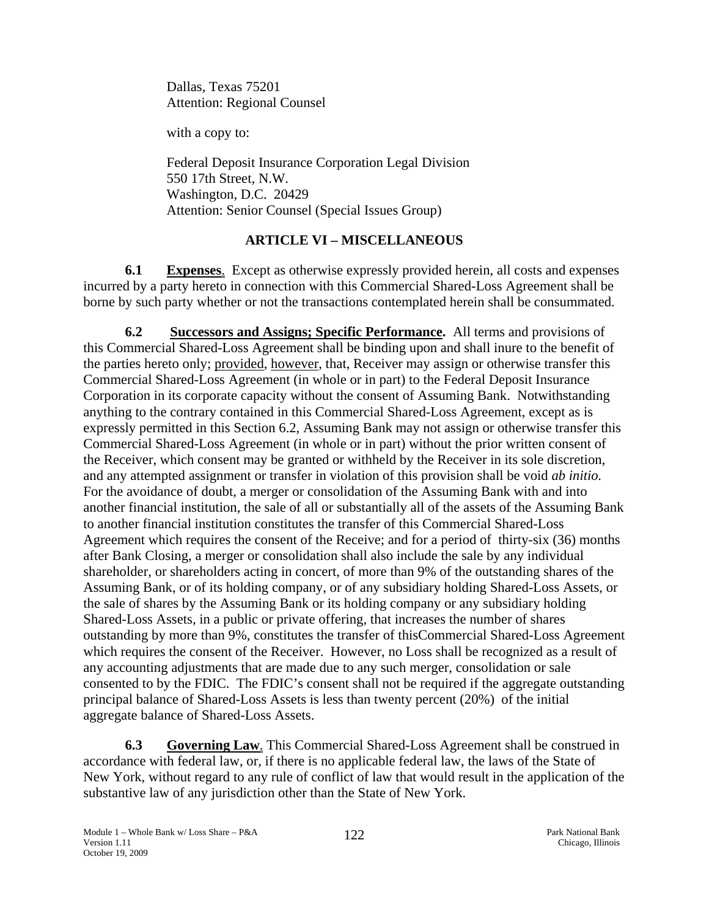Dallas, Texas 75201
Attention: Regional Counsel

with a copy to:

Federal Deposit Insurance Corporation Legal Division
550 17th Street, N.W.
Washington, D.C. 20429
Attention: Senior Counsel (Special Issues Group)

## ARTICLE VI – MISCELLANEOUS

**6.1 Expenses**. Except as otherwise expressly provided herein, all costs and expenses incurred by a party hereto in connection with this Commercial Shared-Loss Agreement shall be borne by such party whether or not the transactions contemplated herein shall be consummated.

**6.2 Successors and Assigns; Specific Performance.** All terms and provisions of this Commercial Shared-Loss Agreement shall be binding upon and shall inure to the benefit of the parties hereto only; provided, however, that, Receiver may assign or otherwise transfer this Commercial Shared-Loss Agreement (in whole or in part) to the Federal Deposit Insurance Corporation in its corporate capacity without the consent of Assuming Bank. Notwithstanding anything to the contrary contained in this Commercial Shared-Loss Agreement, except as is expressly permitted in this Section 6.2, Assuming Bank may not assign or otherwise transfer this Commercial Shared-Loss Agreement (in whole or in part) without the prior written consent of the Receiver, which consent may be granted or withheld by the Receiver in its sole discretion, and any attempted assignment or transfer in violation of this provision shall be void *ab initio.* For the avoidance of doubt, a merger or consolidation of the Assuming Bank with and into another financial institution, the sale of all or substantially all of the assets of the Assuming Bank to another financial institution constitutes the transfer of this Commercial Shared-Loss Agreement which requires the consent of the Receive; and for a period of thirty-six (36) months after Bank Closing, a merger or consolidation shall also include the sale by any individual shareholder, or shareholders acting in concert, of more than 9% of the outstanding shares of the Assuming Bank, or of its holding company, or of any subsidiary holding Shared-Loss Assets, or the sale of shares by the Assuming Bank or its holding company or any subsidiary holding Shared-Loss Assets, in a public or private offering, that increases the number of shares outstanding by more than 9%, constitutes the transfer of thisCommercial Shared-Loss Agreement which requires the consent of the Receiver. However, no Loss shall be recognized as a result of any accounting adjustments that are made due to any such merger, consolidation or sale consented to by the FDIC. The FDIC's consent shall not be required if the aggregate outstanding principal balance of Shared-Loss Assets is less than twenty percent (20%) of the initial aggregate balance of Shared-Loss Assets.

**6.3 Governing Law**. This Commercial Shared-Loss Agreement shall be construed in accordance with federal law, or, if there is no applicable federal law, the laws of the State of New York, without regard to any rule of conflict of law that would result in the application of the substantive law of any jurisdiction other than the State of New York.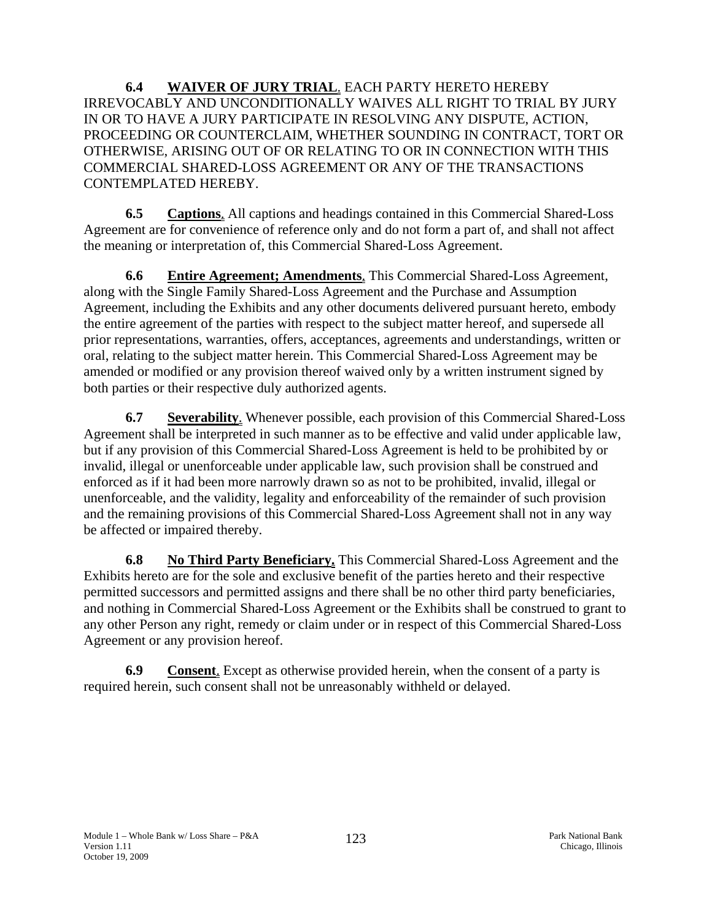**6.4 WAIVER OF JURY TRIAL**. EACH PARTY HERETO HEREBY IRREVOCABLY AND UNCONDITIONALLY WAIVES ALL RIGHT TO TRIAL BY JURY IN OR TO HAVE A JURY PARTICIPATE IN RESOLVING ANY DISPUTE, ACTION, PROCEEDING OR COUNTERCLAIM, WHETHER SOUNDING IN CONTRACT, TORT OR OTHERWISE, ARISING OUT OF OR RELATING TO OR IN CONNECTION WITH THIS COMMERCIAL SHARED-LOSS AGREEMENT OR ANY OF THE TRANSACTIONS CONTEMPLATED HEREBY.

**6.5 Captions**. All captions and headings contained in this Commercial Shared-Loss Agreement are for convenience of reference only and do not form a part of, and shall not affect the meaning or interpretation of, this Commercial Shared-Loss Agreement.

**6.6 Entire Agreement; Amendments**. This Commercial Shared-Loss Agreement, along with the Single Family Shared-Loss Agreement and the Purchase and Assumption Agreement, including the Exhibits and any other documents delivered pursuant hereto, embody the entire agreement of the parties with respect to the subject matter hereof, and supersede all prior representations, warranties, offers, acceptances, agreements and understandings, written or oral, relating to the subject matter herein. This Commercial Shared-Loss Agreement may be amended or modified or any provision thereof waived only by a written instrument signed by both parties or their respective duly authorized agents.

**6.7 Severability**. Whenever possible, each provision of this Commercial Shared-Loss Agreement shall be interpreted in such manner as to be effective and valid under applicable law, but if any provision of this Commercial Shared-Loss Agreement is held to be prohibited by or invalid, illegal or unenforceable under applicable law, such provision shall be construed and enforced as if it had been more narrowly drawn so as not to be prohibited, invalid, illegal or unenforceable, and the validity, legality and enforceability of the remainder of such provision and the remaining provisions of this Commercial Shared-Loss Agreement shall not in any way be affected or impaired thereby.

**6.8 No Third Party Beneficiary.** This Commercial Shared-Loss Agreement and the Exhibits hereto are for the sole and exclusive benefit of the parties hereto and their respective permitted successors and permitted assigns and there shall be no other third party beneficiaries, and nothing in Commercial Shared-Loss Agreement or the Exhibits shall be construed to grant to any other Person any right, remedy or claim under or in respect of this Commercial Shared-Loss Agreement or any provision hereof.

**6.9 Consent**. Except as otherwise provided herein, when the consent of a party is required herein, such consent shall not be unreasonably withheld or delayed.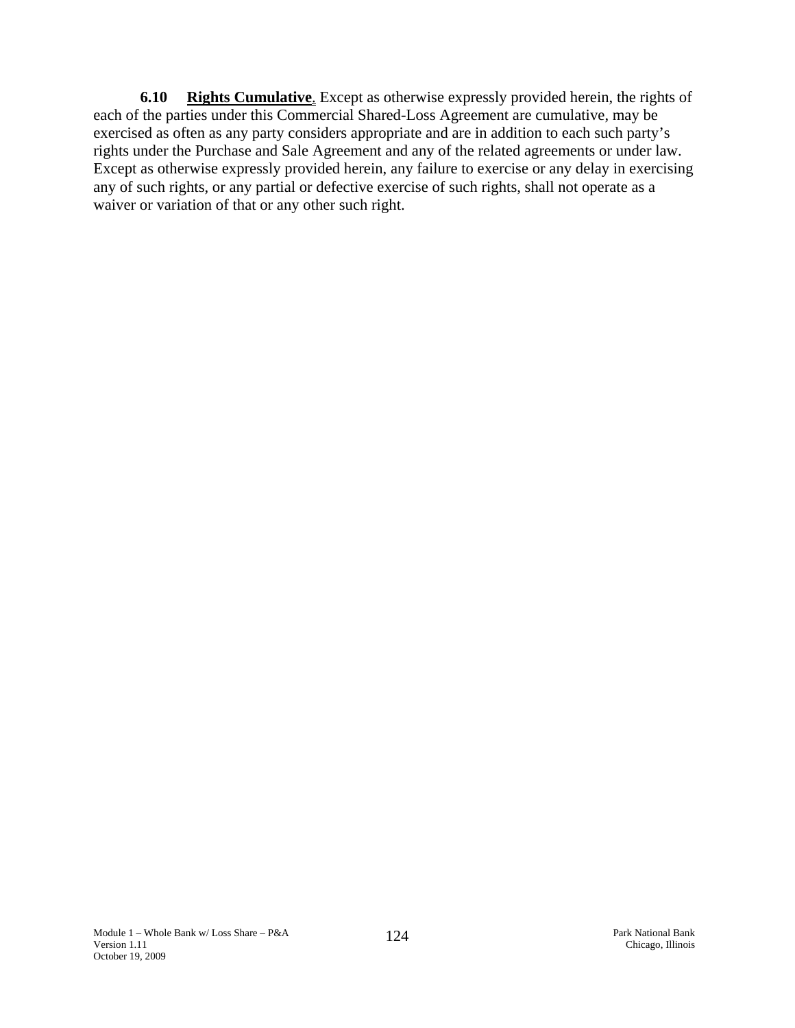**6.10** **Rights Cumulative**. Except as otherwise expressly provided herein, the rights of each of the parties under this Commercial Shared-Loss Agreement are cumulative, may be exercised as often as any party considers appropriate and are in addition to each such party's rights under the Purchase and Sale Agreement and any of the related agreements or under law. Except as otherwise expressly provided herein, any failure to exercise or any delay in exercising any of such rights, or any partial or defective exercise of such rights, shall not operate as a waiver or variation of that or any other such right.